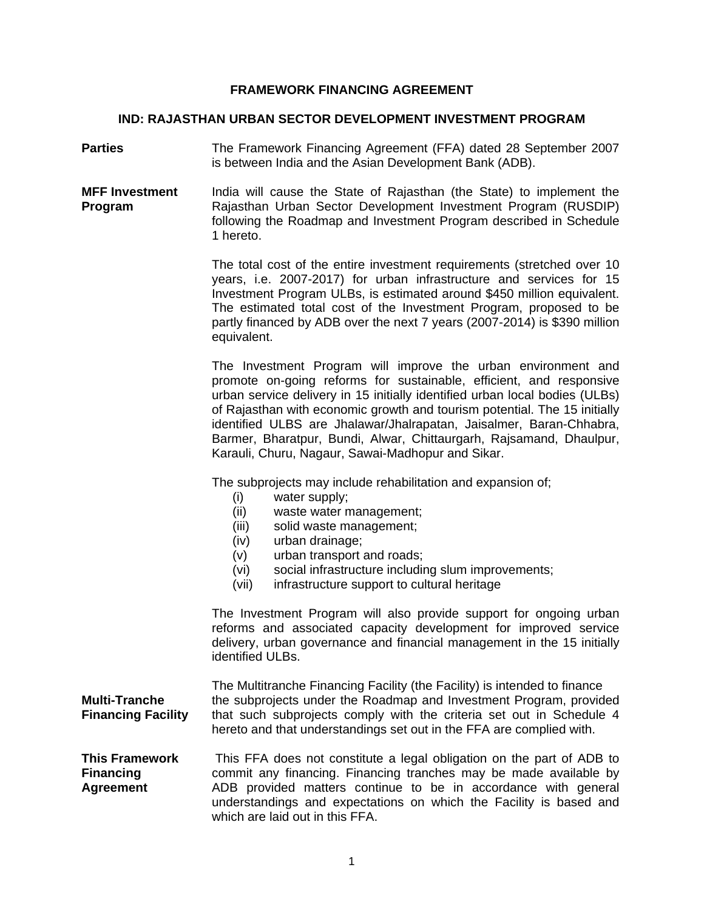# FRAMEWORK FINANCING AGREEMENT

## IND: RAJASTHAN URBAN SECTOR DEVELOPMENT INVESTMENT PROGRAM

**Parties**

The Framework Financing Agreement (FFA) dated 28 September 2007 is between India and the Asian Development Bank (ADB).

**MFF Investment Program**

India will cause the State of Rajasthan (the State) to implement the Rajasthan Urban Sector Development Investment Program (RUSDIP) following the Roadmap and Investment Program described in Schedule 1 hereto.

The total cost of the entire investment requirements (stretched over 10 years, i.e. 2007-2017) for urban infrastructure and services for 15 Investment Program ULBs, is estimated around $450 million equivalent. The estimated total cost of the Investment Program, proposed to be partly financed by ADB over the next 7 years (2007-2014) is $390 million equivalent.

The Investment Program will improve the urban environment and promote on-going reforms for sustainable, efficient, and responsive urban service delivery in 15 initially identified urban local bodies (ULBs) of Rajasthan with economic growth and tourism potential. The 15 initially identified ULBS are Jhalawar/Jhalrapatan, Jaisalmer, Baran-Chhabra, Barmer, Bharatpur, Bundi, Alwar, Chittaurgarh, Rajsamand, Dhaulpur, Karauli, Churu, Nagaur, Sawai-Madhopur and Sikar.

The subprojects may include rehabilitation and expansion of;

(i) water supply;
(ii) waste water management;
(iii) solid waste management;
(iv) urban drainage;
(v) urban transport and roads;
(vi) social infrastructure including slum improvements;
(vii) infrastructure support to cultural heritage

The Investment Program will also provide support for ongoing urban reforms and associated capacity development for improved service delivery, urban governance and financial management in the 15 initially identified ULBs.

**Multi-Tranche Financing Facility**

The Multitranche Financing Facility (the Facility) is intended to finance the subprojects under the Roadmap and Investment Program, provided that such subprojects comply with the criteria set out in Schedule 4 hereto and that understandings set out in the FFA are complied with.

**This Framework Financing Agreement**

This FFA does not constitute a legal obligation on the part of ADB to commit any financing. Financing tranches may be made available by ADB provided matters continue to be in accordance with general understandings and expectations on which the Facility is based and which are laid out in this FFA.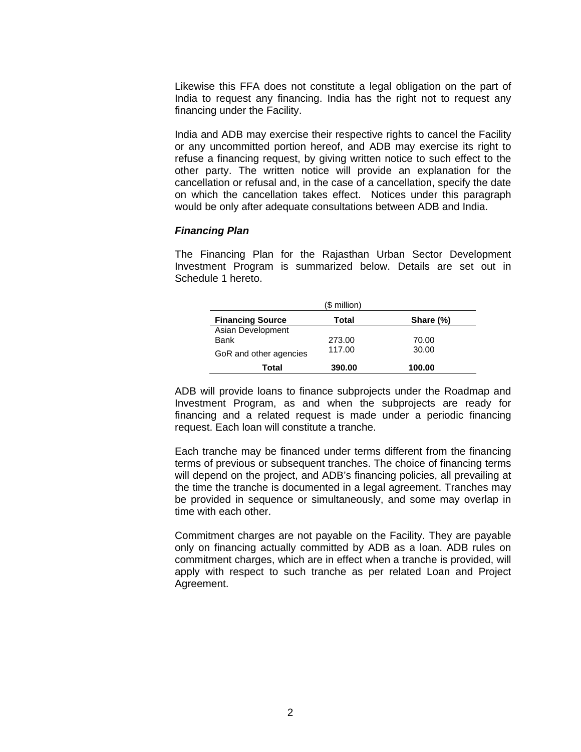Likewise this FFA does not constitute a legal obligation on the part of India to request any financing. India has the right not to request any financing under the Facility.

India and ADB may exercise their respective rights to cancel the Facility or any uncommitted portion hereof, and ADB may exercise its right to refuse a financing request, by giving written notice to such effect to the other party. The written notice will provide an explanation for the cancellation or refusal and, in the case of a cancellation, specify the date on which the cancellation takes effect. Notices under this paragraph would be only after adequate consultations between ADB and India.

***Financing Plan***

The Financing Plan for the Rajasthan Urban Sector Development Investment Program is summarized below. Details are set out in Schedule 1 hereto.

($ million)

| Financing Source | Total | Share (%) |
|---|---|---|
| Asian Development Bank | 273.00 | 70.00 |
| GoR and other agencies | 117.00 | 30.00 |
| **Total** | **390.00** | **100.00** |

ADB will provide loans to finance subprojects under the Roadmap and Investment Program, as and when the subprojects are ready for financing and a related request is made under a periodic financing request. Each loan will constitute a tranche.

Each tranche may be financed under terms different from the financing terms of previous or subsequent tranches. The choice of financing terms will depend on the project, and ADB's financing policies, all prevailing at the time the tranche is documented in a legal agreement. Tranches may be provided in sequence or simultaneously, and some may overlap in time with each other.

Commitment charges are not payable on the Facility. They are payable only on financing actually committed by ADB as a loan. ADB rules on commitment charges, which are in effect when a tranche is provided, will apply with respect to such tranche as per related Loan and Project Agreement.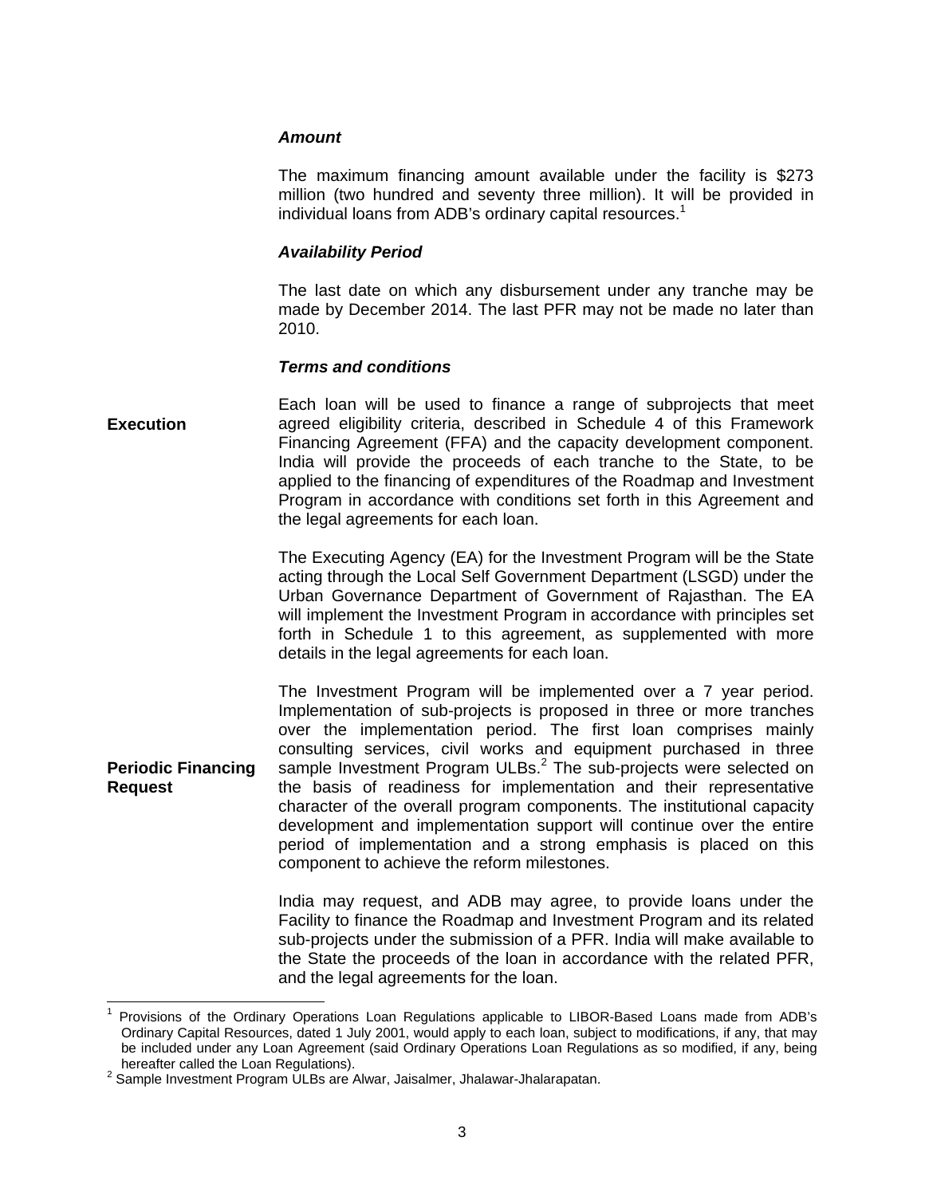### *Amount*

The maximum financing amount available under the facility is $273 million (two hundred and seventy three million). It will be provided in individual loans from ADB's ordinary capital resources.[1]

### *Availability Period*

The last date on which any disbursement under any tranche may be made by December 2014. The last PFR may not be made no later than 2010.

### *Terms and conditions*

**Execution**

Each loan will be used to finance a range of subprojects that meet agreed eligibility criteria, described in Schedule 4 of this Framework Financing Agreement (FFA) and the capacity development component. India will provide the proceeds of each tranche to the State, to be applied to the financing of expenditures of the Roadmap and Investment Program in accordance with conditions set forth in this Agreement and the legal agreements for each loan.

The Executing Agency (EA) for the Investment Program will be the State acting through the Local Self Government Department (LSGD) under the Urban Governance Department of Government of Rajasthan. The EA will implement the Investment Program in accordance with principles set forth in Schedule 1 to this agreement, as supplemented with more details in the legal agreements for each loan.

**Periodic Financing Request**

The Investment Program will be implemented over a 7 year period. Implementation of sub-projects is proposed in three or more tranches over the implementation period. The first loan comprises mainly consulting services, civil works and equipment purchased in three sample Investment Program ULBs.[2] The sub-projects were selected on the basis of readiness for implementation and their representative character of the overall program components. The institutional capacity development and implementation support will continue over the entire period of implementation and a strong emphasis is placed on this component to achieve the reform milestones.

India may request, and ADB may agree, to provide loans under the Facility to finance the Roadmap and Investment Program and its related sub-projects under the submission of a PFR. India will make available to the State the proceeds of the loan in accordance with the related PFR, and the legal agreements for the loan.

---

[1] Provisions of the Ordinary Operations Loan Regulations applicable to LIBOR-Based Loans made from ADB's Ordinary Capital Resources, dated 1 July 2001, would apply to each loan, subject to modifications, if any, that may be included under any Loan Agreement (said Ordinary Operations Loan Regulations as so modified, if any, being hereafter called the Loan Regulations).

[2] Sample Investment Program ULBs are Alwar, Jaisalmer, Jhalawar-Jhalarapatan.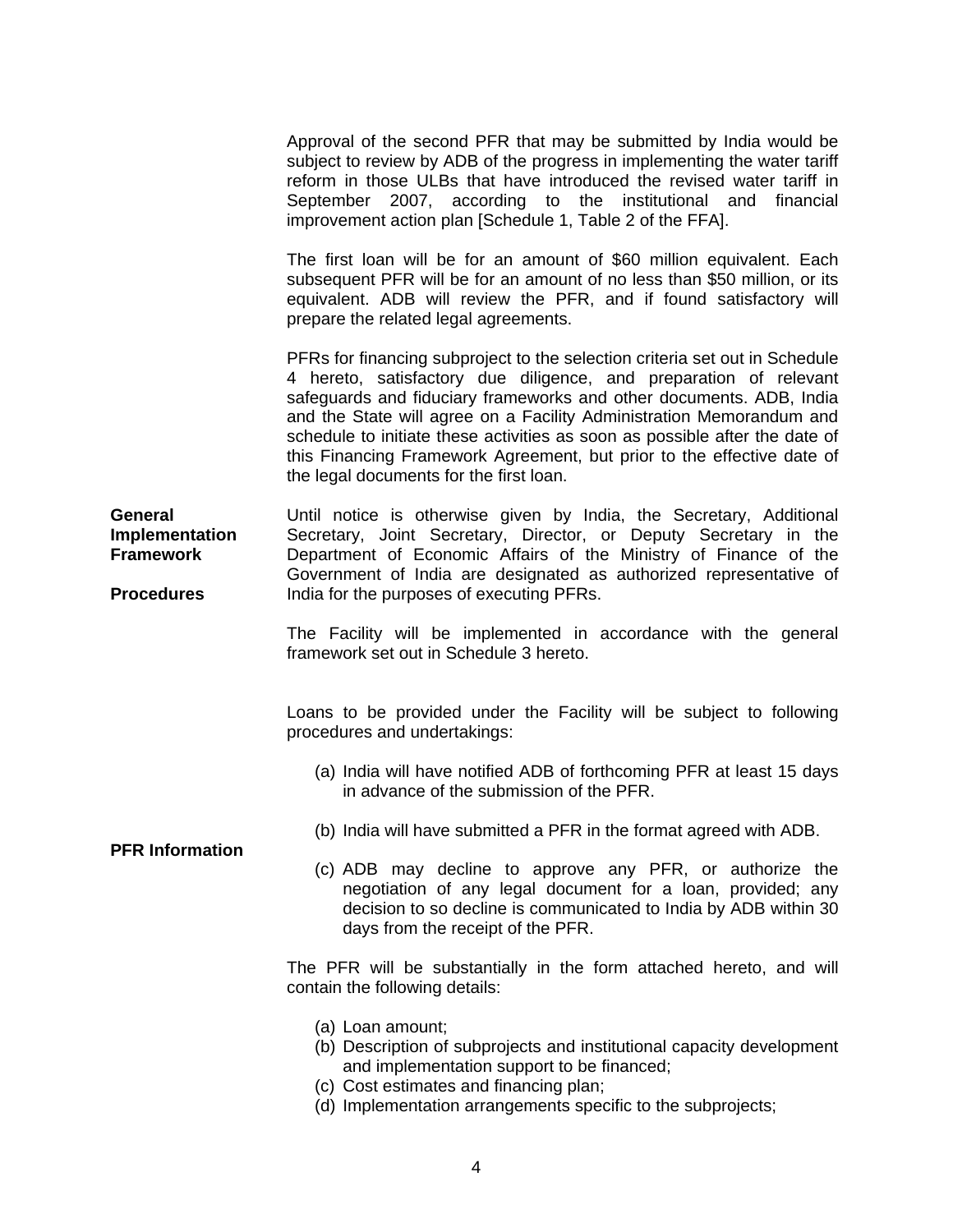Approval of the second PFR that may be submitted by India would be subject to review by ADB of the progress in implementing the water tariff reform in those ULBs that have introduced the revised water tariff in September 2007, according to the institutional and financial improvement action plan [Schedule 1, Table 2 of the FFA].

The first loan will be for an amount of $60 million equivalent. Each subsequent PFR will be for an amount of no less than $50 million, or its equivalent. ADB will review the PFR, and if found satisfactory will prepare the related legal agreements.

PFRs for financing subproject to the selection criteria set out in Schedule 4 hereto, satisfactory due diligence, and preparation of relevant safeguards and fiduciary frameworks and other documents. ADB, India and the State will agree on a Facility Administration Memorandum and schedule to initiate these activities as soon as possible after the date of this Financing Framework Agreement, but prior to the effective date of the legal documents for the first loan.

**General Implementation Framework**

Until notice is otherwise given by India, the Secretary, Additional Secretary, Joint Secretary, Director, or Deputy Secretary in the Department of Economic Affairs of the Ministry of Finance of the Government of India are designated as authorized representative of India for the purposes of executing PFRs.

The Facility will be implemented in accordance with the general framework set out in Schedule 3 hereto.

**Procedures**

Loans to be provided under the Facility will be subject to following procedures and undertakings:

(a) India will have notified ADB of forthcoming PFR at least 15 days in advance of the submission of the PFR.

(b) India will have submitted a PFR in the format agreed with ADB.

(c) ADB may decline to approve any PFR, or authorize the negotiation of any legal document for a loan, provided; any decision to so decline is communicated to India by ADB within 30 days from the receipt of the PFR.

**PFR Information**

The PFR will be substantially in the form attached hereto, and will contain the following details:

(a) Loan amount;
(b) Description of subprojects and institutional capacity development and implementation support to be financed;
(c) Cost estimates and financing plan;
(d) Implementation arrangements specific to the subprojects;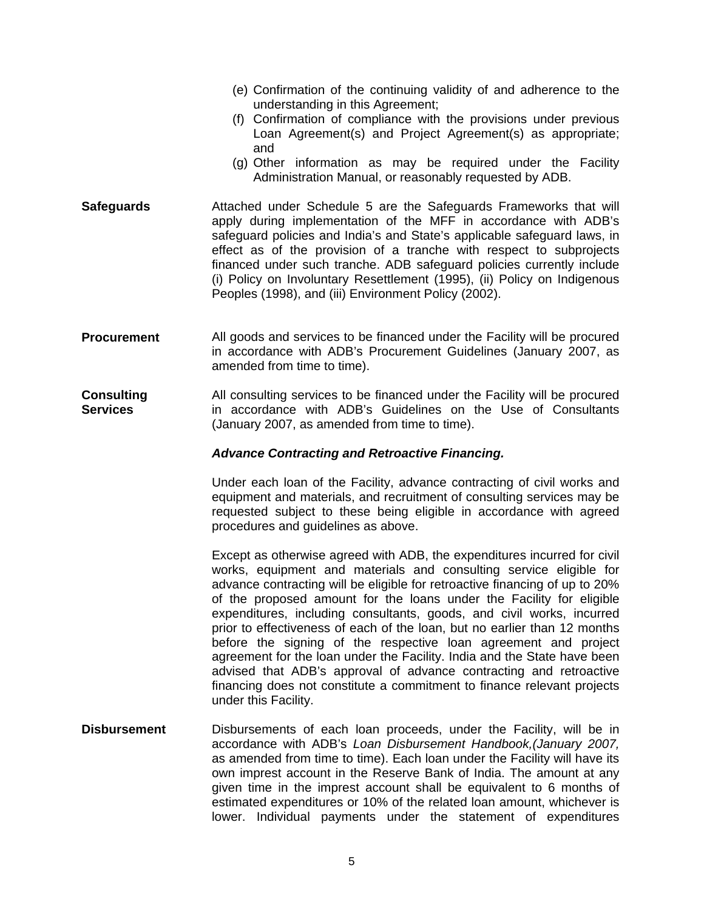(e) Confirmation of the continuing validity of and adherence to the understanding in this Agreement;

(f) Confirmation of compliance with the provisions under previous Loan Agreement(s) and Project Agreement(s) as appropriate; and

(g) Other information as may be required under the Facility Administration Manual, or reasonably requested by ADB.

**Safeguards**

Attached under Schedule 5 are the Safeguards Frameworks that will apply during implementation of the MFF in accordance with ADB's safeguard policies and India's and State's applicable safeguard laws, in effect as of the provision of a tranche with respect to subprojects financed under such tranche. ADB safeguard policies currently include (i) Policy on Involuntary Resettlement (1995), (ii) Policy on Indigenous Peoples (1998), and (iii) Environment Policy (2002).

**Procurement**

All goods and services to be financed under the Facility will be procured in accordance with ADB's Procurement Guidelines (January 2007, as amended from time to time).

**Consulting Services**

All consulting services to be financed under the Facility will be procured in accordance with ADB's Guidelines on the Use of Consultants (January 2007, as amended from time to time).

***Advance Contracting and Retroactive Financing.***

Under each loan of the Facility, advance contracting of civil works and equipment and materials, and recruitment of consulting services may be requested subject to these being eligible in accordance with agreed procedures and guidelines as above.

Except as otherwise agreed with ADB, the expenditures incurred for civil works, equipment and materials and consulting service eligible for advance contracting will be eligible for retroactive financing of up to 20% of the proposed amount for the loans under the Facility for eligible expenditures, including consultants, goods, and civil works, incurred prior to effectiveness of each of the loan, but no earlier than 12 months before the signing of the respective loan agreement and project agreement for the loan under the Facility. India and the State have been advised that ADB's approval of advance contracting and retroactive financing does not constitute a commitment to finance relevant projects under this Facility.

**Disbursement**

Disbursements of each loan proceeds, under the Facility, will be in accordance with ADB's *Loan Disbursement Handbook,(January 2007,* as amended from time to time). Each loan under the Facility will have its own imprest account in the Reserve Bank of India. The amount at any given time in the imprest account shall be equivalent to 6 months of estimated expenditures or 10% of the related loan amount, whichever is lower. Individual payments under the statement of expenditures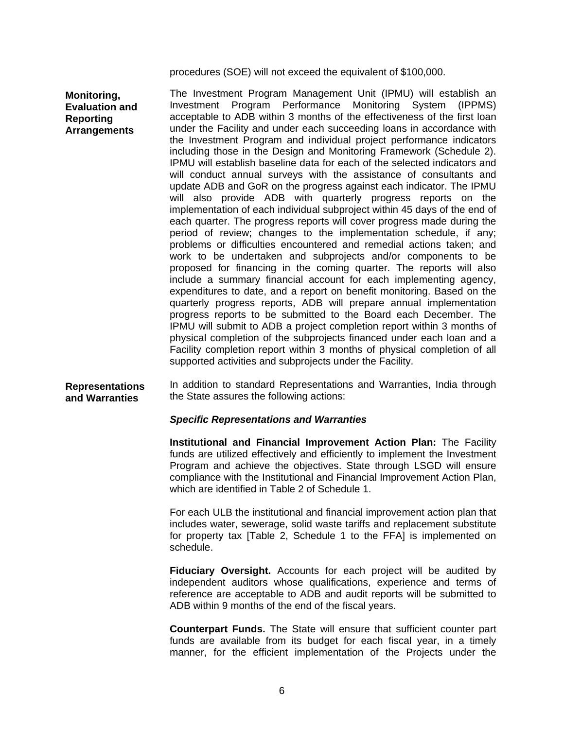procedures (SOE) will not exceed the equivalent of $100,000.

**Monitoring, Evaluation and Reporting Arrangements**

The Investment Program Management Unit (IPMU) will establish an Investment Program Performance Monitoring System (IPPMS) acceptable to ADB within 3 months of the effectiveness of the first loan under the Facility and under each succeeding loans in accordance with the Investment Program and individual project performance indicators including those in the Design and Monitoring Framework (Schedule 2). IPMU will establish baseline data for each of the selected indicators and will conduct annual surveys with the assistance of consultants and update ADB and GoR on the progress against each indicator. The IPMU will also provide ADB with quarterly progress reports on the implementation of each individual subproject within 45 days of the end of each quarter. The progress reports will cover progress made during the period of review; changes to the implementation schedule, if any; problems or difficulties encountered and remedial actions taken; and work to be undertaken and subprojects and/or components to be proposed for financing in the coming quarter. The reports will also include a summary financial account for each implementing agency, expenditures to date, and a report on benefit monitoring. Based on the quarterly progress reports, ADB will prepare annual implementation progress reports to be submitted to the Board each December. The IPMU will submit to ADB a project completion report within 3 months of physical completion of the subprojects financed under each loan and a Facility completion report within 3 months of physical completion of all supported activities and subprojects under the Facility.

**Representations and Warranties**

In addition to standard Representations and Warranties, India through the State assures the following actions:

***Specific Representations and Warranties***

**Institutional and Financial Improvement Action Plan:** The Facility funds are utilized effectively and efficiently to implement the Investment Program and achieve the objectives. State through LSGD will ensure compliance with the Institutional and Financial Improvement Action Plan, which are identified in Table 2 of Schedule 1.

For each ULB the institutional and financial improvement action plan that includes water, sewerage, solid waste tariffs and replacement substitute for property tax [Table 2, Schedule 1 to the FFA] is implemented on schedule.

**Fiduciary Oversight.** Accounts for each project will be audited by independent auditors whose qualifications, experience and terms of reference are acceptable to ADB and audit reports will be submitted to ADB within 9 months of the end of the fiscal years.

**Counterpart Funds.** The State will ensure that sufficient counter part funds are available from its budget for each fiscal year, in a timely manner, for the efficient implementation of the Projects under the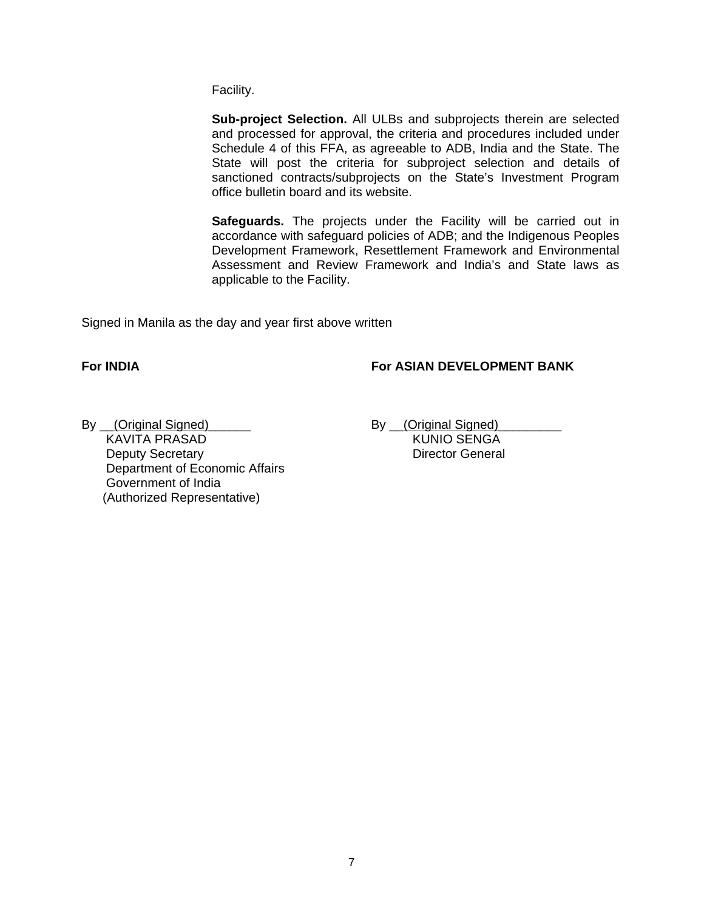Facility.

**Sub-project Selection.** All ULBs and subprojects therein are selected and processed for approval, the criteria and procedures included under Schedule 4 of this FFA, as agreeable to ADB, India and the State. The State will post the criteria for subproject selection and details of sanctioned contracts/subprojects on the State's Investment Program office bulletin board and its website.

**Safeguards.** The projects under the Facility will be carried out in accordance with safeguard policies of ADB; and the Indigenous Peoples Development Framework, Resettlement Framework and Environmental Assessment and Review Framework and India's and State laws as applicable to the Facility.

Signed in Manila as the day and year first above written

**For INDIA**

By __(Original Signed)______
KAVITA PRASAD
Deputy Secretary
Department of Economic Affairs
Government of India
(Authorized Representative)

**For ASIAN DEVELOPMENT BANK**

By __(Original Signed)_________
KUNIO SENGA
Director General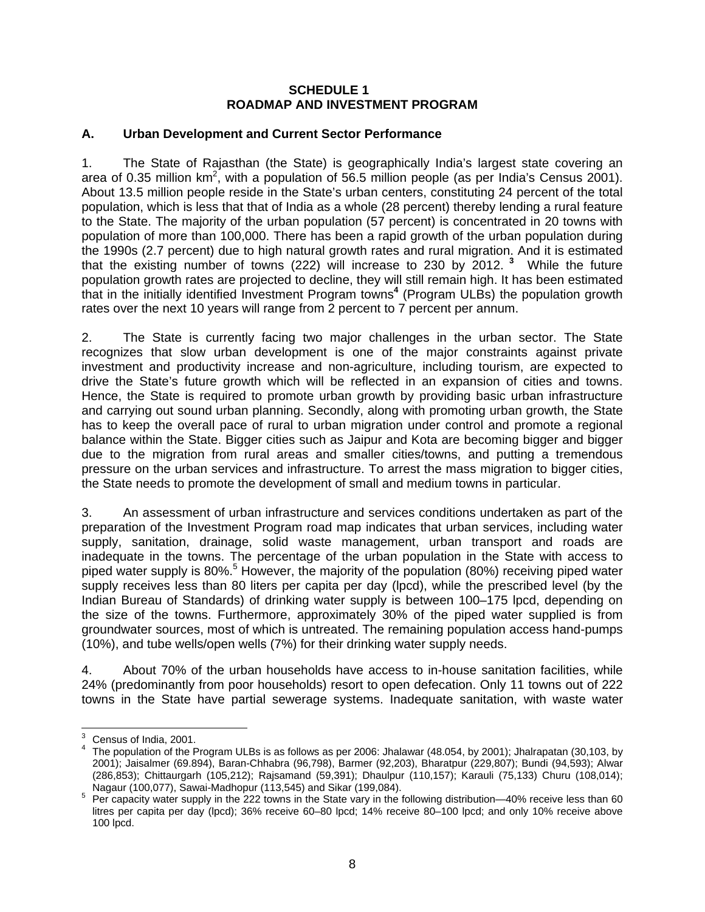**SCHEDULE 1**
**ROADMAP AND INVESTMENT PROGRAM**

### A. Urban Development and Current Sector Performance

1. The State of Rajasthan (the State) is geographically India's largest state covering an area of 0.35 million km$^2$, with a population of 56.5 million people (as per India's Census 2001). About 13.5 million people reside in the State's urban centers, constituting 24 percent of the total population, which is less that that of India as a whole (28 percent) thereby lending a rural feature to the State. The majority of the urban population (57 percent) is concentrated in 20 towns with population of more than 100,000. There has been a rapid growth of the urban population during the 1990s (2.7 percent) due to high natural growth rates and rural migration. And it is estimated that the existing number of towns (222) will increase to 230 by 2012.[3] While the future population growth rates are projected to decline, they will still remain high. It has been estimated that in the initially identified Investment Program towns[4] (Program ULBs) the population growth rates over the next 10 years will range from 2 percent to 7 percent per annum.

2. The State is currently facing two major challenges in the urban sector. The State recognizes that slow urban development is one of the major constraints against private investment and productivity increase and non-agriculture, including tourism, are expected to drive the State's future growth which will be reflected in an expansion of cities and towns. Hence, the State is required to promote urban growth by providing basic urban infrastructure and carrying out sound urban planning. Secondly, along with promoting urban growth, the State has to keep the overall pace of rural to urban migration under control and promote a regional balance within the State. Bigger cities such as Jaipur and Kota are becoming bigger and bigger due to the migration from rural areas and smaller cities/towns, and putting a tremendous pressure on the urban services and infrastructure. To arrest the mass migration to bigger cities, the State needs to promote the development of small and medium towns in particular.

3. An assessment of urban infrastructure and services conditions undertaken as part of the preparation of the Investment Program road map indicates that urban services, including water supply, sanitation, drainage, solid waste management, urban transport and roads are inadequate in the towns. The percentage of the urban population in the State with access to piped water supply is 80%.[5] However, the majority of the population (80%) receiving piped water supply receives less than 80 liters per capita per day (lpcd), while the prescribed level (by the Indian Bureau of Standards) of drinking water supply is between 100–175 lpcd, depending on the size of the towns. Furthermore, approximately 30% of the piped water supplied is from groundwater sources, most of which is untreated. The remaining population access hand-pumps (10%), and tube wells/open wells (7%) for their drinking water supply needs.

4. About 70% of the urban households have access to in-house sanitation facilities, while 24% (predominantly from poor households) resort to open defecation. Only 11 towns out of 222 towns in the State have partial sewerage systems. Inadequate sanitation, with waste water

---

[3] Census of India, 2001.

[4] The population of the Program ULBs is as follows as per 2006: Jhalawar (48.054, by 2001); Jhalrapatan (30,103, by 2001); Jaisalmer (69.894), Baran-Chhabra (96,798), Barmer (92,203), Bharatpur (229,807); Bundi (94,593); Alwar (286,853); Chittaurgarh (105,212); Rajsamand (59,391); Dhaulpur (110,157); Karauli (75,133) Churu (108,014); Nagaur (100,077), Sawai-Madhopur (113,545) and Sikar (199,084).

[5] Per capacity water supply in the 222 towns in the State vary in the following distribution—40% receive less than 60 litres per capita per day (lpcd); 36% receive 60–80 lpcd; 14% receive 80–100 lpcd; and only 10% receive above 100 lpcd.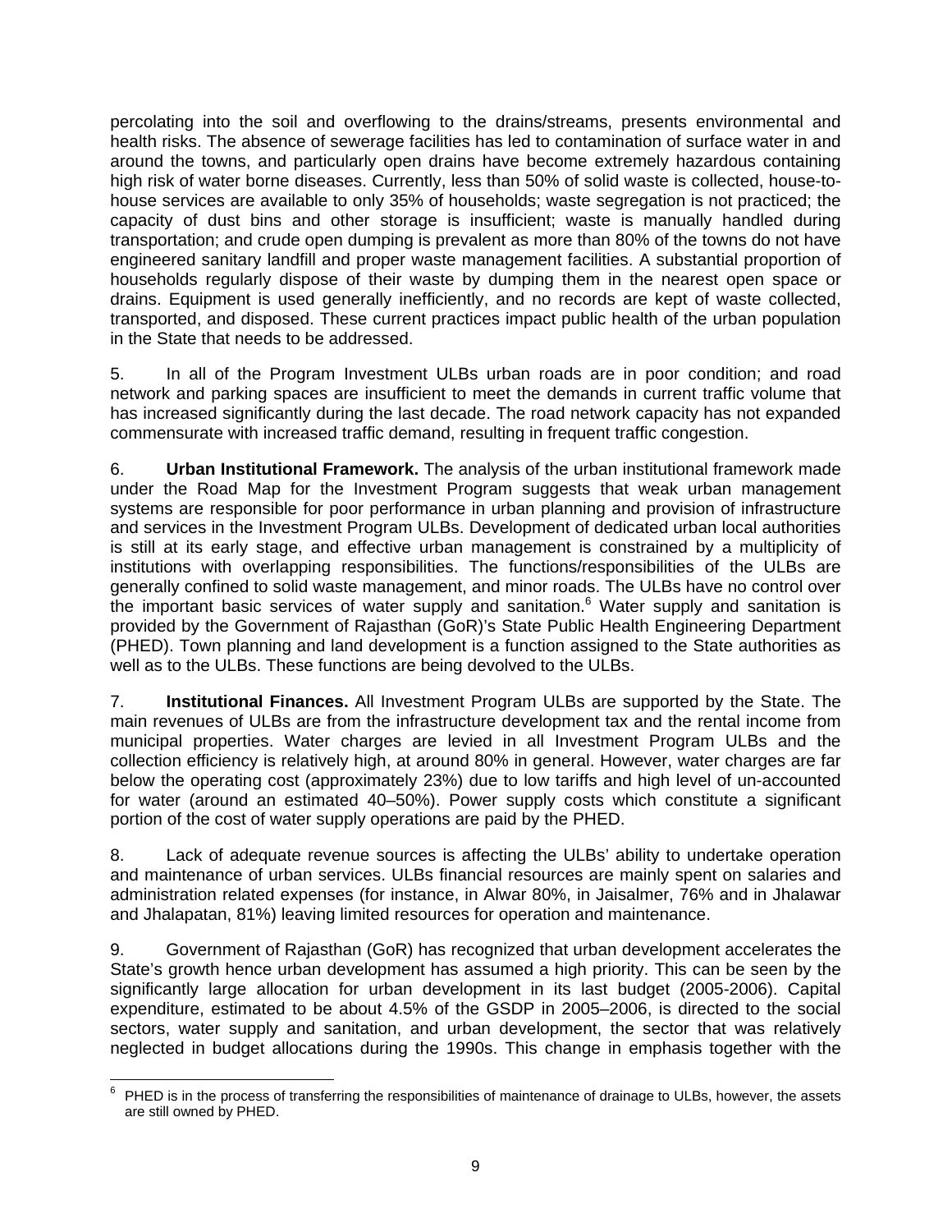percolating into the soil and overflowing to the drains/streams, presents environmental and health risks. The absence of sewerage facilities has led to contamination of surface water in and around the towns, and particularly open drains have become extremely hazardous containing high risk of water borne diseases. Currently, less than 50% of solid waste is collected, house-to-house services are available to only 35% of households; waste segregation is not practiced; the capacity of dust bins and other storage is insufficient; waste is manually handled during transportation; and crude open dumping is prevalent as more than 80% of the towns do not have engineered sanitary landfill and proper waste management facilities. A substantial proportion of households regularly dispose of their waste by dumping them in the nearest open space or drains. Equipment is used generally inefficiently, and no records are kept of waste collected, transported, and disposed. These current practices impact public health of the urban population in the State that needs to be addressed.

5. In all of the Program Investment ULBs urban roads are in poor condition; and road network and parking spaces are insufficient to meet the demands in current traffic volume that has increased significantly during the last decade. The road network capacity has not expanded commensurate with increased traffic demand, resulting in frequent traffic congestion.

6. **Urban Institutional Framework.** The analysis of the urban institutional framework made under the Road Map for the Investment Program suggests that weak urban management systems are responsible for poor performance in urban planning and provision of infrastructure and services in the Investment Program ULBs. Development of dedicated urban local authorities is still at its early stage, and effective urban management is constrained by a multiplicity of institutions with overlapping responsibilities. The functions/responsibilities of the ULBs are generally confined to solid waste management, and minor roads. The ULBs have no control over the important basic services of water supply and sanitation.[6] Water supply and sanitation is provided by the Government of Rajasthan (GoR)'s State Public Health Engineering Department (PHED). Town planning and land development is a function assigned to the State authorities as well as to the ULBs. These functions are being devolved to the ULBs.

7. **Institutional Finances.** All Investment Program ULBs are supported by the State. The main revenues of ULBs are from the infrastructure development tax and the rental income from municipal properties. Water charges are levied in all Investment Program ULBs and the collection efficiency is relatively high, at around 80% in general. However, water charges are far below the operating cost (approximately 23%) due to low tariffs and high level of un-accounted for water (around an estimated 40–50%). Power supply costs which constitute a significant portion of the cost of water supply operations are paid by the PHED.

8. Lack of adequate revenue sources is affecting the ULBs' ability to undertake operation and maintenance of urban services. ULBs financial resources are mainly spent on salaries and administration related expenses (for instance, in Alwar 80%, in Jaisalmer, 76% and in Jhalawar and Jhalapatan, 81%) leaving limited resources for operation and maintenance.

9. Government of Rajasthan (GoR) has recognized that urban development accelerates the State's growth hence urban development has assumed a high priority. This can be seen by the significantly large allocation for urban development in its last budget (2005-2006). Capital expenditure, estimated to be about 4.5% of the GSDP in 2005–2006, is directed to the social sectors, water supply and sanitation, and urban development, the sector that was relatively neglected in budget allocations during the 1990s. This change in emphasis together with the

[6] PHED is in the process of transferring the responsibilities of maintenance of drainage to ULBs, however, the assets are still owned by PHED.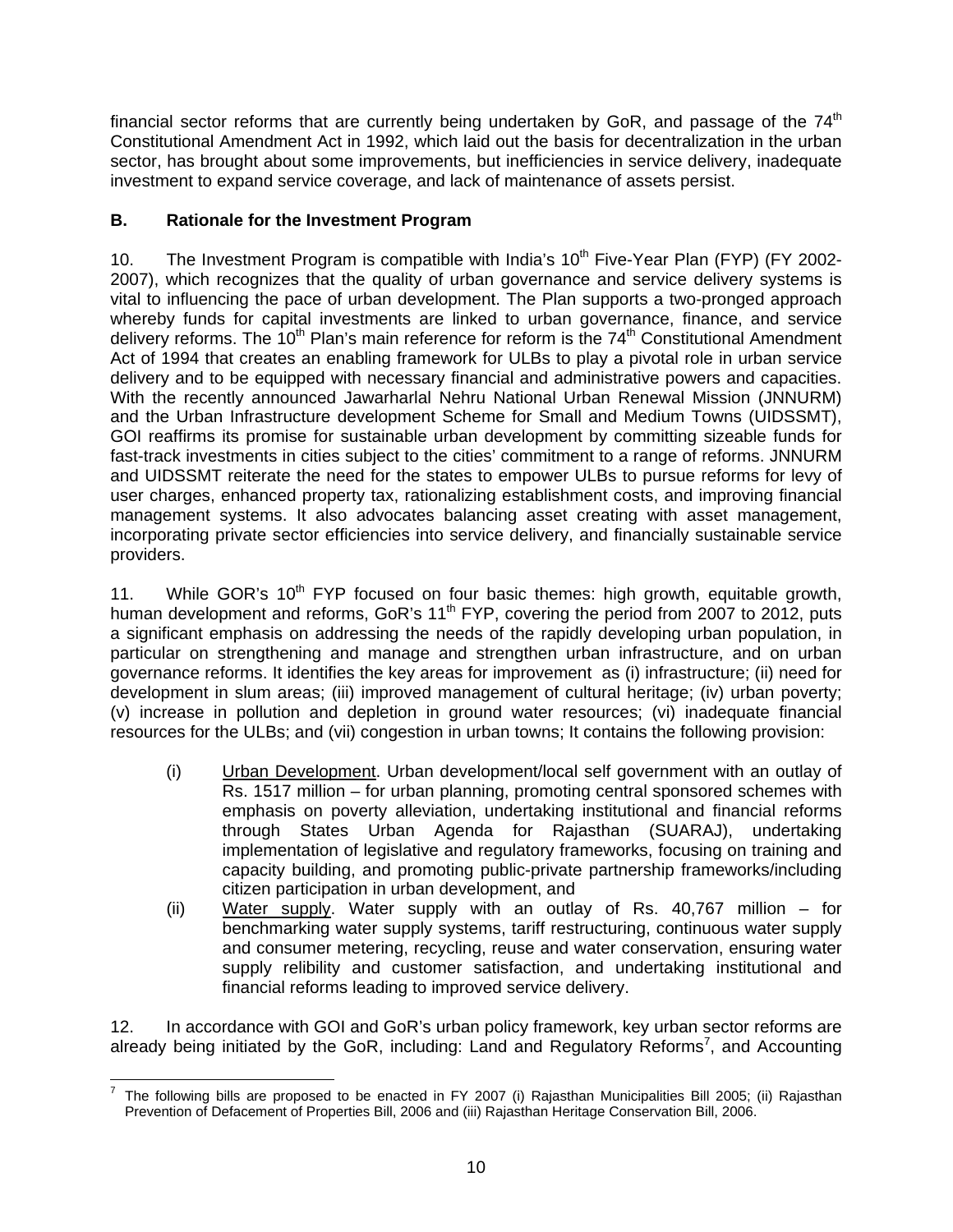financial sector reforms that are currently being undertaken by GoR, and passage of the 74th Constitutional Amendment Act in 1992, which laid out the basis for decentralization in the urban sector, has brought about some improvements, but inefficiencies in service delivery, inadequate investment to expand service coverage, and lack of maintenance of assets persist.

### B. Rationale for the Investment Program

10. The Investment Program is compatible with India's 10th Five-Year Plan (FYP) (FY 2002-2007), which recognizes that the quality of urban governance and service delivery systems is vital to influencing the pace of urban development. The Plan supports a two-pronged approach whereby funds for capital investments are linked to urban governance, finance, and service delivery reforms. The 10th Plan's main reference for reform is the 74th Constitutional Amendment Act of 1994 that creates an enabling framework for ULBs to play a pivotal role in urban service delivery and to be equipped with necessary financial and administrative powers and capacities. With the recently announced Jawarharlal Nehru National Urban Renewal Mission (JNNURM) and the Urban Infrastructure development Scheme for Small and Medium Towns (UIDSSMT), GOI reaffirms its promise for sustainable urban development by committing sizeable funds for fast-track investments in cities subject to the cities' commitment to a range of reforms. JNNURM and UIDSSMT reiterate the need for the states to empower ULBs to pursue reforms for levy of user charges, enhanced property tax, rationalizing establishment costs, and improving financial management systems. It also advocates balancing asset creating with asset management, incorporating private sector efficiencies into service delivery, and financially sustainable service providers.

11. While GOR's 10th FYP focused on four basic themes: high growth, equitable growth, human development and reforms, GoR's 11th FYP, covering the period from 2007 to 2012, puts a significant emphasis on addressing the needs of the rapidly developing urban population, in particular on strengthening and manage and strengthen urban infrastructure, and on urban governance reforms. It identifies the key areas for improvement as (i) infrastructure; (ii) need for development in slum areas; (iii) improved management of cultural heritage; (iv) urban poverty; (v) increase in pollution and depletion in ground water resources; (vi) inadequate financial resources for the ULBs; and (vii) congestion in urban towns; It contains the following provision:

(i) Urban Development. Urban development/local self government with an outlay of Rs. 1517 million – for urban planning, promoting central sponsored schemes with emphasis on poverty alleviation, undertaking institutional and financial reforms through States Urban Agenda for Rajasthan (SUARAJ), undertaking implementation of legislative and regulatory frameworks, focusing on training and capacity building, and promoting public-private partnership frameworks/including citizen participation in urban development, and

(ii) Water supply. Water supply with an outlay of Rs. 40,767 million – for benchmarking water supply systems, tariff restructuring, continuous water supply and consumer metering, recycling, reuse and water conservation, ensuring water supply relibility and customer satisfaction, and undertaking institutional and financial reforms leading to improved service delivery.

12. In accordance with GOI and GoR's urban policy framework, key urban sector reforms are already being initiated by the GoR, including: Land and Regulatory Reforms[7], and Accounting

[7] The following bills are proposed to be enacted in FY 2007 (i) Rajasthan Municipalities Bill 2005; (ii) Rajasthan Prevention of Defacement of Properties Bill, 2006 and (iii) Rajasthan Heritage Conservation Bill, 2006.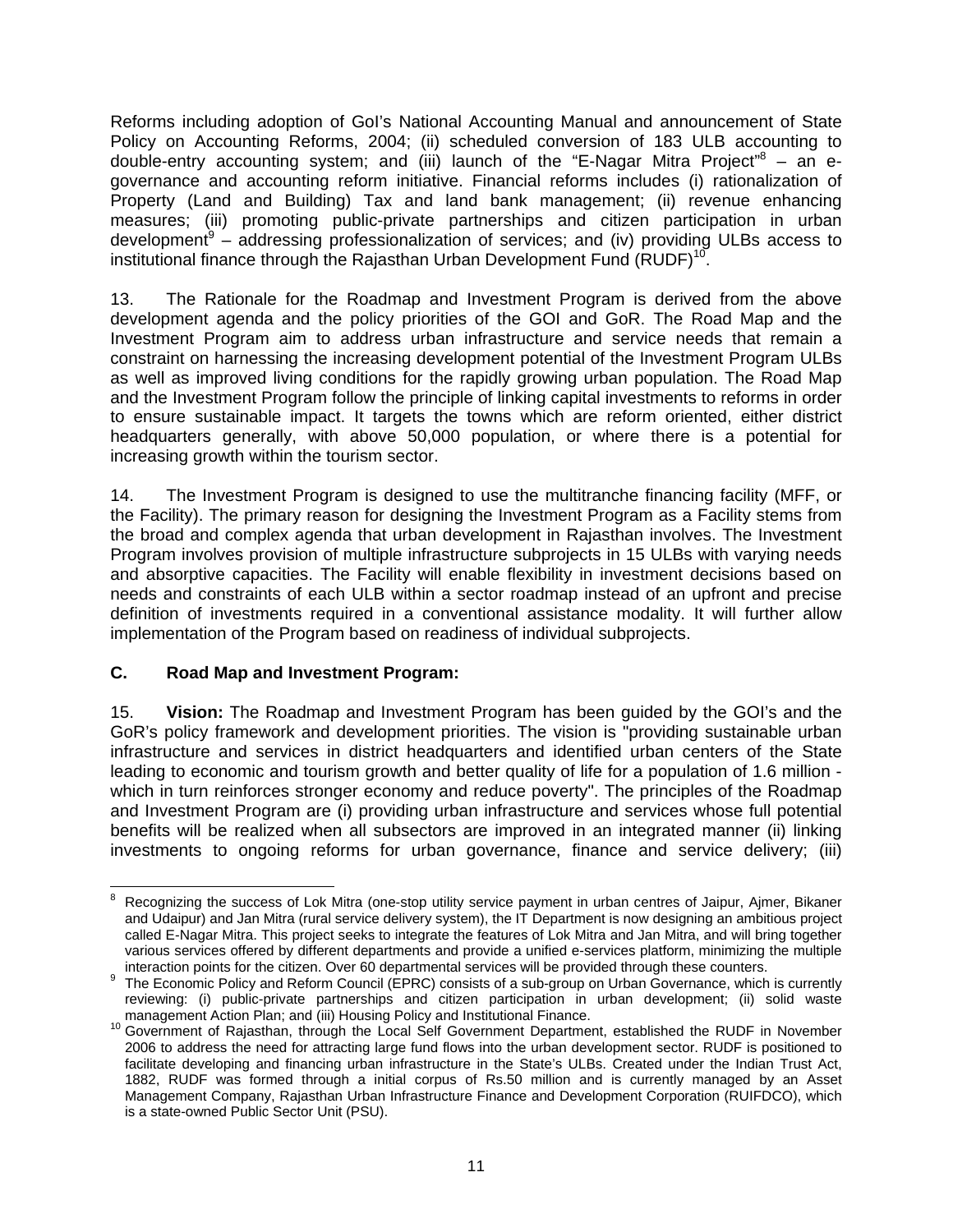Reforms including adoption of GoI's National Accounting Manual and announcement of State Policy on Accounting Reforms, 2004; (ii) scheduled conversion of 183 ULB accounting to double-entry accounting system; and (iii) launch of the "E-Nagar Mitra Project"[8] – an e-governance and accounting reform initiative. Financial reforms includes (i) rationalization of Property (Land and Building) Tax and land bank management; (ii) revenue enhancing measures; (iii) promoting public-private partnerships and citizen participation in urban development[9] – addressing professionalization of services; and (iv) providing ULBs access to institutional finance through the Rajasthan Urban Development Fund (RUDF)[10].

13. The Rationale for the Roadmap and Investment Program is derived from the above development agenda and the policy priorities of the GOI and GoR. The Road Map and the Investment Program aim to address urban infrastructure and service needs that remain a constraint on harnessing the increasing development potential of the Investment Program ULBs as well as improved living conditions for the rapidly growing urban population. The Road Map and the Investment Program follow the principle of linking capital investments to reforms in order to ensure sustainable impact. It targets the towns which are reform oriented, either district headquarters generally, with above 50,000 population, or where there is a potential for increasing growth within the tourism sector.

14. The Investment Program is designed to use the multitranche financing facility (MFF, or the Facility). The primary reason for designing the Investment Program as a Facility stems from the broad and complex agenda that urban development in Rajasthan involves. The Investment Program involves provision of multiple infrastructure subprojects in 15 ULBs with varying needs and absorptive capacities. The Facility will enable flexibility in investment decisions based on needs and constraints of each ULB within a sector roadmap instead of an upfront and precise definition of investments required in a conventional assistance modality. It will further allow implementation of the Program based on readiness of individual subprojects.

### C. Road Map and Investment Program:

15. **Vision:** The Roadmap and Investment Program has been guided by the GOI's and the GoR's policy framework and development priorities. The vision is "providing sustainable urban infrastructure and services in district headquarters and identified urban centers of the State leading to economic and tourism growth and better quality of life for a population of 1.6 million - which in turn reinforces stronger economy and reduce poverty". The principles of the Roadmap and Investment Program are (i) providing urban infrastructure and services whose full potential benefits will be realized when all subsectors are improved in an integrated manner (ii) linking investments to ongoing reforms for urban governance, finance and service delivery; (iii)

---

[8] Recognizing the success of Lok Mitra (one-stop utility service payment in urban centres of Jaipur, Ajmer, Bikaner and Udaipur) and Jan Mitra (rural service delivery system), the IT Department is now designing an ambitious project called E-Nagar Mitra. This project seeks to integrate the features of Lok Mitra and Jan Mitra, and will bring together various services offered by different departments and provide a unified e-services platform, minimizing the multiple interaction points for the citizen. Over 60 departmental services will be provided through these counters.

[9] The Economic Policy and Reform Council (EPRC) consists of a sub-group on Urban Governance, which is currently reviewing: (i) public-private partnerships and citizen participation in urban development; (ii) solid waste management Action Plan; and (iii) Housing Policy and Institutional Finance.

[10] Government of Rajasthan, through the Local Self Government Department, established the RUDF in November 2006 to address the need for attracting large fund flows into the urban development sector. RUDF is positioned to facilitate developing and financing urban infrastructure in the State's ULBs. Created under the Indian Trust Act, 1882, RUDF was formed through a initial corpus of Rs.50 million and is currently managed by an Asset Management Company, Rajasthan Urban Infrastructure Finance and Development Corporation (RUIFDCO), which is a state-owned Public Sector Unit (PSU).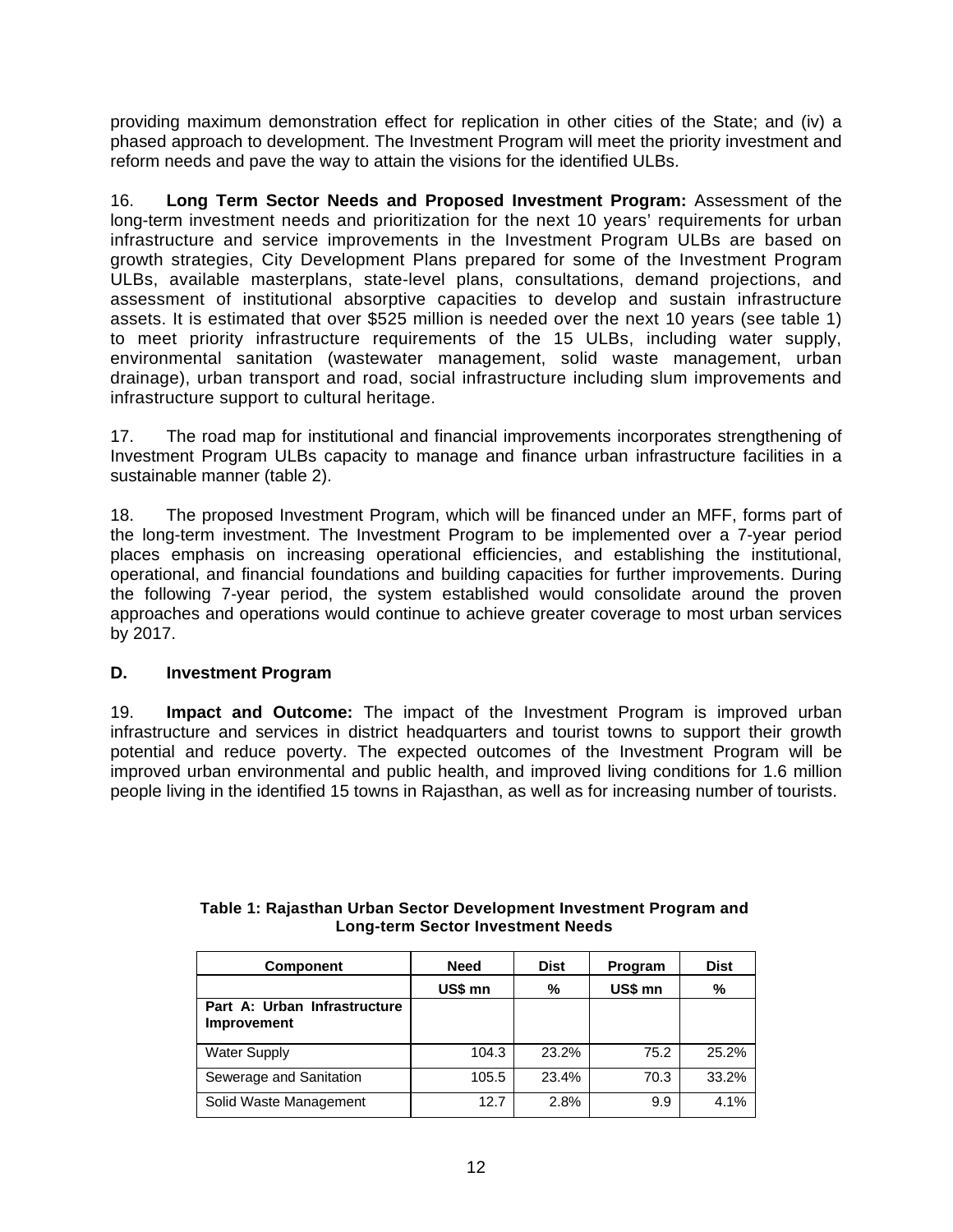providing maximum demonstration effect for replication in other cities of the State; and (iv) a phased approach to development. The Investment Program will meet the priority investment and reform needs and pave the way to attain the visions for the identified ULBs.

16. **Long Term Sector Needs and Proposed Investment Program:** Assessment of the long-term investment needs and prioritization for the next 10 years' requirements for urban infrastructure and service improvements in the Investment Program ULBs are based on growth strategies, City Development Plans prepared for some of the Investment Program ULBs, available masterplans, state-level plans, consultations, demand projections, and assessment of institutional absorptive capacities to develop and sustain infrastructure assets. It is estimated that over $525 million is needed over the next 10 years (see table 1) to meet priority infrastructure requirements of the 15 ULBs, including water supply, environmental sanitation (wastewater management, solid waste management, urban drainage), urban transport and road, social infrastructure including slum improvements and infrastructure support to cultural heritage.

17. The road map for institutional and financial improvements incorporates strengthening of Investment Program ULBs capacity to manage and finance urban infrastructure facilities in a sustainable manner (table 2).

18. The proposed Investment Program, which will be financed under an MFF, forms part of the long-term investment. The Investment Program to be implemented over a 7-year period places emphasis on increasing operational efficiencies, and establishing the institutional, operational, and financial foundations and building capacities for further improvements. During the following 7-year period, the system established would consolidate around the proven approaches and operations would continue to achieve greater coverage to most urban services by 2017.

### D. Investment Program

19. **Impact and Outcome:** The impact of the Investment Program is improved urban infrastructure and services in district headquarters and tourist towns to support their growth potential and reduce poverty. The expected outcomes of the Investment Program will be improved urban environmental and public health, and improved living conditions for 1.6 million people living in the identified 15 towns in Rajasthan, as well as for increasing number of tourists.

**Table 1: Rajasthan Urban Sector Development Investment Program and Long-term Sector Investment Needs**

| Component | Need | Dist | Program | Dist |
|---|---|---|---|---|
| | US$ mn | % | US$ mn | % |
| **Part A: Urban Infrastructure Improvement** | | | | |
| Water Supply | 104.3 | 23.2% | 75.2 | 25.2% |
| Sewerage and Sanitation | 105.5 | 23.4% | 70.3 | 33.2% |
| Solid Waste Management | 12.7 | 2.8% | 9.9 | 4.1% |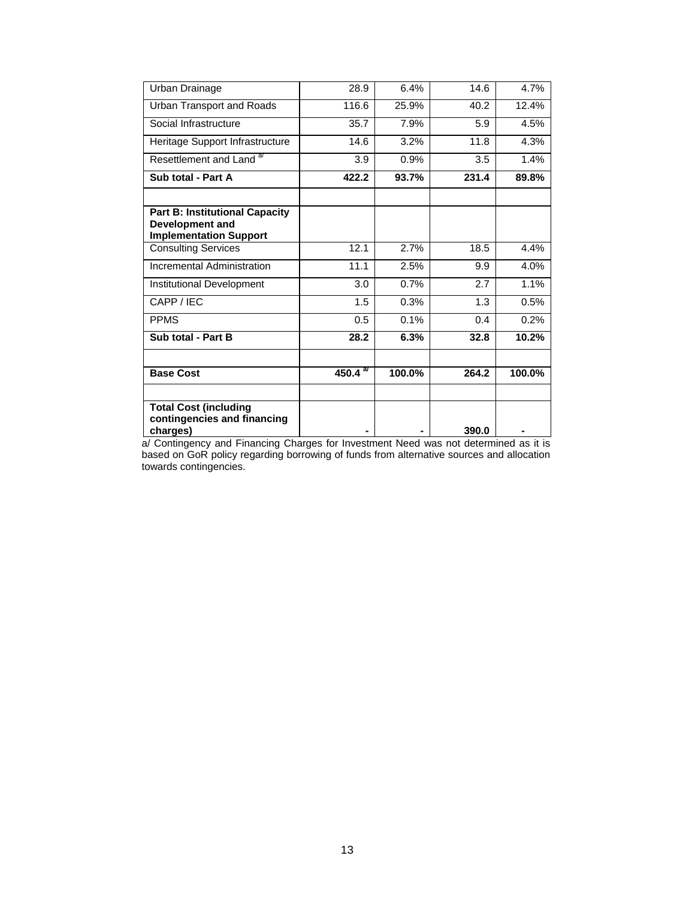| | | | | |
|---|---|---|---|---|
| Urban Drainage | 28.9 | 6.4% | 14.6 | 4.7% |
| Urban Transport and Roads | 116.6 | 25.9% | 40.2 | 12.4% |
| Social Infrastructure | 35.7 | 7.9% | 5.9 | 4.5% |
| Heritage Support Infrastructure | 14.6 | 3.2% | 11.8 | 4.3% |
| Resettlement and Land [a/] | 3.9 | 0.9% | 3.5 | 1.4% |
| **Sub total - Part A** | **422.2** | **93.7%** | **231.4** | **89.8%** |
| | | | | |
| **Part B: Institutional Capacity Development and Implementation Support** | | | | |
| Consulting Services | 12.1 | 2.7% | 18.5 | 4.4% |
| Incremental Administration | 11.1 | 2.5% | 9.9 | 4.0% |
| Institutional Development | 3.0 | 0.7% | 2.7 | 1.1% |
| CAPP / IEC | 1.5 | 0.3% | 1.3 | 0.5% |
| PPMS | 0.5 | 0.1% | 0.4 | 0.2% |
| **Sub total - Part B** | **28.2** | **6.3%** | **32.8** | **10.2%** |
| | | | | |
| **Base Cost** | **450.4 [a/]** | **100.0%** | **264.2** | **100.0%** |
| | | | | |
| **Total Cost (including contingencies and financing charges)** | **-** | **-** | **390.0** | **-** |

a/ Contingency and Financing Charges for Investment Need was not determined as it is based on GoR policy regarding borrowing of funds from alternative sources and allocation towards contingencies.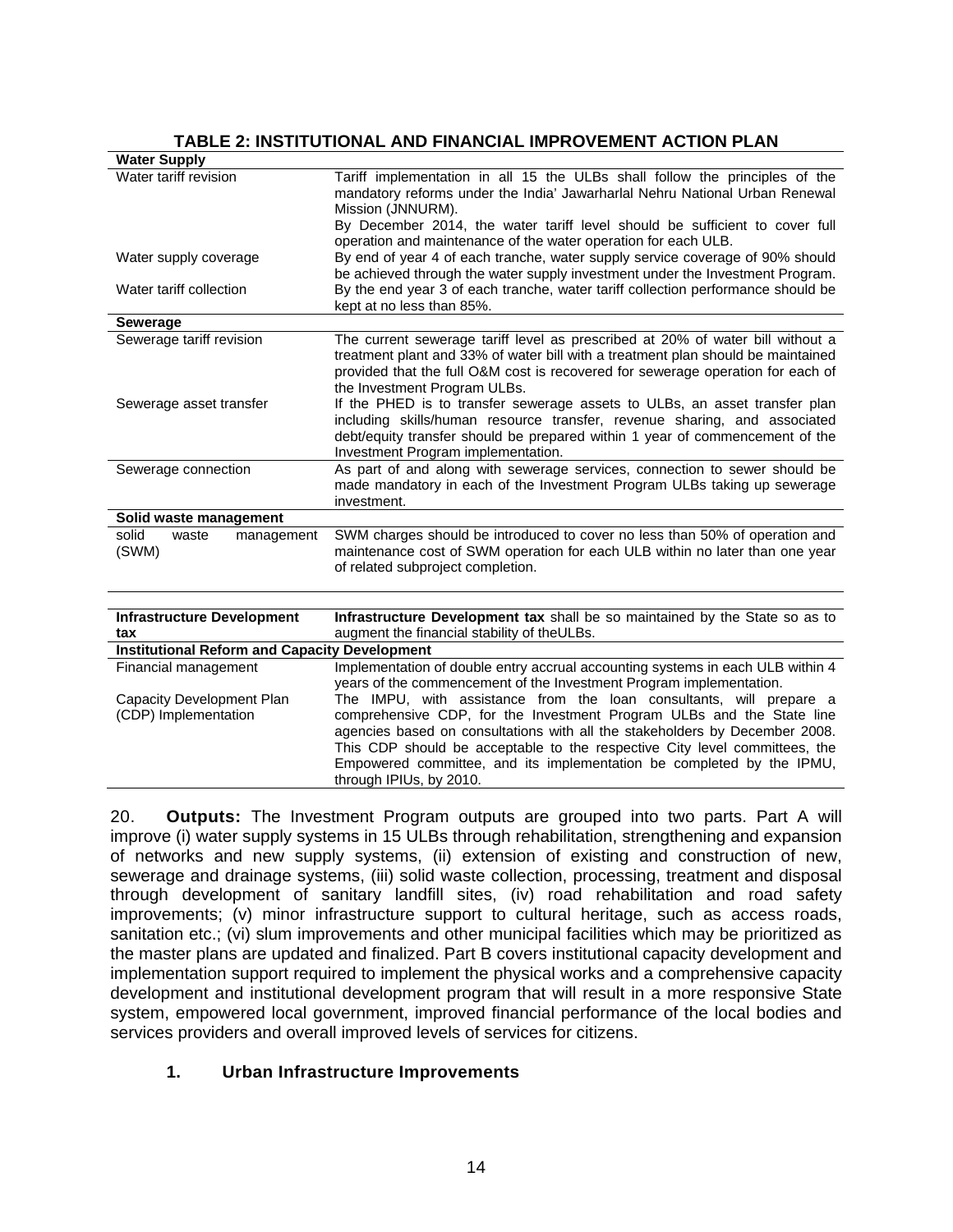**TABLE 2: INSTITUTIONAL AND FINANCIAL IMPROVEMENT ACTION PLAN**

| | |
|---|---|
| **Water Supply** | |
| Water tariff revision | Tariff implementation in all 15 the ULBs shall follow the principles of the mandatory reforms under the India' Jawarharlal Nehru National Urban Renewal Mission (JNNURM).<br>By December 2014, the water tariff level should be sufficient to cover full operation and maintenance of the water operation for each ULB. |
| Water supply coverage | By end of year 4 of each tranche, water supply service coverage of 90% should be achieved through the water supply investment under the Investment Program. |
| Water tariff collection | By the end year 3 of each tranche, water tariff collection performance should be kept at no less than 85%. |
| **Sewerage** | |
| Sewerage tariff revision | The current sewerage tariff level as prescribed at 20% of water bill without a treatment plant and 33% of water bill with a treatment plan should be maintained provided that the full O&M cost is recovered for sewerage operation for each of the Investment Program ULBs. |
| Sewerage asset transfer | If the PHED is to transfer sewerage assets to ULBs, an asset transfer plan including skills/human resource transfer, revenue sharing, and associated debt/equity transfer should be prepared within 1 year of commencement of the Investment Program implementation. |
| Sewerage connection | As part of and along with sewerage services, connection to sewer should be made mandatory in each of the Investment Program ULBs taking up sewerage investment. |
| **Solid waste management** | |
| solid waste management (SWM) | SWM charges should be introduced to cover no less than 50% of operation and maintenance cost of SWM operation for each ULB within no later than one year of related subproject completion. |
| **Infrastructure Development tax** | **Infrastructure Development tax** shall be so maintained by the State so as to augment the financial stability of theULBs. |
| **Institutional Reform and Capacity Development** | |
| Financial management | Implementation of double entry accrual accounting systems in each ULB within 4 years of the commencement of the Investment Program implementation. |
| Capacity Development Plan (CDP) Implementation | The IMPU, with assistance from the loan consultants, will prepare a comprehensive CDP, for the Investment Program ULBs and the State line agencies based on consultations with all the stakeholders by December 2008. This CDP should be acceptable to the respective City level committees, the Empowered committee, and its implementation be completed by the IPMU, through IPIUs, by 2010. |

20. **Outputs:** The Investment Program outputs are grouped into two parts. Part A will improve (i) water supply systems in 15 ULBs through rehabilitation, strengthening and expansion of networks and new supply systems, (ii) extension of existing and construction of new, sewerage and drainage systems, (iii) solid waste collection, processing, treatment and disposal through development of sanitary landfill sites, (iv) road rehabilitation and road safety improvements; (v) minor infrastructure support to cultural heritage, such as access roads, sanitation etc.; (vi) slum improvements and other municipal facilities which may be prioritized as the master plans are updated and finalized. Part B covers institutional capacity development and implementation support required to implement the physical works and a comprehensive capacity development and institutional development program that will result in a more responsive State system, empowered local government, improved financial performance of the local bodies and services providers and overall improved levels of services for citizens.

### 1. Urban Infrastructure Improvements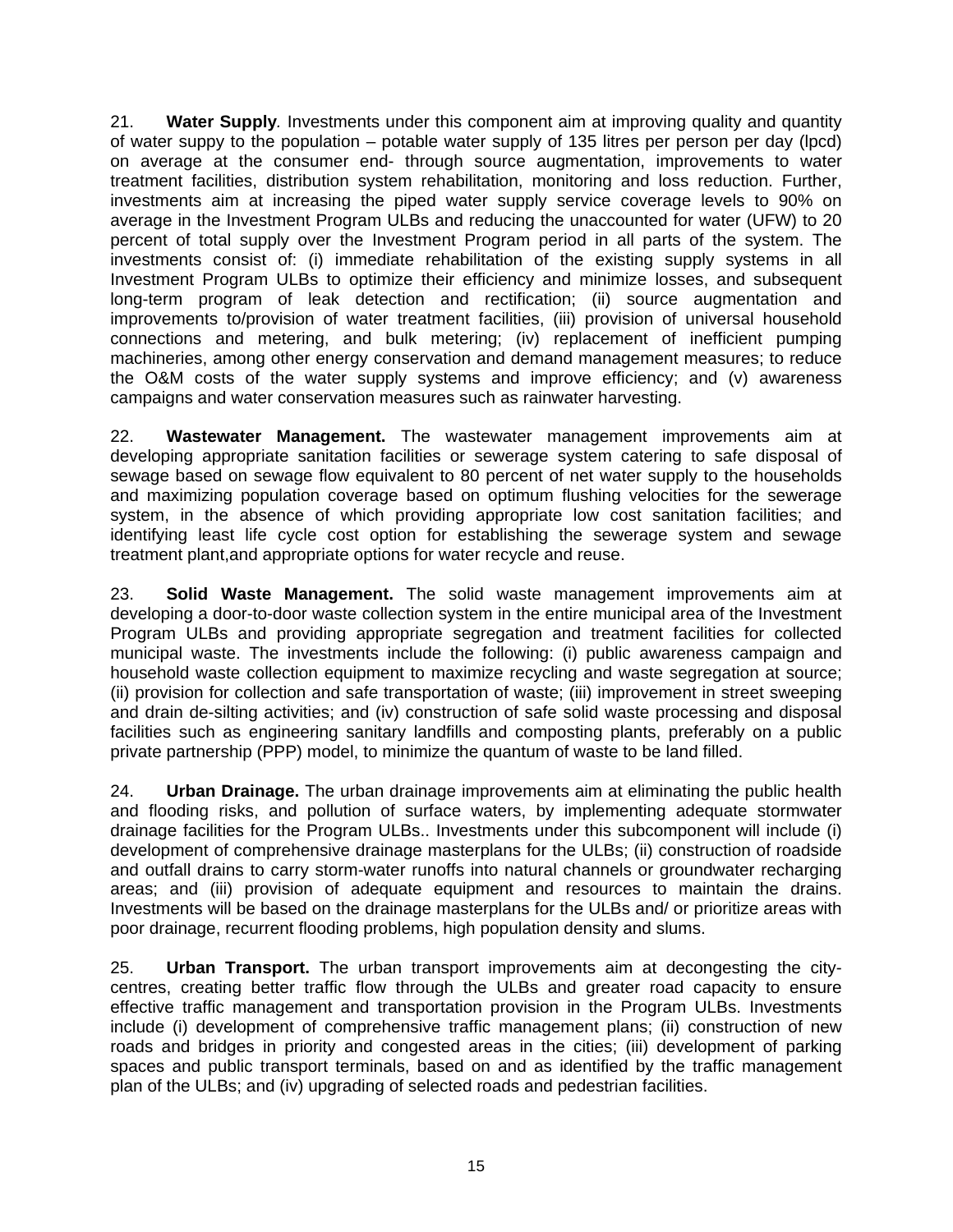21. **Water Supply**. Investments under this component aim at improving quality and quantity of water suppy to the population – potable water supply of 135 litres per person per day (lpcd) on average at the consumer end- through source augmentation, improvements to water treatment facilities, distribution system rehabilitation, monitoring and loss reduction. Further, investments aim at increasing the piped water supply service coverage levels to 90% on average in the Investment Program ULBs and reducing the unaccounted for water (UFW) to 20 percent of total supply over the Investment Program period in all parts of the system. The investments consist of: (i) immediate rehabilitation of the existing supply systems in all Investment Program ULBs to optimize their efficiency and minimize losses, and subsequent long-term program of leak detection and rectification; (ii) source augmentation and improvements to/provision of water treatment facilities, (iii) provision of universal household connections and metering, and bulk metering; (iv) replacement of inefficient pumping machineries, among other energy conservation and demand management measures; to reduce the O&M costs of the water supply systems and improve efficiency; and (v) awareness campaigns and water conservation measures such as rainwater harvesting.

22. **Wastewater Management.** The wastewater management improvements aim at developing appropriate sanitation facilities or sewerage system catering to safe disposal of sewage based on sewage flow equivalent to 80 percent of net water supply to the households and maximizing population coverage based on optimum flushing velocities for the sewerage system, in the absence of which providing appropriate low cost sanitation facilities; and identifying least life cycle cost option for establishing the sewerage system and sewage treatment plant,and appropriate options for water recycle and reuse.

23. **Solid Waste Management.** The solid waste management improvements aim at developing a door-to-door waste collection system in the entire municipal area of the Investment Program ULBs and providing appropriate segregation and treatment facilities for collected municipal waste. The investments include the following: (i) public awareness campaign and household waste collection equipment to maximize recycling and waste segregation at source; (ii) provision for collection and safe transportation of waste; (iii) improvement in street sweeping and drain de-silting activities; and (iv) construction of safe solid waste processing and disposal facilities such as engineering sanitary landfills and composting plants, preferably on a public private partnership (PPP) model, to minimize the quantum of waste to be land filled.

24. **Urban Drainage.** The urban drainage improvements aim at eliminating the public health and flooding risks, and pollution of surface waters, by implementing adequate stormwater drainage facilities for the Program ULBs.. Investments under this subcomponent will include (i) development of comprehensive drainage masterplans for the ULBs; (ii) construction of roadside and outfall drains to carry storm-water runoffs into natural channels or groundwater recharging areas; and (iii) provision of adequate equipment and resources to maintain the drains. Investments will be based on the drainage masterplans for the ULBs and/ or prioritize areas with poor drainage, recurrent flooding problems, high population density and slums.

25. **Urban Transport.** The urban transport improvements aim at decongesting the city-centres, creating better traffic flow through the ULBs and greater road capacity to ensure effective traffic management and transportation provision in the Program ULBs. Investments include (i) development of comprehensive traffic management plans; (ii) construction of new roads and bridges in priority and congested areas in the cities; (iii) development of parking spaces and public transport terminals, based on and as identified by the traffic management plan of the ULBs; and (iv) upgrading of selected roads and pedestrian facilities.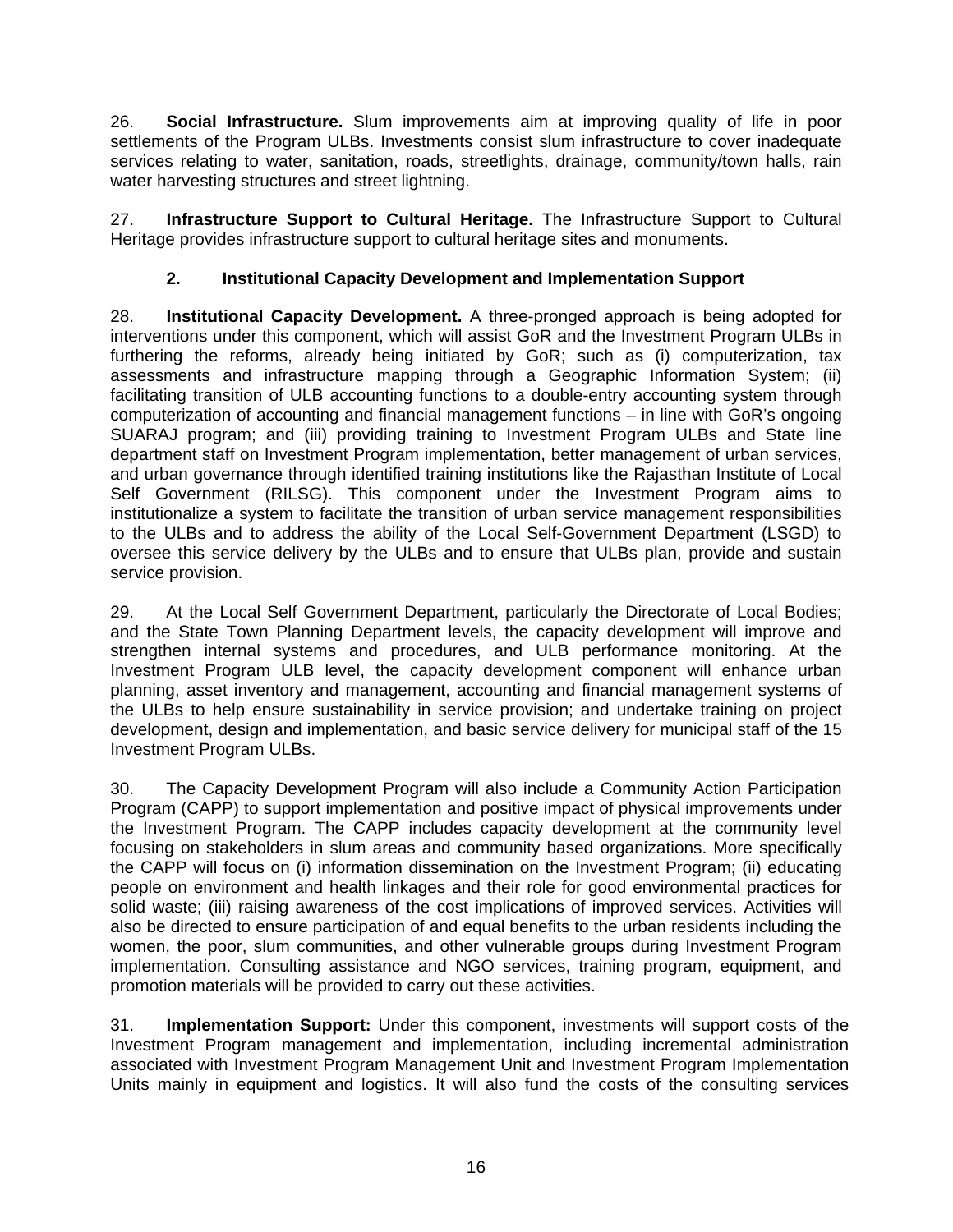26. **Social Infrastructure.** Slum improvements aim at improving quality of life in poor settlements of the Program ULBs. Investments consist slum infrastructure to cover inadequate services relating to water, sanitation, roads, streetlights, drainage, community/town halls, rain water harvesting structures and street lightning.

27. **Infrastructure Support to Cultural Heritage.** The Infrastructure Support to Cultural Heritage provides infrastructure support to cultural heritage sites and monuments.

### 2. Institutional Capacity Development and Implementation Support

28. **Institutional Capacity Development.** A three-pronged approach is being adopted for interventions under this component, which will assist GoR and the Investment Program ULBs in furthering the reforms, already being initiated by GoR; such as (i) computerization, tax assessments and infrastructure mapping through a Geographic Information System; (ii) facilitating transition of ULB accounting functions to a double-entry accounting system through computerization of accounting and financial management functions – in line with GoR's ongoing SUARAJ program; and (iii) providing training to Investment Program ULBs and State line department staff on Investment Program implementation, better management of urban services, and urban governance through identified training institutions like the Rajasthan Institute of Local Self Government (RILSG). This component under the Investment Program aims to institutionalize a system to facilitate the transition of urban service management responsibilities to the ULBs and to address the ability of the Local Self-Government Department (LSGD) to oversee this service delivery by the ULBs and to ensure that ULBs plan, provide and sustain service provision.

29. At the Local Self Government Department, particularly the Directorate of Local Bodies; and the State Town Planning Department levels, the capacity development will improve and strengthen internal systems and procedures, and ULB performance monitoring. At the Investment Program ULB level, the capacity development component will enhance urban planning, asset inventory and management, accounting and financial management systems of the ULBs to help ensure sustainability in service provision; and undertake training on project development, design and implementation, and basic service delivery for municipal staff of the 15 Investment Program ULBs.

30. The Capacity Development Program will also include a Community Action Participation Program (CAPP) to support implementation and positive impact of physical improvements under the Investment Program. The CAPP includes capacity development at the community level focusing on stakeholders in slum areas and community based organizations. More specifically the CAPP will focus on (i) information dissemination on the Investment Program; (ii) educating people on environment and health linkages and their role for good environmental practices for solid waste; (iii) raising awareness of the cost implications of improved services. Activities will also be directed to ensure participation of and equal benefits to the urban residents including the women, the poor, slum communities, and other vulnerable groups during Investment Program implementation. Consulting assistance and NGO services, training program, equipment, and promotion materials will be provided to carry out these activities.

31. **Implementation Support:** Under this component, investments will support costs of the Investment Program management and implementation, including incremental administration associated with Investment Program Management Unit and Investment Program Implementation Units mainly in equipment and logistics. It will also fund the costs of the consulting services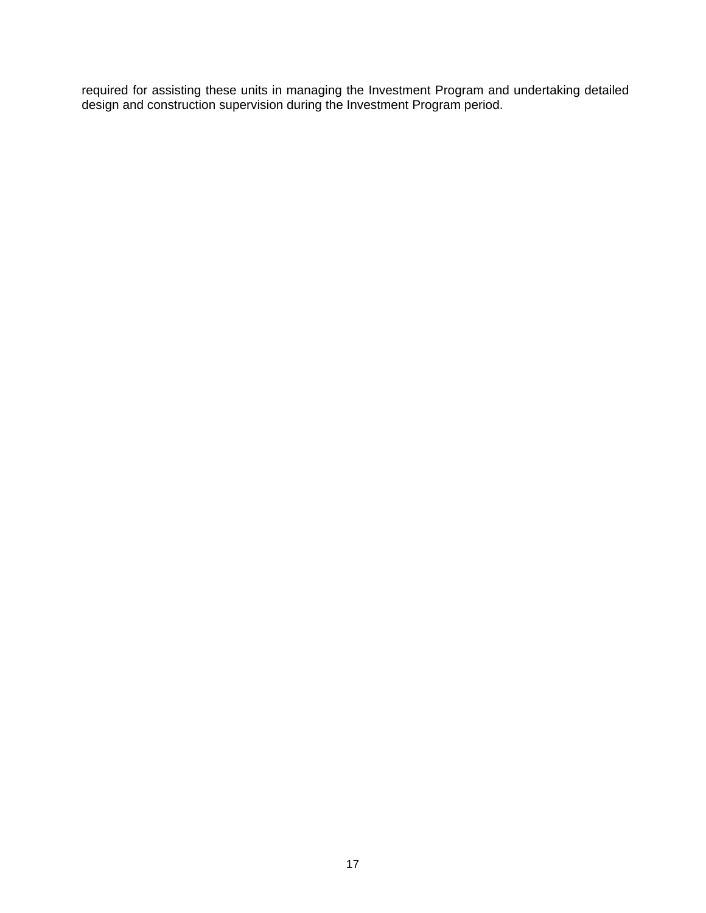required for assisting these units in managing the Investment Program and undertaking detailed design and construction supervision during the Investment Program period.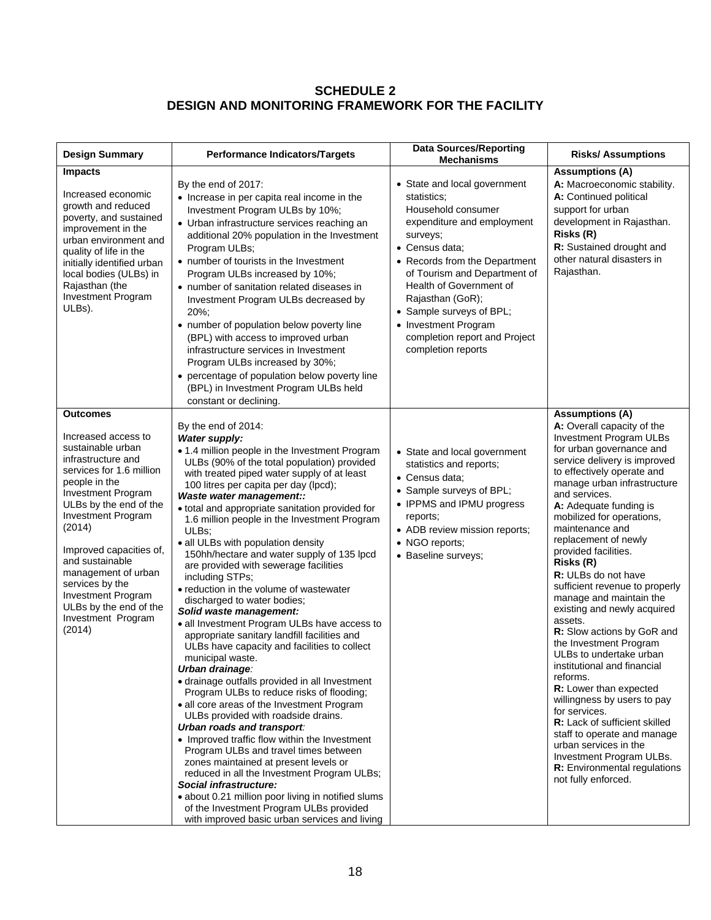# SCHEDULE 2
# DESIGN AND MONITORING FRAMEWORK FOR THE FACILITY

| Design Summary | Performance Indicators/Targets | Data Sources/Reporting Mechanisms | Risks/ Assumptions |
|---|---|---|---|
| **Impacts**<br><br>Increased economic growth and reduced poverty, and sustained improvement in the urban environment and quality of life in the initially identified urban local bodies (ULBs) in Rajasthan (the Investment Program ULBs). | By the end of 2017:<br>• Increase in per capita real income in the Investment Program ULBs by 10%;<br>• Urban infrastructure services reaching an additional 20% population in the Investment Program ULBs;<br>• number of tourists in the Investment Program ULBs increased by 10%;<br>• number of sanitation related diseases in Investment Program ULBs decreased by 20%;<br>• number of population below poverty line (BPL) with access to improved urban infrastructure services in Investment Program ULBs increased by 30%;<br>• percentage of population below poverty line (BPL) in Investment Program ULBs held constant or declining. | • State and local government statistics;<br>Household consumer expenditure and employment surveys;<br>• Census data;<br>• Records from the Department of Tourism and Department of Health of Government of Rajasthan (GoR);<br>• Sample surveys of BPL;<br>• Investment Program completion report and Project completion reports | **Assumptions (A)**<br>**A:** Macroeconomic stability.<br>**A:** Continued political support for urban development in Rajasthan.<br>**Risks (R)**<br>**R:** Sustained drought and other natural disasters in Rajasthan. |
| **Outcomes**<br><br>Increased access to sustainable urban infrastructure and services for 1.6 million people in the Investment Program ULBs by the end of the Investment Program (2014)<br><br>Improved capacities of, and sustainable management of urban services by the Investment Program ULBs by the end of the Investment Program (2014) | By the end of 2014:<br>***Water supply:***<br>• 1.4 million people in the Investment Program ULBs (90% of the total population) provided with treated piped water supply of at least 100 litres per capita per day (lpcd);<br>***Waste water management::***<br>• total and appropriate sanitation provided for 1.6 million people in the Investment Program ULBs;<br>• all ULBs with population density 150hh/hectare and water supply of 135 lpcd are provided with sewerage facilities including STPs;<br>• reduction in the volume of wastewater discharged to water bodies;<br>***Solid waste management:***<br>• all Investment Program ULBs have access to appropriate sanitary landfill facilities and ULBs have capacity and facilities to collect municipal waste.<br>***Urban drainage:***<br>• drainage outfalls provided in all Investment Program ULBs to reduce risks of flooding;<br>• all core areas of the Investment Program ULBs provided with roadside drains.<br>***Urban roads and transport:***<br>• Improved traffic flow within the Investment Program ULBs and travel times between zones maintained at present levels or reduced in all the Investment Program ULBs;<br>***Social infrastructure:***<br>• about 0.21 million poor living in notified slums of the Investment Program ULBs provided with improved basic urban services and living | • State and local government statistics and reports;<br>• Census data;<br>• Sample surveys of BPL;<br>• IPPMS and IPMU progress reports;<br>• ADB review mission reports;<br>• NGO reports;<br>• Baseline surveys; | **Assumptions (A)**<br>**A:** Overall capacity of the Investment Program ULBs for urban governance and service delivery is improved to effectively operate and manage urban infrastructure and services.<br>**A:** Adequate funding is mobilized for operations, maintenance and replacement of newly provided facilities.<br>**Risks (R)**<br>**R:** ULBs do not have sufficient revenue to properly manage and maintain the existing and newly acquired assets.<br>**R:** Slow actions by GoR and the Investment Program ULBs to undertake urban institutional and financial reforms.<br>**R:** Lower than expected willingness by users to pay for services.<br>**R:** Lack of sufficient skilled staff to operate and manage urban services in the Investment Program ULBs.<br>**R:** Environmental regulations not fully enforced. |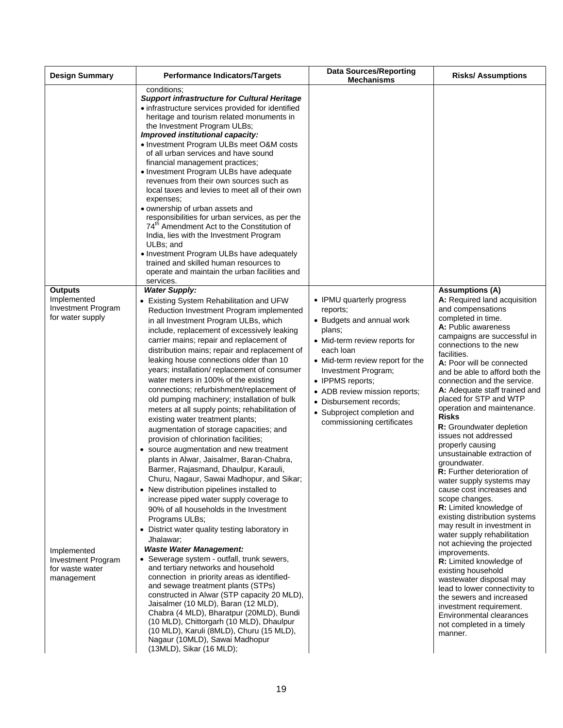| Design Summary | Performance Indicators/Targets | Data Sources/Reporting Mechanisms | Risks/ Assumptions |
|---|---|---|---|
| | conditions;<br>***Support infrastructure for Cultural Heritage***<br>• infrastructure services provided for identified heritage and tourism related monuments in the Investment Program ULBs;<br>***Improved institutional capacity:***<br>• Investment Program ULBs meet O&M costs of all urban services and have sound financial management practices;<br>• Investment Program ULBs have adequate revenues from their own sources such as local taxes and levies to meet all of their own expenses;<br>• ownership of urban assets and responsibilities for urban services, as per the 74th Amendment Act to the Constitution of India, lies with the Investment Program ULBs; and<br>• Investment Program ULBs have adequately trained and skilled human resources to operate and maintain the urban facilities and services. | | |
| **Outputs**<br>Implemented Investment Program for water supply<br><br>Implemented Investment Program for waste water management | ***Water Supply:***<br>• Existing System Rehabilitation and UFW Reduction Investment Program implemented in all Investment Program ULBs, which include, replacement of excessively leaking carrier mains; repair and replacement of distribution mains; repair and replacement of leaking house connections older than 10 years; installation/ replacement of consumer water meters in 100% of the existing connections; refurbishment/replacement of old pumping machinery; installation of bulk meters at all supply points; rehabilitation of existing water treatment plants; augmentation of storage capacities; and provision of chlorination facilities;<br>• source augmentation and new treatment plants in Alwar, Jaisalmer, Baran-Chabra, Barmer, Rajasmand, Dhaulpur, Karauli, Churu, Nagaur, Sawai Madhopur, and Sikar;<br>• New distribution pipelines installed to increase piped water supply coverage to 90% of all households in the Investment Programs ULBs;<br>• District water quality testing laboratory in Jhalawar;<br>***Waste Water Management:***<br>• Sewerage system - outfall, trunk sewers, and tertiary networks and household connection in priority areas as identified- and sewage treatment plants (STPs) constructed in Alwar (STP capacity 20 MLD), Jaisalmer (10 MLD), Baran (12 MLD), Chabra (4 MLD), Bharatpur (20MLD), Bundi (10 MLD), Chittorgarh (10 MLD), Dhaulpur (10 MLD), Karuli (8MLD), Churu (15 MLD), Nagaur (10MLD), Sawai Madhopur (13MLD), Sikar (16 MLD); | • IPMU quarterly progress reports;<br>• Budgets and annual work plans;<br>• Mid-term review reports for each loan<br>• Mid-term review report for the Investment Program;<br>• IPPMS reports;<br>• ADB review mission reports;<br>• Disbursement records;<br>• Subproject completion and commissioning certificates | **Assumptions (A)**<br>**A:** Required land acquisition and compensations completed in time.<br>**A:** Public awareness campaigns are successful in connections to the new facilities.<br>**A:** Poor will be connected and be able to afford both the connection and the service.<br>**A:** Adequate staff trained and placed for STP and WTP operation and maintenance.<br>**Risks**<br>**R:** Groundwater depletion issues not addressed properly causing unsustainable extraction of groundwater.<br>**R:** Further deterioration of water supply systems may cause cost increases and scope changes.<br>**R:** Limited knowledge of existing distribution systems may result in investment in water supply rehabilitation not achieving the projected improvements.<br>**R:** Limited knowledge of existing household wastewater disposal may lead to lower connectivity to the sewers and increased investment requirement. Environmental clearances not completed in a timely manner. |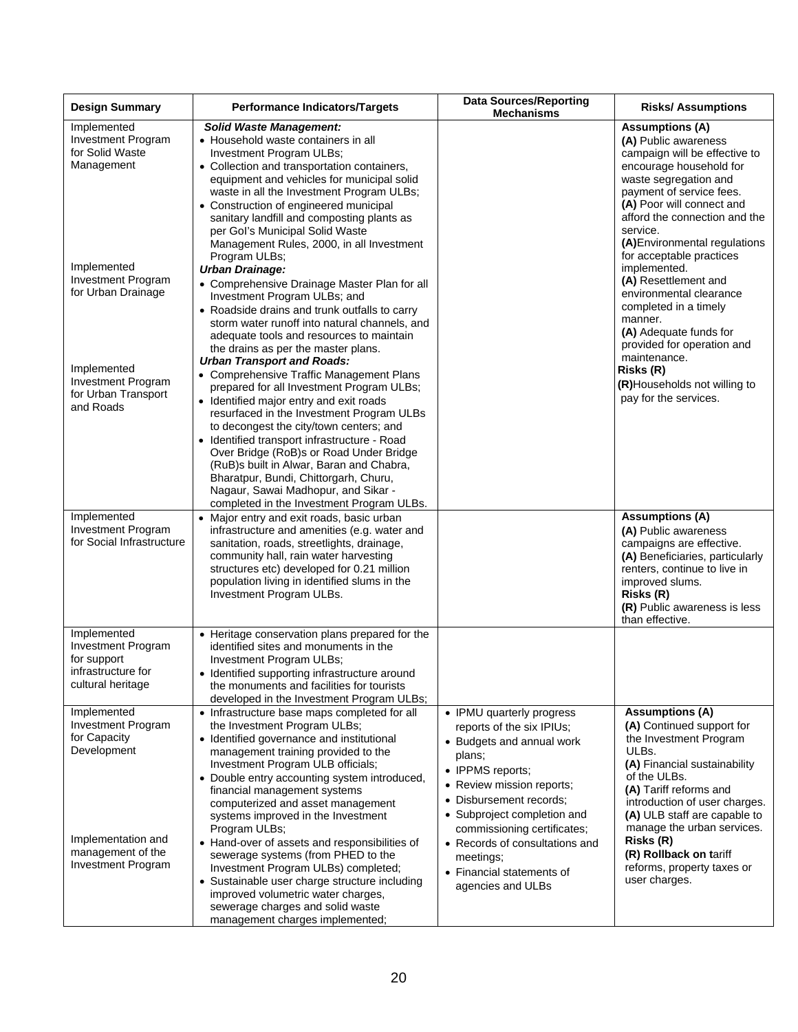| Design Summary | Performance Indicators/Targets | Data Sources/Reporting Mechanisms | Risks/ Assumptions |
|---|---|---|---|
| Implemented Investment Program for Solid Waste Management<br><br>Implemented Investment Program for Urban Drainage<br><br>Implemented Investment Program for Urban Transport and Roads | ***Solid Waste Management:***<br>• Household waste containers in all Investment Program ULBs;<br>• Collection and transportation containers, equipment and vehicles for municipal solid waste in all the Investment Program ULBs;<br>• Construction of engineered municipal sanitary landfill and composting plants as per GoI's Municipal Solid Waste Management Rules, 2000, in all Investment Program ULBs;<br>***Urban Drainage:***<br>• Comprehensive Drainage Master Plan for all Investment Program ULBs; and<br>• Roadside drains and trunk outfalls to carry storm water runoff into natural channels, and adequate tools and resources to maintain the drains as per the master plans.<br>***Urban Transport and Roads:***<br>• Comprehensive Traffic Management Plans prepared for all Investment Program ULBs;<br>• Identified major entry and exit roads resurfaced in the Investment Program ULBs to decongest the city/town centers; and<br>• Identified transport infrastructure - Road Over Bridge (RoB)s or Road Under Bridge (RuB)s built in Alwar, Baran and Chabra, Bharatpur, Bundi, Chittorgarh, Churu, Nagaur, Sawai Madhopur, and Sikar - completed in the Investment Program ULBs. | | **Assumptions (A)**<br>**(A)** Public awareness campaign will be effective to encourage household for waste segregation and payment of service fees.<br>**(A)** Poor will connect and afford the connection and the service.<br>**(A)** Environmental regulations for acceptable practices implemented.<br>**(A)** Resettlement and environmental clearance completed in a timely manner.<br>**(A)** Adequate funds for provided for operation and maintenance.<br>**Risks (R)**<br>**(R)** Households not willing to pay for the services. |
| Implemented Investment Program for Social Infrastructure | • Major entry and exit roads, basic urban infrastructure and amenities (e.g. water and sanitation, roads, streetlights, drainage, community hall, rain water harvesting structures etc) developed for 0.21 million population living in identified slums in the Investment Program ULBs. | | **Assumptions (A)**<br>**(A)** Public awareness campaigns are effective.<br>**(A)** Beneficiaries, particularly renters, continue to live in improved slums.<br>**Risks (R)**<br>**(R)** Public awareness is less than effective. |
| Implemented Investment Program for support infrastructure for cultural heritage | • Heritage conservation plans prepared for the identified sites and monuments in the Investment Program ULBs;<br>• Identified supporting infrastructure around the monuments and facilities for tourists developed in the Investment Program ULBs; | | |
| Implemented Investment Program for Capacity Development<br><br>Implementation and management of the Investment Program | • Infrastructure base maps completed for all the Investment Program ULBs;<br>• Identified governance and institutional management training provided to the Investment Program ULB officials;<br>• Double entry accounting system introduced, financial management systems computerized and asset management systems improved in the Investment Program ULBs;<br>• Hand-over of assets and responsibilities of sewerage systems (from PHED to the Investment Program ULBs) completed;<br>• Sustainable user charge structure including improved volumetric water charges, sewerage charges and solid waste management charges implemented; | • IPMU quarterly progress reports of the six IPIUs;<br>• Budgets and annual work plans;<br>• IPPMS reports;<br>• Review mission reports;<br>• Disbursement records;<br>• Subproject completion and commissioning certificates;<br>• Records of consultations and meetings;<br>• Financial statements of agencies and ULBs | **Assumptions (A)**<br>**(A)** Continued support for the Investment Program ULBs.<br>**(A)** Financial sustainability of the ULBs.<br>**(A)** Tariff reforms and introduction of user charges.<br>**(A)** ULB staff are capable to manage the urban services.<br>**Risks (R)**<br>**(R) Rollback on t**ariff reforms, property taxes or user charges. |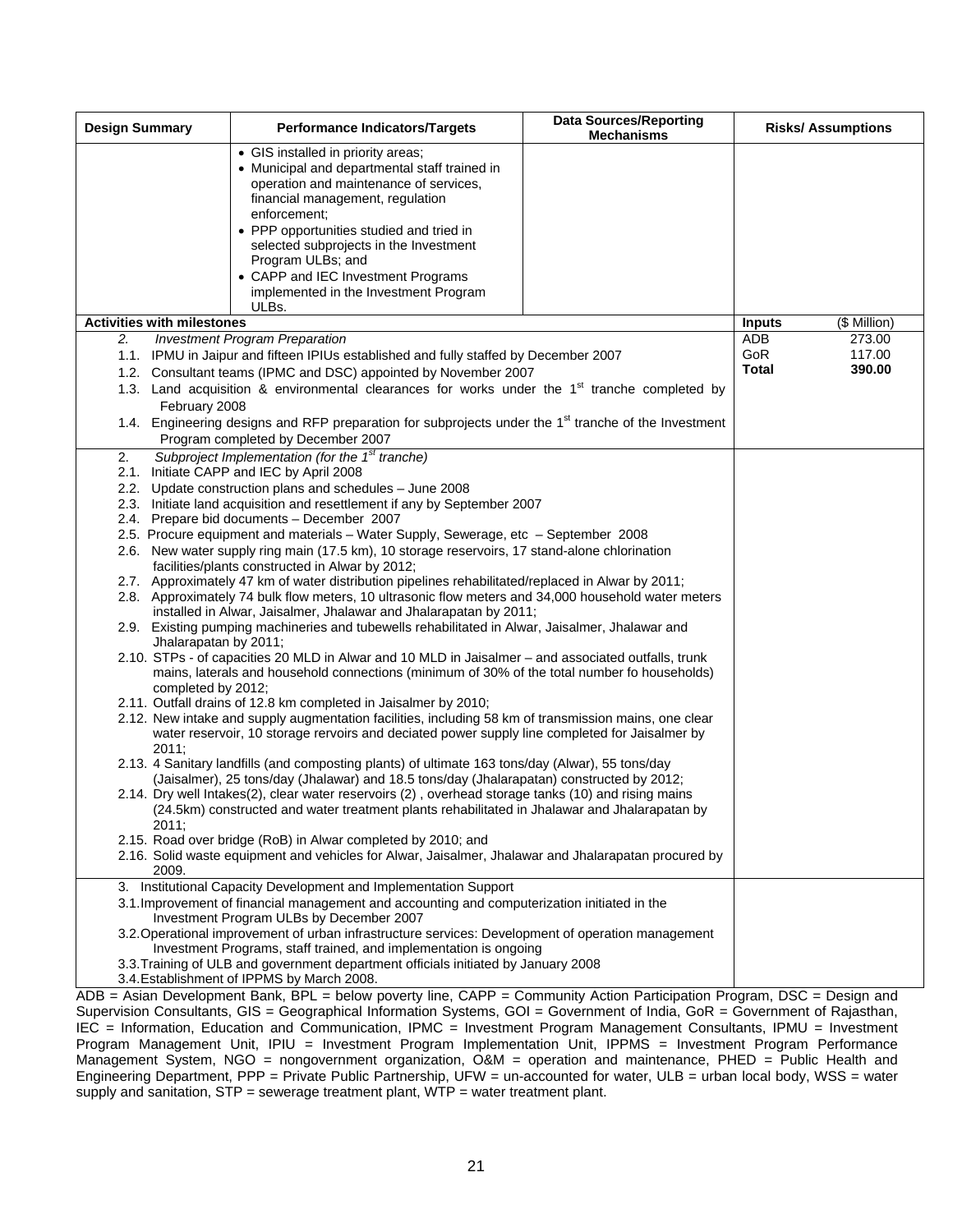| Design Summary | Performance Indicators/Targets | Data Sources/Reporting Mechanisms | Risks/ Assumptions |
|---|---|---|---|
| | • GIS installed in priority areas; <br>• Municipal and departmental staff trained in operation and maintenance of services, financial management, regulation enforcement; <br>• PPP opportunities studied and tried in selected subprojects in the Investment Program ULBs; and <br>• CAPP and IEC Investment Programs implemented in the Investment Program ULBs. | | |

| Activities with milestones | Inputs ($ Million) |
|---|---|
| *2. Investment Program Preparation*<br>1.1. IPMU in Jaipur and fifteen IPIUs established and fully staffed by December 2007<br>1.2. Consultant teams (IPMC and DSC) appointed by November 2007<br>1.3. Land acquisition & environmental clearances for works under the 1st tranche completed by February 2008<br>1.4. Engineering designs and RFP preparation for subprojects under the 1st tranche of the Investment Program completed by December 2007 | ADB 273.00<br>GoR 117.00<br>**Total** **390.00** |
| 2. *Subproject Implementation (for the 1st tranche)*<br>2.1. Initiate CAPP and IEC by April 2008<br>2.2. Update construction plans and schedules – June 2008<br>2.3. Initiate land acquisition and resettlement if any by September 2007<br>2.4. Prepare bid documents – December 2007<br>2.5. Procure equipment and materials – Water Supply, Sewerage, etc – September 2008<br>2.6. New water supply ring main (17.5 km), 10 storage reservoirs, 17 stand-alone chlorination facilities/plants constructed in Alwar by 2012;<br>2.7. Approximately 47 km of water distribution pipelines rehabilitated/replaced in Alwar by 2011;<br>2.8. Approximately 74 bulk flow meters, 10 ultrasonic flow meters and 34,000 household water meters installed in Alwar, Jaisalmer, Jhalawar and Jhalarapatan by 2011;<br>2.9. Existing pumping machineries and tubewells rehabilitated in Alwar, Jaisalmer, Jhalawar and Jhalarapatan by 2011;<br>2.10. STPs - of capacities 20 MLD in Alwar and 10 MLD in Jaisalmer – and associated outfalls, trunk mains, laterals and household connections (minimum of 30% of the total number fo households) completed by 2012;<br>2.11. Outfall drains of 12.8 km completed in Jaisalmer by 2010;<br>2.12. New intake and supply augmentation facilities, including 58 km of transmission mains, one clear water reservoir, 10 storage rervoirs and deciated power supply line completed for Jaisalmer by 2011;<br>2.13. 4 Sanitary landfills (and composting plants) of ultimate 163 tons/day (Alwar), 55 tons/day (Jaisalmer), 25 tons/day (Jhalawar) and 18.5 tons/day (Jhalarapatan) constructed by 2012;<br>2.14. Dry well Intakes(2), clear water reservoirs (2) , overhead storage tanks (10) and rising mains (24.5km) constructed and water treatment plants rehabilitated in Jhalawar and Jhalarapatan by 2011;<br>2.15. Road over bridge (RoB) in Alwar completed by 2010; and<br>2.16. Solid waste equipment and vehicles for Alwar, Jaisalmer, Jhalawar and Jhalarapatan procured by 2009. | |
| 3. Institutional Capacity Development and Implementation Support<br>3.1. Improvement of financial management and accounting and computerization initiated in the Investment Program ULBs by December 2007<br>3.2. Operational improvement of urban infrastructure services: Development of operation management Investment Programs, staff trained, and implementation is ongoing<br>3.3. Training of ULB and government department officials initiated by January 2008<br>3.4. Establishment of IPPMS by March 2008. | |

ADB = Asian Development Bank, BPL = below poverty line, CAPP = Community Action Participation Program, DSC = Design and Supervision Consultants, GIS = Geographical Information Systems, GOI = Government of India, GoR = Government of Rajasthan, IEC = Information, Education and Communication, IPMC = Investment Program Management Consultants, IPMU = Investment Program Management Unit, IPIU = Investment Program Implementation Unit, IPPMS = Investment Program Performance Management System, NGO = nongovernment organization, O&M = operation and maintenance, PHED = Public Health and Engineering Department, PPP = Private Public Partnership, UFW = un-accounted for water, ULB = urban local body, WSS = water supply and sanitation, STP = sewerage treatment plant, WTP = water treatment plant.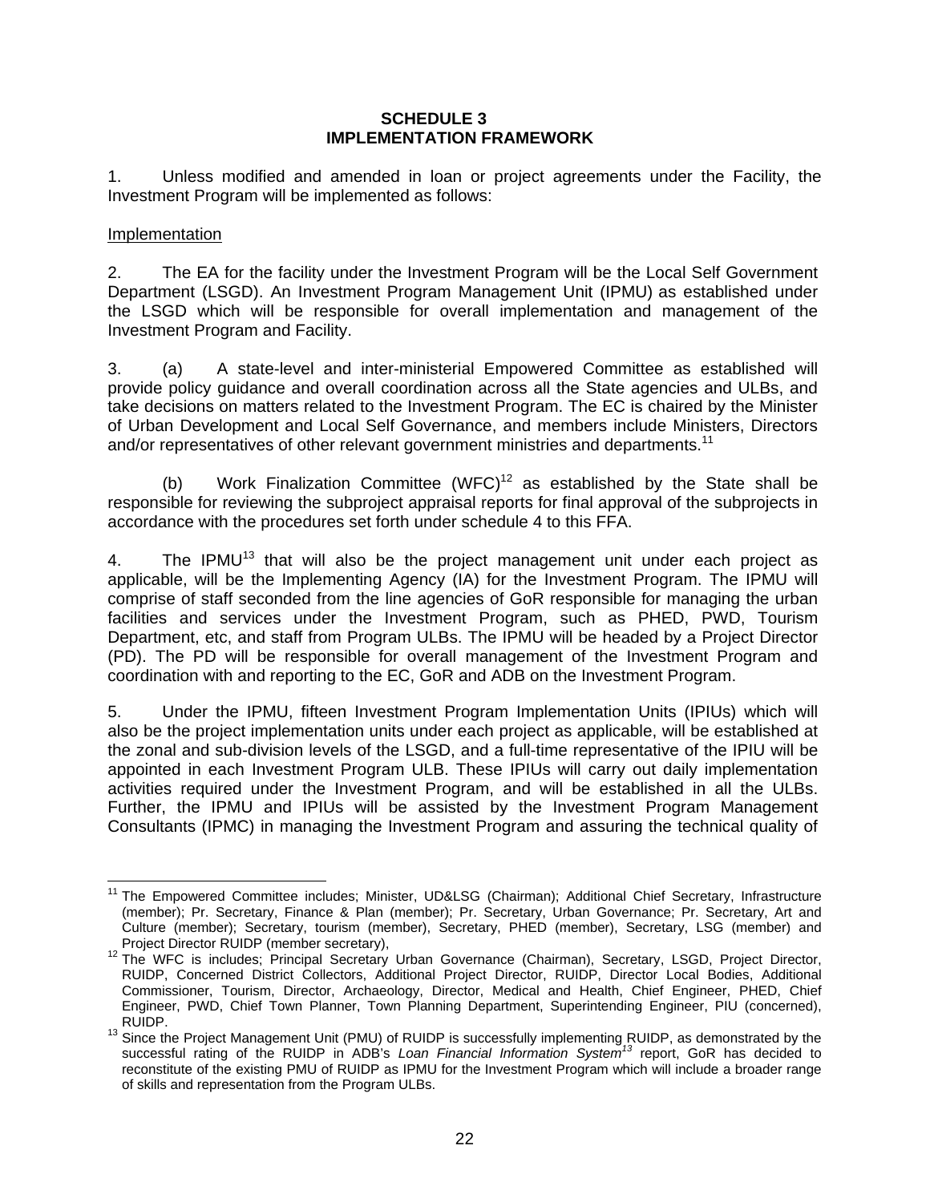**SCHEDULE 3**
**IMPLEMENTATION FRAMEWORK**

1. Unless modified and amended in loan or project agreements under the Facility, the Investment Program will be implemented as follows:

Implementation

2. The EA for the facility under the Investment Program will be the Local Self Government Department (LSGD). An Investment Program Management Unit (IPMU) as established under the LSGD which will be responsible for overall implementation and management of the Investment Program and Facility.

3. (a) A state-level and inter-ministerial Empowered Committee as established will provide policy guidance and overall coordination across all the State agencies and ULBs, and take decisions on matters related to the Investment Program. The EC is chaired by the Minister of Urban Development and Local Self Governance, and members include Ministers, Directors and/or representatives of other relevant government ministries and departments.[11]

(b) Work Finalization Committee (WFC)[12] as established by the State shall be responsible for reviewing the subproject appraisal reports for final approval of the subprojects in accordance with the procedures set forth under schedule 4 to this FFA.

4. The IPMU[13] that will also be the project management unit under each project as applicable, will be the Implementing Agency (IA) for the Investment Program. The IPMU will comprise of staff seconded from the line agencies of GoR responsible for managing the urban facilities and services under the Investment Program, such as PHED, PWD, Tourism Department, etc, and staff from Program ULBs. The IPMU will be headed by a Project Director (PD). The PD will be responsible for overall management of the Investment Program and coordination with and reporting to the EC, GoR and ADB on the Investment Program.

5. Under the IPMU, fifteen Investment Program Implementation Units (IPIUs) which will also be the project implementation units under each project as applicable, will be established at the zonal and sub-division levels of the LSGD, and a full-time representative of the IPIU will be appointed in each Investment Program ULB. These IPIUs will carry out daily implementation activities required under the Investment Program, and will be established in all the ULBs. Further, the IPMU and IPIUs will be assisted by the Investment Program Management Consultants (IPMC) in managing the Investment Program and assuring the technical quality of

---

[11] The Empowered Committee includes; Minister, UD&LSG (Chairman); Additional Chief Secretary, Infrastructure (member); Pr. Secretary, Finance & Plan (member); Pr. Secretary, Urban Governance; Pr. Secretary, Art and Culture (member); Secretary, tourism (member), Secretary, PHED (member), Secretary, LSG (member) and Project Director RUIDP (member secretary),

[12] The WFC is includes; Principal Secretary Urban Governance (Chairman), Secretary, LSGD, Project Director, RUIDP, Concerned District Collectors, Additional Project Director, RUIDP, Director Local Bodies, Additional Commissioner, Tourism, Director, Archaeology, Director, Medical and Health, Chief Engineer, PHED, Chief Engineer, PWD, Chief Town Planner, Town Planning Department, Superintending Engineer, PIU (concerned), RUIDP.

[13] Since the Project Management Unit (PMU) of RUIDP is successfully implementing RUIDP, as demonstrated by the successful rating of the RUIDP in ADB's *Loan Financial Information System*[13] report, GoR has decided to reconstitute of the existing PMU of RUIDP as IPMU for the Investment Program which will include a broader range of skills and representation from the Program ULBs.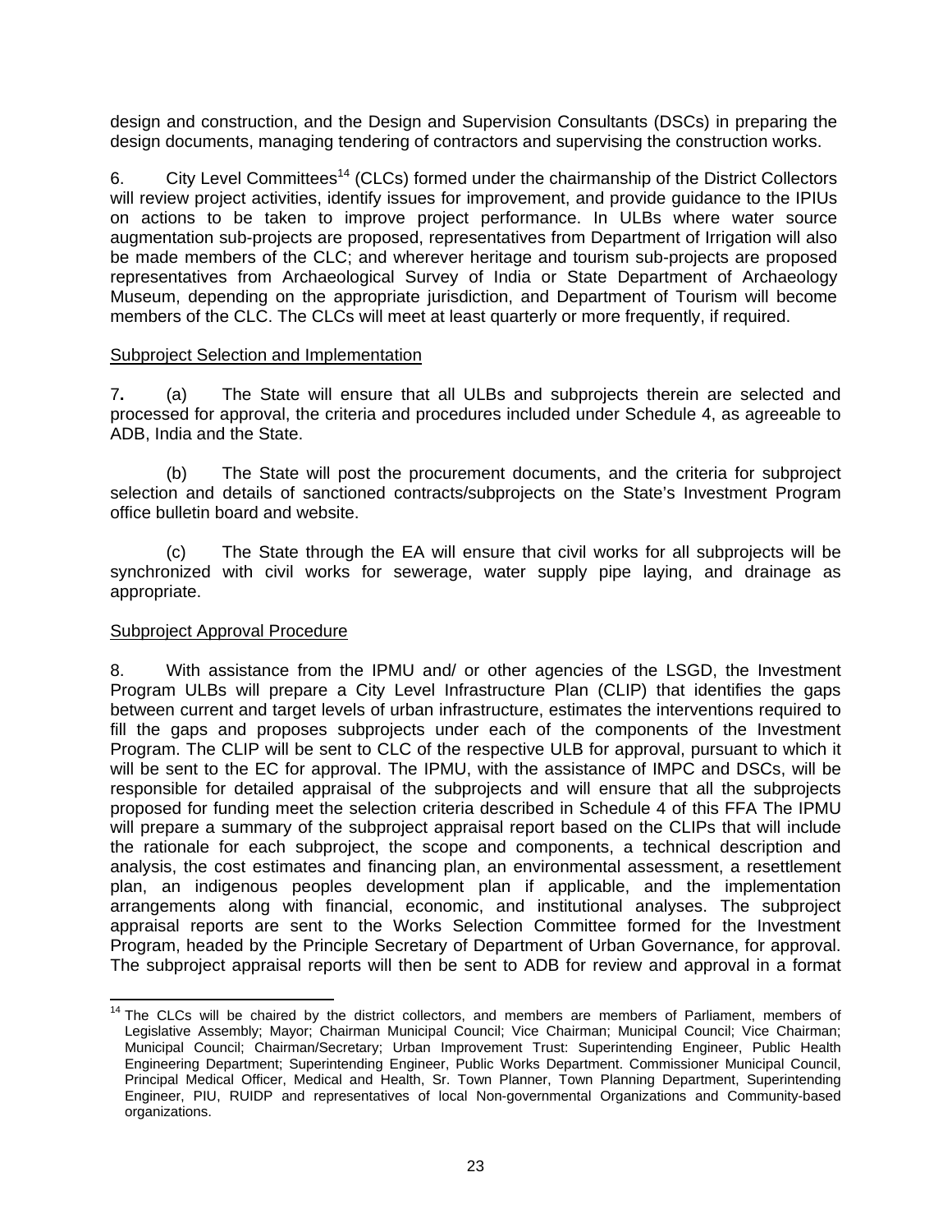design and construction, and the Design and Supervision Consultants (DSCs) in preparing the design documents, managing tendering of contractors and supervising the construction works.

6. City Level Committees[14] (CLCs) formed under the chairmanship of the District Collectors will review project activities, identify issues for improvement, and provide guidance to the IPIUs on actions to be taken to improve project performance. In ULBs where water source augmentation sub-projects are proposed, representatives from Department of Irrigation will also be made members of the CLC; and wherever heritage and tourism sub-projects are proposed representatives from Archaeological Survey of India or State Department of Archaeology Museum, depending on the appropriate jurisdiction, and Department of Tourism will become members of the CLC. The CLCs will meet at least quarterly or more frequently, if required.

<u>Subproject Selection and Implementation</u>

7**.** (a) The State will ensure that all ULBs and subprojects therein are selected and processed for approval, the criteria and procedures included under Schedule 4, as agreeable to ADB, India and the State.

(b) The State will post the procurement documents, and the criteria for subproject selection and details of sanctioned contracts/subprojects on the State's Investment Program office bulletin board and website.

(c) The State through the EA will ensure that civil works for all subprojects will be synchronized with civil works for sewerage, water supply pipe laying, and drainage as appropriate.

<u>Subproject Approval Procedure</u>

8. With assistance from the IPMU and/ or other agencies of the LSGD, the Investment Program ULBs will prepare a City Level Infrastructure Plan (CLIP) that identifies the gaps between current and target levels of urban infrastructure, estimates the interventions required to fill the gaps and proposes subprojects under each of the components of the Investment Program. The CLIP will be sent to CLC of the respective ULB for approval, pursuant to which it will be sent to the EC for approval. The IPMU, with the assistance of IMPC and DSCs, will be responsible for detailed appraisal of the subprojects and will ensure that all the subprojects proposed for funding meet the selection criteria described in Schedule 4 of this FFA The IPMU will prepare a summary of the subproject appraisal report based on the CLIPs that will include the rationale for each subproject, the scope and components, a technical description and analysis, the cost estimates and financing plan, an environmental assessment, a resettlement plan, an indigenous peoples development plan if applicable, and the implementation arrangements along with financial, economic, and institutional analyses. The subproject appraisal reports are sent to the Works Selection Committee formed for the Investment Program, headed by the Principle Secretary of Department of Urban Governance, for approval. The subproject appraisal reports will then be sent to ADB for review and approval in a format

---

[14] The CLCs will be chaired by the district collectors, and members are members of Parliament, members of Legislative Assembly; Mayor; Chairman Municipal Council; Vice Chairman; Municipal Council; Vice Chairman; Municipal Council; Chairman/Secretary; Urban Improvement Trust: Superintending Engineer, Public Health Engineering Department; Superintending Engineer, Public Works Department. Commissioner Municipal Council, Principal Medical Officer, Medical and Health, Sr. Town Planner, Town Planning Department, Superintending Engineer, PIU, RUIDP and representatives of local Non-governmental Organizations and Community-based organizations.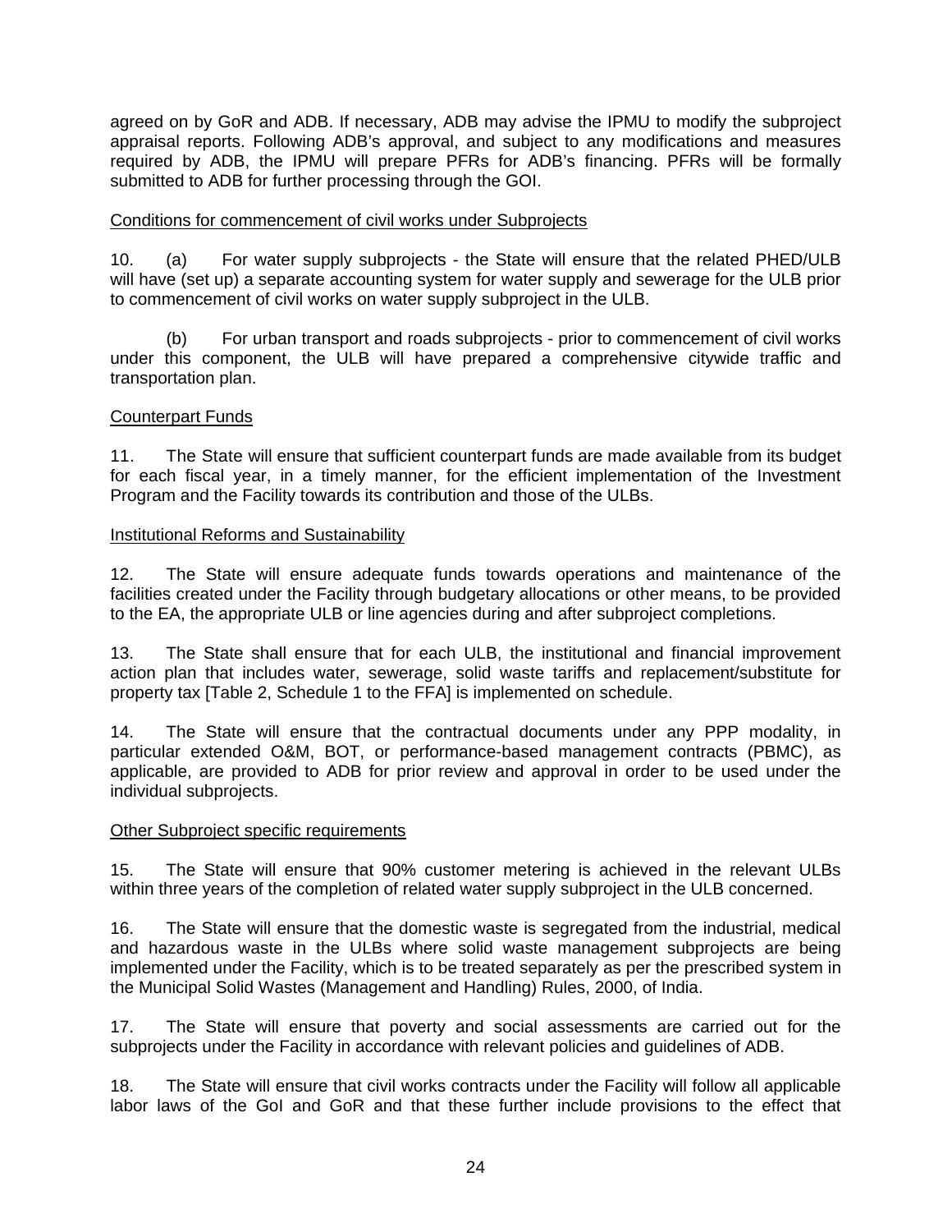agreed on by GoR and ADB. If necessary, ADB may advise the IPMU to modify the subproject appraisal reports. Following ADB's approval, and subject to any modifications and measures required by ADB, the IPMU will prepare PFRs for ADB's financing. PFRs will be formally submitted to ADB for further processing through the GOI.

Conditions for commencement of civil works under Subprojects

10. (a) For water supply subprojects - the State will ensure that the related PHED/ULB will have (set up) a separate accounting system for water supply and sewerage for the ULB prior to commencement of civil works on water supply subproject in the ULB.

(b) For urban transport and roads subprojects - prior to commencement of civil works under this component, the ULB will have prepared a comprehensive citywide traffic and transportation plan.

Counterpart Funds

11. The State will ensure that sufficient counterpart funds are made available from its budget for each fiscal year, in a timely manner, for the efficient implementation of the Investment Program and the Facility towards its contribution and those of the ULBs.

Institutional Reforms and Sustainability

12. The State will ensure adequate funds towards operations and maintenance of the facilities created under the Facility through budgetary allocations or other means, to be provided to the EA, the appropriate ULB or line agencies during and after subproject completions.

13. The State shall ensure that for each ULB, the institutional and financial improvement action plan that includes water, sewerage, solid waste tariffs and replacement/substitute for property tax [Table 2, Schedule 1 to the FFA] is implemented on schedule.

14. The State will ensure that the contractual documents under any PPP modality, in particular extended O&M, BOT, or performance-based management contracts (PBMC), as applicable, are provided to ADB for prior review and approval in order to be used under the individual subprojects.

Other Subproject specific requirements

15. The State will ensure that 90% customer metering is achieved in the relevant ULBs within three years of the completion of related water supply subproject in the ULB concerned.

16. The State will ensure that the domestic waste is segregated from the industrial, medical and hazardous waste in the ULBs where solid waste management subprojects are being implemented under the Facility, which is to be treated separately as per the prescribed system in the Municipal Solid Wastes (Management and Handling) Rules, 2000, of India.

17. The State will ensure that poverty and social assessments are carried out for the subprojects under the Facility in accordance with relevant policies and guidelines of ADB.

18. The State will ensure that civil works contracts under the Facility will follow all applicable labor laws of the GoI and GoR and that these further include provisions to the effect that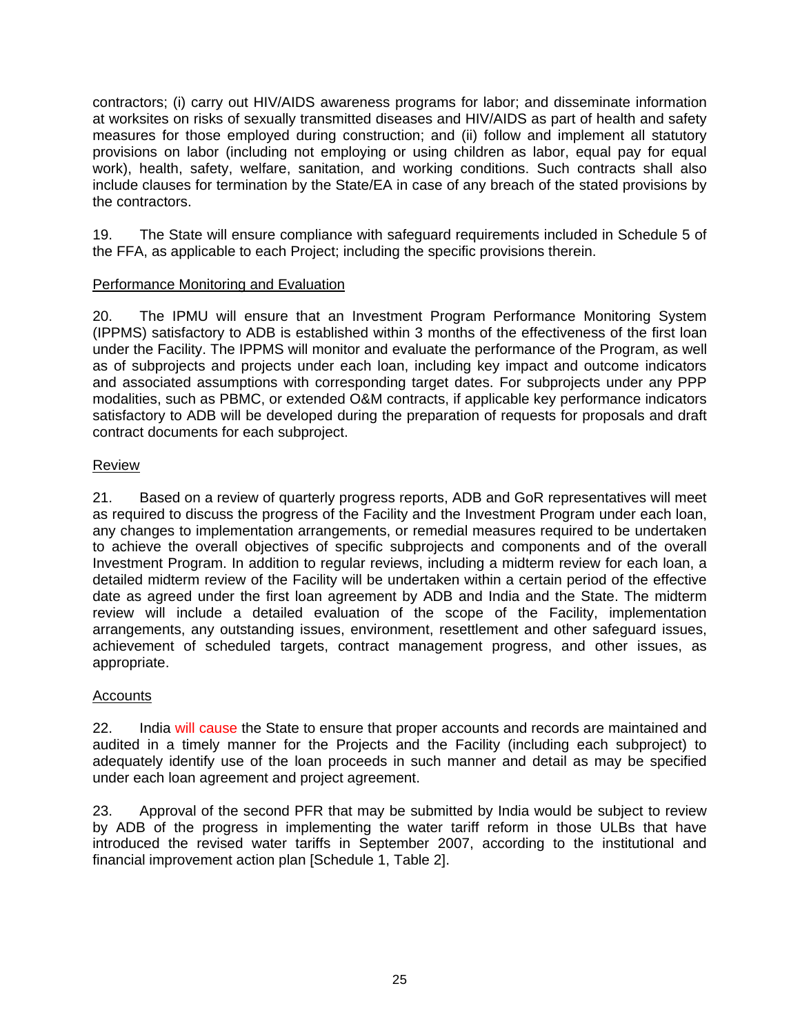contractors; (i) carry out HIV/AIDS awareness programs for labor; and disseminate information at worksites on risks of sexually transmitted diseases and HIV/AIDS as part of health and safety measures for those employed during construction; and (ii) follow and implement all statutory provisions on labor (including not employing or using children as labor, equal pay for equal work), health, safety, welfare, sanitation, and working conditions. Such contracts shall also include clauses for termination by the State/EA in case of any breach of the stated provisions by the contractors.

19. The State will ensure compliance with safeguard requirements included in Schedule 5 of the FFA, as applicable to each Project; including the specific provisions therein.

Performance Monitoring and Evaluation

20. The IPMU will ensure that an Investment Program Performance Monitoring System (IPPMS) satisfactory to ADB is established within 3 months of the effectiveness of the first loan under the Facility. The IPPMS will monitor and evaluate the performance of the Program, as well as of subprojects and projects under each loan, including key impact and outcome indicators and associated assumptions with corresponding target dates. For subprojects under any PPP modalities, such as PBMC, or extended O&M contracts, if applicable key performance indicators satisfactory to ADB will be developed during the preparation of requests for proposals and draft contract documents for each subproject.

Review

21. Based on a review of quarterly progress reports, ADB and GoR representatives will meet as required to discuss the progress of the Facility and the Investment Program under each loan, any changes to implementation arrangements, or remedial measures required to be undertaken to achieve the overall objectives of specific subprojects and components and of the overall Investment Program. In addition to regular reviews, including a midterm review for each loan, a detailed midterm review of the Facility will be undertaken within a certain period of the effective date as agreed under the first loan agreement by ADB and India and the State. The midterm review will include a detailed evaluation of the scope of the Facility, implementation arrangements, any outstanding issues, environment, resettlement and other safeguard issues, achievement of scheduled targets, contract management progress, and other issues, as appropriate.

Accounts

22. India will cause the State to ensure that proper accounts and records are maintained and audited in a timely manner for the Projects and the Facility (including each subproject) to adequately identify use of the loan proceeds in such manner and detail as may be specified under each loan agreement and project agreement.

23. Approval of the second PFR that may be submitted by India would be subject to review by ADB of the progress in implementing the water tariff reform in those ULBs that have introduced the revised water tariffs in September 2007, according to the institutional and financial improvement action plan [Schedule 1, Table 2].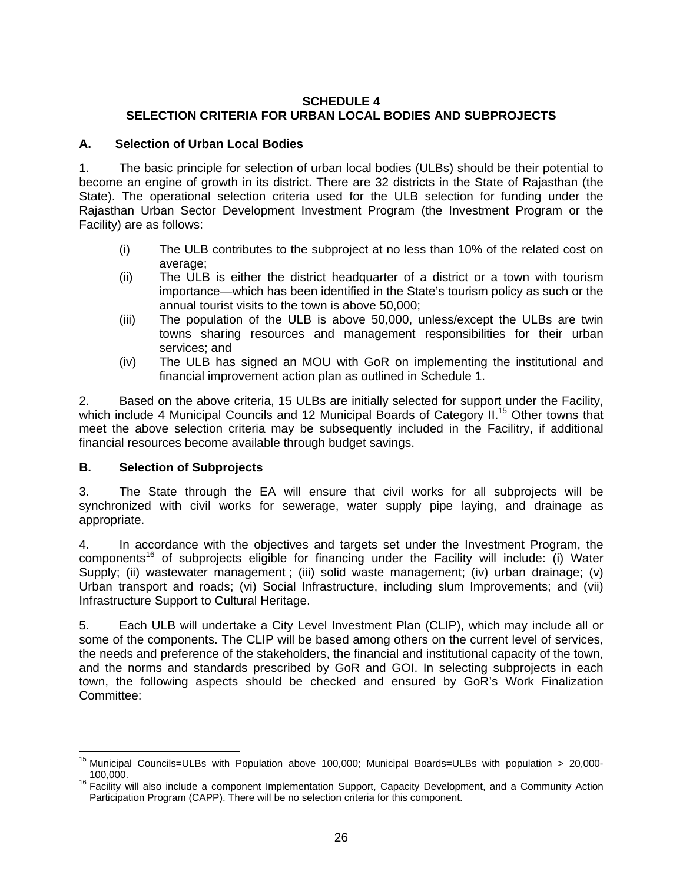# SCHEDULE 4
# SELECTION CRITERIA FOR URBAN LOCAL BODIES AND SUBPROJECTS

## A. Selection of Urban Local Bodies

1. The basic principle for selection of urban local bodies (ULBs) should be their potential to become an engine of growth in its district. There are 32 districts in the State of Rajasthan (the State). The operational selection criteria used for the ULB selection for funding under the Rajasthan Urban Sector Development Investment Program (the Investment Program or the Facility) are as follows:

   (i) The ULB contributes to the subproject at no less than 10% of the related cost on average;
   
   (ii) The ULB is either the district headquarter of a district or a town with tourism importance—which has been identified in the State's tourism policy as such or the annual tourist visits to the town is above 50,000;
   
   (iii) The population of the ULB is above 50,000, unless/except the ULBs are twin towns sharing resources and management responsibilities for their urban services; and
   
   (iv) The ULB has signed an MOU with GoR on implementing the institutional and financial improvement action plan as outlined in Schedule 1.

2. Based on the above criteria, 15 ULBs are initially selected for support under the Facility, which include 4 Municipal Councils and 12 Municipal Boards of Category II.[15] Other towns that meet the above selection criteria may be subsequently included in the Facilitry, if additional financial resources become available through budget savings.

## B. Selection of Subprojects

3. The State through the EA will ensure that civil works for all subprojects will be synchronized with civil works for sewerage, water supply pipe laying, and drainage as appropriate.

4. In accordance with the objectives and targets set under the Investment Program, the components[16] of subprojects eligible for financing under the Facility will include: (i) Water Supply; (ii) wastewater management ; (iii) solid waste management; (iv) urban drainage; (v) Urban transport and roads; (vi) Social Infrastructure, including slum Improvements; and (vii) Infrastructure Support to Cultural Heritage.

5. Each ULB will undertake a City Level Investment Plan (CLIP), which may include all or some of the components. The CLIP will be based among others on the current level of services, the needs and preference of the stakeholders, the financial and institutional capacity of the town, and the norms and standards prescribed by GoR and GOI. In selecting subprojects in each town, the following aspects should be checked and ensured by GoR's Work Finalization Committee:

---

[15] Municipal Councils=ULBs with Population above 100,000; Municipal Boards=ULBs with population > 20,000-100,000.

[16] Facility will also include a component Implementation Support, Capacity Development, and a Community Action Participation Program (CAPP). There will be no selection criteria for this component.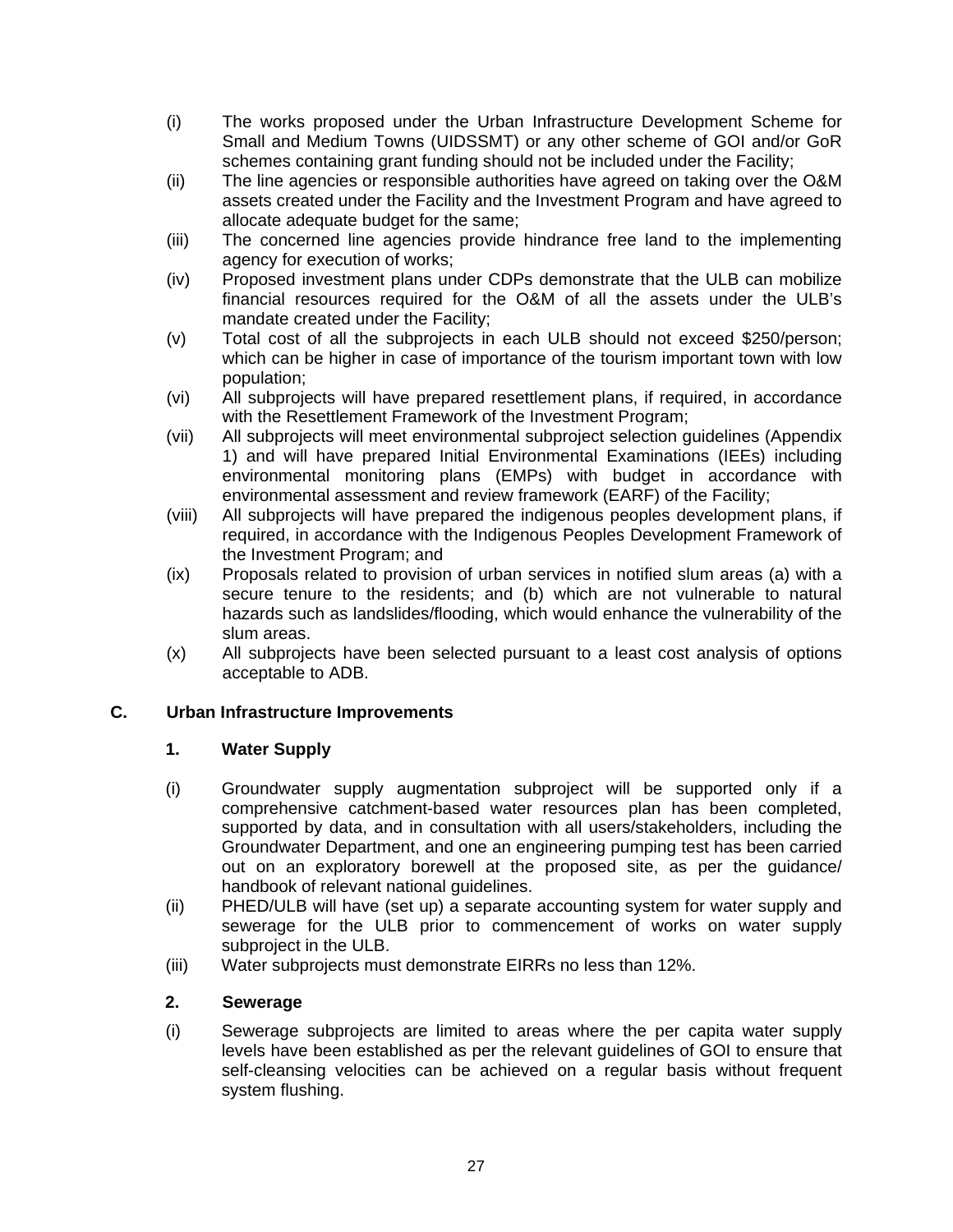(i) The works proposed under the Urban Infrastructure Development Scheme for Small and Medium Towns (UIDSSMT) or any other scheme of GOI and/or GoR schemes containing grant funding should not be included under the Facility;

(ii) The line agencies or responsible authorities have agreed on taking over the O&M assets created under the Facility and the Investment Program and have agreed to allocate adequate budget for the same;

(iii) The concerned line agencies provide hindrance free land to the implementing agency for execution of works;

(iv) Proposed investment plans under CDPs demonstrate that the ULB can mobilize financial resources required for the O&M of all the assets under the ULB's mandate created under the Facility;

(v) Total cost of all the subprojects in each ULB should not exceed $250/person; which can be higher in case of importance of the tourism important town with low population;

(vi) All subprojects will have prepared resettlement plans, if required, in accordance with the Resettlement Framework of the Investment Program;

(vii) All subprojects will meet environmental subproject selection guidelines (Appendix 1) and will have prepared Initial Environmental Examinations (IEEs) including environmental monitoring plans (EMPs) with budget in accordance with environmental assessment and review framework (EARF) of the Facility;

(viii) All subprojects will have prepared the indigenous peoples development plans, if required, in accordance with the Indigenous Peoples Development Framework of the Investment Program; and

(ix) Proposals related to provision of urban services in notified slum areas (a) with a secure tenure to the residents; and (b) which are not vulnerable to natural hazards such as landslides/flooding, which would enhance the vulnerability of the slum areas.

(x) All subprojects have been selected pursuant to a least cost analysis of options acceptable to ADB.

## C. Urban Infrastructure Improvements

### 1. Water Supply

(i) Groundwater supply augmentation subproject will be supported only if a comprehensive catchment-based water resources plan has been completed, supported by data, and in consultation with all users/stakeholders, including the Groundwater Department, and one an engineering pumping test has been carried out on an exploratory borewell at the proposed site, as per the guidance/ handbook of relevant national guidelines.

(ii) PHED/ULB will have (set up) a separate accounting system for water supply and sewerage for the ULB prior to commencement of works on water supply subproject in the ULB.

(iii) Water subprojects must demonstrate EIRRs no less than 12%.

### 2. Sewerage

(i) Sewerage subprojects are limited to areas where the per capita water supply levels have been established as per the relevant guidelines of GOI to ensure that self-cleansing velocities can be achieved on a regular basis without frequent system flushing.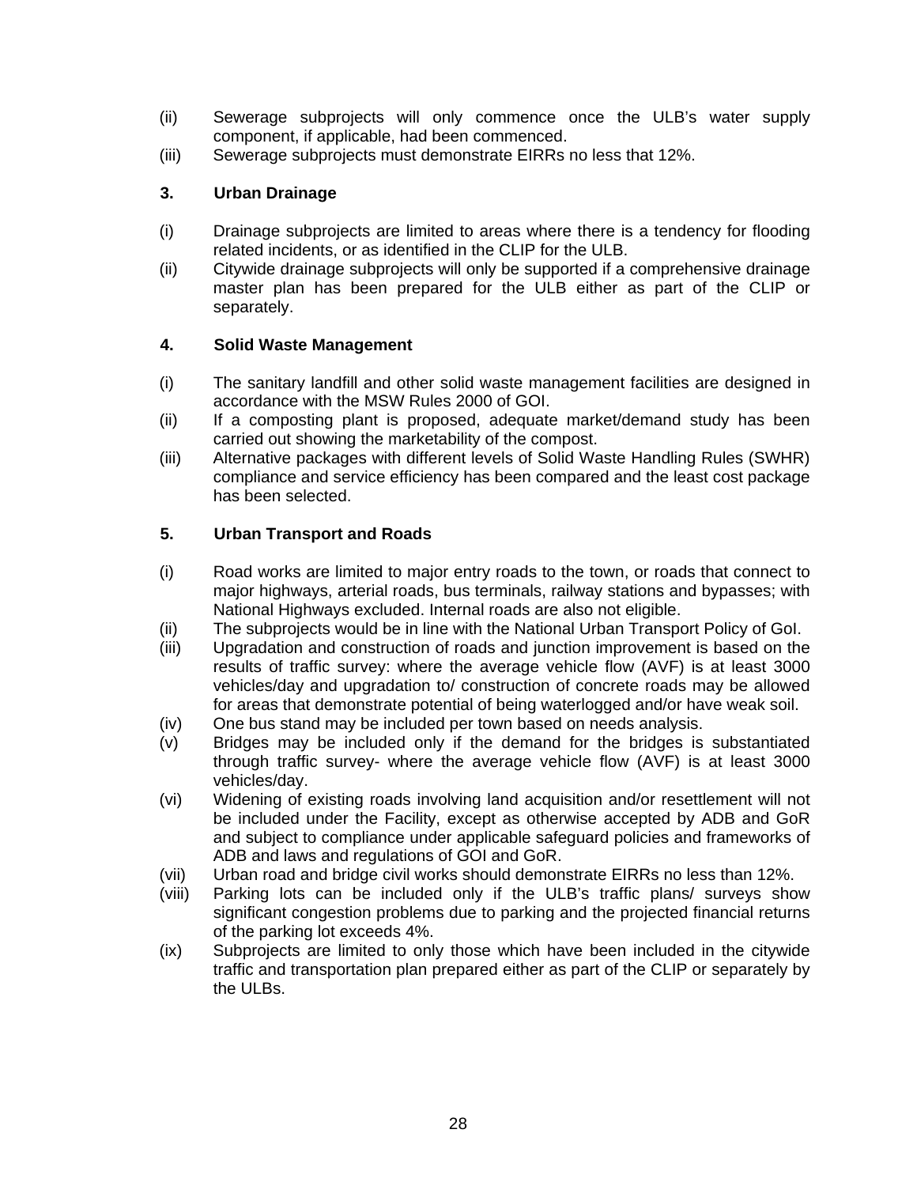(ii) Sewerage subprojects will only commence once the ULB's water supply component, if applicable, had been commenced.

(iii) Sewerage subprojects must demonstrate EIRRs no less that 12%.

### 3. Urban Drainage

(i) Drainage subprojects are limited to areas where there is a tendency for flooding related incidents, or as identified in the CLIP for the ULB.

(ii) Citywide drainage subprojects will only be supported if a comprehensive drainage master plan has been prepared for the ULB either as part of the CLIP or separately.

### 4. Solid Waste Management

(i) The sanitary landfill and other solid waste management facilities are designed in accordance with the MSW Rules 2000 of GOI.

(ii) If a composting plant is proposed, adequate market/demand study has been carried out showing the marketability of the compost.

(iii) Alternative packages with different levels of Solid Waste Handling Rules (SWHR) compliance and service efficiency has been compared and the least cost package has been selected.

### 5. Urban Transport and Roads

(i) Road works are limited to major entry roads to the town, or roads that connect to major highways, arterial roads, bus terminals, railway stations and bypasses; with National Highways excluded. Internal roads are also not eligible.

(ii) The subprojects would be in line with the National Urban Transport Policy of GoI.

(iii) Upgradation and construction of roads and junction improvement is based on the results of traffic survey: where the average vehicle flow (AVF) is at least 3000 vehicles/day and upgradation to/ construction of concrete roads may be allowed for areas that demonstrate potential of being waterlogged and/or have weak soil.

(iv) One bus stand may be included per town based on needs analysis.

(v) Bridges may be included only if the demand for the bridges is substantiated through traffic survey- where the average vehicle flow (AVF) is at least 3000 vehicles/day.

(vi) Widening of existing roads involving land acquisition and/or resettlement will not be included under the Facility, except as otherwise accepted by ADB and GoR and subject to compliance under applicable safeguard policies and frameworks of ADB and laws and regulations of GOI and GoR.

(vii) Urban road and bridge civil works should demonstrate EIRRs no less than 12%.

(viii) Parking lots can be included only if the ULB's traffic plans/ surveys show significant congestion problems due to parking and the projected financial returns of the parking lot exceeds 4%.

(ix) Subprojects are limited to only those which have been included in the citywide traffic and transportation plan prepared either as part of the CLIP or separately by the ULBs.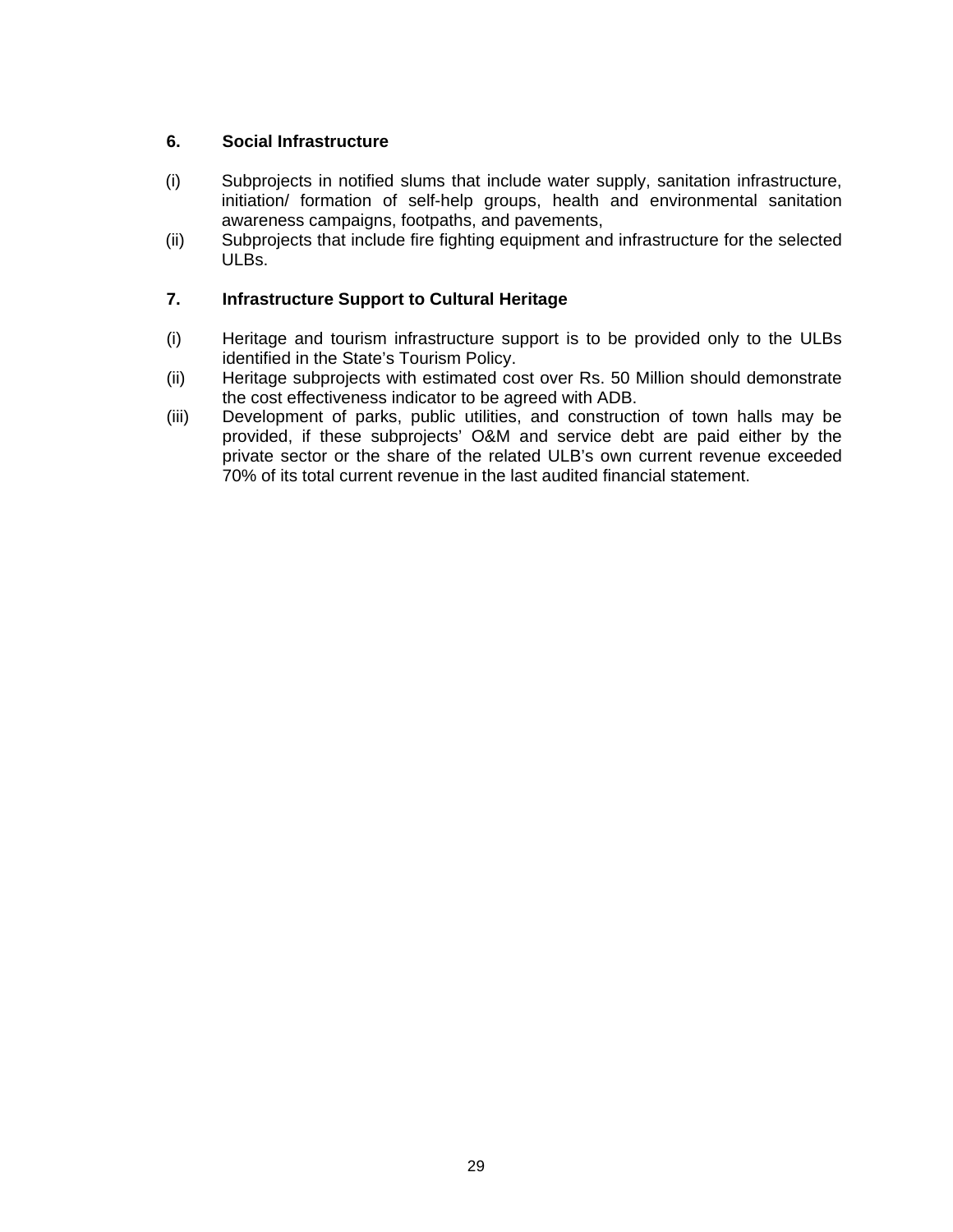### 6. Social Infrastructure

(i) Subprojects in notified slums that include water supply, sanitation infrastructure, initiation/ formation of self-help groups, health and environmental sanitation awareness campaigns, footpaths, and pavements,

(ii) Subprojects that include fire fighting equipment and infrastructure for the selected ULBs.

### 7. Infrastructure Support to Cultural Heritage

(i) Heritage and tourism infrastructure support is to be provided only to the ULBs identified in the State's Tourism Policy.

(ii) Heritage subprojects with estimated cost over Rs. 50 Million should demonstrate the cost effectiveness indicator to be agreed with ADB.

(iii) Development of parks, public utilities, and construction of town halls may be provided, if these subprojects' O&M and service debt are paid either by the private sector or the share of the related ULB's own current revenue exceeded 70% of its total current revenue in the last audited financial statement.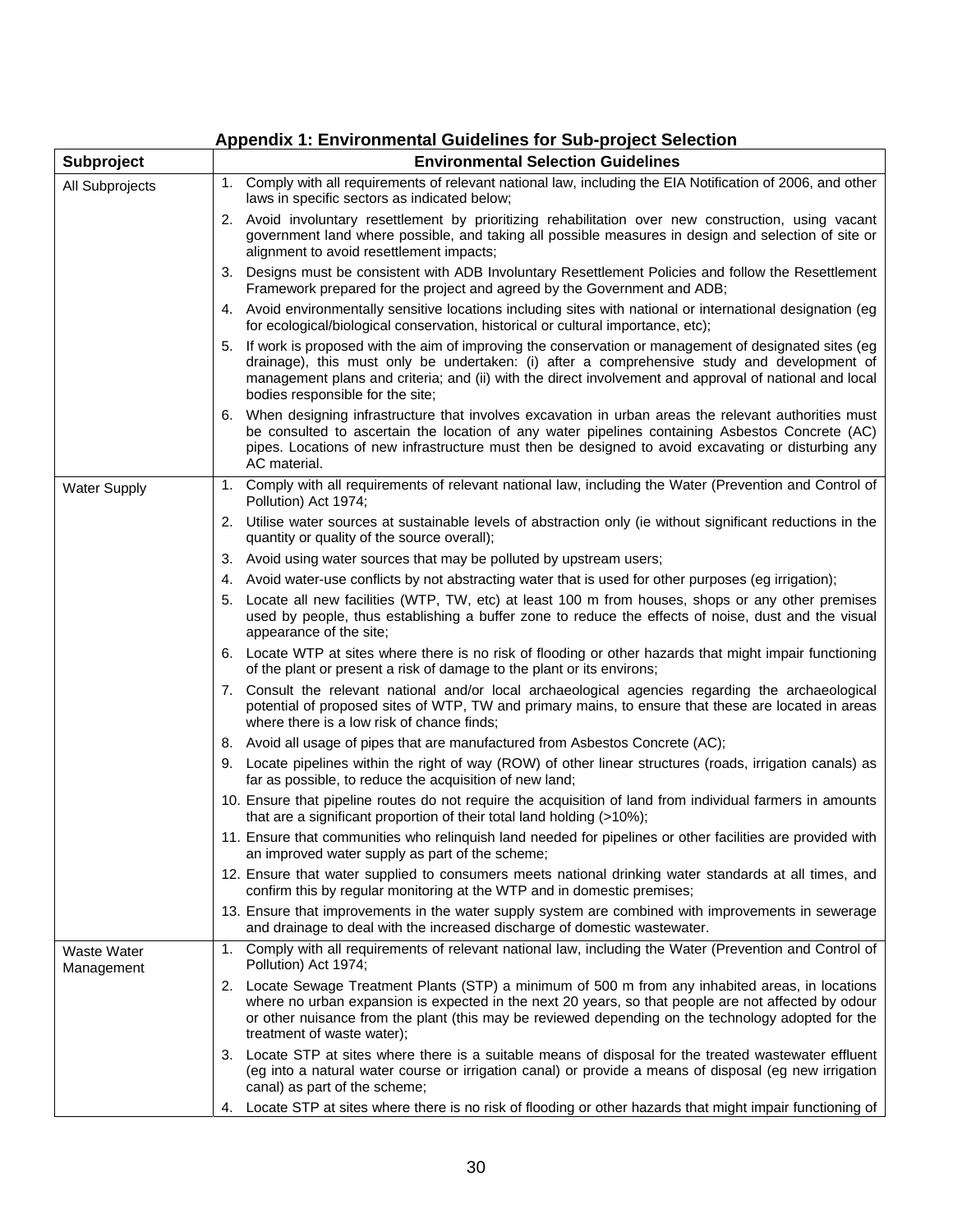## Appendix 1: Environmental Guidelines for Sub-project Selection

| Subproject | Environmental Selection Guidelines |
|---|---|
| All Subprojects | 1. Comply with all requirements of relevant national law, including the EIA Notification of 2006, and other laws in specific sectors as indicated below; |
| | 2. Avoid involuntary resettlement by prioritizing rehabilitation over new construction, using vacant government land where possible, and taking all possible measures in design and selection of site or alignment to avoid resettlement impacts; |
| | 3. Designs must be consistent with ADB Involuntary Resettlement Policies and follow the Resettlement Framework prepared for the project and agreed by the Government and ADB; |
| | 4. Avoid environmentally sensitive locations including sites with national or international designation (eg for ecological/biological conservation, historical or cultural importance, etc); |
| | 5. If work is proposed with the aim of improving the conservation or management of designated sites (eg drainage), this must only be undertaken: (i) after a comprehensive study and development of management plans and criteria; and (ii) with the direct involvement and approval of national and local bodies responsible for the site; |
| | 6. When designing infrastructure that involves excavation in urban areas the relevant authorities must be consulted to ascertain the location of any water pipelines containing Asbestos Concrete (AC) pipes. Locations of new infrastructure must then be designed to avoid excavating or disturbing any AC material. |
| Water Supply | 1. Comply with all requirements of relevant national law, including the Water (Prevention and Control of Pollution) Act 1974; |
| | 2. Utilise water sources at sustainable levels of abstraction only (ie without significant reductions in the quantity or quality of the source overall); |
| | 3. Avoid using water sources that may be polluted by upstream users; |
| | 4. Avoid water-use conflicts by not abstracting water that is used for other purposes (eg irrigation); |
| | 5. Locate all new facilities (WTP, TW, etc) at least 100 m from houses, shops or any other premises used by people, thus establishing a buffer zone to reduce the effects of noise, dust and the visual appearance of the site; |
| | 6. Locate WTP at sites where there is no risk of flooding or other hazards that might impair functioning of the plant or present a risk of damage to the plant or its environs; |
| | 7. Consult the relevant national and/or local archaeological agencies regarding the archaeological potential of proposed sites of WTP, TW and primary mains, to ensure that these are located in areas where there is a low risk of chance finds; |
| | 8. Avoid all usage of pipes that are manufactured from Asbestos Concrete (AC); |
| | 9. Locate pipelines within the right of way (ROW) of other linear structures (roads, irrigation canals) as far as possible, to reduce the acquisition of new land; |
| | 10. Ensure that pipeline routes do not require the acquisition of land from individual farmers in amounts that are a significant proportion of their total land holding (>10%); |
| | 11. Ensure that communities who relinquish land needed for pipelines or other facilities are provided with an improved water supply as part of the scheme; |
| | 12. Ensure that water supplied to consumers meets national drinking water standards at all times, and confirm this by regular monitoring at the WTP and in domestic premises; |
| | 13. Ensure that improvements in the water supply system are combined with improvements in sewerage and drainage to deal with the increased discharge of domestic wastewater. |
| Waste Water Management | 1. Comply with all requirements of relevant national law, including the Water (Prevention and Control of Pollution) Act 1974; |
| | 2. Locate Sewage Treatment Plants (STP) a minimum of 500 m from any inhabited areas, in locations where no urban expansion is expected in the next 20 years, so that people are not affected by odour or other nuisance from the plant (this may be reviewed depending on the technology adopted for the treatment of waste water); |
| | 3. Locate STP at sites where there is a suitable means of disposal for the treated wastewater effluent (eg into a natural water course or irrigation canal) or provide a means of disposal (eg new irrigation canal) as part of the scheme; |
| | 4. Locate STP at sites where there is no risk of flooding or other hazards that might impair functioning of |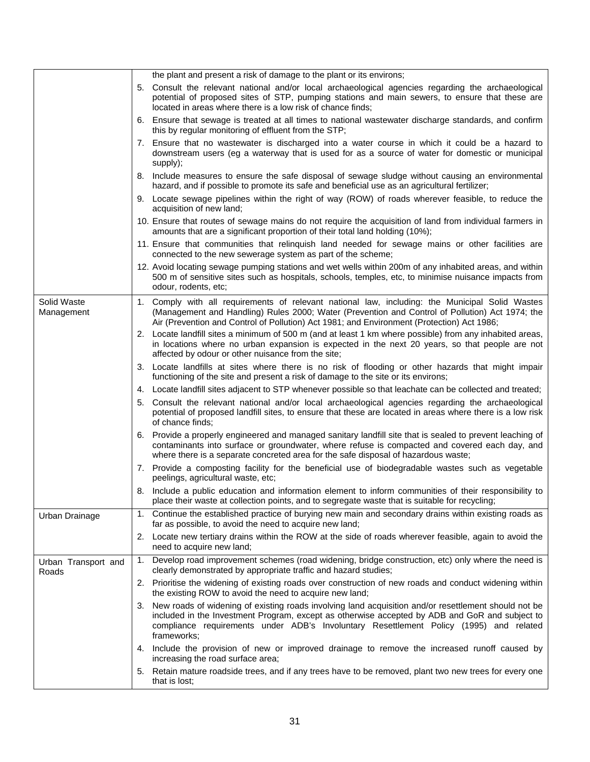| | |
|---|---|
| | the plant and present a risk of damage to the plant or its environs; |
| | 5. Consult the relevant national and/or local archaeological agencies regarding the archaeological potential of proposed sites of STP, pumping stations and main sewers, to ensure that these are located in areas where there is a low risk of chance finds; |
| | 6. Ensure that sewage is treated at all times to national wastewater discharge standards, and confirm this by regular monitoring of effluent from the STP; |
| | 7. Ensure that no wastewater is discharged into a water course in which it could be a hazard to downstream users (eg a waterway that is used for as a source of water for domestic or municipal supply); |
| | 8. Include measures to ensure the safe disposal of sewage sludge without causing an environmental hazard, and if possible to promote its safe and beneficial use as an agricultural fertilizer; |
| | 9. Locate sewage pipelines within the right of way (ROW) of roads wherever feasible, to reduce the acquisition of new land; |
| | 10. Ensure that routes of sewage mains do not require the acquisition of land from individual farmers in amounts that are a significant proportion of their total land holding (10%); |
| | 11. Ensure that communities that relinquish land needed for sewage mains or other facilities are connected to the new sewerage system as part of the scheme; |
| | 12. Avoid locating sewage pumping stations and wet wells within 200m of any inhabited areas, and within 500 m of sensitive sites such as hospitals, schools, temples, etc, to minimise nuisance impacts from odour, rodents, etc; |
| Solid Waste Management | 1. Comply with all requirements of relevant national law, including: the Municipal Solid Wastes (Management and Handling) Rules 2000; Water (Prevention and Control of Pollution) Act 1974; the Air (Prevention and Control of Pollution) Act 1981; and Environment (Protection) Act 1986; |
| | 2. Locate landfill sites a minimum of 500 m (and at least 1 km where possible) from any inhabited areas, in locations where no urban expansion is expected in the next 20 years, so that people are not affected by odour or other nuisance from the site; |
| | 3. Locate landfills at sites where there is no risk of flooding or other hazards that might impair functioning of the site and present a risk of damage to the site or its environs; |
| | 4. Locate landfill sites adjacent to STP whenever possible so that leachate can be collected and treated; |
| | 5. Consult the relevant national and/or local archaeological agencies regarding the archaeological potential of proposed landfill sites, to ensure that these are located in areas where there is a low risk of chance finds; |
| | 6. Provide a properly engineered and managed sanitary landfill site that is sealed to prevent leaching of contaminants into surface or groundwater, where refuse is compacted and covered each day, and where there is a separate concreted area for the safe disposal of hazardous waste; |
| | 7. Provide a composting facility for the beneficial use of biodegradable wastes such as vegetable peelings, agricultural waste, etc; |
| | 8. Include a public education and information element to inform communities of their responsibility to place their waste at collection points, and to segregate waste that is suitable for recycling; |
| Urban Drainage | 1. Continue the established practice of burying new main and secondary drains within existing roads as far as possible, to avoid the need to acquire new land; |
| | 2. Locate new tertiary drains within the ROW at the side of roads wherever feasible, again to avoid the need to acquire new land; |
| Urban Transport and Roads | 1. Develop road improvement schemes (road widening, bridge construction, etc) only where the need is clearly demonstrated by appropriate traffic and hazard studies; |
| | 2. Prioritise the widening of existing roads over construction of new roads and conduct widening within the existing ROW to avoid the need to acquire new land; |
| | 3. New roads of widening of existing roads involving land acquisition and/or resettlement should not be included in the Investment Program, except as otherwise accepted by ADB and GoR and subject to compliance requirements under ADB's Involuntary Resettlement Policy (1995) and related frameworks; |
| | 4. Include the provision of new or improved drainage to remove the increased runoff caused by increasing the road surface area; |
| | 5. Retain mature roadside trees, and if any trees have to be removed, plant two new trees for every one that is lost; |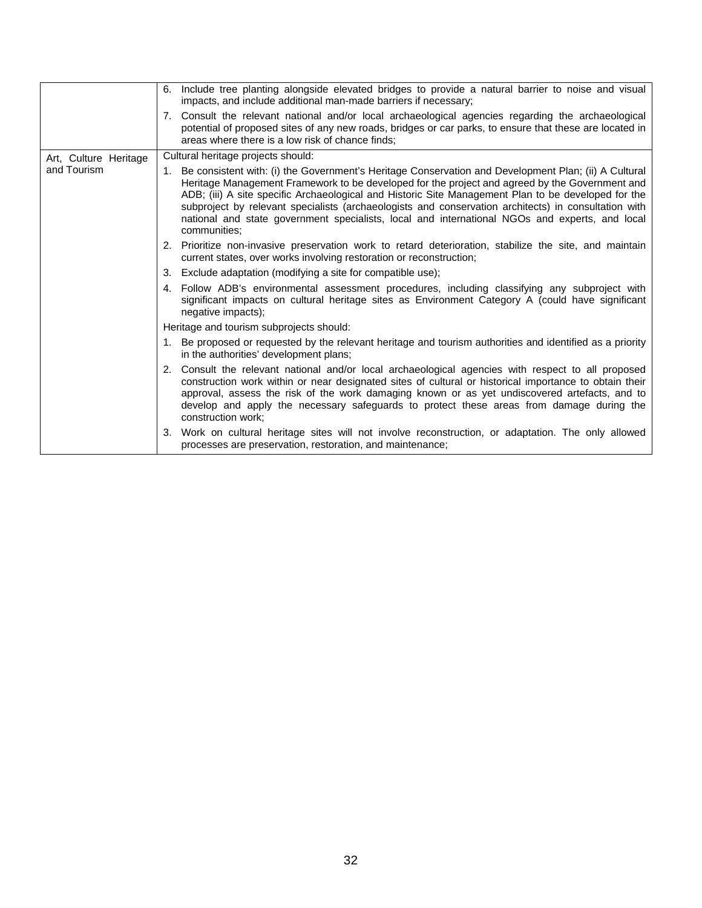| | |
|---|---|
| | 6. Include tree planting alongside elevated bridges to provide a natural barrier to noise and visual impacts, and include additional man-made barriers if necessary;<br>7. Consult the relevant national and/or local archaeological agencies regarding the archaeological potential of proposed sites of any new roads, bridges or car parks, to ensure that these are located in areas where there is a low risk of chance finds; |
| Art, Culture Heritage and Tourism | Cultural heritage projects should:<br>1. Be consistent with: (i) the Government's Heritage Conservation and Development Plan; (ii) A Cultural Heritage Management Framework to be developed for the project and agreed by the Government and ADB; (iii) A site specific Archaeological and Historic Site Management Plan to be developed for the subproject by relevant specialists (archaeologists and conservation architects) in consultation with national and state government specialists, local and international NGOs and experts, and local communities;<br>2. Prioritize non-invasive preservation work to retard deterioration, stabilize the site, and maintain current states, over works involving restoration or reconstruction;<br>3. Exclude adaptation (modifying a site for compatible use);<br>4. Follow ADB's environmental assessment procedures, including classifying any subproject with significant impacts on cultural heritage sites as Environment Category A (could have significant negative impacts);<br>Heritage and tourism subprojects should:<br>1. Be proposed or requested by the relevant heritage and tourism authorities and identified as a priority in the authorities' development plans;<br>2. Consult the relevant national and/or local archaeological agencies with respect to all proposed construction work within or near designated sites of cultural or historical importance to obtain their approval, assess the risk of the work damaging known or as yet undiscovered artefacts, and to develop and apply the necessary safeguards to protect these areas from damage during the construction work;<br>3. Work on cultural heritage sites will not involve reconstruction, or adaptation. The only allowed processes are preservation, restoration, and maintenance; |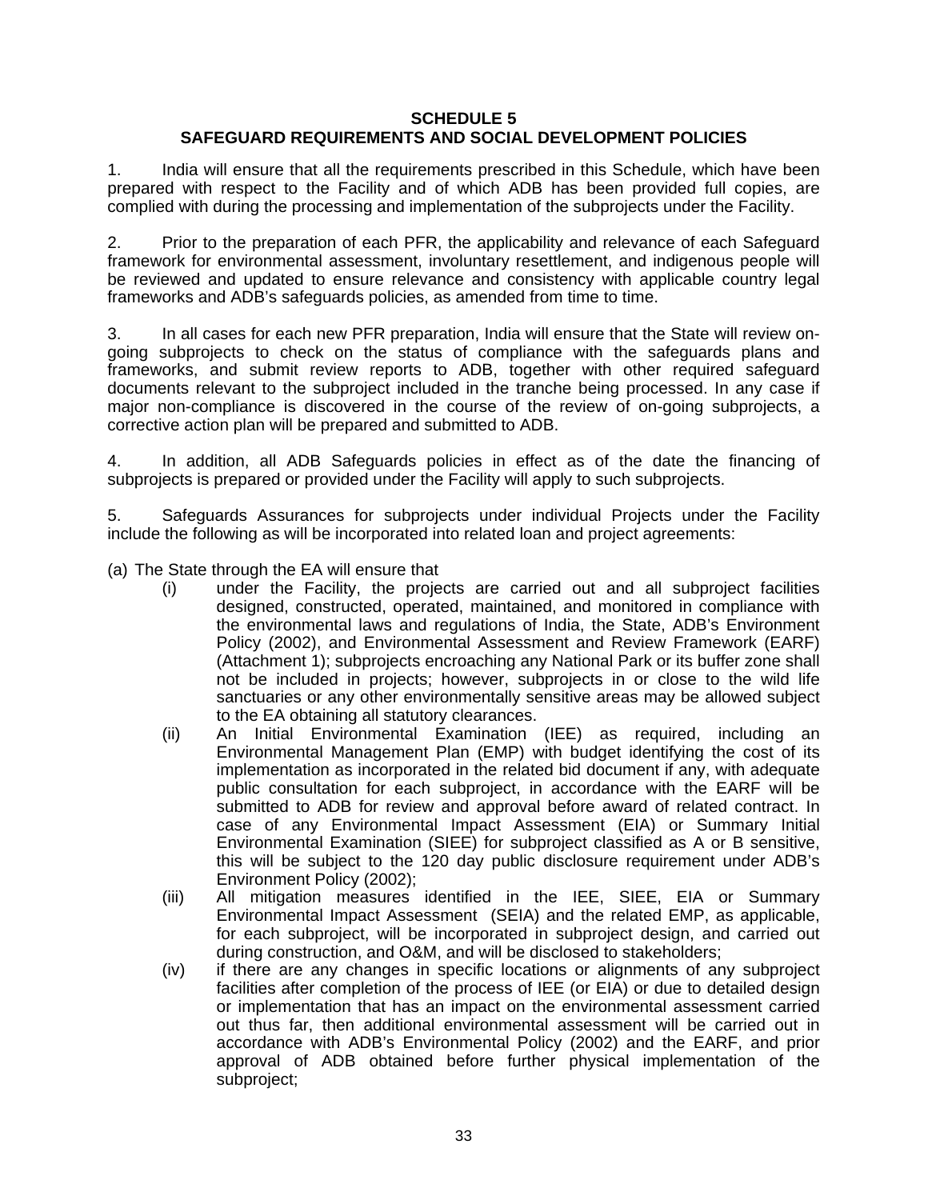**SCHEDULE 5**
**SAFEGUARD REQUIREMENTS AND SOCIAL DEVELOPMENT POLICIES**

1. India will ensure that all the requirements prescribed in this Schedule, which have been prepared with respect to the Facility and of which ADB has been provided full copies, are complied with during the processing and implementation of the subprojects under the Facility.

2. Prior to the preparation of each PFR, the applicability and relevance of each Safeguard framework for environmental assessment, involuntary resettlement, and indigenous people will be reviewed and updated to ensure relevance and consistency with applicable country legal frameworks and ADB's safeguards policies, as amended from time to time.

3. In all cases for each new PFR preparation, India will ensure that the State will review on-going subprojects to check on the status of compliance with the safeguards plans and frameworks, and submit review reports to ADB, together with other required safeguard documents relevant to the subproject included in the tranche being processed. In any case if major non-compliance is discovered in the course of the review of on-going subprojects, a corrective action plan will be prepared and submitted to ADB.

4. In addition, all ADB Safeguards policies in effect as of the date the financing of subprojects is prepared or provided under the Facility will apply to such subprojects.

5. Safeguards Assurances for subprojects under individual Projects under the Facility include the following as will be incorporated into related loan and project agreements:

(a) The State through the EA will ensure that

- (i) under the Facility, the projects are carried out and all subproject facilities designed, constructed, operated, maintained, and monitored in compliance with the environmental laws and regulations of India, the State, ADB's Environment Policy (2002), and Environmental Assessment and Review Framework (EARF) (Attachment 1); subprojects encroaching any National Park or its buffer zone shall not be included in projects; however, subprojects in or close to the wild life sanctuaries or any other environmentally sensitive areas may be allowed subject to the EA obtaining all statutory clearances.
- (ii) An Initial Environmental Examination (IEE) as required, including an Environmental Management Plan (EMP) with budget identifying the cost of its implementation as incorporated in the related bid document if any, with adequate public consultation for each subproject, in accordance with the EARF will be submitted to ADB for review and approval before award of related contract. In case of any Environmental Impact Assessment (EIA) or Summary Initial Environmental Examination (SIEE) for subproject classified as A or B sensitive, this will be subject to the 120 day public disclosure requirement under ADB's Environment Policy (2002);
- (iii) All mitigation measures identified in the IEE, SIEE, EIA or Summary Environmental Impact Assessment (SEIA) and the related EMP, as applicable, for each subproject, will be incorporated in subproject design, and carried out during construction, and O&M, and will be disclosed to stakeholders;
- (iv) if there are any changes in specific locations or alignments of any subproject facilities after completion of the process of IEE (or EIA) or due to detailed design or implementation that has an impact on the environmental assessment carried out thus far, then additional environmental assessment will be carried out in accordance with ADB's Environmental Policy (2002) and the EARF, and prior approval of ADB obtained before further physical implementation of the subproject;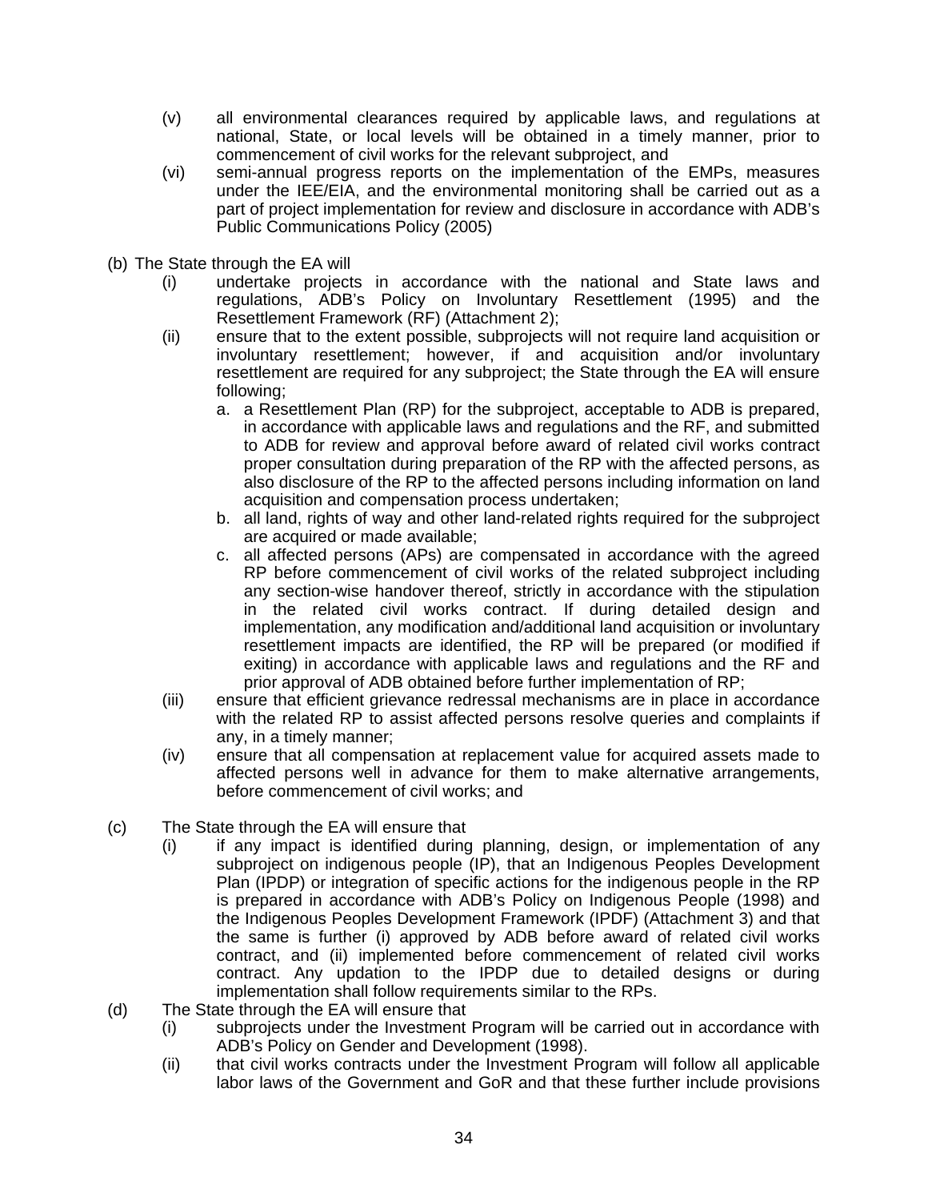(v) all environmental clearances required by applicable laws, and regulations at national, State, or local levels will be obtained in a timely manner, prior to commencement of civil works for the relevant subproject, and

(vi) semi-annual progress reports on the implementation of the EMPs, measures under the IEE/EIA, and the environmental monitoring shall be carried out as a part of project implementation for review and disclosure in accordance with ADB's Public Communications Policy (2005)

(b) The State through the EA will

(i) undertake projects in accordance with the national and State laws and regulations, ADB's Policy on Involuntary Resettlement (1995) and the Resettlement Framework (RF) (Attachment 2);

(ii) ensure that to the extent possible, subprojects will not require land acquisition or involuntary resettlement; however, if and acquisition and/or involuntary resettlement are required for any subproject; the State through the EA will ensure following;

a. a Resettlement Plan (RP) for the subproject, acceptable to ADB is prepared, in accordance with applicable laws and regulations and the RF, and submitted to ADB for review and approval before award of related civil works contract proper consultation during preparation of the RP with the affected persons, as also disclosure of the RP to the affected persons including information on land acquisition and compensation process undertaken;

b. all land, rights of way and other land-related rights required for the subproject are acquired or made available;

c. all affected persons (APs) are compensated in accordance with the agreed RP before commencement of civil works of the related subproject including any section-wise handover thereof, strictly in accordance with the stipulation in the related civil works contract. If during detailed design and implementation, any modification and/additional land acquisition or involuntary resettlement impacts are identified, the RP will be prepared (or modified if exiting) in accordance with applicable laws and regulations and the RF and prior approval of ADB obtained before further implementation of RP;

(iii) ensure that efficient grievance redressal mechanisms are in place in accordance with the related RP to assist affected persons resolve queries and complaints if any, in a timely manner;

(iv) ensure that all compensation at replacement value for acquired assets made to affected persons well in advance for them to make alternative arrangements, before commencement of civil works; and

(c) The State through the EA will ensure that

(i) if any impact is identified during planning, design, or implementation of any subproject on indigenous people (IP), that an Indigenous Peoples Development Plan (IPDP) or integration of specific actions for the indigenous people in the RP is prepared in accordance with ADB's Policy on Indigenous People (1998) and the Indigenous Peoples Development Framework (IPDF) (Attachment 3) and that the same is further (i) approved by ADB before award of related civil works contract, and (ii) implemented before commencement of related civil works contract. Any updation to the IPDP due to detailed designs or during implementation shall follow requirements similar to the RPs.

(d) The State through the EA will ensure that

(i) subprojects under the Investment Program will be carried out in accordance with ADB's Policy on Gender and Development (1998).

(ii) that civil works contracts under the Investment Program will follow all applicable labor laws of the Government and GoR and that these further include provisions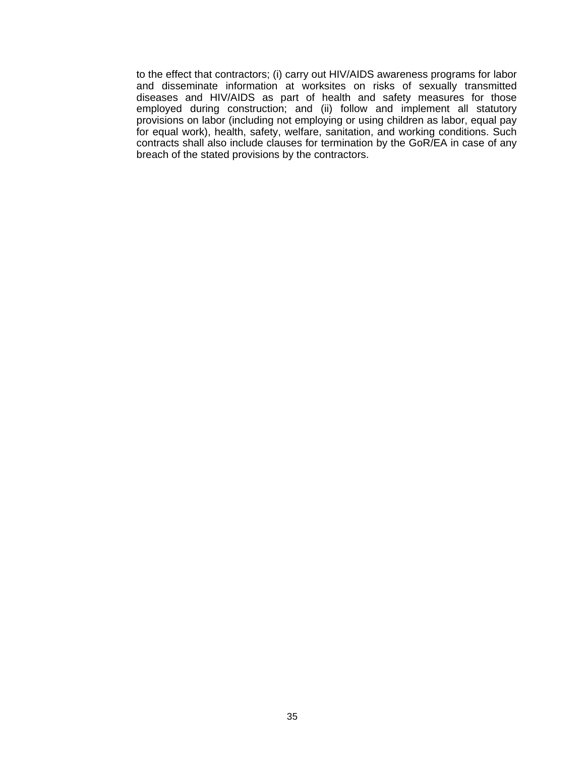to the effect that contractors; (i) carry out HIV/AIDS awareness programs for labor and disseminate information at worksites on risks of sexually transmitted diseases and HIV/AIDS as part of health and safety measures for those employed during construction; and (ii) follow and implement all statutory provisions on labor (including not employing or using children as labor, equal pay for equal work), health, safety, welfare, sanitation, and working conditions. Such contracts shall also include clauses for termination by the GoR/EA in case of any breach of the stated provisions by the contractors.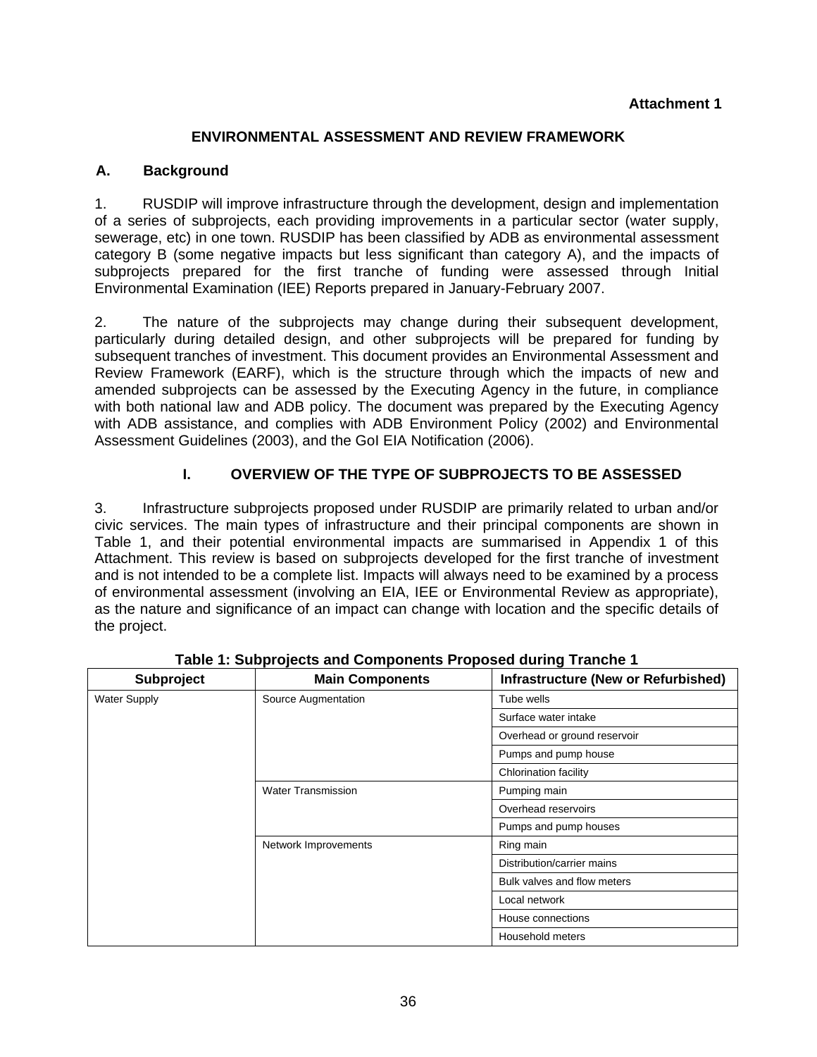**Attachment 1**

## ENVIRONMENTAL ASSESSMENT AND REVIEW FRAMEWORK

### A. Background

1. RUSDIP will improve infrastructure through the development, design and implementation of a series of subprojects, each providing improvements in a particular sector (water supply, sewerage, etc) in one town. RUSDIP has been classified by ADB as environmental assessment category B (some negative impacts but less significant than category A), and the impacts of subprojects prepared for the first tranche of funding were assessed through Initial Environmental Examination (IEE) Reports prepared in January-February 2007.

2. The nature of the subprojects may change during their subsequent development, particularly during detailed design, and other subprojects will be prepared for funding by subsequent tranches of investment. This document provides an Environmental Assessment and Review Framework (EARF), which is the structure through which the impacts of new and amended subprojects can be assessed by the Executing Agency in the future, in compliance with both national law and ADB policy. The document was prepared by the Executing Agency with ADB assistance, and complies with ADB Environment Policy (2002) and Environmental Assessment Guidelines (2003), and the GoI EIA Notification (2006).

## I. OVERVIEW OF THE TYPE OF SUBPROJECTS TO BE ASSESSED

3. Infrastructure subprojects proposed under RUSDIP are primarily related to urban and/or civic services. The main types of infrastructure and their principal components are shown in Table 1, and their potential environmental impacts are summarised in Appendix 1 of this Attachment. This review is based on subprojects developed for the first tranche of investment and is not intended to be a complete list. Impacts will always need to be examined by a process of environmental assessment (involving an EIA, IEE or Environmental Review as appropriate), as the nature and significance of an impact can change with location and the specific details of the project.

**Table 1: Subprojects and Components Proposed during Tranche 1**

| Subproject | Main Components | Infrastructure (New or Refurbished) |
|---|---|---|
| Water Supply | Source Augmentation | Tube wells |
| | | Surface water intake |
| | | Overhead or ground reservoir |
| | | Pumps and pump house |
| | | Chlorination facility |
| | Water Transmission | Pumping main |
| | | Overhead reservoirs |
| | | Pumps and pump houses |
| | Network Improvements | Ring main |
| | | Distribution/carrier mains |
| | | Bulk valves and flow meters |
| | | Local network |
| | | House connections |
| | | Household meters |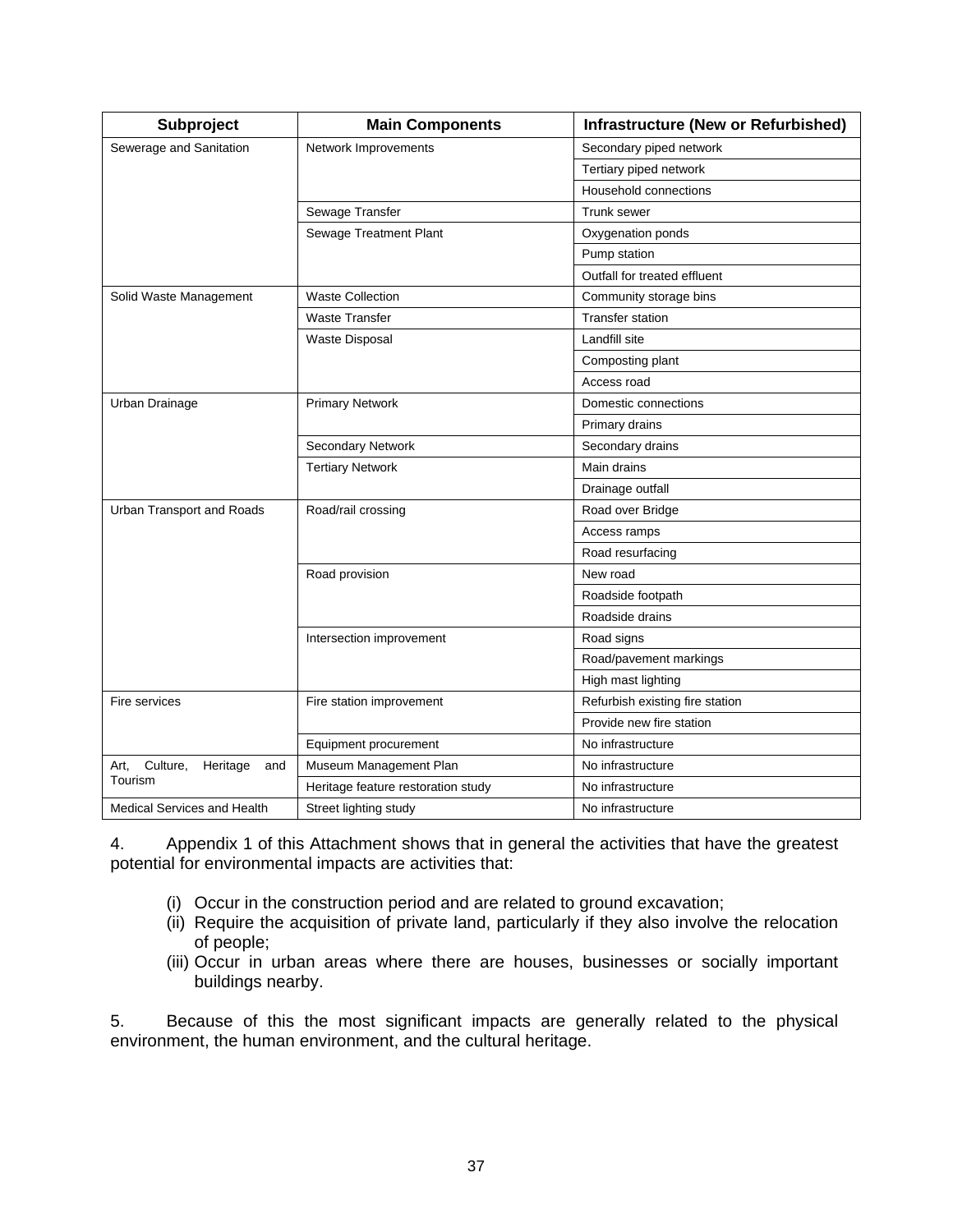| Subproject | Main Components | Infrastructure (New or Refurbished) |
|---|---|---|
| Sewerage and Sanitation | Network Improvements | Secondary piped network |
| | | Tertiary piped network |
| | | Household connections |
| | Sewage Transfer | Trunk sewer |
| | Sewage Treatment Plant | Oxygenation ponds |
| | | Pump station |
| | | Outfall for treated effluent |
| Solid Waste Management | Waste Collection | Community storage bins |
| | Waste Transfer | Transfer station |
| | Waste Disposal | Landfill site |
| | | Composting plant |
| | | Access road |
| Urban Drainage | Primary Network | Domestic connections |
| | | Primary drains |
| | Secondary Network | Secondary drains |
| | Tertiary Network | Main drains |
| | | Drainage outfall |
| Urban Transport and Roads | Road/rail crossing | Road over Bridge |
| | | Access ramps |
| | | Road resurfacing |
| | Road provision | New road |
| | | Roadside footpath |
| | | Roadside drains |
| | Intersection improvement | Road signs |
| | | Road/pavement markings |
| | | High mast lighting |
| Fire services | Fire station improvement | Refurbish existing fire station |
| | | Provide new fire station |
| | Equipment procurement | No infrastructure |
| Art, Culture, Heritage and Tourism | Museum Management Plan | No infrastructure |
| | Heritage feature restoration study | No infrastructure |
| Medical Services and Health | Street lighting study | No infrastructure |

4. Appendix 1 of this Attachment shows that in general the activities that have the greatest potential for environmental impacts are activities that:

(i) Occur in the construction period and are related to ground excavation;
(ii) Require the acquisition of private land, particularly if they also involve the relocation of people;
(iii) Occur in urban areas where there are houses, businesses or socially important buildings nearby.

5. Because of this the most significant impacts are generally related to the physical environment, the human environment, and the cultural heritage.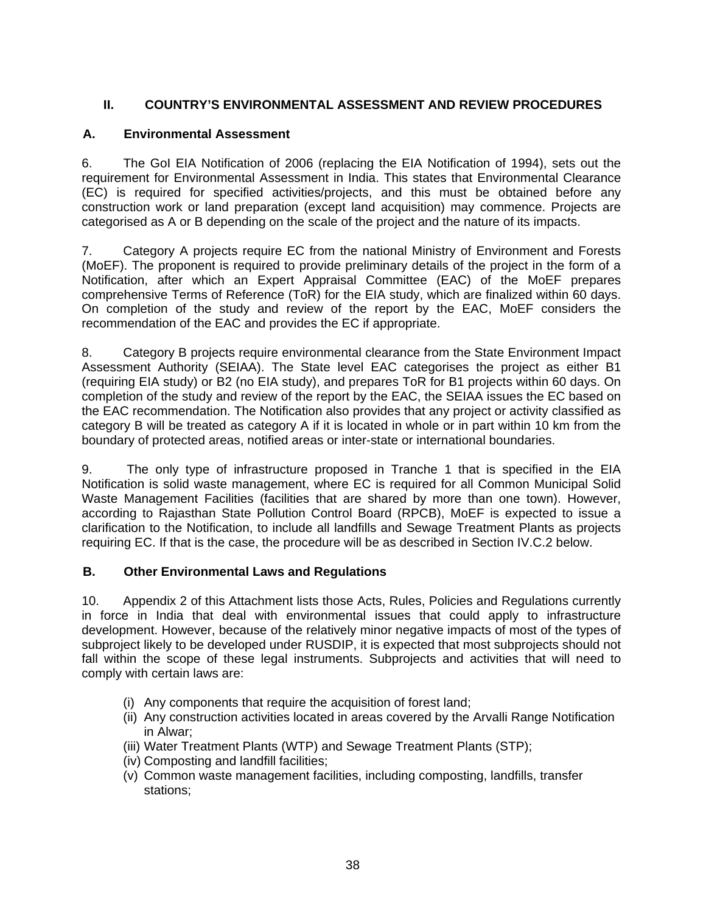## II. COUNTRY'S ENVIRONMENTAL ASSESSMENT AND REVIEW PROCEDURES

### A. Environmental Assessment

6. The GoI EIA Notification of 2006 (replacing the EIA Notification of 1994), sets out the requirement for Environmental Assessment in India. This states that Environmental Clearance (EC) is required for specified activities/projects, and this must be obtained before any construction work or land preparation (except land acquisition) may commence. Projects are categorised as A or B depending on the scale of the project and the nature of its impacts.

7. Category A projects require EC from the national Ministry of Environment and Forests (MoEF). The proponent is required to provide preliminary details of the project in the form of a Notification, after which an Expert Appraisal Committee (EAC) of the MoEF prepares comprehensive Terms of Reference (ToR) for the EIA study, which are finalized within 60 days. On completion of the study and review of the report by the EAC, MoEF considers the recommendation of the EAC and provides the EC if appropriate.

8. Category B projects require environmental clearance from the State Environment Impact Assessment Authority (SEIAA). The State level EAC categorises the project as either B1 (requiring EIA study) or B2 (no EIA study), and prepares ToR for B1 projects within 60 days. On completion of the study and review of the report by the EAC, the SEIAA issues the EC based on the EAC recommendation. The Notification also provides that any project or activity classified as category B will be treated as category A if it is located in whole or in part within 10 km from the boundary of protected areas, notified areas or inter-state or international boundaries.

9. The only type of infrastructure proposed in Tranche 1 that is specified in the EIA Notification is solid waste management, where EC is required for all Common Municipal Solid Waste Management Facilities (facilities that are shared by more than one town). However, according to Rajasthan State Pollution Control Board (RPCB), MoEF is expected to issue a clarification to the Notification, to include all landfills and Sewage Treatment Plants as projects requiring EC. If that is the case, the procedure will be as described in Section IV.C.2 below.

### B. Other Environmental Laws and Regulations

10. Appendix 2 of this Attachment lists those Acts, Rules, Policies and Regulations currently in force in India that deal with environmental issues that could apply to infrastructure development. However, because of the relatively minor negative impacts of most of the types of subproject likely to be developed under RUSDIP, it is expected that most subprojects should not fall within the scope of these legal instruments. Subprojects and activities that will need to comply with certain laws are:

- (i) Any components that require the acquisition of forest land;
- (ii) Any construction activities located in areas covered by the Arvalli Range Notification in Alwar;
- (iii) Water Treatment Plants (WTP) and Sewage Treatment Plants (STP);
- (iv) Composting and landfill facilities;
- (v) Common waste management facilities, including composting, landfills, transfer stations;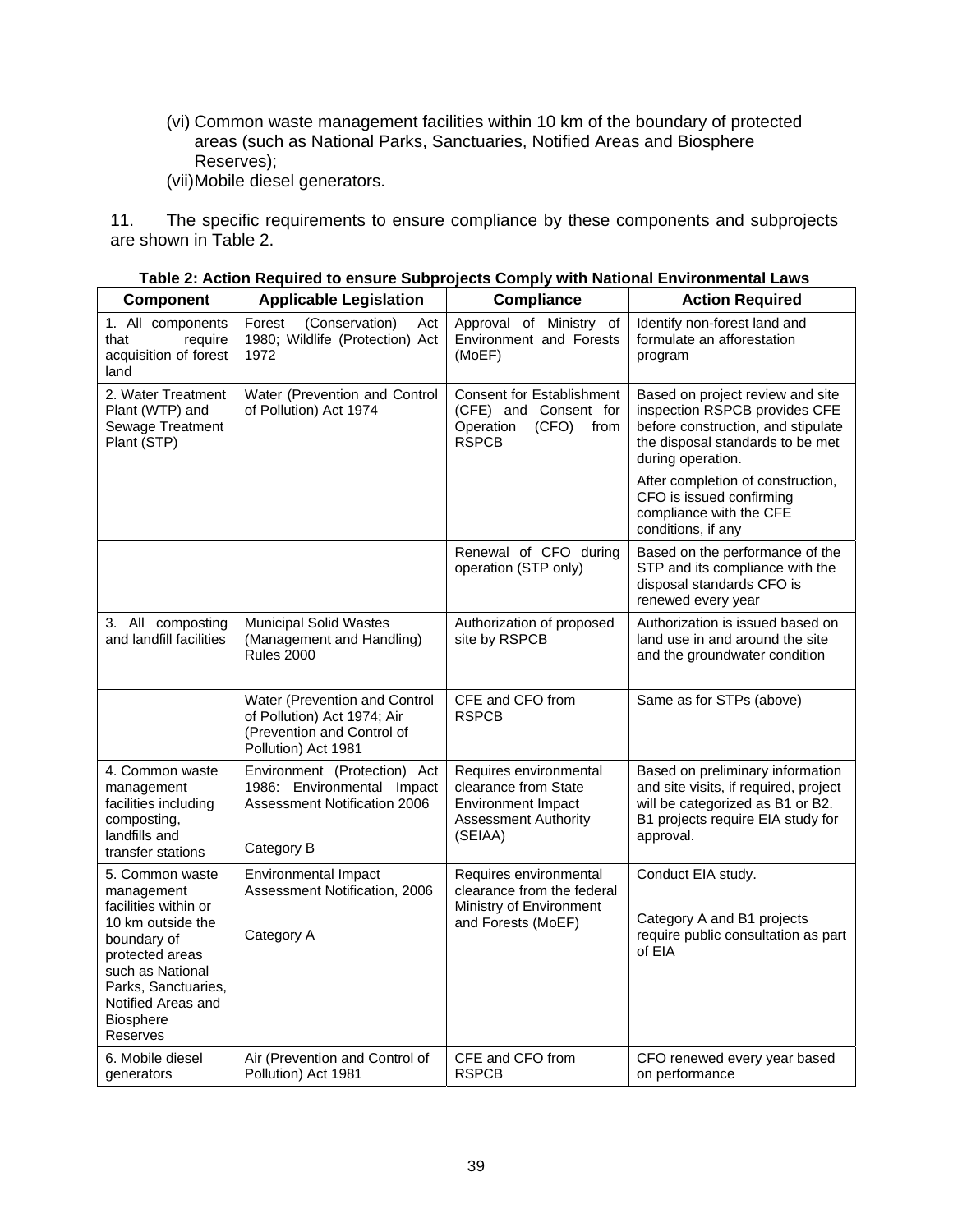(vi) Common waste management facilities within 10 km of the boundary of protected areas (such as National Parks, Sanctuaries, Notified Areas and Biosphere Reserves);

(vii) Mobile diesel generators.

11. The specific requirements to ensure compliance by these components and subprojects are shown in Table 2.

**Table 2: Action Required to ensure Subprojects Comply with National Environmental Laws**

| Component | Applicable Legislation | Compliance | Action Required |
|---|---|---|---|
| 1. All components that require acquisition of forest land | Forest (Conservation) Act 1980; Wildlife (Protection) Act 1972 | Approval of Ministry of Environment and Forests (MoEF) | Identify non-forest land and formulate an afforestation program |
| 2. Water Treatment Plant (WTP) and Sewage Treatment Plant (STP) | Water (Prevention and Control of Pollution) Act 1974 | Consent for Establishment (CFE) and Consent for Operation (CFO) from RSPCB | Based on project review and site inspection RSPCB provides CFE before construction, and stipulate the disposal standards to be met during operation.<br>After completion of construction, CFO is issued confirming compliance with the CFE conditions, if any |
| | | Renewal of CFO during operation (STP only) | Based on the performance of the STP and its compliance with the disposal standards CFO is renewed every year |
| 3. All composting and landfill facilities | Municipal Solid Wastes (Management and Handling) Rules 2000 | Authorization of proposed site by RSPCB | Authorization is issued based on land use in and around the site and the groundwater condition |
| | Water (Prevention and Control of Pollution) Act 1974; Air (Prevention and Control of Pollution) Act 1981 | CFE and CFO from RSPCB | Same as for STPs (above) |
| 4. Common waste management facilities including composting, landfills and transfer stations | Environment (Protection) Act 1986: Environmental Impact Assessment Notification 2006<br><br>Category B | Requires environmental clearance from State Environment Impact Assessment Authority (SEIAA) | Based on preliminary information and site visits, if required, project will be categorized as B1 or B2. B1 projects require EIA study for approval. |
| 5. Common waste management facilities within or 10 km outside the boundary of protected areas such as National Parks, Sanctuaries, Notified Areas and Biosphere Reserves | Environmental Impact Assessment Notification, 2006<br><br>Category A | Requires environmental clearance from the federal Ministry of Environment and Forests (MoEF) | Conduct EIA study.<br><br>Category A and B1 projects require public consultation as part of EIA |
| 6. Mobile diesel generators | Air (Prevention and Control of Pollution) Act 1981 | CFE and CFO from RSPCB | CFO renewed every year based on performance |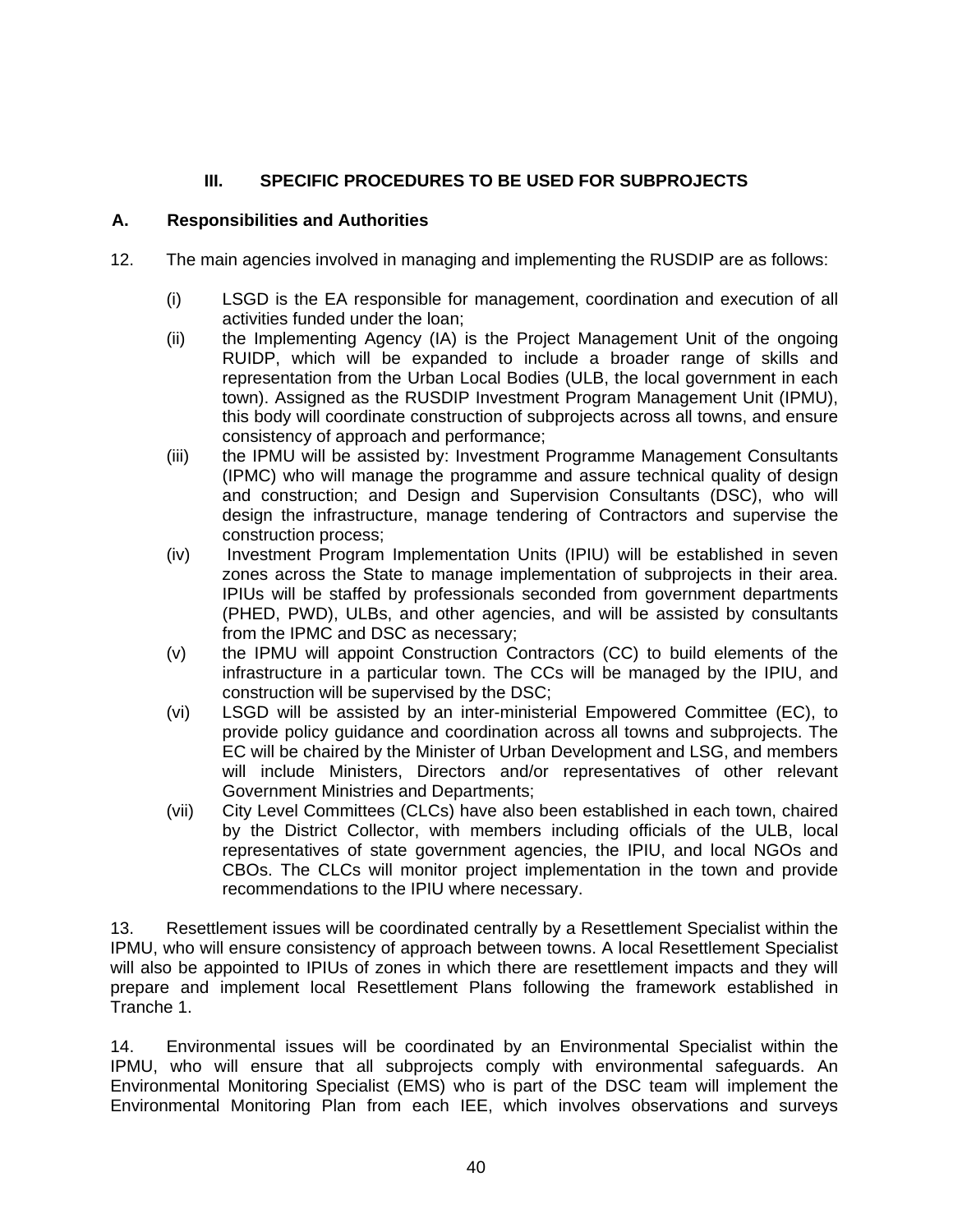# III. SPECIFIC PROCEDURES TO BE USED FOR SUBPROJECTS

## A. Responsibilities and Authorities

12. The main agencies involved in managing and implementing the RUSDIP are as follows:

(i) LSGD is the EA responsible for management, coordination and execution of all activities funded under the loan;

(ii) the Implementing Agency (IA) is the Project Management Unit of the ongoing RUIDP, which will be expanded to include a broader range of skills and representation from the Urban Local Bodies (ULB, the local government in each town). Assigned as the RUSDIP Investment Program Management Unit (IPMU), this body will coordinate construction of subprojects across all towns, and ensure consistency of approach and performance;

(iii) the IPMU will be assisted by: Investment Programme Management Consultants (IPMC) who will manage the programme and assure technical quality of design and construction; and Design and Supervision Consultants (DSC), who will design the infrastructure, manage tendering of Contractors and supervise the construction process;

(iv) Investment Program Implementation Units (IPIU) will be established in seven zones across the State to manage implementation of subprojects in their area. IPIUs will be staffed by professionals seconded from government departments (PHED, PWD), ULBs, and other agencies, and will be assisted by consultants from the IPMC and DSC as necessary;

(v) the IPMU will appoint Construction Contractors (CC) to build elements of the infrastructure in a particular town. The CCs will be managed by the IPIU, and construction will be supervised by the DSC;

(vi) LSGD will be assisted by an inter-ministerial Empowered Committee (EC), to provide policy guidance and coordination across all towns and subprojects. The EC will be chaired by the Minister of Urban Development and LSG, and members will include Ministers, Directors and/or representatives of other relevant Government Ministries and Departments;

(vii) City Level Committees (CLCs) have also been established in each town, chaired by the District Collector, with members including officials of the ULB, local representatives of state government agencies, the IPIU, and local NGOs and CBOs. The CLCs will monitor project implementation in the town and provide recommendations to the IPIU where necessary.

13. Resettlement issues will be coordinated centrally by a Resettlement Specialist within the IPMU, who will ensure consistency of approach between towns. A local Resettlement Specialist will also be appointed to IPIUs of zones in which there are resettlement impacts and they will prepare and implement local Resettlement Plans following the framework established in Tranche 1.

14. Environmental issues will be coordinated by an Environmental Specialist within the IPMU, who will ensure that all subprojects comply with environmental safeguards. An Environmental Monitoring Specialist (EMS) who is part of the DSC team will implement the Environmental Monitoring Plan from each IEE, which involves observations and surveys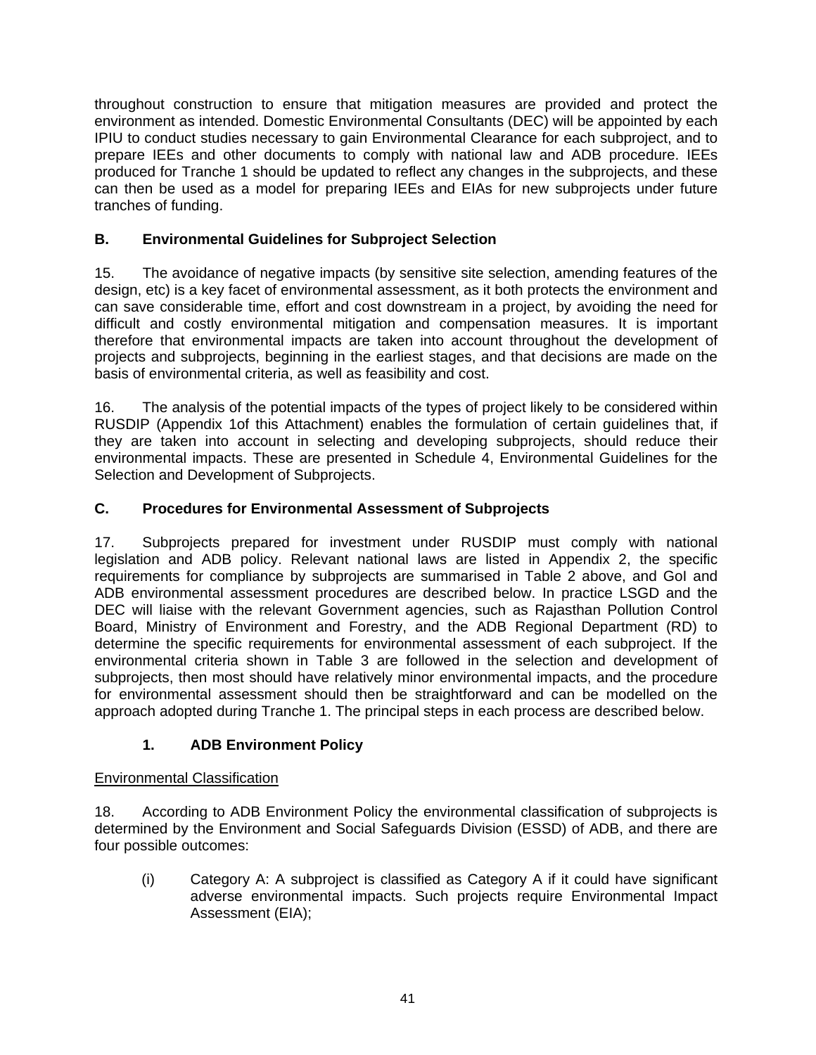throughout construction to ensure that mitigation measures are provided and protect the environment as intended. Domestic Environmental Consultants (DEC) will be appointed by each IPIU to conduct studies necessary to gain Environmental Clearance for each subproject, and to prepare IEEs and other documents to comply with national law and ADB procedure. IEEs produced for Tranche 1 should be updated to reflect any changes in the subprojects, and these can then be used as a model for preparing IEEs and EIAs for new subprojects under future tranches of funding.

## B. Environmental Guidelines for Subproject Selection

15. The avoidance of negative impacts (by sensitive site selection, amending features of the design, etc) is a key facet of environmental assessment, as it both protects the environment and can save considerable time, effort and cost downstream in a project, by avoiding the need for difficult and costly environmental mitigation and compensation measures. It is important therefore that environmental impacts are taken into account throughout the development of projects and subprojects, beginning in the earliest stages, and that decisions are made on the basis of environmental criteria, as well as feasibility and cost.

16. The analysis of the potential impacts of the types of project likely to be considered within RUSDIP (Appendix 1of this Attachment) enables the formulation of certain guidelines that, if they are taken into account in selecting and developing subprojects, should reduce their environmental impacts. These are presented in Schedule 4, Environmental Guidelines for the Selection and Development of Subprojects.

## C. Procedures for Environmental Assessment of Subprojects

17. Subprojects prepared for investment under RUSDIP must comply with national legislation and ADB policy. Relevant national laws are listed in Appendix 2, the specific requirements for compliance by subprojects are summarised in Table 2 above, and GoI and ADB environmental assessment procedures are described below. In practice LSGD and the DEC will liaise with the relevant Government agencies, such as Rajasthan Pollution Control Board, Ministry of Environment and Forestry, and the ADB Regional Department (RD) to determine the specific requirements for environmental assessment of each subproject. If the environmental criteria shown in Table 3 are followed in the selection and development of subprojects, then most should have relatively minor environmental impacts, and the procedure for environmental assessment should then be straightforward and can be modelled on the approach adopted during Tranche 1. The principal steps in each process are described below.

### 1. ADB Environment Policy

Environmental Classification

18. According to ADB Environment Policy the environmental classification of subprojects is determined by the Environment and Social Safeguards Division (ESSD) of ADB, and there are four possible outcomes:

(i) Category A: A subproject is classified as Category A if it could have significant adverse environmental impacts. Such projects require Environmental Impact Assessment (EIA);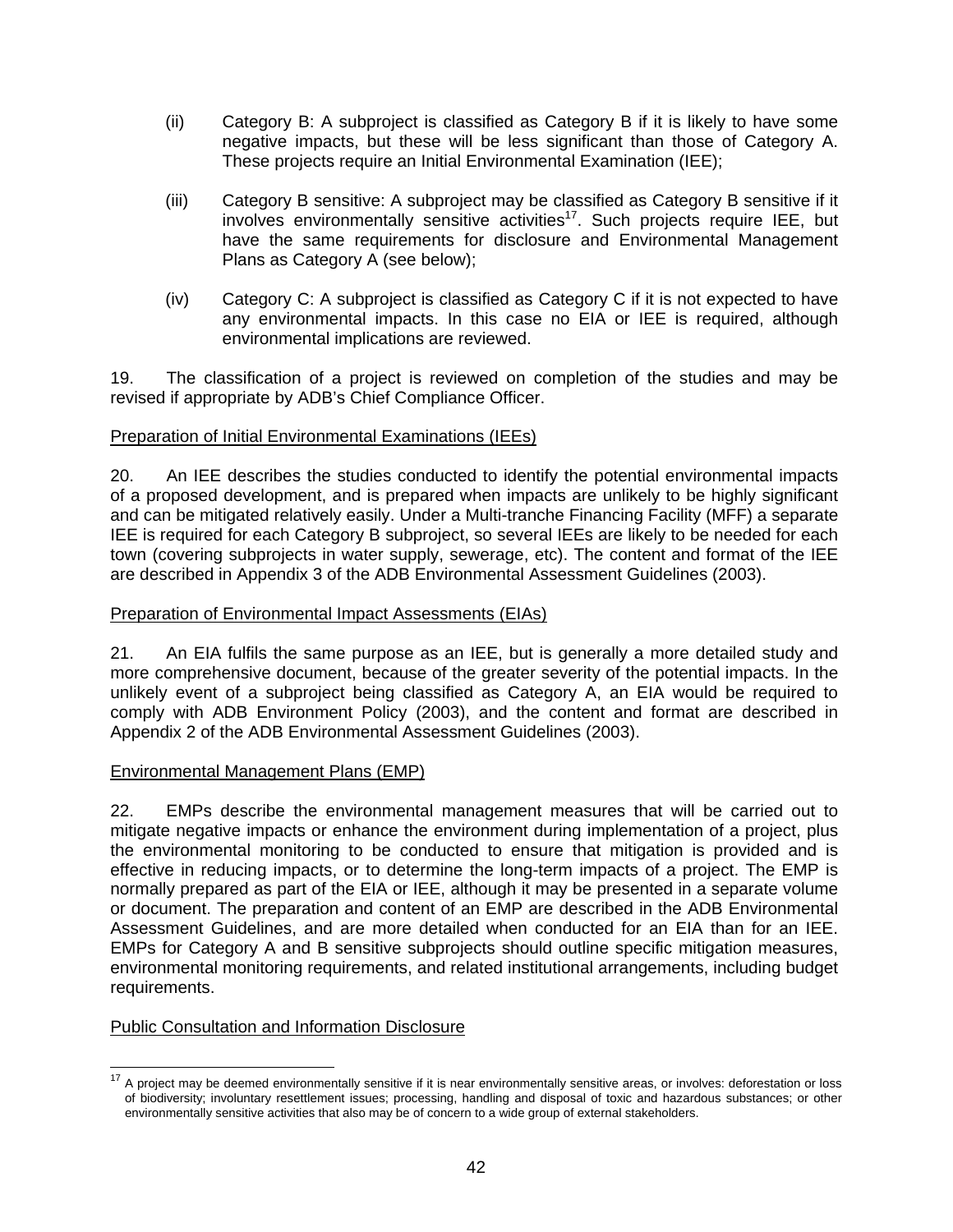(ii) Category B: A subproject is classified as Category B if it is likely to have some negative impacts, but these will be less significant than those of Category A. These projects require an Initial Environmental Examination (IEE);

(iii) Category B sensitive: A subproject may be classified as Category B sensitive if it involves environmentally sensitive activities[17]. Such projects require IEE, but have the same requirements for disclosure and Environmental Management Plans as Category A (see below);

(iv) Category C: A subproject is classified as Category C if it is not expected to have any environmental impacts. In this case no EIA or IEE is required, although environmental implications are reviewed.

19. The classification of a project is reviewed on completion of the studies and may be revised if appropriate by ADB's Chief Compliance Officer.

Preparation of Initial Environmental Examinations (IEEs)

20. An IEE describes the studies conducted to identify the potential environmental impacts of a proposed development, and is prepared when impacts are unlikely to be highly significant and can be mitigated relatively easily. Under a Multi-tranche Financing Facility (MFF) a separate IEE is required for each Category B subproject, so several IEEs are likely to be needed for each town (covering subprojects in water supply, sewerage, etc). The content and format of the IEE are described in Appendix 3 of the ADB Environmental Assessment Guidelines (2003).

Preparation of Environmental Impact Assessments (EIAs)

21. An EIA fulfils the same purpose as an IEE, but is generally a more detailed study and more comprehensive document, because of the greater severity of the potential impacts. In the unlikely event of a subproject being classified as Category A, an EIA would be required to comply with ADB Environment Policy (2003), and the content and format are described in Appendix 2 of the ADB Environmental Assessment Guidelines (2003).

Environmental Management Plans (EMP)

22. EMPs describe the environmental management measures that will be carried out to mitigate negative impacts or enhance the environment during implementation of a project, plus the environmental monitoring to be conducted to ensure that mitigation is provided and is effective in reducing impacts, or to determine the long-term impacts of a project. The EMP is normally prepared as part of the EIA or IEE, although it may be presented in a separate volume or document. The preparation and content of an EMP are described in the ADB Environmental Assessment Guidelines, and are more detailed when conducted for an EIA than for an IEE. EMPs for Category A and B sensitive subprojects should outline specific mitigation measures, environmental monitoring requirements, and related institutional arrangements, including budget requirements.

Public Consultation and Information Disclosure

---

[17] A project may be deemed environmentally sensitive if it is near environmentally sensitive areas, or involves: deforestation or loss of biodiversity; involuntary resettlement issues; processing, handling and disposal of toxic and hazardous substances; or other environmentally sensitive activities that also may be of concern to a wide group of external stakeholders.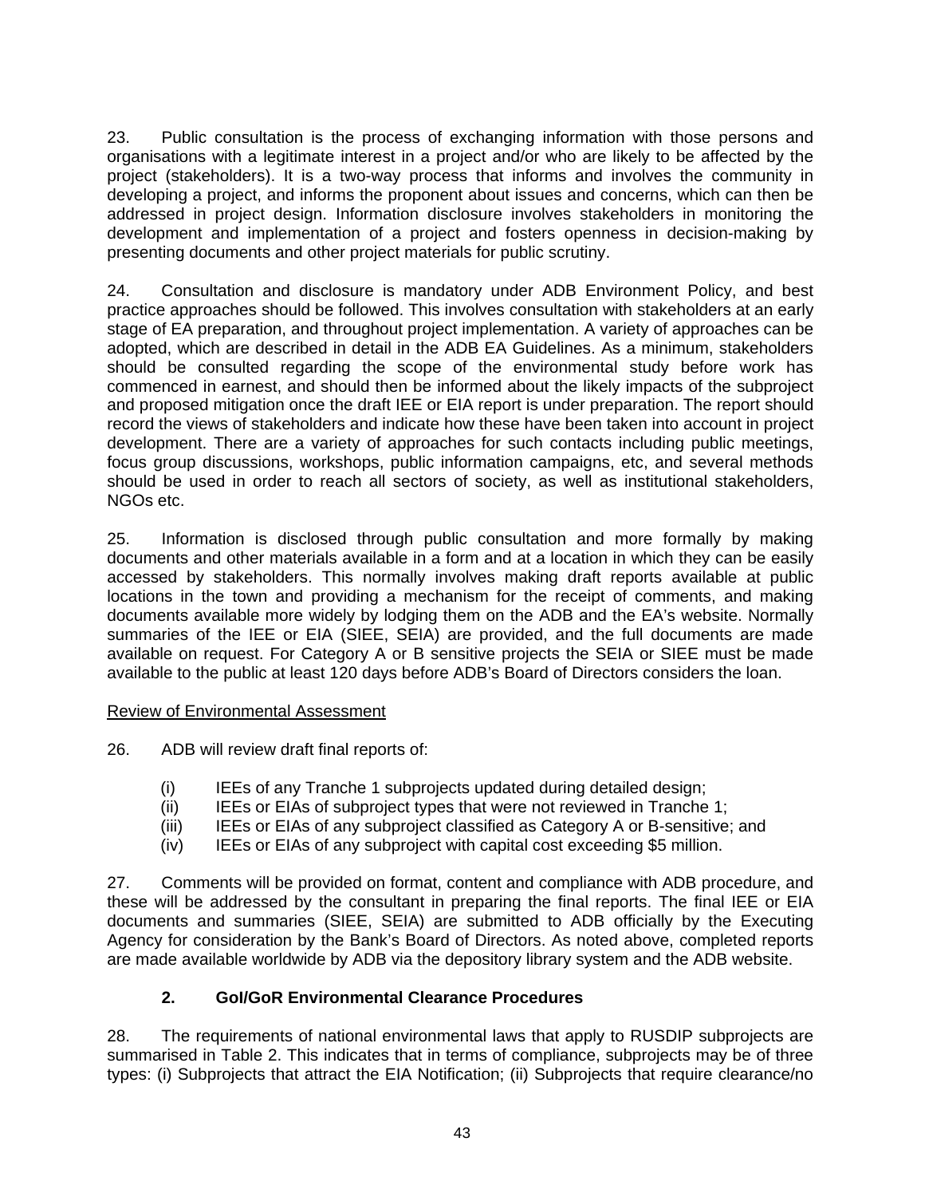23. Public consultation is the process of exchanging information with those persons and organisations with a legitimate interest in a project and/or who are likely to be affected by the project (stakeholders). It is a two-way process that informs and involves the community in developing a project, and informs the proponent about issues and concerns, which can then be addressed in project design. Information disclosure involves stakeholders in monitoring the development and implementation of a project and fosters openness in decision-making by presenting documents and other project materials for public scrutiny.

24. Consultation and disclosure is mandatory under ADB Environment Policy, and best practice approaches should be followed. This involves consultation with stakeholders at an early stage of EA preparation, and throughout project implementation. A variety of approaches can be adopted, which are described in detail in the ADB EA Guidelines. As a minimum, stakeholders should be consulted regarding the scope of the environmental study before work has commenced in earnest, and should then be informed about the likely impacts of the subproject and proposed mitigation once the draft IEE or EIA report is under preparation. The report should record the views of stakeholders and indicate how these have been taken into account in project development. There are a variety of approaches for such contacts including public meetings, focus group discussions, workshops, public information campaigns, etc, and several methods should be used in order to reach all sectors of society, as well as institutional stakeholders, NGOs etc.

25. Information is disclosed through public consultation and more formally by making documents and other materials available in a form and at a location in which they can be easily accessed by stakeholders. This normally involves making draft reports available at public locations in the town and providing a mechanism for the receipt of comments, and making documents available more widely by lodging them on the ADB and the EA's website. Normally summaries of the IEE or EIA (SIEE, SEIA) are provided, and the full documents are made available on request. For Category A or B sensitive projects the SEIA or SIEE must be made available to the public at least 120 days before ADB's Board of Directors considers the loan.

<u>Review of Environmental Assessment</u>

26. ADB will review draft final reports of:

- (i) IEEs of any Tranche 1 subprojects updated during detailed design;
- (ii) IEEs or EIAs of subproject types that were not reviewed in Tranche 1;
- (iii) IEEs or EIAs of any subproject classified as Category A or B-sensitive; and
- (iv) IEEs or EIAs of any subproject with capital cost exceeding $5 million.

27. Comments will be provided on format, content and compliance with ADB procedure, and these will be addressed by the consultant in preparing the final reports. The final IEE or EIA documents and summaries (SIEE, SEIA) are submitted to ADB officially by the Executing Agency for consideration by the Bank's Board of Directors. As noted above, completed reports are made available worldwide by ADB via the depository library system and the ADB website.

### 2. GoI/GoR Environmental Clearance Procedures

28. The requirements of national environmental laws that apply to RUSDIP subprojects are summarised in Table 2. This indicates that in terms of compliance, subprojects may be of three types: (i) Subprojects that attract the EIA Notification; (ii) Subprojects that require clearance/no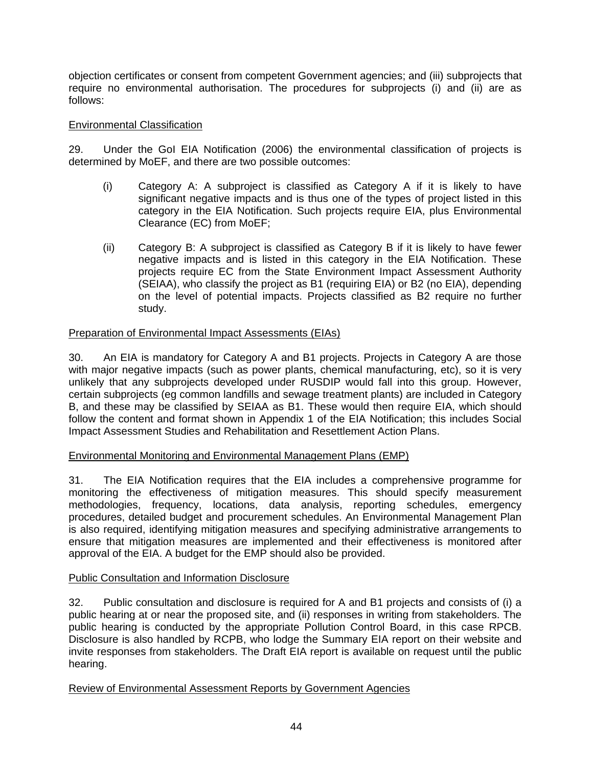objection certificates or consent from competent Government agencies; and (iii) subprojects that require no environmental authorisation. The procedures for subprojects (i) and (ii) are as follows:

Environmental Classification

29. Under the GoI EIA Notification (2006) the environmental classification of projects is determined by MoEF, and there are two possible outcomes:

(i) Category A: A subproject is classified as Category A if it is likely to have significant negative impacts and is thus one of the types of project listed in this category in the EIA Notification. Such projects require EIA, plus Environmental Clearance (EC) from MoEF;

(ii) Category B: A subproject is classified as Category B if it is likely to have fewer negative impacts and is listed in this category in the EIA Notification. These projects require EC from the State Environment Impact Assessment Authority (SEIAA), who classify the project as B1 (requiring EIA) or B2 (no EIA), depending on the level of potential impacts. Projects classified as B2 require no further study.

Preparation of Environmental Impact Assessments (EIAs)

30. An EIA is mandatory for Category A and B1 projects. Projects in Category A are those with major negative impacts (such as power plants, chemical manufacturing, etc), so it is very unlikely that any subprojects developed under RUSDIP would fall into this group. However, certain subprojects (eg common landfills and sewage treatment plants) are included in Category B, and these may be classified by SEIAA as B1. These would then require EIA, which should follow the content and format shown in Appendix 1 of the EIA Notification; this includes Social Impact Assessment Studies and Rehabilitation and Resettlement Action Plans.

Environmental Monitoring and Environmental Management Plans (EMP)

31. The EIA Notification requires that the EIA includes a comprehensive programme for monitoring the effectiveness of mitigation measures. This should specify measurement methodologies, frequency, locations, data analysis, reporting schedules, emergency procedures, detailed budget and procurement schedules. An Environmental Management Plan is also required, identifying mitigation measures and specifying administrative arrangements to ensure that mitigation measures are implemented and their effectiveness is monitored after approval of the EIA. A budget for the EMP should also be provided.

Public Consultation and Information Disclosure

32. Public consultation and disclosure is required for A and B1 projects and consists of (i) a public hearing at or near the proposed site, and (ii) responses in writing from stakeholders. The public hearing is conducted by the appropriate Pollution Control Board, in this case RPCB. Disclosure is also handled by RCPB, who lodge the Summary EIA report on their website and invite responses from stakeholders. The Draft EIA report is available on request until the public hearing.

Review of Environmental Assessment Reports by Government Agencies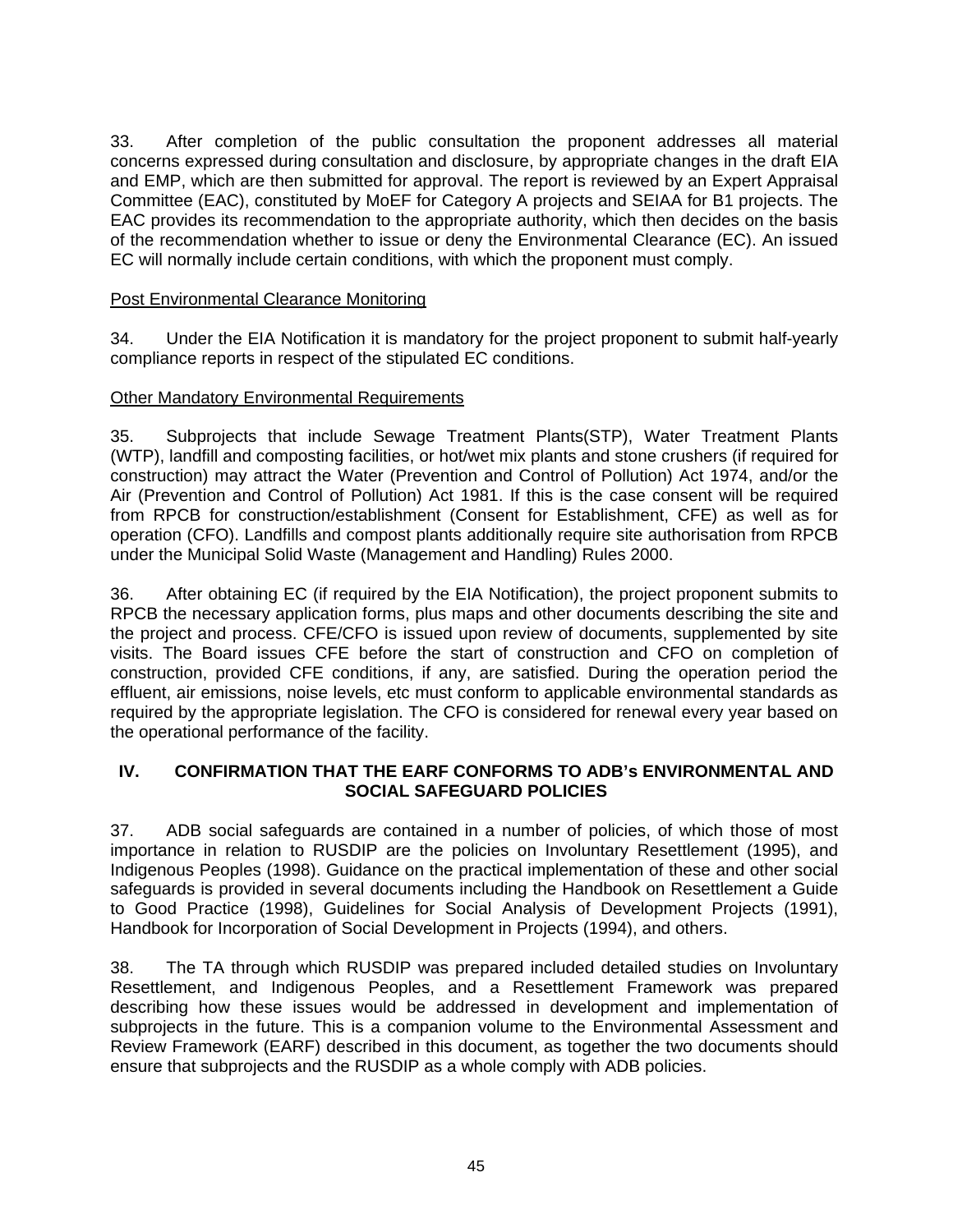33. After completion of the public consultation the proponent addresses all material concerns expressed during consultation and disclosure, by appropriate changes in the draft EIA and EMP, which are then submitted for approval. The report is reviewed by an Expert Appraisal Committee (EAC), constituted by MoEF for Category A projects and SEIAA for B1 projects. The EAC provides its recommendation to the appropriate authority, which then decides on the basis of the recommendation whether to issue or deny the Environmental Clearance (EC). An issued EC will normally include certain conditions, with which the proponent must comply.

Post Environmental Clearance Monitoring

34. Under the EIA Notification it is mandatory for the project proponent to submit half-yearly compliance reports in respect of the stipulated EC conditions.

Other Mandatory Environmental Requirements

35. Subprojects that include Sewage Treatment Plants(STP), Water Treatment Plants (WTP), landfill and composting facilities, or hot/wet mix plants and stone crushers (if required for construction) may attract the Water (Prevention and Control of Pollution) Act 1974, and/or the Air (Prevention and Control of Pollution) Act 1981. If this is the case consent will be required from RPCB for construction/establishment (Consent for Establishment, CFE) as well as for operation (CFO). Landfills and compost plants additionally require site authorisation from RPCB under the Municipal Solid Waste (Management and Handling) Rules 2000.

36. After obtaining EC (if required by the EIA Notification), the project proponent submits to RPCB the necessary application forms, plus maps and other documents describing the site and the project and process. CFE/CFO is issued upon review of documents, supplemented by site visits. The Board issues CFE before the start of construction and CFO on completion of construction, provided CFE conditions, if any, are satisfied. During the operation period the effluent, air emissions, noise levels, etc must conform to applicable environmental standards as required by the appropriate legislation. The CFO is considered for renewal every year based on the operational performance of the facility.

## IV. CONFIRMATION THAT THE EARF CONFORMS TO ADB's ENVIRONMENTAL AND SOCIAL SAFEGUARD POLICIES

37. ADB social safeguards are contained in a number of policies, of which those of most importance in relation to RUSDIP are the policies on Involuntary Resettlement (1995), and Indigenous Peoples (1998). Guidance on the practical implementation of these and other social safeguards is provided in several documents including the Handbook on Resettlement a Guide to Good Practice (1998), Guidelines for Social Analysis of Development Projects (1991), Handbook for Incorporation of Social Development in Projects (1994), and others.

38. The TA through which RUSDIP was prepared included detailed studies on Involuntary Resettlement, and Indigenous Peoples, and a Resettlement Framework was prepared describing how these issues would be addressed in development and implementation of subprojects in the future. This is a companion volume to the Environmental Assessment and Review Framework (EARF) described in this document, as together the two documents should ensure that subprojects and the RUSDIP as a whole comply with ADB policies.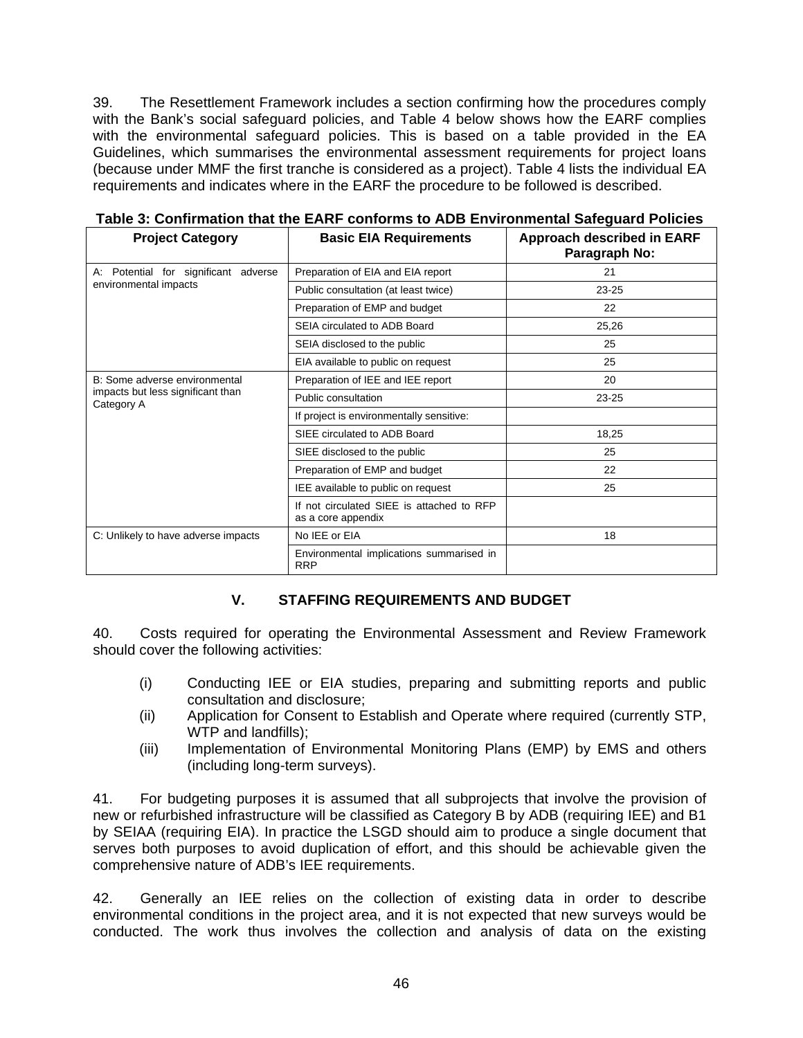39. The Resettlement Framework includes a section confirming how the procedures comply with the Bank's social safeguard policies, and Table 4 below shows how the EARF complies with the environmental safeguard policies. This is based on a table provided in the EA Guidelines, which summarises the environmental assessment requirements for project loans (because under MMF the first tranche is considered as a project). Table 4 lists the individual EA requirements and indicates where in the EARF the procedure to be followed is described.

**Table 3: Confirmation that the EARF conforms to ADB Environmental Safeguard Policies**

| Project Category | Basic EIA Requirements | Approach described in EARF Paragraph No: |
|---|---|---|
| A: Potential for significant adverse environmental impacts | Preparation of EIA and EIA report | 21 |
| | Public consultation (at least twice) | 23-25 |
| | Preparation of EMP and budget | 22 |
| | SEIA circulated to ADB Board | 25,26 |
| | SEIA disclosed to the public | 25 |
| | EIA available to public on request | 25 |
| B: Some adverse environmental impacts but less significant than Category A | Preparation of IEE and IEE report | 20 |
| | Public consultation | 23-25 |
| | If project is environmentally sensitive: | |
| | SIEE circulated to ADB Board | 18,25 |
| | SIEE disclosed to the public | 25 |
| | Preparation of EMP and budget | 22 |
| | IEE available to public on request | 25 |
| | If not circulated SIEE is attached to RFP as a core appendix | |
| C: Unlikely to have adverse impacts | No IEE or EIA | 18 |
| | Environmental implications summarised in RRP | |

## V. STAFFING REQUIREMENTS AND BUDGET

40. Costs required for operating the Environmental Assessment and Review Framework should cover the following activities:

(i) Conducting IEE or EIA studies, preparing and submitting reports and public consultation and disclosure;

(ii) Application for Consent to Establish and Operate where required (currently STP, WTP and landfills);

(iii) Implementation of Environmental Monitoring Plans (EMP) by EMS and others (including long-term surveys).

41. For budgeting purposes it is assumed that all subprojects that involve the provision of new or refurbished infrastructure will be classified as Category B by ADB (requiring IEE) and B1 by SEIAA (requiring EIA). In practice the LSGD should aim to produce a single document that serves both purposes to avoid duplication of effort, and this should be achievable given the comprehensive nature of ADB's IEE requirements.

42. Generally an IEE relies on the collection of existing data in order to describe environmental conditions in the project area, and it is not expected that new surveys would be conducted. The work thus involves the collection and analysis of data on the existing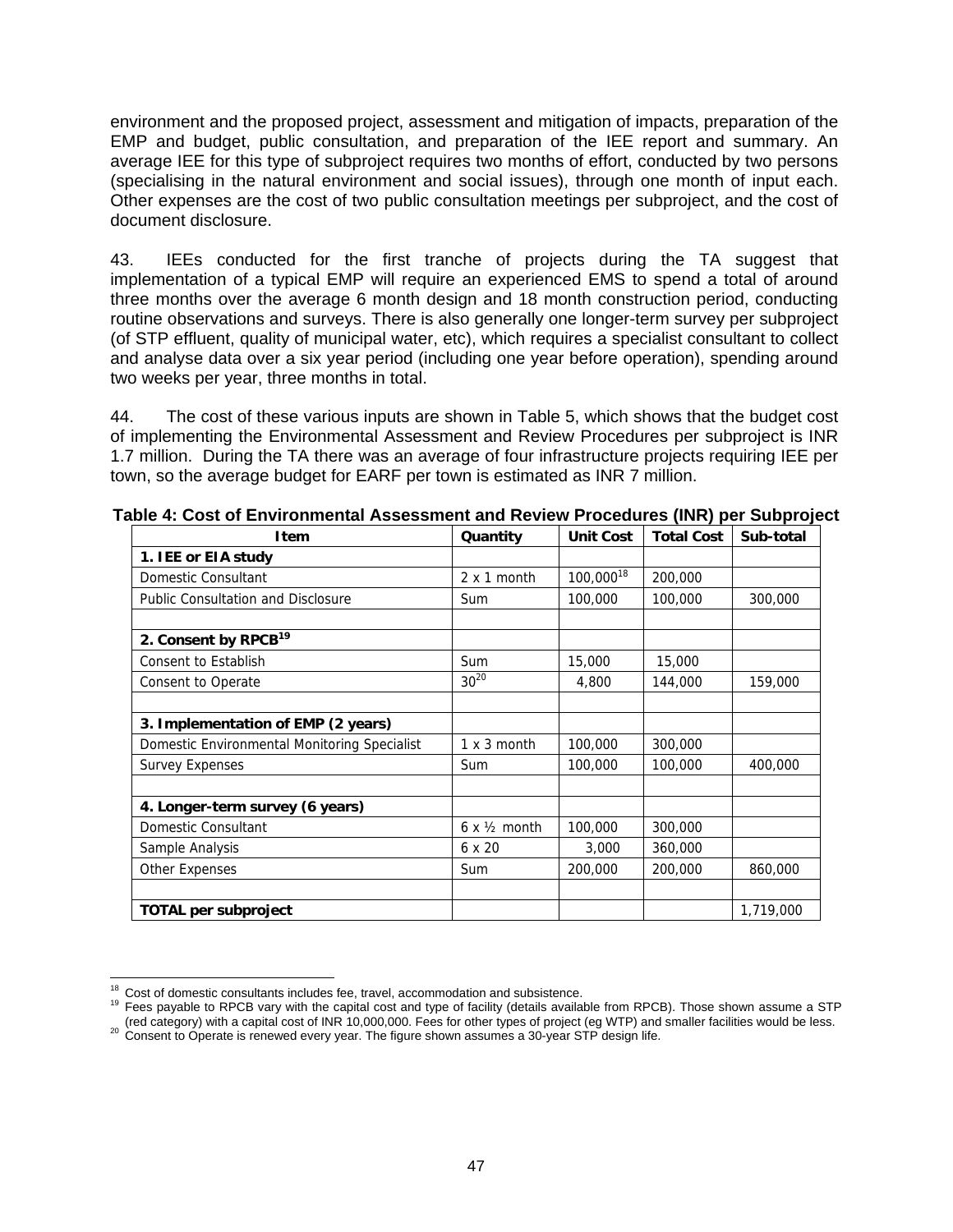environment and the proposed project, assessment and mitigation of impacts, preparation of the EMP and budget, public consultation, and preparation of the IEE report and summary. An average IEE for this type of subproject requires two months of effort, conducted by two persons (specialising in the natural environment and social issues), through one month of input each. Other expenses are the cost of two public consultation meetings per subproject, and the cost of document disclosure.

43. IEEs conducted for the first tranche of projects during the TA suggest that implementation of a typical EMP will require an experienced EMS to spend a total of around three months over the average 6 month design and 18 month construction period, conducting routine observations and surveys. There is also generally one longer-term survey per subproject (of STP effluent, quality of municipal water, etc), which requires a specialist consultant to collect and analyse data over a six year period (including one year before operation), spending around two weeks per year, three months in total.

44. The cost of these various inputs are shown in Table 5, which shows that the budget cost of implementing the Environmental Assessment and Review Procedures per subproject is INR 1.7 million. During the TA there was an average of four infrastructure projects requiring IEE per town, so the average budget for EARF per town is estimated as INR 7 million.

**Table 4: Cost of Environmental Assessment and Review Procedures (INR) per Subproject**

| Item | Quantity | Unit Cost | Total Cost | Sub-total |
|---|---|---|---|---|
| **1. IEE or EIA study** | | | | |
| Domestic Consultant | 2 x 1 month | 100,000[18] | 200,000 | |
| Public Consultation and Disclosure | Sum | 100,000 | 100,000 | 300,000 |
| | | | | |
| **2. Consent by RPCB[19]** | | | | |
| Consent to Establish | Sum | 15,000 | 15,000 | |
| Consent to Operate | 30[20] | 4,800 | 144,000 | 159,000 |
| | | | | |
| **3. Implementation of EMP (2 years)** | | | | |
| Domestic Environmental Monitoring Specialist | 1 x 3 month | 100,000 | 300,000 | |
| Survey Expenses | Sum | 100,000 | 100,000 | 400,000 |
| | | | | |
| **4. Longer-term survey (6 years)** | | | | |
| Domestic Consultant | 6 x ½ month | 100,000 | 300,000 | |
| Sample Analysis | 6 x 20 | 3,000 | 360,000 | |
| Other Expenses | Sum | 200,000 | 200,000 | 860,000 |
| | | | | |
| **TOTAL per subproject** | | | | 1,719,000 |

[18] Cost of domestic consultants includes fee, travel, accommodation and subsistence.

[19] Fees payable to RPCB vary with the capital cost and type of facility (details available from RPCB). Those shown assume a STP (red category) with a capital cost of INR 10,000,000. Fees for other types of project (eg WTP) and smaller facilities would be less.

[20] Consent to Operate is renewed every year. The figure shown assumes a 30-year STP design life.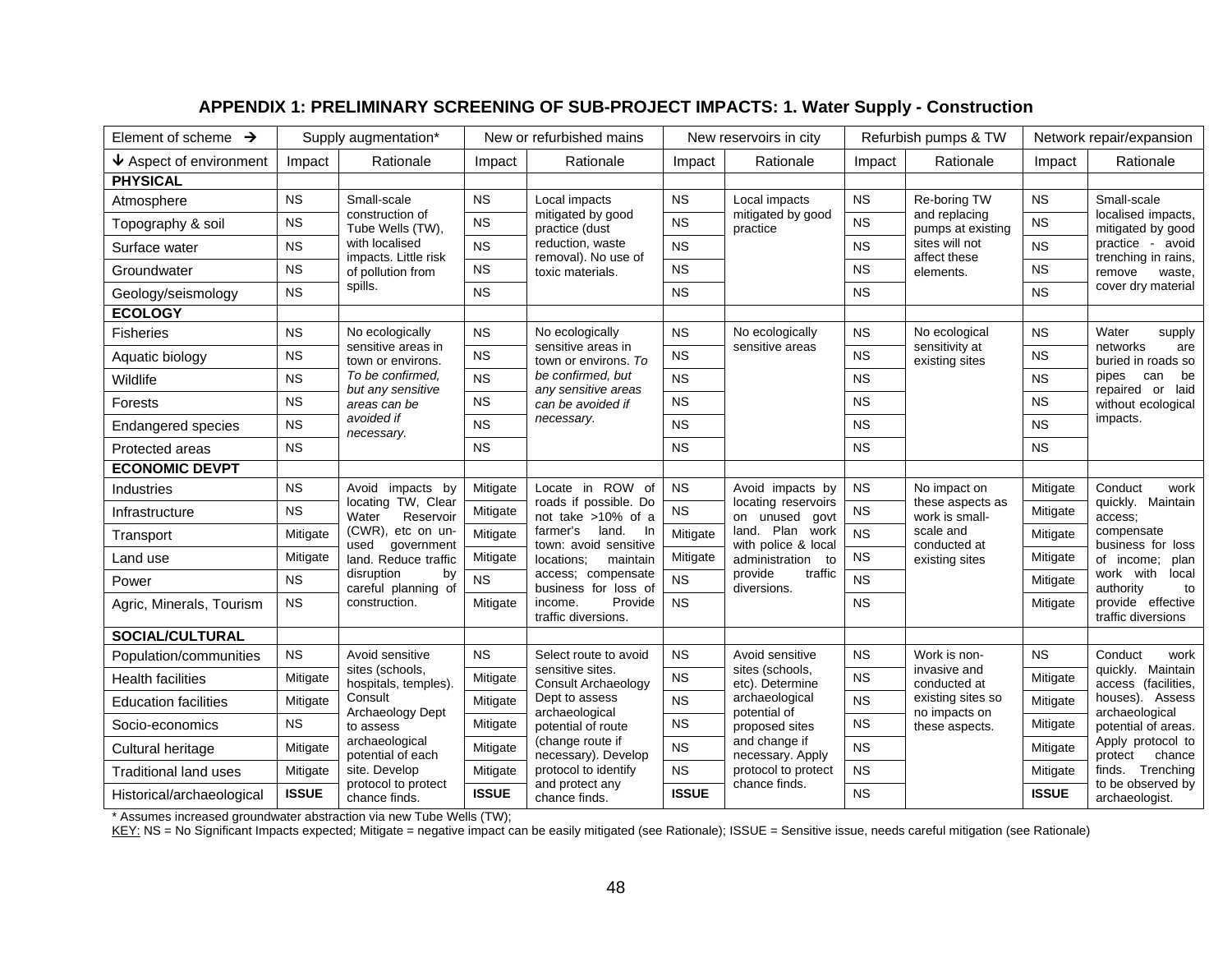## APPENDIX 1: PRELIMINARY SCREENING OF SUB-PROJECT IMPACTS: 1. Water Supply - Construction

| Element of scheme → | Supply augmentation* | | New or refurbished mains | | New reservoirs in city | | Refurbish pumps & TW | | Network repair/expansion | |
|---|---|---|---|---|---|---|---|---|---|---|
| ↓ Aspect of environment | Impact | Rationale | Impact | Rationale | Impact | Rationale | Impact | Rationale | Impact | Rationale |
| **PHYSICAL** | | | | | | | | | | |
| Atmosphere | NS | Small-scale construction of Tube Wells (TW), with localised impacts. Little risk of pollution from spills. | NS | Local impacts mitigated by good practice (dust reduction, waste removal). No use of toxic materials. | NS | Local impacts mitigated by good practice | NS | Re-boring TW and replacing pumps at existing sites will not affect these elements. | NS | Small-scale localised impacts, mitigated by good practice - avoid trenching in rains, remove waste, cover dry material |
| Topography & soil | NS | | NS | | NS | | NS | | NS | |
| Surface water | NS | | NS | | NS | | NS | | NS | |
| Groundwater | NS | | NS | | NS | | NS | | NS | |
| Geology/seismology | NS | | NS | | NS | | NS | | NS | |
| **ECOLOGY** | | | | | | | | | | |
| Fisheries | NS | No ecologically sensitive areas in town or environs. *To be confirmed, but any sensitive areas can be avoided if necessary.* | NS | No ecologically sensitive areas in town or environs. *To be confirmed, but any sensitive areas can be avoided if necessary.* | NS | No ecologically sensitive areas | NS | No ecological sensitivity at existing sites | NS | Water supply networks are buried in roads so pipes can be repaired or laid without ecological impacts. |
| Aquatic biology | NS | | NS | | NS | | NS | | NS | |
| Wildlife | NS | | NS | | NS | | NS | | NS | |
| Forests | NS | | NS | | NS | | NS | | NS | |
| Endangered species | NS | | NS | | NS | | NS | | NS | |
| Protected areas | NS | | NS | | NS | | NS | | NS | |
| **ECONOMIC DEVPT** | | | | | | | | | | |
| Industries | NS | Avoid impacts by locating TW, Clear Water Reservoir (CWR), etc on un-used government land. Reduce traffic disruption by careful planning of construction. | Mitigate | Locate in ROW of roads if possible. Do not take >10% of a farmer's land. In town: avoid sensitive locations; maintain access; compensate business for loss of income. Provide traffic diversions. | NS | Avoid impacts by locating reservoirs on unused govt land. Plan work with police & local administration to provide traffic diversions. | NS | No impact on these aspects as work is small-scale and conducted at existing sites | Mitigate | Conduct work quickly. Maintain access; compensate business for loss of income; plan work with local authority to provide effective traffic diversions |
| Infrastructure | NS | | Mitigate | | NS | | NS | | Mitigate | |
| Transport | Mitigate | | Mitigate | | Mitigate | | NS | | Mitigate | |
| Land use | Mitigate | | Mitigate | | Mitigate | | NS | | Mitigate | |
| Power | NS | | NS | | NS | | NS | | Mitigate | |
| Agric, Minerals, Tourism | NS | | Mitigate | | NS | | NS | | Mitigate | |
| **SOCIAL/CULTURAL** | | | | | | | | | | |
| Population/communities | NS | Avoid sensitive sites (schools, hospitals, temples). Consult Archaeology Dept to assess archaeological potential of each site. Develop protocol to protect chance finds. | NS | Select route to avoid sensitive sites. Consult Archaeology Dept to assess archaeological potential of route (change route if necessary). Develop protocol to identify and protect any chance finds. | NS | Avoid sensitive sites (schools, etc). Determine archaeological potential of proposed sites and change if necessary. Apply protocol to protect chance finds. | NS | Work is non-invasive and conducted at existing sites so no impacts on these aspects. | NS | Conduct work quickly. Maintain access (facilities, houses). Assess archaeological potential of areas. Apply protocol to protect chance finds. Trenching to be observed by archaeologist. |
| Health facilities | Mitigate | | Mitigate | | NS | | NS | | Mitigate | |
| Education facilities | Mitigate | | Mitigate | | NS | | NS | | Mitigate | |
| Socio-economics | NS | | Mitigate | | NS | | NS | | Mitigate | |
| Cultural heritage | Mitigate | | Mitigate | | NS | | NS | | Mitigate | |
| Traditional land uses | Mitigate | | Mitigate | | NS | | NS | | Mitigate | |
| Historical/archaeological | **ISSUE** | | **ISSUE** | | **ISSUE** | | NS | | **ISSUE** | |

\* Assumes increased groundwater abstraction via new Tube Wells (TW);

KEY: NS = No Significant Impacts expected; Mitigate = negative impact can be easily mitigated (see Rationale); ISSUE = Sensitive issue, needs careful mitigation (see Rationale)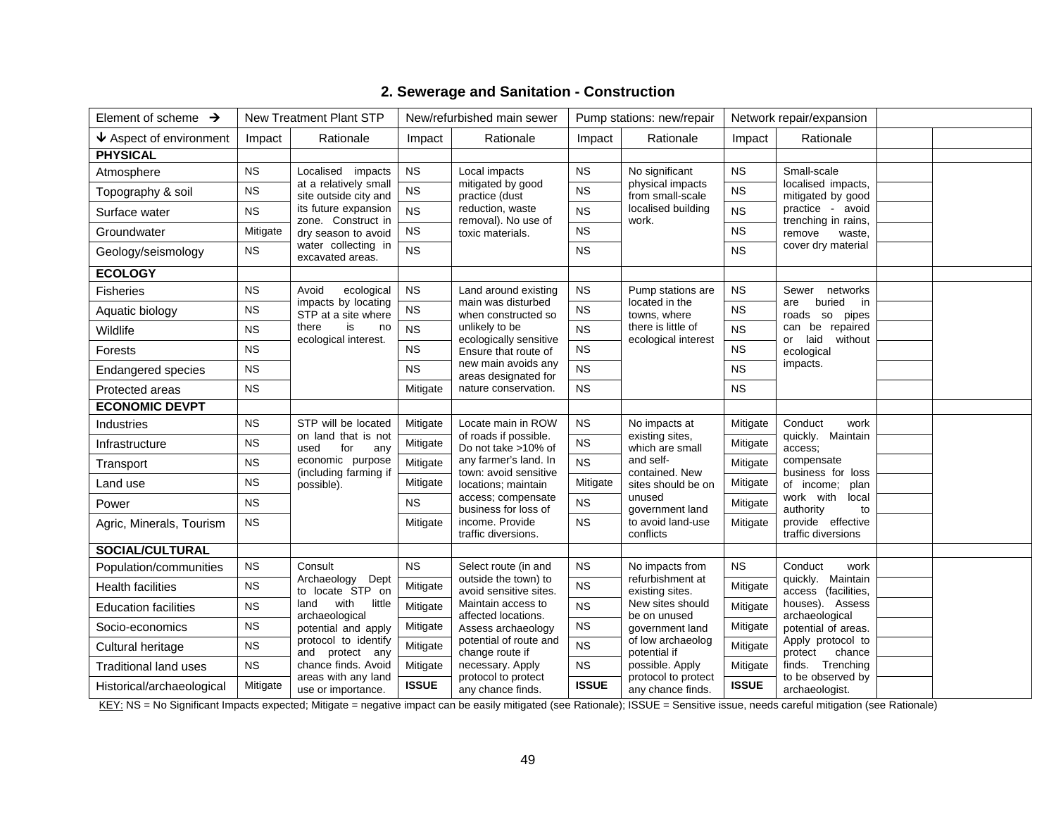## 2. Sewerage and Sanitation - Construction

| Element of scheme → | New Treatment Plant STP | | New/refurbished main sewer | | Pump stations: new/repair | | Network repair/expansion | | | |
|---|---|---|---|---|---|---|---|---|---|---|
| ↓ Aspect of environment | Impact | Rationale | Impact | Rationale | Impact | Rationale | Impact | Rationale | | |
| **PHYSICAL** | | | | | | | | | | |
| Atmosphere | NS | Localised impacts at a relatively small site outside city and its future expansion zone. Construct in dry season to avoid water collecting in excavated areas. | NS | Local impacts mitigated by good practice (dust reduction, waste removal). No use of toxic materials. | NS | No significant physical impacts from small-scale localised building work. | NS | Small-scale localised impacts, mitigated by good practice - avoid trenching in rains, remove waste, cover dry material | | |
| Topography & soil | NS | | NS | | NS | | NS | | | |
| Surface water | NS | | NS | | NS | | NS | | | |
| Groundwater | Mitigate | | NS | | NS | | NS | | | |
| Geology/seismology | NS | | NS | | NS | | NS | | | |
| **ECOLOGY** | | | | | | | | | | |
| Fisheries | NS | Avoid ecological impacts by locating STP at a site where there is no ecological interest. | NS | Land around existing main was disturbed when constructed so unlikely to be ecologically sensitive Ensure that route of new main avoids any areas designated for nature conservation. | NS | Pump stations are located in the towns, where there is little of ecological interest | NS | Sewer networks are buried in roads so pipes can be repaired or laid without ecological impacts. | | |
| Aquatic biology | NS | | NS | | NS | | NS | | | |
| Wildlife | NS | | NS | | NS | | NS | | | |
| Forests | NS | | NS | | NS | | NS | | | |
| Endangered species | NS | | NS | | NS | | NS | | | |
| Protected areas | NS | | Mitigate | | NS | | NS | | | |
| **ECONOMIC DEVPT** | | | | | | | | | | |
| Industries | NS | STP will be located on land that is not used for any economic purpose (including farming if possible). | Mitigate | Locate main in ROW of roads if possible. Do not take >10% of any farmer's land. In town: avoid sensitive locations; maintain access; compensate business for loss of income. Provide traffic diversions. | NS | No impacts at existing sites, which are small and self-contained. New sites should be on unused government land to avoid land-use conflicts | Mitigate | Conduct work quickly. Maintain access; compensate business for loss of income; plan work with local authority to provide effective traffic diversions | | |
| Infrastructure | NS | | Mitigate | | NS | | Mitigate | | | |
| Transport | NS | | Mitigate | | NS | | Mitigate | | | |
| Land use | NS | | Mitigate | | Mitigate | | Mitigate | | | |
| Power | NS | | NS | | NS | | Mitigate | | | |
| Agric, Minerals, Tourism | NS | | Mitigate | | NS | | Mitigate | | | |
| **SOCIAL/CULTURAL** | | | | | | | | | | |
| Population/communities | NS | Consult Archaeology Dept to locate STP on land with little archaeological potential and apply protocol to identify and protect any chance finds. Avoid areas with any land use or importance. | NS | Select route (in and outside the town) to avoid sensitive sites. Maintain access to affected locations. Assess archaeology potential of route and change route if necessary. Apply protocol to protect any chance finds. | NS | No impacts from refurbishment at existing sites. New sites should be on unused government land of low archaeolog potential if possible. Apply protocol to protect any chance finds. | NS | Conduct work quickly. Maintain access (facilities, houses). Assess archaeological potential of areas. Apply protocol to protect chance finds. Trenching to be observed by archaeologist. | | |
| Health facilities | NS | | Mitigate | | NS | | Mitigate | | | |
| Education facilities | NS | | Mitigate | | NS | | Mitigate | | | |
| Socio-economics | NS | | Mitigate | | NS | | Mitigate | | | |
| Cultural heritage | NS | | Mitigate | | NS | | Mitigate | | | |
| Traditional land uses | NS | | Mitigate | | NS | | Mitigate | | | |
| Historical/archaeological | Mitigate | | **ISSUE** | | **ISSUE** | | **ISSUE** | | | |

KEY: NS = No Significant Impacts expected; Mitigate = negative impact can be easily mitigated (see Rationale); ISSUE = Sensitive issue, needs careful mitigation (see Rationale)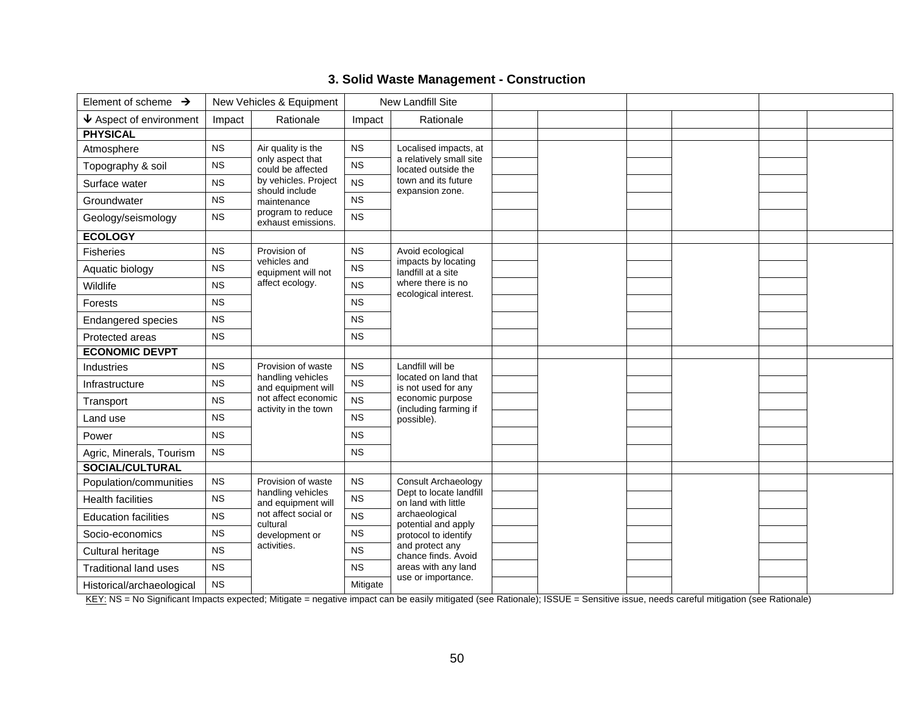### 3. Solid Waste Management - Construction

| Element of scheme → | New Vehicles & Equipment | | New Landfill Site | | | | | | | |
|---|---|---|---|---|---|---|---|---|---|---|
| ↓ Aspect of environment | Impact | Rationale | Impact | Rationale | | | | | | |
| **PHYSICAL** | | | | | | | | | | |
| Atmosphere | NS | Air quality is the only aspect that could be affected by vehicles. Project should include maintenance program to reduce exhaust emissions. | NS | Localised impacts, at a relatively small site located outside the town and its future expansion zone. | | | | | | |
| Topography & soil | NS | | NS | | | | | | | |
| Surface water | NS | | NS | | | | | | | |
| Groundwater | NS | | NS | | | | | | | |
| Geology/seismology | NS | | NS | | | | | | | |
| **ECOLOGY** | | | | | | | | | | |
| Fisheries | NS | Provision of vehicles and equipment will not affect ecology. | NS | Avoid ecological impacts by locating landfill at a site where there is no ecological interest. | | | | | | |
| Aquatic biology | NS | | NS | | | | | | | |
| Wildlife | NS | | NS | | | | | | | |
| Forests | NS | | NS | | | | | | | |
| Endangered species | NS | | NS | | | | | | | |
| Protected areas | NS | | NS | | | | | | | |
| **ECONOMIC DEVPT** | | | | | | | | | | |
| Industries | NS | Provision of waste handling vehicles and equipment will not affect economic activity in the town | NS | Landfill will be located on land that is not used for any economic purpose (including farming if possible). | | | | | | |
| Infrastructure | NS | | NS | | | | | | | |
| Transport | NS | | NS | | | | | | | |
| Land use | NS | | NS | | | | | | | |
| Power | NS | | NS | | | | | | | |
| Agric, Minerals, Tourism | NS | | NS | | | | | | | |
| **SOCIAL/CULTURAL** | | | | | | | | | | |
| Population/communities | NS | Provision of waste handling vehicles and equipment will not affect social or cultural development or activities. | NS | Consult Archaeology Dept to locate landfill on land with little archaeological potential and apply protocol to identify and protect any chance finds. Avoid areas with any land use or importance. | | | | | | |
| Health facilities | NS | | NS | | | | | | | |
| Education facilities | NS | | NS | | | | | | | |
| Socio-economics | NS | | NS | | | | | | | |
| Cultural heritage | NS | | NS | | | | | | | |
| Traditional land uses | NS | | NS | | | | | | | |
| Historical/archaeological | NS | | Mitigate | | | | | | | |

KEY: NS = No Significant Impacts expected; Mitigate = negative impact can be easily mitigated (see Rationale); ISSUE = Sensitive issue, needs careful mitigation (see Rationale)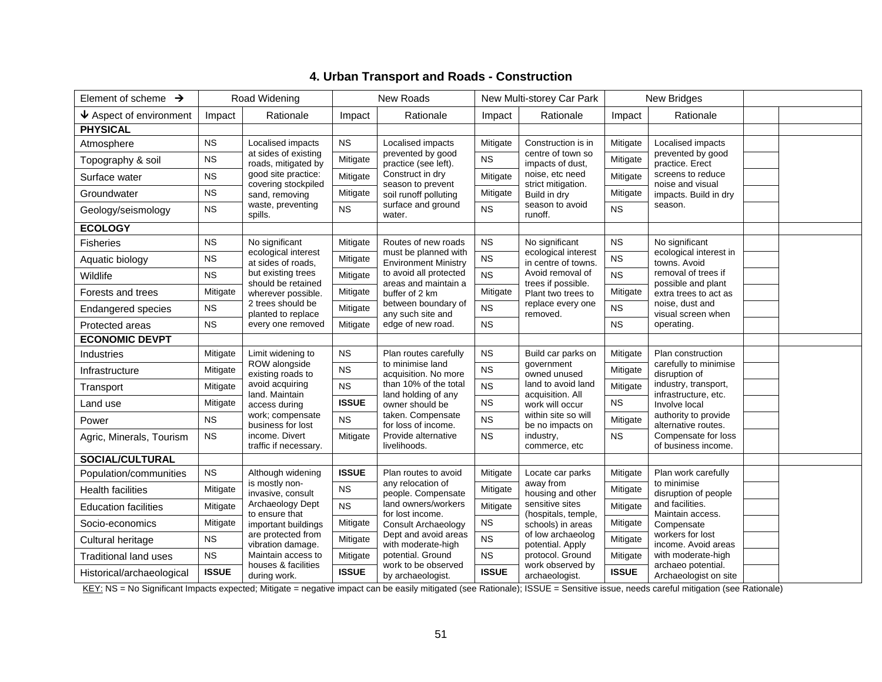# 4. Urban Transport and Roads - Construction

| Element of scheme → | Road Widening | | New Roads | | New Multi-storey Car Park | | New Bridges | | | |
|---|---|---|---|---|---|---|---|---|---|---|
| ↓ Aspect of environment | Impact | Rationale | Impact | Rationale | Impact | Rationale | Impact | Rationale | | |
| **PHYSICAL** | | | | | | | | | | |
| Atmosphere | NS | Localised impacts at sides of existing roads, mitigated by good site practice: covering stockpiled sand, removing waste, preventing spills. | NS | Localised impacts prevented by good practice (see left). Construct in dry season to prevent soil runoff polluting surface and ground water. | Mitigate | Construction is in centre of town so impacts of dust, noise, etc need strict mitigation. Build in dry season to avoid runoff. | Mitigate | Localised impacts prevented by good practice. Erect screens to reduce noise and visual impacts. Build in dry season. | | |
| Topography & soil | NS | | Mitigate | | NS | | Mitigate | | | |
| Surface water | NS | | Mitigate | | Mitigate | | Mitigate | | | |
| Groundwater | NS | | Mitigate | | Mitigate | | Mitigate | | | |
| Geology/seismology | NS | | NS | | NS | | NS | | | |
| **ECOLOGY** | | | | | | | | | | |
| Fisheries | NS | No significant ecological interest at sides of roads, but existing trees should be retained wherever possible. 2 trees should be planted to replace every one removed | Mitigate | Routes of new roads must be planned with Environment Ministry to avoid all protected areas and maintain a buffer of 2 km between boundary of any such site and edge of new road. | NS | No significant ecological interest in centre of towns. Avoid removal of trees if possible. Plant two trees to replace every one removed. | NS | No significant ecological interest in towns. Avoid removal of trees if possible and plant extra trees to act as noise, dust and visual screen when operating. | | |
| Aquatic biology | NS | | Mitigate | | NS | | NS | | | |
| Wildlife | NS | | Mitigate | | NS | | NS | | | |
| Forests and trees | Mitigate | | Mitigate | | Mitigate | | Mitigate | | | |
| Endangered species | NS | | Mitigate | | NS | | NS | | | |
| Protected areas | NS | | Mitigate | | NS | | NS | | | |
| **ECONOMIC DEVPT** | | | | | | | | | | |
| Industries | Mitigate | Limit widening to ROW alongside existing roads to avoid acquiring land. Maintain access during work; compensate business for lost income. Divert traffic if necessary. | NS | Plan routes carefully to minimise land acquisition. No more than 10% of the total land holding of any owner should be taken. Compensate for loss of income. Provide alternative livelihoods. | NS | Build car parks on government owned unused land to avoid land acquisition. All work will occur within site so will be no impacts on industry, commerce, etc | Mitigate | Plan construction carefully to minimise disruption of industry, transport, infrastructure, etc. Involve local authority to provide alternative routes. Compensate for loss of business income. | | |
| Infrastructure | Mitigate | | NS | | NS | | Mitigate | | | |
| Transport | Mitigate | | NS | | NS | | Mitigate | | | |
| Land use | Mitigate | | **ISSUE** | | NS | | NS | | | |
| Power | NS | | NS | | NS | | Mitigate | | | |
| Agric, Minerals, Tourism | NS | | Mitigate | | NS | | NS | | | |
| **SOCIAL/CULTURAL** | | | | | | | | | | |
| Population/communities | NS | Although widening is mostly non-invasive, consult Archaeology Dept to ensure that important buildings are protected from vibration damage. Maintain access to houses & facilities during work. | **ISSUE** | Plan routes to avoid any relocation of people. Compensate land owners/workers for lost income. Consult Archaeology Dept and avoid areas with moderate-high potential. Ground work to be observed by archaeologist. | Mitigate | Locate car parks away from housing and other sensitive sites (hospitals, temple, schools) in areas of low archaeolog potential. Apply protocol. Ground work observed by archaeologist. | Mitigate | Plan work carefully to minimise disruption of people and facilities. Maintain access. Compensate workers for lost income. Avoid areas with moderate-high archaeo potential. Archaeologist on site | | |
| Health facilities | Mitigate | | NS | | Mitigate | | Mitigate | | | |
| Education facilities | Mitigate | | NS | | Mitigate | | Mitigate | | | |
| Socio-economics | Mitigate | | Mitigate | | NS | | Mitigate | | | |
| Cultural heritage | NS | | Mitigate | | NS | | Mitigate | | | |
| Traditional land uses | NS | | Mitigate | | NS | | Mitigate | | | |
| Historical/archaeological | **ISSUE** | | **ISSUE** | | **ISSUE** | | **ISSUE** | | | |

KEY: NS = No Significant Impacts expected; Mitigate = negative impact can be easily mitigated (see Rationale); ISSUE = Sensitive issue, needs careful mitigation (see Rationale)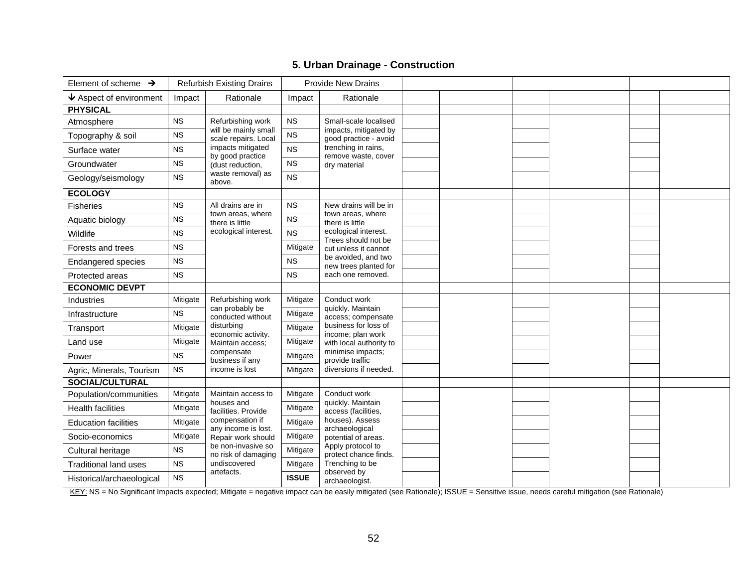## 5. Urban Drainage - Construction

| Element of scheme → | Refurbish Existing Drains | | Provide New Drains | | | | | | | |
|---|---|---|---|---|---|---|---|---|---|---|
| ↓ Aspect of environment | Impact | Rationale | Impact | Rationale | | | | | | |
| **PHYSICAL** | | | | | | | | | | |
| Atmosphere | NS | Refurbishing work will be mainly small scale repairs. Local impacts mitigated by good practice (dust reduction, waste removal) as above. | NS | Small-scale localised impacts, mitigated by good practice - avoid trenching in rains, remove waste, cover dry material | | | | | | |
| Topography & soil | NS | | NS | | | | | | | |
| Surface water | NS | | NS | | | | | | | |
| Groundwater | NS | | NS | | | | | | | |
| Geology/seismology | NS | | NS | | | | | | | |
| **ECOLOGY** | | | | | | | | | | |
| Fisheries | NS | All drains are in town areas, where there is little ecological interest. | NS | New drains will be in town areas, where there is little ecological interest. Trees should not be cut unless it cannot be avoided, and two new trees planted for each one removed. | | | | | | |
| Aquatic biology | NS | | NS | | | | | | | |
| Wildlife | NS | | NS | | | | | | | |
| Forests and trees | NS | | Mitigate | | | | | | | |
| Endangered species | NS | | NS | | | | | | | |
| Protected areas | NS | | NS | | | | | | | |
| **ECONOMIC DEVPT** | | | | | | | | | | |
| Industries | Mitigate | Refurbishing work can probably be conducted without disturbing economic activity. Maintain access; compensate business if any income is lost | Mitigate | Conduct work quickly. Maintain access; compensate business for loss of income; plan work with local authority to minimise impacts; provide traffic diversions if needed. | | | | | | |
| Infrastructure | NS | | Mitigate | | | | | | | |
| Transport | Mitigate | | Mitigate | | | | | | | |
| Land use | Mitigate | | Mitigate | | | | | | | |
| Power | NS | | Mitigate | | | | | | | |
| Agric, Minerals, Tourism | NS | | Mitigate | | | | | | | |
| **SOCIAL/CULTURAL** | | | | | | | | | | |
| Population/communities | Mitigate | Maintain access to houses and facilities. Provide compensation if any income is lost. Repair work should be non-invasive so no risk of damaging undiscovered artefacts. | Mitigate | Conduct work quickly. Maintain access (facilities, houses). Assess archaeological potential of areas. Apply protocol to protect chance finds. Trenching to be observed by archaeologist. | | | | | | |
| Health facilities | Mitigate | | Mitigate | | | | | | | |
| Education facilities | Mitigate | | Mitigate | | | | | | | |
| Socio-economics | Mitigate | | Mitigate | | | | | | | |
| Cultural heritage | NS | | Mitigate | | | | | | | |
| Traditional land uses | NS | | Mitigate | | | | | | | |
| Historical/archaeological | NS | | **ISSUE** | | | | | | | |

KEY: NS = No Significant Impacts expected; Mitigate = negative impact can be easily mitigated (see Rationale); ISSUE = Sensitive issue, needs careful mitigation (see Rationale)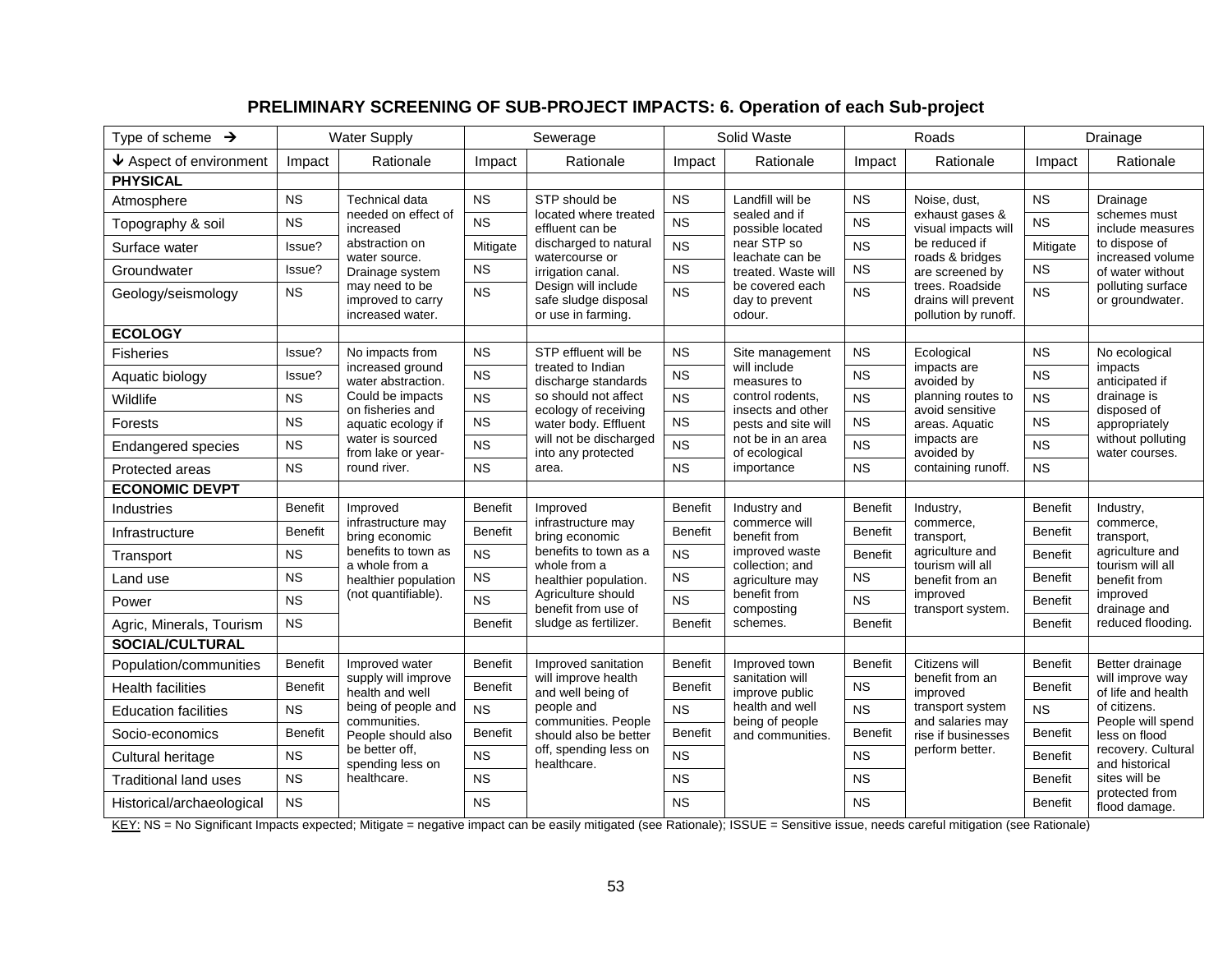## PRELIMINARY SCREENING OF SUB-PROJECT IMPACTS: 6. Operation of each Sub-project

| Type of scheme → | Water Supply | | Sewerage | | Solid Waste | | Roads | | Drainage | |
|---|---|---|---|---|---|---|---|---|---|---|
| ↓ Aspect of environment | Impact | Rationale | Impact | Rationale | Impact | Rationale | Impact | Rationale | Impact | Rationale |
| **PHYSICAL** | | | | | | | | | | |
| Atmosphere | NS | Technical data needed on effect of increased abstraction on water source. Drainage system may need to be improved to carry increased water. | NS | STP should be located where treated effluent can be discharged to natural watercourse or irrigation canal. Design will include safe sludge disposal or use in farming. | NS | Landfill will be sealed and if possible located near STP so leachate can be treated. Waste will be covered each day to prevent odour. | NS | Noise, dust, exhaust gases & visual impacts will be reduced if roads & bridges are screened by trees. Roadside drains will prevent pollution by runoff. | NS | Drainage schemes must include measures to dispose of increased volume of water without polluting surface or groundwater. |
| Topography & soil | NS | | NS | | NS | | NS | | NS | |
| Surface water | Issue? | | Mitigate | | NS | | NS | | Mitigate | |
| Groundwater | Issue? | | NS | | NS | | NS | | NS | |
| Geology/seismology | NS | | NS | | NS | | NS | | NS | |
| **ECOLOGY** | | | | | | | | | | |
| Fisheries | Issue? | No impacts from increased ground water abstraction. Could be impacts on fisheries and aquatic ecology if water is sourced from lake or year-round river. | NS | STP effluent will be treated to Indian discharge standards so should not affect ecology of receiving water body. Effluent will not be discharged into any protected area. | NS | Site management will include measures to control rodents, insects and other pests and site will not be in an area of ecological importance | NS | Ecological impacts are avoided by planning routes to avoid sensitive areas. Aquatic impacts are avoided by containing runoff. | NS | No ecological impacts anticipated if drainage is disposed of appropriately without polluting water courses. |
| Aquatic biology | Issue? | | NS | | NS | | NS | | NS | |
| Wildlife | NS | | NS | | NS | | NS | | NS | |
| Forests | NS | | NS | | NS | | NS | | NS | |
| Endangered species | NS | | NS | | NS | | NS | | NS | |
| Protected areas | NS | | NS | | NS | | NS | | NS | |
| **ECONOMIC DEVPT** | | | | | | | | | | |
| Industries | Benefit | Improved infrastructure may bring economic benefits to town as a whole from a healthier population (not quantifiable). | Benefit | Improved infrastructure may bring economic benefits to town as a whole from a healthier population. Agriculture should benefit from use of sludge as fertilizer. | Benefit | Industry and commerce will benefit from improved waste collection; and agriculture may benefit from composting schemes. | Benefit | Industry, commerce, transport, agriculture and tourism will all benefit from an improved transport system. | Benefit | Industry, commerce, transport, agriculture and tourism will all benefit from improved drainage and reduced flooding. |
| Infrastructure | Benefit | | Benefit | | Benefit | | Benefit | | Benefit | |
| Transport | NS | | NS | | NS | | Benefit | | Benefit | |
| Land use | NS | | NS | | NS | | NS | | Benefit | |
| Power | NS | | NS | | NS | | NS | | Benefit | |
| Agric, Minerals, Tourism | NS | | Benefit | | Benefit | | Benefit | | Benefit | |
| **SOCIAL/CULTURAL** | | | | | | | | | | |
| Population/communities | Benefit | Improved water supply will improve health and well being of people and communities. People should also be better off, spending less on healthcare. | Benefit | Improved sanitation will improve health and well being of people and communities. People should also be better off, spending less on healthcare. | Benefit | Improved town sanitation will improve public health and well being of people and communities. | Benefit | Citizens will benefit from an improved transport system and salaries may rise if businesses perform better. | Benefit | Better drainage will improve way of life and health of citizens. People will spend less on flood recovery. Cultural and historical sites will be protected from flood damage. |
| Health facilities | Benefit | | Benefit | | Benefit | | NS | | Benefit | |
| Education facilities | NS | | NS | | NS | | NS | | NS | |
| Socio-economics | Benefit | | Benefit | | Benefit | | Benefit | | Benefit | |
| Cultural heritage | NS | | NS | | NS | | NS | | Benefit | |
| Traditional land uses | NS | | NS | | NS | | NS | | Benefit | |
| Historical/archaeological | NS | | NS | | NS | | NS | | Benefit | |

KEY: NS = No Significant Impacts expected; Mitigate = negative impact can be easily mitigated (see Rationale); ISSUE = Sensitive issue, needs careful mitigation (see Rationale)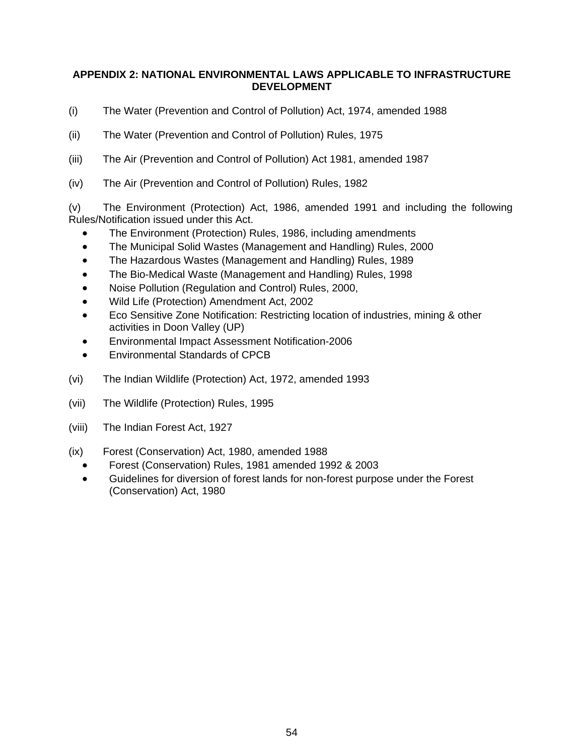## APPENDIX 2: NATIONAL ENVIRONMENTAL LAWS APPLICABLE TO INFRASTRUCTURE DEVELOPMENT

(i) The Water (Prevention and Control of Pollution) Act, 1974, amended 1988

(ii) The Water (Prevention and Control of Pollution) Rules, 1975

(iii) The Air (Prevention and Control of Pollution) Act 1981, amended 1987

(iv) The Air (Prevention and Control of Pollution) Rules, 1982

(v) The Environment (Protection) Act, 1986, amended 1991 and including the following Rules/Notification issued under this Act.

- The Environment (Protection) Rules, 1986, including amendments
- The Municipal Solid Wastes (Management and Handling) Rules, 2000
- The Hazardous Wastes (Management and Handling) Rules, 1989
- The Bio-Medical Waste (Management and Handling) Rules, 1998
- Noise Pollution (Regulation and Control) Rules, 2000,
- Wild Life (Protection) Amendment Act, 2002
- Eco Sensitive Zone Notification: Restricting location of industries, mining & other activities in Doon Valley (UP)
- Environmental Impact Assessment Notification-2006
- Environmental Standards of CPCB

(vi) The Indian Wildlife (Protection) Act, 1972, amended 1993

(vii) The Wildlife (Protection) Rules, 1995

(viii) The Indian Forest Act, 1927

(ix) Forest (Conservation) Act, 1980, amended 1988

- Forest (Conservation) Rules, 1981 amended 1992 & 2003
- Guidelines for diversion of forest lands for non-forest purpose under the Forest (Conservation) Act, 1980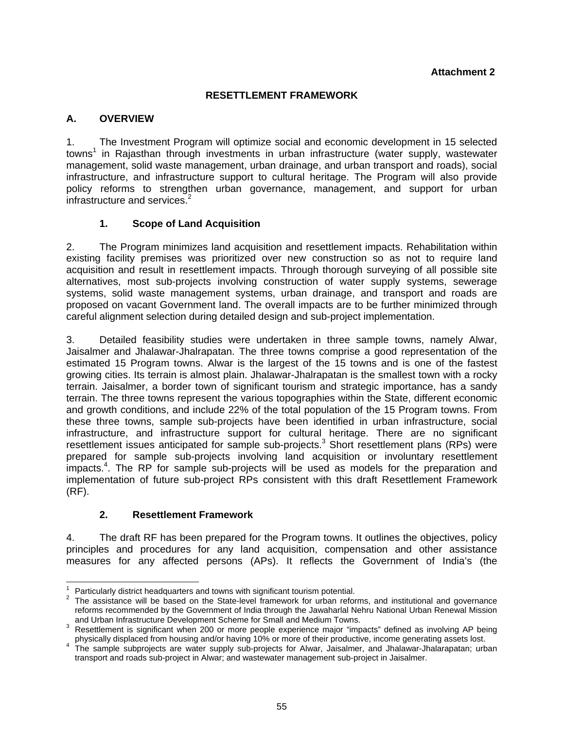**Attachment 2**

# RESETTLEMENT FRAMEWORK

## A. OVERVIEW

1. The Investment Program will optimize social and economic development in 15 selected towns[1] in Rajasthan through investments in urban infrastructure (water supply, wastewater management, solid waste management, urban drainage, and urban transport and roads), social infrastructure, and infrastructure support to cultural heritage. The Program will also provide policy reforms to strengthen urban governance, management, and support for urban infrastructure and services.[2]

### 1. Scope of Land Acquisition

2. The Program minimizes land acquisition and resettlement impacts. Rehabilitation within existing facility premises was prioritized over new construction so as not to require land acquisition and result in resettlement impacts. Through thorough surveying of all possible site alternatives, most sub-projects involving construction of water supply systems, sewerage systems, solid waste management systems, urban drainage, and transport and roads are proposed on vacant Government land. The overall impacts are to be further minimized through careful alignment selection during detailed design and sub-project implementation.

3. Detailed feasibility studies were undertaken in three sample towns, namely Alwar, Jaisalmer and Jhalawar-Jhalrapatan. The three towns comprise a good representation of the estimated 15 Program towns. Alwar is the largest of the 15 towns and is one of the fastest growing cities. Its terrain is almost plain. Jhalawar-Jhalrapatan is the smallest town with a rocky terrain. Jaisalmer, a border town of significant tourism and strategic importance, has a sandy terrain. The three towns represent the various topographies within the State, different economic and growth conditions, and include 22% of the total population of the 15 Program towns. From these three towns, sample sub-projects have been identified in urban infrastructure, social infrastructure, and infrastructure support for cultural heritage. There are no significant resettlement issues anticipated for sample sub-projects.[3] Short resettlement plans (RPs) were prepared for sample sub-projects involving land acquisition or involuntary resettlement impacts.[4]. The RP for sample sub-projects will be used as models for the preparation and implementation of future sub-project RPs consistent with this draft Resettlement Framework (RF).

### 2. Resettlement Framework

4. The draft RF has been prepared for the Program towns. It outlines the objectives, policy principles and procedures for any land acquisition, compensation and other assistance measures for any affected persons (APs). It reflects the Government of India's (the

---

[1] Particularly district headquarters and towns with significant tourism potential.

[2] The assistance will be based on the State-level framework for urban reforms, and institutional and governance reforms recommended by the Government of India through the Jawaharlal Nehru National Urban Renewal Mission and Urban Infrastructure Development Scheme for Small and Medium Towns.

[3] Resettlement is significant when 200 or more people experience major "impacts" defined as involving AP being physically displaced from housing and/or having 10% or more of their productive, income generating assets lost.

[4] The sample subprojects are water supply sub-projects for Alwar, Jaisalmer, and Jhalawar-Jhalarapatan; urban transport and roads sub-project in Alwar; and wastewater management sub-project in Jaisalmer.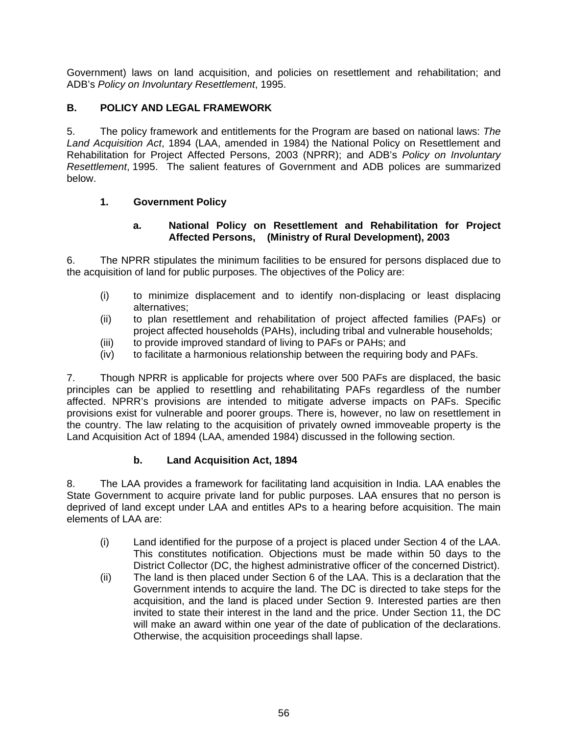Government) laws on land acquisition, and policies on resettlement and rehabilitation; and ADB's *Policy on Involuntary Resettlement*, 1995.

## B. POLICY AND LEGAL FRAMEWORK

5. The policy framework and entitlements for the Program are based on national laws: *The Land Acquisition Act*, 1894 (LAA, amended in 1984) the National Policy on Resettlement and Rehabilitation for Project Affected Persons, 2003 (NPRR); and ADB's *Policy on Involuntary Resettlement*, 1995. The salient features of Government and ADB polices are summarized below.

### 1. Government Policy

#### a. National Policy on Resettlement and Rehabilitation for Project Affected Persons, (Ministry of Rural Development), 2003

6. The NPRR stipulates the minimum facilities to be ensured for persons displaced due to the acquisition of land for public purposes. The objectives of the Policy are:

(i) to minimize displacement and to identify non-displacing or least displacing alternatives;
(ii) to plan resettlement and rehabilitation of project affected families (PAFs) or project affected households (PAHs), including tribal and vulnerable households;
(iii) to provide improved standard of living to PAFs or PAHs; and
(iv) to facilitate a harmonious relationship between the requiring body and PAFs.

7. Though NPRR is applicable for projects where over 500 PAFs are displaced, the basic principles can be applied to resettling and rehabilitating PAFs regardless of the number affected. NPRR's provisions are intended to mitigate adverse impacts on PAFs. Specific provisions exist for vulnerable and poorer groups. There is, however, no law on resettlement in the country. The law relating to the acquisition of privately owned immoveable property is the Land Acquisition Act of 1894 (LAA, amended 1984) discussed in the following section.

#### b. Land Acquisition Act, 1894

8. The LAA provides a framework for facilitating land acquisition in India. LAA enables the State Government to acquire private land for public purposes. LAA ensures that no person is deprived of land except under LAA and entitles APs to a hearing before acquisition. The main elements of LAA are:

(i) Land identified for the purpose of a project is placed under Section 4 of the LAA. This constitutes notification. Objections must be made within 50 days to the District Collector (DC, the highest administrative officer of the concerned District).
(ii) The land is then placed under Section 6 of the LAA. This is a declaration that the Government intends to acquire the land. The DC is directed to take steps for the acquisition, and the land is placed under Section 9. Interested parties are then invited to state their interest in the land and the price. Under Section 11, the DC will make an award within one year of the date of publication of the declarations. Otherwise, the acquisition proceedings shall lapse.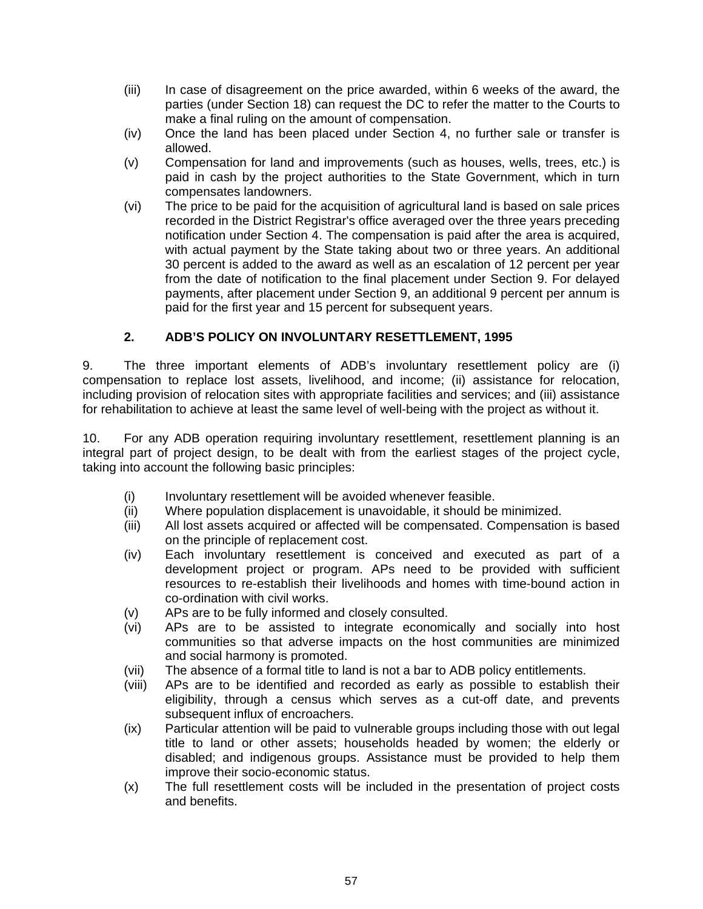(iii) In case of disagreement on the price awarded, within 6 weeks of the award, the parties (under Section 18) can request the DC to refer the matter to the Courts to make a final ruling on the amount of compensation.

(iv) Once the land has been placed under Section 4, no further sale or transfer is allowed.

(v) Compensation for land and improvements (such as houses, wells, trees, etc.) is paid in cash by the project authorities to the State Government, which in turn compensates landowners.

(vi) The price to be paid for the acquisition of agricultural land is based on sale prices recorded in the District Registrar's office averaged over the three years preceding notification under Section 4. The compensation is paid after the area is acquired, with actual payment by the State taking about two or three years. An additional 30 percent is added to the award as well as an escalation of 12 percent per year from the date of notification to the final placement under Section 9. For delayed payments, after placement under Section 9, an additional 9 percent per annum is paid for the first year and 15 percent for subsequent years.

### 2. ADB'S POLICY ON INVOLUNTARY RESETTLEMENT, 1995

9. The three important elements of ADB's involuntary resettlement policy are (i) compensation to replace lost assets, livelihood, and income; (ii) assistance for relocation, including provision of relocation sites with appropriate facilities and services; and (iii) assistance for rehabilitation to achieve at least the same level of well-being with the project as without it.

10. For any ADB operation requiring involuntary resettlement, resettlement planning is an integral part of project design, to be dealt with from the earliest stages of the project cycle, taking into account the following basic principles:

(i) Involuntary resettlement will be avoided whenever feasible.

(ii) Where population displacement is unavoidable, it should be minimized.

(iii) All lost assets acquired or affected will be compensated. Compensation is based on the principle of replacement cost.

(iv) Each involuntary resettlement is conceived and executed as part of a development project or program. APs need to be provided with sufficient resources to re-establish their livelihoods and homes with time-bound action in co-ordination with civil works.

(v) APs are to be fully informed and closely consulted.

(vi) APs are to be assisted to integrate economically and socially into host communities so that adverse impacts on the host communities are minimized and social harmony is promoted.

(vii) The absence of a formal title to land is not a bar to ADB policy entitlements.

(viii) APs are to be identified and recorded as early as possible to establish their eligibility, through a census which serves as a cut-off date, and prevents subsequent influx of encroachers.

(ix) Particular attention will be paid to vulnerable groups including those with out legal title to land or other assets; households headed by women; the elderly or disabled; and indigenous groups. Assistance must be provided to help them improve their socio-economic status.

(x) The full resettlement costs will be included in the presentation of project costs and benefits.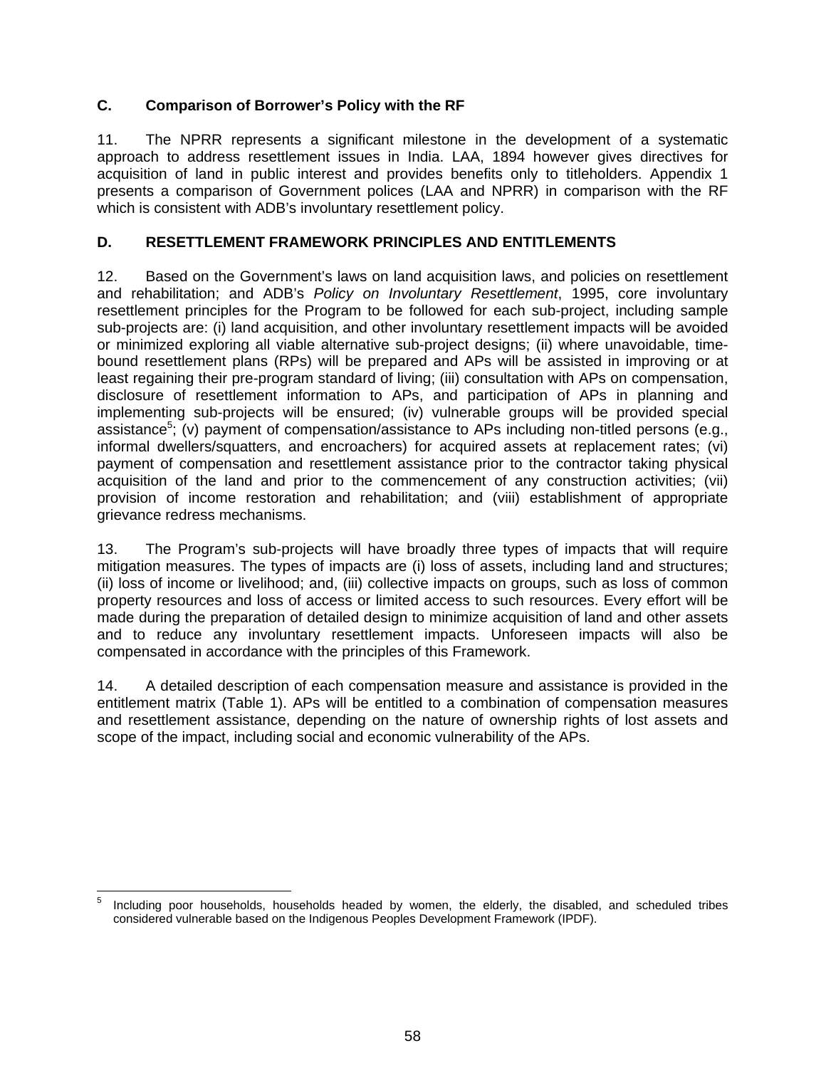### C. Comparison of Borrower's Policy with the RF

11. The NPRR represents a significant milestone in the development of a systematic approach to address resettlement issues in India. LAA, 1894 however gives directives for acquisition of land in public interest and provides benefits only to titleholders. Appendix 1 presents a comparison of Government polices (LAA and NPRR) in comparison with the RF which is consistent with ADB's involuntary resettlement policy.

### D. RESETTLEMENT FRAMEWORK PRINCIPLES AND ENTITLEMENTS

12. Based on the Government's laws on land acquisition laws, and policies on resettlement and rehabilitation; and ADB's *Policy on Involuntary Resettlement*, 1995, core involuntary resettlement principles for the Program to be followed for each sub-project, including sample sub-projects are: (i) land acquisition, and other involuntary resettlement impacts will be avoided or minimized exploring all viable alternative sub-project designs; (ii) where unavoidable, time-bound resettlement plans (RPs) will be prepared and APs will be assisted in improving or at least regaining their pre-program standard of living; (iii) consultation with APs on compensation, disclosure of resettlement information to APs, and participation of APs in planning and implementing sub-projects will be ensured; (iv) vulnerable groups will be provided special assistance[5]; (v) payment of compensation/assistance to APs including non-titled persons (e.g., informal dwellers/squatters, and encroachers) for acquired assets at replacement rates; (vi) payment of compensation and resettlement assistance prior to the contractor taking physical acquisition of the land and prior to the commencement of any construction activities; (vii) provision of income restoration and rehabilitation; and (viii) establishment of appropriate grievance redress mechanisms.

13. The Program's sub-projects will have broadly three types of impacts that will require mitigation measures. The types of impacts are (i) loss of assets, including land and structures; (ii) loss of income or livelihood; and, (iii) collective impacts on groups, such as loss of common property resources and loss of access or limited access to such resources. Every effort will be made during the preparation of detailed design to minimize acquisition of land and other assets and to reduce any involuntary resettlement impacts. Unforeseen impacts will also be compensated in accordance with the principles of this Framework.

14. A detailed description of each compensation measure and assistance is provided in the entitlement matrix (Table 1). APs will be entitled to a combination of compensation measures and resettlement assistance, depending on the nature of ownership rights of lost assets and scope of the impact, including social and economic vulnerability of the APs.

---

[5] Including poor households, households headed by women, the elderly, the disabled, and scheduled tribes considered vulnerable based on the Indigenous Peoples Development Framework (IPDF).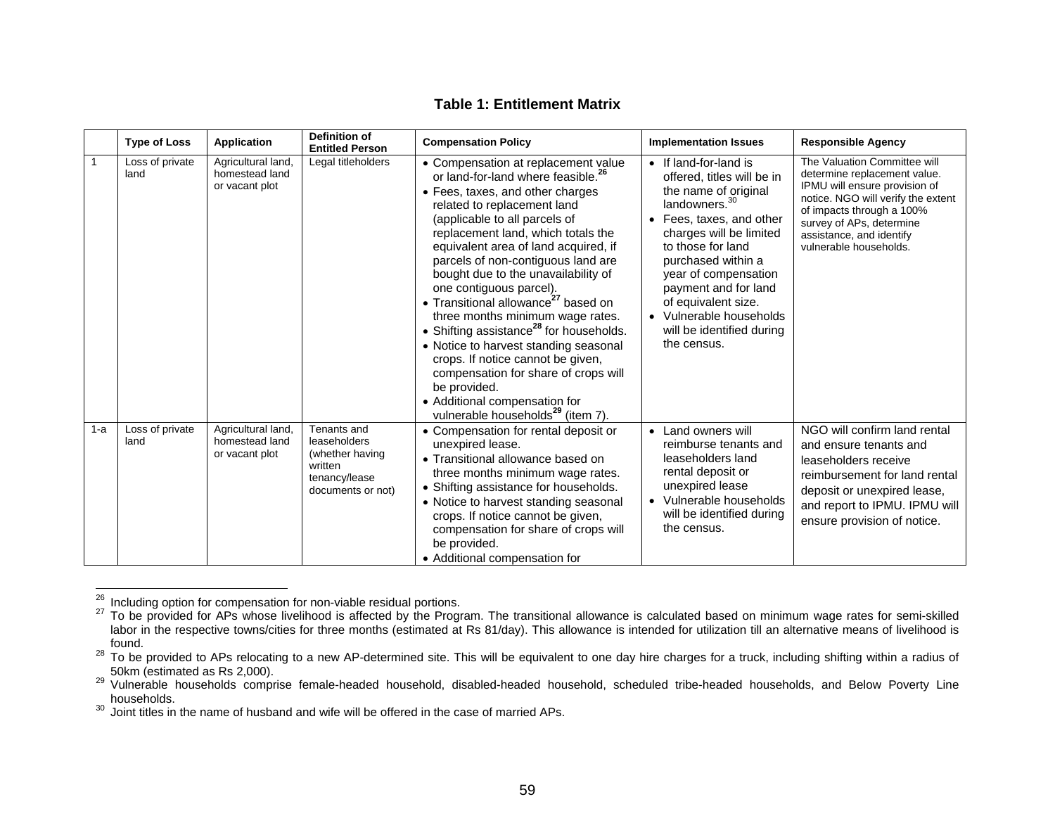**Table 1: Entitlement Matrix**

| | Type of Loss | Application | Definition of Entitled Person | Compensation Policy | Implementation Issues | Responsible Agency |
|---|---|---|---|---|---|---|
| 1 | Loss of private land | Agricultural land, homestead land or vacant plot | Legal titleholders | • Compensation at replacement value or land-for-land where feasible.[26]<br>• Fees, taxes, and other charges related to replacement land (applicable to all parcels of replacement land, which totals the equivalent area of land acquired, if parcels of non-contiguous land are bought due to the unavailability of one contiguous parcel).<br>• Transitional allowance[27] based on three months minimum wage rates.<br>• Shifting assistance[28] for households.<br>• Notice to harvest standing seasonal crops. If notice cannot be given, compensation for share of crops will be provided.<br>• Additional compensation for vulnerable households[29] (item 7). | • If land-for-land is offered, titles will be in the name of original landowners.[30]<br>• Fees, taxes, and other charges will be limited to those for land purchased within a year of compensation payment and for land of equivalent size.<br>• Vulnerable households will be identified during the census. | The Valuation Committee will determine replacement value. IPMU will ensure provision of notice. NGO will verify the extent of impacts through a 100% survey of APs, determine assistance, and identify vulnerable households. |
| 1-a | Loss of private land | Agricultural land, homestead land or vacant plot | Tenants and leaseholders (whether having written tenancy/lease documents or not) | • Compensation for rental deposit or unexpired lease.<br>• Transitional allowance based on three months minimum wage rates.<br>• Shifting assistance for households.<br>• Notice to harvest standing seasonal crops. If notice cannot be given, compensation for share of crops will be provided.<br>• Additional compensation for | • Land owners will reimburse tenants and leaseholders land rental deposit or unexpired lease<br>• Vulnerable households will be identified during the census. | NGO will confirm land rental and ensure tenants and leaseholders receive reimbursement for land rental deposit or unexpired lease, and report to IPMU. IPMU will ensure provision of notice. |

[26] Including option for compensation for non-viable residual portions.

[27] To be provided for APs whose livelihood is affected by the Program. The transitional allowance is calculated based on minimum wage rates for semi-skilled labor in the respective towns/cities for three months (estimated at Rs 81/day). This allowance is intended for utilization till an alternative means of livelihood is found.

[28] To be provided to APs relocating to a new AP-determined site. This will be equivalent to one day hire charges for a truck, including shifting within a radius of 50km (estimated as Rs 2,000).

[29] Vulnerable households comprise female-headed household, disabled-headed household, scheduled tribe-headed households, and Below Poverty Line households.

[30] Joint titles in the name of husband and wife will be offered in the case of married APs.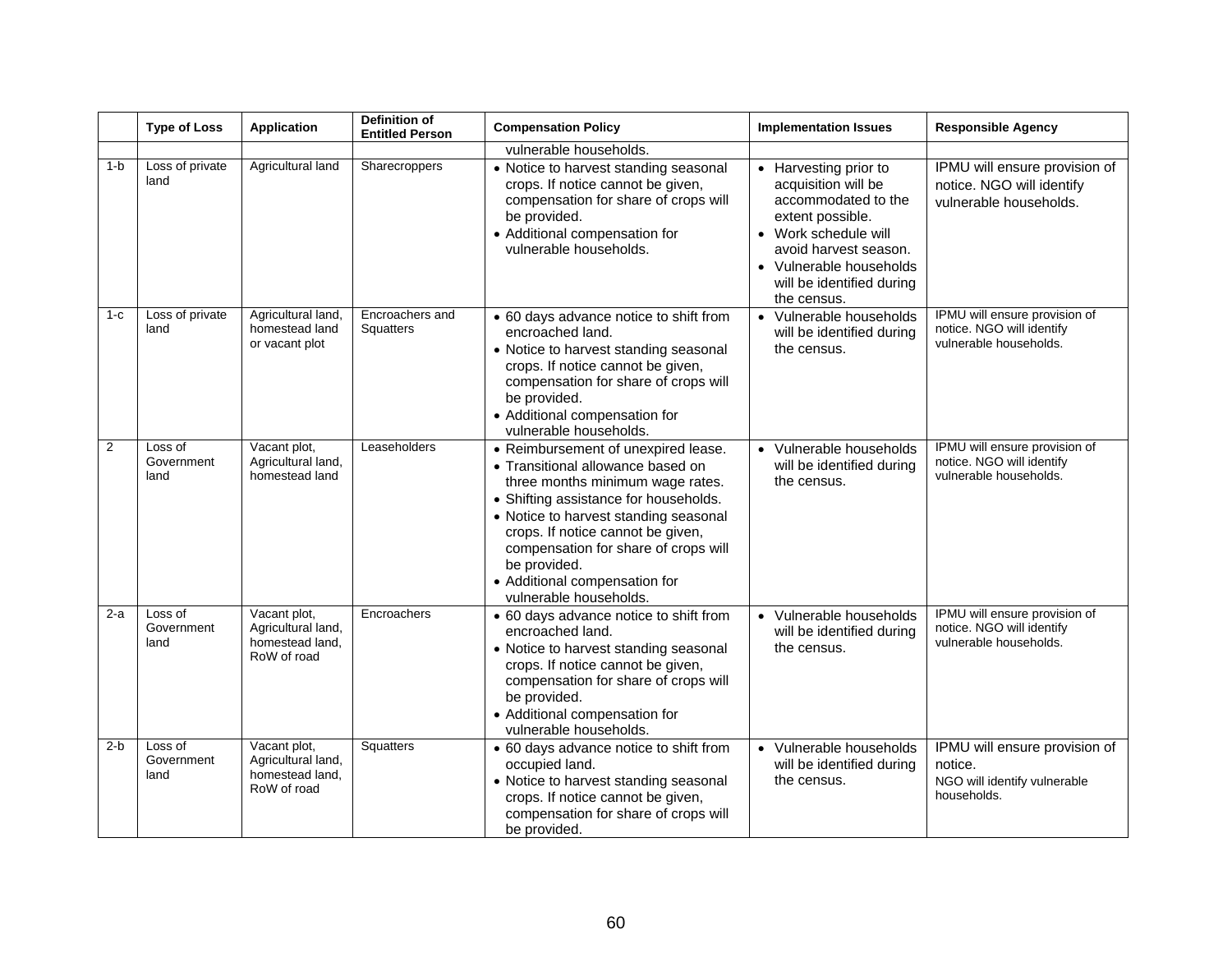|  | Type of Loss | Application | Definition of Entitled Person | Compensation Policy | Implementation Issues | Responsible Agency |
|---|---|---|---|---|---|---|
|  |  |  |  | vulnerable households. |  |  |
| 1-b | Loss of private land | Agricultural land | Sharecroppers | • Notice to harvest standing seasonal crops. If notice cannot be given, compensation for share of crops will be provided.<br>• Additional compensation for vulnerable households. | • Harvesting prior to acquisition will be accommodated to the extent possible.<br>• Work schedule will avoid harvest season.<br>• Vulnerable households will be identified during the census. | IPMU will ensure provision of notice. NGO will identify vulnerable households. |
| 1-c | Loss of private land | Agricultural land, homestead land or vacant plot | Encroachers and Squatters | • 60 days advance notice to shift from encroached land.<br>• Notice to harvest standing seasonal crops. If notice cannot be given, compensation for share of crops will be provided.<br>• Additional compensation for vulnerable households. | • Vulnerable households will be identified during the census. | IPMU will ensure provision of notice. NGO will identify vulnerable households. |
| 2 | Loss of Government land | Vacant plot, Agricultural land, homestead land | Leaseholders | • Reimbursement of unexpired lease.<br>• Transitional allowance based on three months minimum wage rates.<br>• Shifting assistance for households.<br>• Notice to harvest standing seasonal crops. If notice cannot be given, compensation for share of crops will be provided.<br>• Additional compensation for vulnerable households. | • Vulnerable households will be identified during the census. | IPMU will ensure provision of notice. NGO will identify vulnerable households. |
| 2-a | Loss of Government land | Vacant plot, Agricultural land, homestead land, RoW of road | Encroachers | • 60 days advance notice to shift from encroached land.<br>• Notice to harvest standing seasonal crops. If notice cannot be given, compensation for share of crops will be provided.<br>• Additional compensation for vulnerable households. | • Vulnerable households will be identified during the census. | IPMU will ensure provision of notice. NGO will identify vulnerable households. |
| 2-b | Loss of Government land | Vacant plot, Agricultural land, homestead land, RoW of road | Squatters | • 60 days advance notice to shift from occupied land.<br>• Notice to harvest standing seasonal crops. If notice cannot be given, compensation for share of crops will be provided. | • Vulnerable households will be identified during the census. | IPMU will ensure provision of notice. NGO will identify vulnerable households. |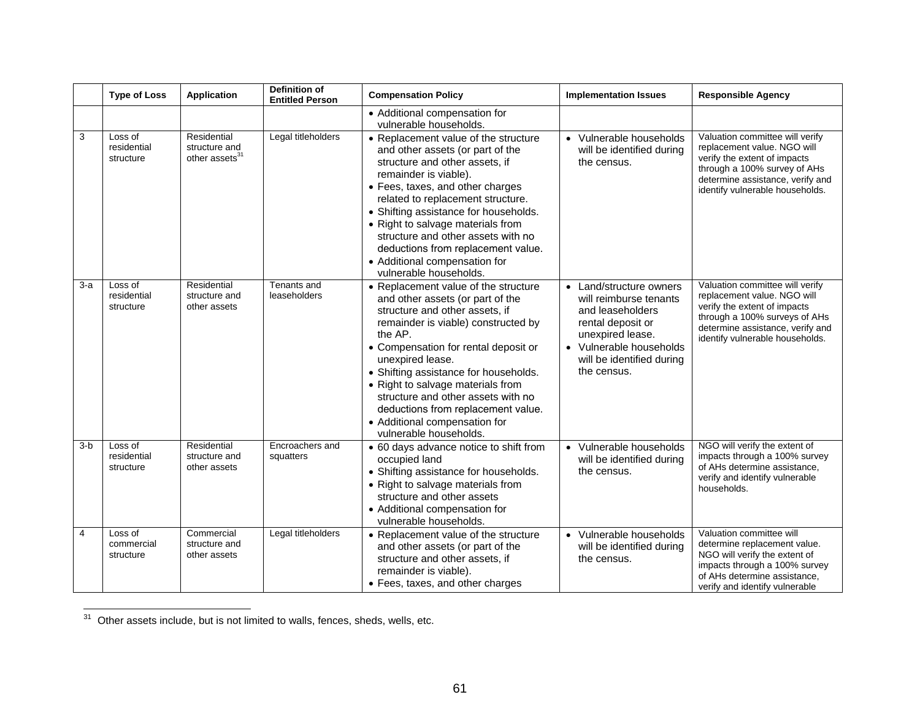|  | Type of Loss | Application | Definition of Entitled Person | Compensation Policy | Implementation Issues | Responsible Agency |
|---|---|---|---|---|---|---|
|  |  |  |  | • Additional compensation for vulnerable households. |  |  |
| 3 | Loss of residential structure | Residential structure and other assets[31] | Legal titleholders | • Replacement value of the structure and other assets (or part of the structure and other assets, if remainder is viable).<br>• Fees, taxes, and other charges related to replacement structure.<br>• Shifting assistance for households.<br>• Right to salvage materials from structure and other assets with no deductions from replacement value.<br>• Additional compensation for vulnerable households. | • Vulnerable households will be identified during the census. | Valuation committee will verify replacement value. NGO will verify the extent of impacts through a 100% survey of AHs determine assistance, verify and identify vulnerable households. |
| 3-a | Loss of residential structure | Residential structure and other assets | Tenants and leaseholders | • Replacement value of the structure and other assets (or part of the structure and other assets, if remainder is viable) constructed by the AP.<br>• Compensation for rental deposit or unexpired lease.<br>• Shifting assistance for households.<br>• Right to salvage materials from structure and other assets with no deductions from replacement value.<br>• Additional compensation for vulnerable households. | • Land/structure owners will reimburse tenants and leaseholders rental deposit or unexpired lease.<br>• Vulnerable households will be identified during the census. | Valuation committee will verify replacement value. NGO will verify the extent of impacts through a 100% surveys of AHs determine assistance, verify and identify vulnerable households. |
| 3-b | Loss of residential structure | Residential structure and other assets | Encroachers and squatters | • 60 days advance notice to shift from occupied land<br>• Shifting assistance for households.<br>• Right to salvage materials from structure and other assets<br>• Additional compensation for vulnerable households. | • Vulnerable households will be identified during the census. | NGO will verify the extent of impacts through a 100% survey of AHs determine assistance, verify and identify vulnerable households. |
| 4 | Loss of commercial structure | Commercial structure and other assets | Legal titleholders | • Replacement value of the structure and other assets (or part of the structure and other assets, if remainder is viable).<br>• Fees, taxes, and other charges | • Vulnerable households will be identified during the census. | Valuation committee will determine replacement value. NGO will verify the extent of impacts through a 100% survey of AHs determine assistance, verify and identify vulnerable |

[31] Other assets include, but is not limited to walls, fences, sheds, wells, etc.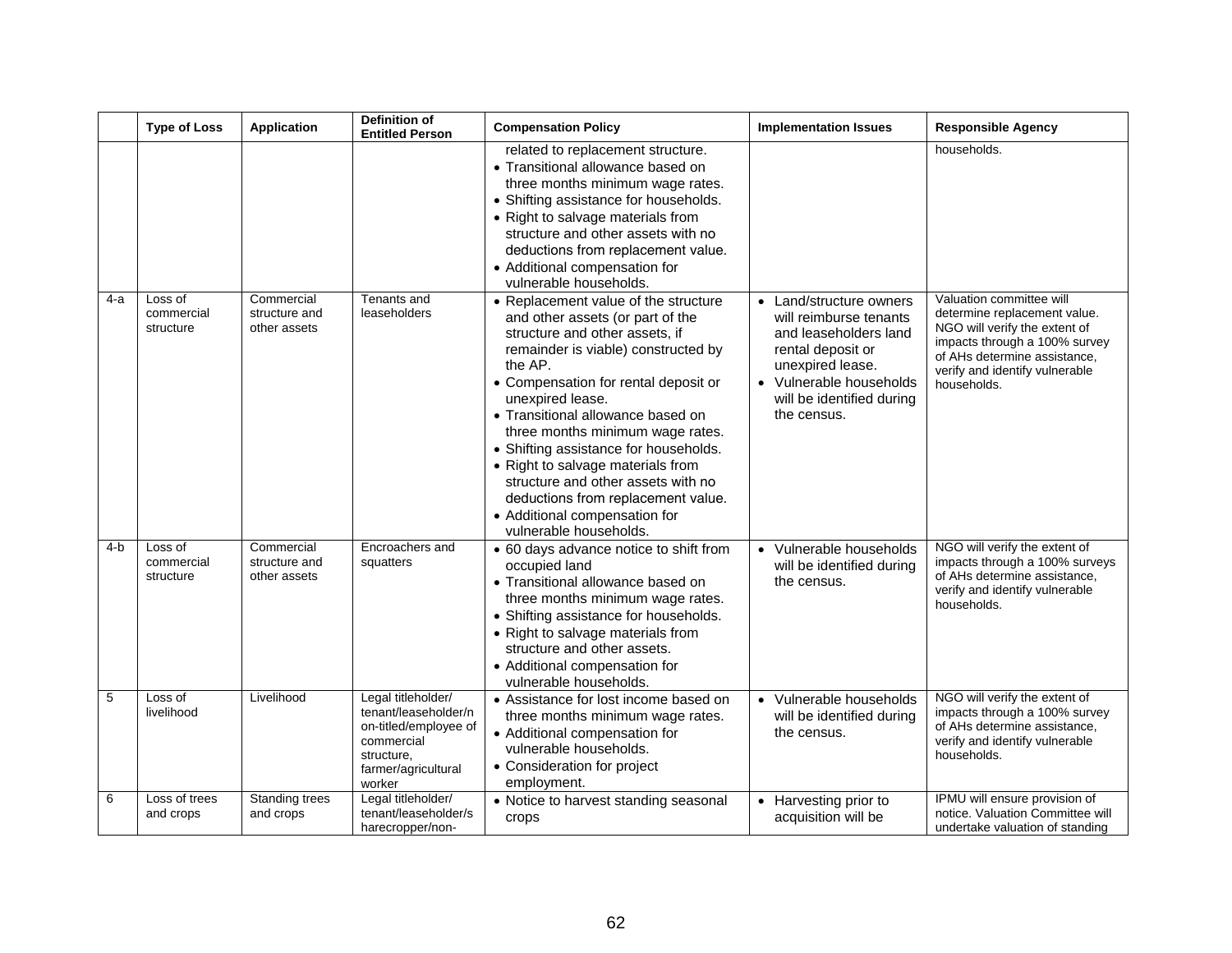|  | Type of Loss | Application | Definition of Entitled Person | Compensation Policy | Implementation Issues | Responsible Agency |
|---|---|---|---|---|---|---|
|  |  |  |  | related to replacement structure.<br>• Transitional allowance based on three months minimum wage rates.<br>• Shifting assistance for households.<br>• Right to salvage materials from structure and other assets with no deductions from replacement value.<br>• Additional compensation for vulnerable households. |  | households. |
| 4-a | Loss of commercial structure | Commercial structure and other assets | Tenants and leaseholders | • Replacement value of the structure and other assets (or part of the structure and other assets, if remainder is viable) constructed by the AP.<br>• Compensation for rental deposit or unexpired lease.<br>• Transitional allowance based on three months minimum wage rates.<br>• Shifting assistance for households.<br>• Right to salvage materials from structure and other assets with no deductions from replacement value.<br>• Additional compensation for vulnerable households. | • Land/structure owners will reimburse tenants and leaseholders land rental deposit or unexpired lease.<br>• Vulnerable households will be identified during the census. | Valuation committee will determine replacement value. NGO will verify the extent of impacts through a 100% survey of AHs determine assistance, verify and identify vulnerable households. |
| 4-b | Loss of commercial structure | Commercial structure and other assets | Encroachers and squatters | • 60 days advance notice to shift from occupied land<br>• Transitional allowance based on three months minimum wage rates.<br>• Shifting assistance for households.<br>• Right to salvage materials from structure and other assets.<br>• Additional compensation for vulnerable households. | • Vulnerable households will be identified during the census. | NGO will verify the extent of impacts through a 100% surveys of AHs determine assistance, verify and identify vulnerable households. |
| 5 | Loss of livelihood | Livelihood | Legal titleholder/ tenant/leaseholder/non-titled/employee of commercial structure, farmer/agricultural worker | • Assistance for lost income based on three months minimum wage rates.<br>• Additional compensation for vulnerable households.<br>• Consideration for project employment. | • Vulnerable households will be identified during the census. | NGO will verify the extent of impacts through a 100% survey of AHs determine assistance, verify and identify vulnerable households. |
| 6 | Loss of trees and crops | Standing trees and crops | Legal titleholder/ tenant/leaseholder/sharecropper/non- | • Notice to harvest standing seasonal crops | • Harvesting prior to acquisition will be | IPMU will ensure provision of notice. Valuation Committee will undertake valuation of standing |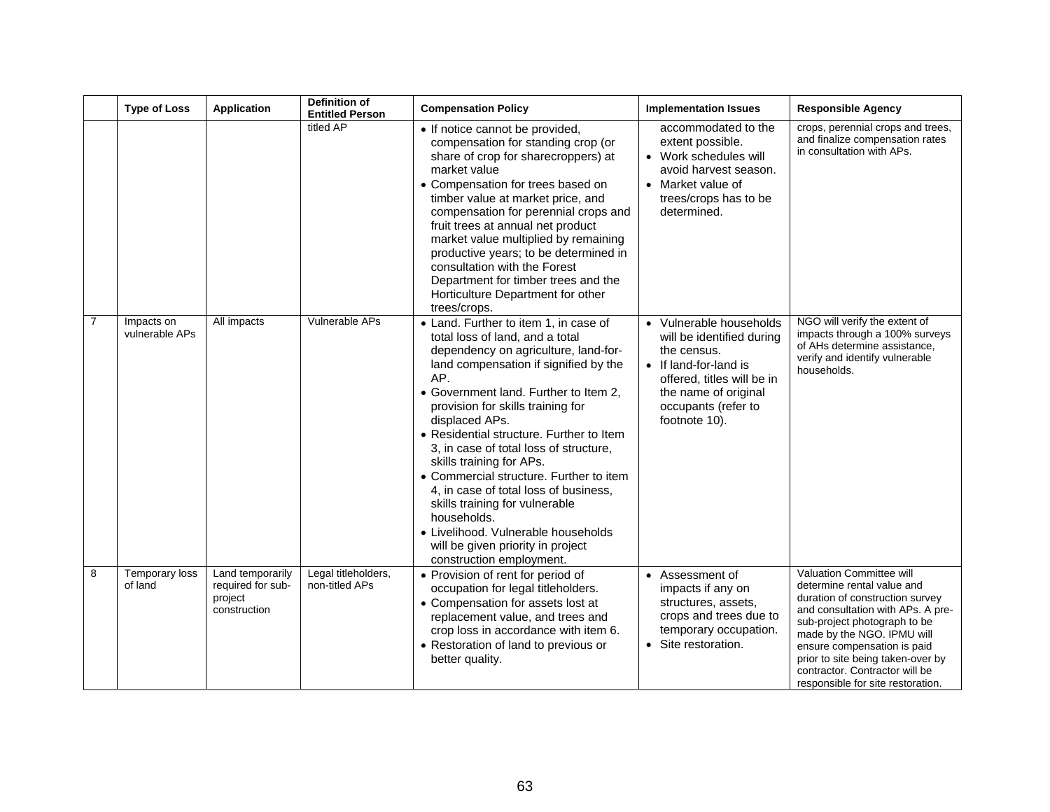|  | Type of Loss | Application | Definition of Entitled Person | Compensation Policy | Implementation Issues | Responsible Agency |
|---|---|---|---|---|---|---|
|  |  |  | titled AP | • If notice cannot be provided, compensation for standing crop (or share of crop for sharecroppers) at market value<br>• Compensation for trees based on timber value at market price, and compensation for perennial crops and fruit trees at annual net product market value multiplied by remaining productive years; to be determined in consultation with the Forest Department for timber trees and the Horticulture Department for other trees/crops. | accommodated to the extent possible.<br>• Work schedules will avoid harvest season.<br>• Market value of trees/crops has to be determined. | crops, perennial crops and trees, and finalize compensation rates in consultation with APs. |
| 7 | Impacts on vulnerable APs | All impacts | Vulnerable APs | • Land. Further to item 1, in case of total loss of land, and a total dependency on agriculture, land-for-land compensation if signified by the AP.<br>• Government land. Further to Item 2, provision for skills training for displaced APs.<br>• Residential structure. Further to Item 3, in case of total loss of structure, skills training for APs.<br>• Commercial structure. Further to item 4, in case of total loss of business, skills training for vulnerable households.<br>• Livelihood. Vulnerable households will be given priority in project construction employment. | • Vulnerable households will be identified during the census.<br>• If land-for-land is offered, titles will be in the name of original occupants (refer to footnote 10). | NGO will verify the extent of impacts through a 100% surveys of AHs determine assistance, verify and identify vulnerable households. |
| 8 | Temporary loss of land | Land temporarily required for sub-project construction | Legal titleholders, non-titled APs | • Provision of rent for period of occupation for legal titleholders.<br>• Compensation for assets lost at replacement value, and trees and crop loss in accordance with item 6.<br>• Restoration of land to previous or better quality. | • Assessment of impacts if any on structures, assets, crops and trees due to temporary occupation.<br>• Site restoration. | Valuation Committee will determine rental value and duration of construction survey and consultation with APs. A pre-sub-project photograph to be made by the NGO. IPMU will ensure compensation is paid prior to site being taken-over by contractor. Contractor will be responsible for site restoration. |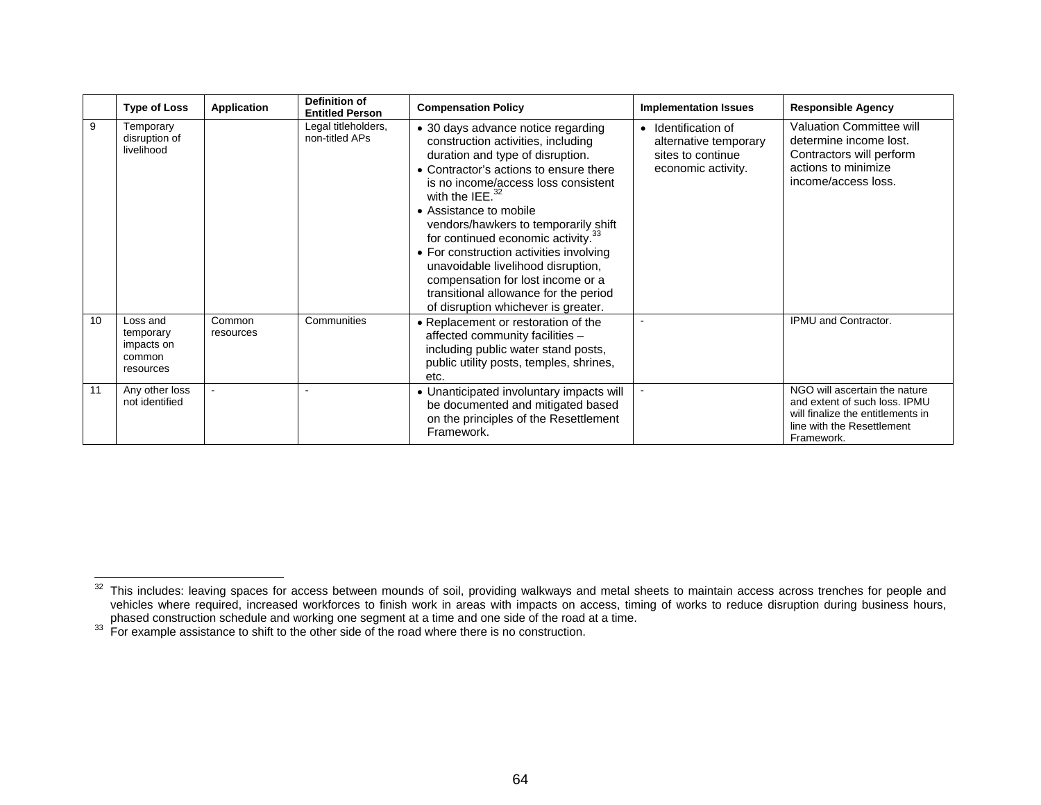|  | Type of Loss | Application | Definition of Entitled Person | Compensation Policy | Implementation Issues | Responsible Agency |
|---|---|---|---|---|---|---|
| 9 | Temporary disruption of livelihood |  | Legal titleholders, non-titled APs | • 30 days advance notice regarding construction activities, including duration and type of disruption.<br>• Contractor's actions to ensure there is no income/access loss consistent with the IEE.[32]<br>• Assistance to mobile vendors/hawkers to temporarily shift for continued economic activity.[33]<br>• For construction activities involving unavoidable livelihood disruption, compensation for lost income or a transitional allowance for the period of disruption whichever is greater. | • Identification of alternative temporary sites to continue economic activity. | Valuation Committee will determine income lost. Contractors will perform actions to minimize income/access loss. |
| 10 | Loss and temporary impacts on common resources | Common resources | Communities | • Replacement or restoration of the affected community facilities – including public water stand posts, public utility posts, temples, shrines, etc. | - | IPMU and Contractor. |
| 11 | Any other loss not identified | - | - | • Unanticipated involuntary impacts will be documented and mitigated based on the principles of the Resettlement Framework. | - | NGO will ascertain the nature and extent of such loss. IPMU will finalize the entitlements in line with the Resettlement Framework. |

[32] This includes: leaving spaces for access between mounds of soil, providing walkways and metal sheets to maintain access across trenches for people and vehicles where required, increased workforces to finish work in areas with impacts on access, timing of works to reduce disruption during business hours, phased construction schedule and working one segment at a time and one side of the road at a time.

[33] For example assistance to shift to the other side of the road where there is no construction.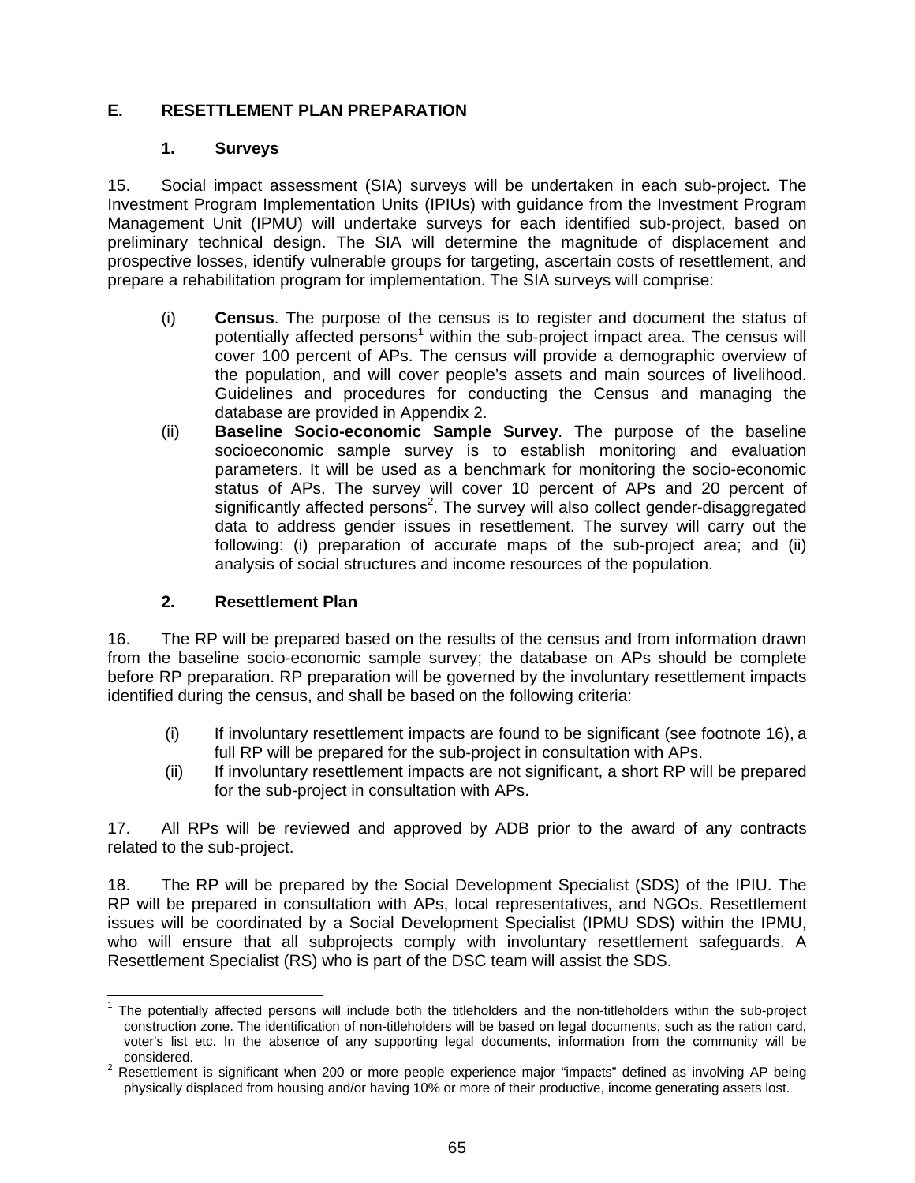## E. RESETTLEMENT PLAN PREPARATION

### 1. Surveys

15. Social impact assessment (SIA) surveys will be undertaken in each sub-project. The Investment Program Implementation Units (IPIUs) with guidance from the Investment Program Management Unit (IPMU) will undertake surveys for each identified sub-project, based on preliminary technical design. The SIA will determine the magnitude of displacement and prospective losses, identify vulnerable groups for targeting, ascertain costs of resettlement, and prepare a rehabilitation program for implementation. The SIA surveys will comprise:

(i) **Census**. The purpose of the census is to register and document the status of potentially affected persons[1] within the sub-project impact area. The census will cover 100 percent of APs. The census will provide a demographic overview of the population, and will cover people's assets and main sources of livelihood. Guidelines and procedures for conducting the Census and managing the database are provided in Appendix 2.

(ii) **Baseline Socio-economic Sample Survey**. The purpose of the baseline socioeconomic sample survey is to establish monitoring and evaluation parameters. It will be used as a benchmark for monitoring the socio-economic status of APs. The survey will cover 10 percent of APs and 20 percent of significantly affected persons[2]. The survey will also collect gender-disaggregated data to address gender issues in resettlement. The survey will carry out the following: (i) preparation of accurate maps of the sub-project area; and (ii) analysis of social structures and income resources of the population.

### 2. Resettlement Plan

16. The RP will be prepared based on the results of the census and from information drawn from the baseline socio-economic sample survey; the database on APs should be complete before RP preparation. RP preparation will be governed by the involuntary resettlement impacts identified during the census, and shall be based on the following criteria:

(i) If involuntary resettlement impacts are found to be significant (see footnote 16), a full RP will be prepared for the sub-project in consultation with APs.

(ii) If involuntary resettlement impacts are not significant, a short RP will be prepared for the sub-project in consultation with APs.

17. All RPs will be reviewed and approved by ADB prior to the award of any contracts related to the sub-project.

18. The RP will be prepared by the Social Development Specialist (SDS) of the IPIU. The RP will be prepared in consultation with APs, local representatives, and NGOs. Resettlement issues will be coordinated by a Social Development Specialist (IPMU SDS) within the IPMU, who will ensure that all subprojects comply with involuntary resettlement safeguards. A Resettlement Specialist (RS) who is part of the DSC team will assist the SDS.

---

[1] The potentially affected persons will include both the titleholders and the non-titleholders within the sub-project construction zone. The identification of non-titleholders will be based on legal documents, such as the ration card, voter's list etc. In the absence of any supporting legal documents, information from the community will be considered.

[2] Resettlement is significant when 200 or more people experience major "impacts" defined as involving AP being physically displaced from housing and/or having 10% or more of their productive, income generating assets lost.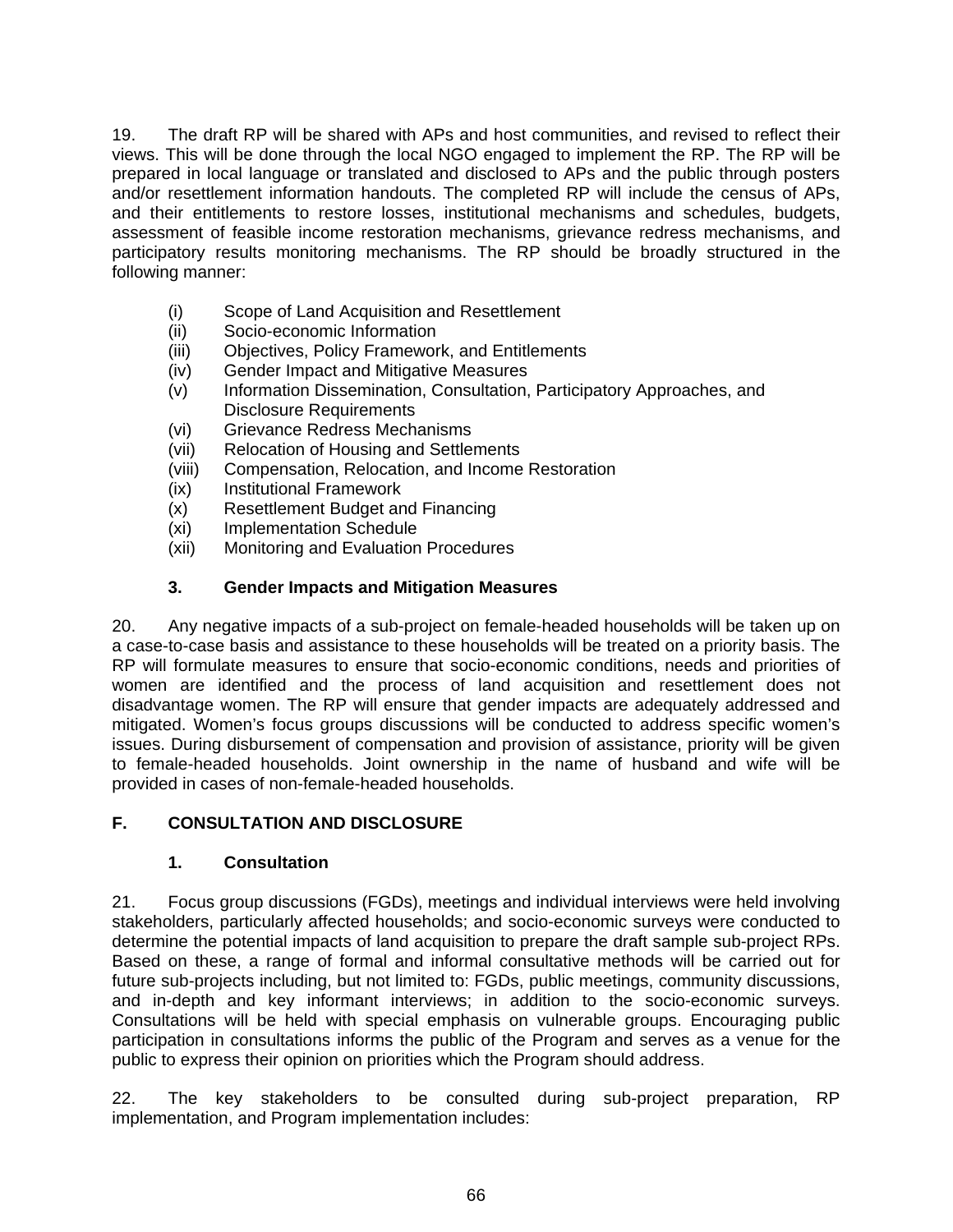19. The draft RP will be shared with APs and host communities, and revised to reflect their views. This will be done through the local NGO engaged to implement the RP. The RP will be prepared in local language or translated and disclosed to APs and the public through posters and/or resettlement information handouts. The completed RP will include the census of APs, and their entitlements to restore losses, institutional mechanisms and schedules, budgets, assessment of feasible income restoration mechanisms, grievance redress mechanisms, and participatory results monitoring mechanisms. The RP should be broadly structured in the following manner:

(i) Scope of Land Acquisition and Resettlement
(ii) Socio-economic Information
(iii) Objectives, Policy Framework, and Entitlements
(iv) Gender Impact and Mitigative Measures
(v) Information Dissemination, Consultation, Participatory Approaches, and Disclosure Requirements
(vi) Grievance Redress Mechanisms
(vii) Relocation of Housing and Settlements
(viii) Compensation, Relocation, and Income Restoration
(ix) Institutional Framework
(x) Resettlement Budget and Financing
(xi) Implementation Schedule
(xii) Monitoring and Evaluation Procedures

### 3. Gender Impacts and Mitigation Measures

20. Any negative impacts of a sub-project on female-headed households will be taken up on a case-to-case basis and assistance to these households will be treated on a priority basis. The RP will formulate measures to ensure that socio-economic conditions, needs and priorities of women are identified and the process of land acquisition and resettlement does not disadvantage women. The RP will ensure that gender impacts are adequately addressed and mitigated. Women's focus groups discussions will be conducted to address specific women's issues. During disbursement of compensation and provision of assistance, priority will be given to female-headed households. Joint ownership in the name of husband and wife will be provided in cases of non-female-headed households.

## F. CONSULTATION AND DISCLOSURE

### 1. Consultation

21. Focus group discussions (FGDs), meetings and individual interviews were held involving stakeholders, particularly affected households; and socio-economic surveys were conducted to determine the potential impacts of land acquisition to prepare the draft sample sub-project RPs. Based on these, a range of formal and informal consultative methods will be carried out for future sub-projects including, but not limited to: FGDs, public meetings, community discussions, and in-depth and key informant interviews; in addition to the socio-economic surveys. Consultations will be held with special emphasis on vulnerable groups. Encouraging public participation in consultations informs the public of the Program and serves as a venue for the public to express their opinion on priorities which the Program should address.

22. The key stakeholders to be consulted during sub-project preparation, RP implementation, and Program implementation includes: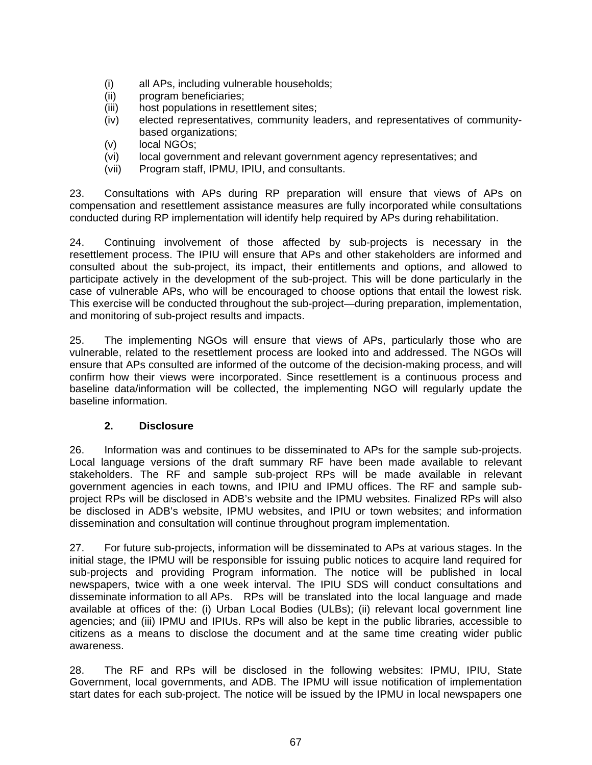(i) all APs, including vulnerable households;
(ii) program beneficiaries;
(iii) host populations in resettlement sites;
(iv) elected representatives, community leaders, and representatives of community-based organizations;
(v) local NGOs;
(vi) local government and relevant government agency representatives; and
(vii) Program staff, IPMU, IPIU, and consultants.

23. Consultations with APs during RP preparation will ensure that views of APs on compensation and resettlement assistance measures are fully incorporated while consultations conducted during RP implementation will identify help required by APs during rehabilitation.

24. Continuing involvement of those affected by sub-projects is necessary in the resettlement process. The IPIU will ensure that APs and other stakeholders are informed and consulted about the sub-project, its impact, their entitlements and options, and allowed to participate actively in the development of the sub-project. This will be done particularly in the case of vulnerable APs, who will be encouraged to choose options that entail the lowest risk. This exercise will be conducted throughout the sub-project—during preparation, implementation, and monitoring of sub-project results and impacts.

25. The implementing NGOs will ensure that views of APs, particularly those who are vulnerable, related to the resettlement process are looked into and addressed. The NGOs will ensure that APs consulted are informed of the outcome of the decision-making process, and will confirm how their views were incorporated. Since resettlement is a continuous process and baseline data/information will be collected, the implementing NGO will regularly update the baseline information.

### 2. Disclosure

26. Information was and continues to be disseminated to APs for the sample sub-projects. Local language versions of the draft summary RF have been made available to relevant stakeholders. The RF and sample sub-project RPs will be made available in relevant government agencies in each towns, and IPIU and IPMU offices. The RF and sample sub-project RPs will be disclosed in ADB's website and the IPMU websites. Finalized RPs will also be disclosed in ADB's website, IPMU websites, and IPIU or town websites; and information dissemination and consultation will continue throughout program implementation.

27. For future sub-projects, information will be disseminated to APs at various stages. In the initial stage, the IPMU will be responsible for issuing public notices to acquire land required for sub-projects and providing Program information. The notice will be published in local newspapers, twice with a one week interval. The IPIU SDS will conduct consultations and disseminate information to all APs. RPs will be translated into the local language and made available at offices of the: (i) Urban Local Bodies (ULBs); (ii) relevant local government line agencies; and (iii) IPMU and IPIUs. RPs will also be kept in the public libraries, accessible to citizens as a means to disclose the document and at the same time creating wider public awareness.

28. The RF and RPs will be disclosed in the following websites: IPMU, IPIU, State Government, local governments, and ADB. The IPMU will issue notification of implementation start dates for each sub-project. The notice will be issued by the IPMU in local newspapers one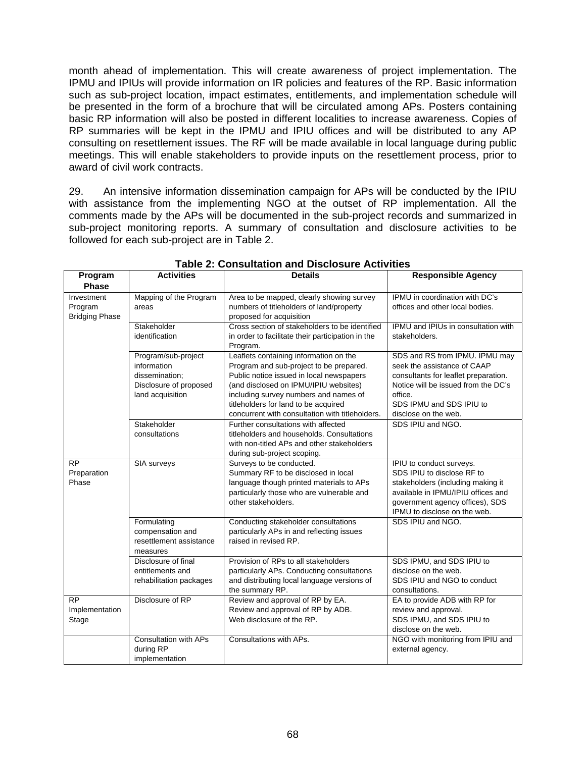month ahead of implementation. This will create awareness of project implementation. The IPMU and IPIUs will provide information on IR policies and features of the RP. Basic information such as sub-project location, impact estimates, entitlements, and implementation schedule will be presented in the form of a brochure that will be circulated among APs. Posters containing basic RP information will also be posted in different localities to increase awareness. Copies of RP summaries will be kept in the IPMU and IPIU offices and will be distributed to any AP consulting on resettlement issues. The RF will be made available in local language during public meetings. This will enable stakeholders to provide inputs on the resettlement process, prior to award of civil work contracts.

29. An intensive information dissemination campaign for APs will be conducted by the IPIU with assistance from the implementing NGO at the outset of RP implementation. All the comments made by the APs will be documented in the sub-project records and summarized in sub-project monitoring reports. A summary of consultation and disclosure activities to be followed for each sub-project are in Table 2.

**Table 2: Consultation and Disclosure Activities**

| Program Phase | Activities | Details | Responsible Agency |
|---|---|---|---|
| Investment Program Bridging Phase | Mapping of the Program areas | Area to be mapped, clearly showing survey numbers of titleholders of land/property proposed for acquisition | IPMU in coordination with DC's offices and other local bodies. |
| | Stakeholder identification | Cross section of stakeholders to be identified in order to facilitate their participation in the Program. | IPMU and IPIUs in consultation with stakeholders. |
| | Program/sub-project information dissemination; Disclosure of proposed land acquisition | Leaflets containing information on the Program and sub-project to be prepared. Public notice issued in local newspapers (and disclosed on IPMU/IPIU websites) including survey numbers and names of titleholders for land to be acquired concurrent with consultation with titleholders. | SDS and RS from IPMU. IPMU may seek the assistance of CAAP consultants for leaflet preparation. Notice will be issued from the DC's office. SDS IPMU and SDS IPIU to disclose on the web. |
| | Stakeholder consultations | Further consultations with affected titleholders and households. Consultations with non-titled APs and other stakeholders during sub-project scoping. | SDS IPIU and NGO. |
| RP Preparation Phase | SIA surveys | Surveys to be conducted. Summary RF to be disclosed in local language though printed materials to APs particularly those who are vulnerable and other stakeholders. | IPIU to conduct surveys. SDS IPIU to disclose RF to stakeholders (including making it available in IPMU/IPIU offices and government agency offices), SDS IPMU to disclose on the web. |
| | Formulating compensation and resettlement assistance measures | Conducting stakeholder consultations particularly APs in and reflecting issues raised in revised RP. | SDS IPIU and NGO. |
| | Disclosure of final entitlements and rehabilitation packages | Provision of RPs to all stakeholders particularly APs. Conducting consultations and distributing local language versions of the summary RP. | SDS IPMU, and SDS IPIU to disclose on the web. SDS IPIU and NGO to conduct consultations. |
| RP Implementation Stage | Disclosure of RP | Review and approval of RP by EA. Review and approval of RP by ADB. Web disclosure of the RP. | EA to provide ADB with RP for review and approval. SDS IPMU, and SDS IPIU to disclose on the web. |
| | Consultation with APs during RP implementation | Consultations with APs. | NGO with monitoring from IPIU and external agency. |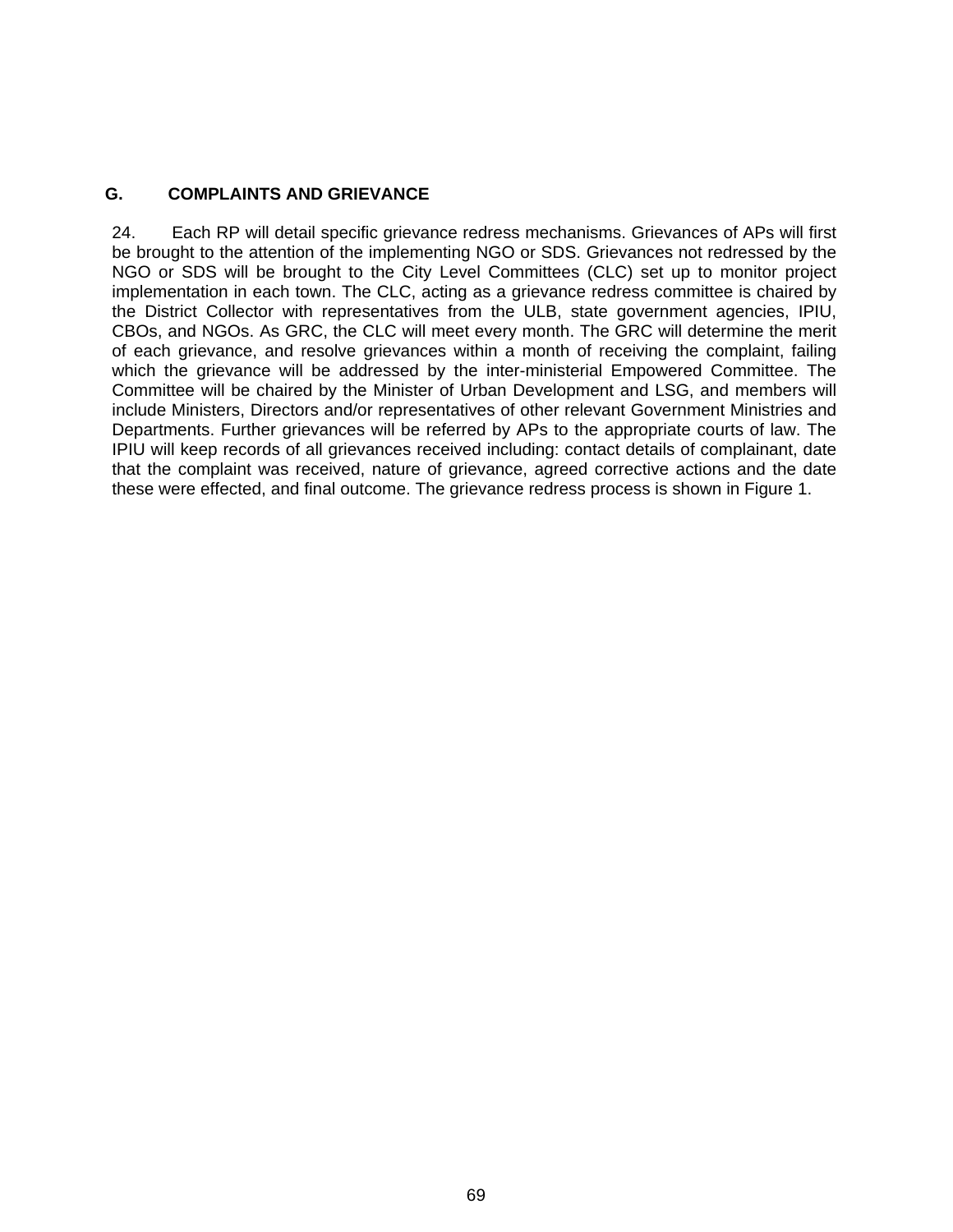## G. COMPLAINTS AND GRIEVANCE

24. Each RP will detail specific grievance redress mechanisms. Grievances of APs will first be brought to the attention of the implementing NGO or SDS. Grievances not redressed by the NGO or SDS will be brought to the City Level Committees (CLC) set up to monitor project implementation in each town. The CLC, acting as a grievance redress committee is chaired by the District Collector with representatives from the ULB, state government agencies, IPIU, CBOs, and NGOs. As GRC, the CLC will meet every month. The GRC will determine the merit of each grievance, and resolve grievances within a month of receiving the complaint, failing which the grievance will be addressed by the inter-ministerial Empowered Committee. The Committee will be chaired by the Minister of Urban Development and LSG, and members will include Ministers, Directors and/or representatives of other relevant Government Ministries and Departments. Further grievances will be referred by APs to the appropriate courts of law. The IPIU will keep records of all grievances received including: contact details of complainant, date that the complaint was received, nature of grievance, agreed corrective actions and the date these were effected, and final outcome. The grievance redress process is shown in Figure 1.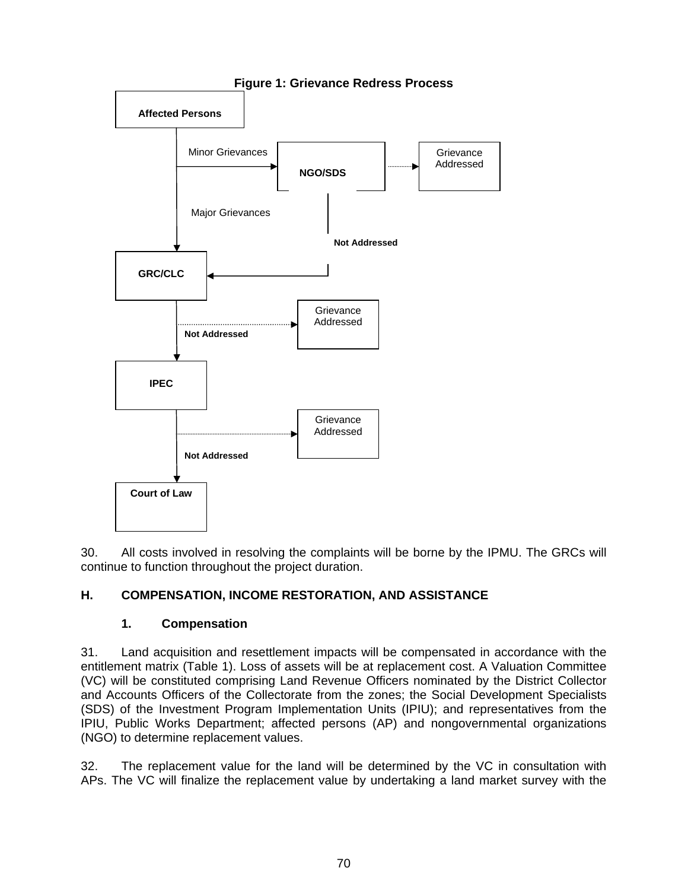**Figure 1: Grievance Redress Process**

Affected Persons

Minor Grievances

NGO/SDS

Grievance Addressed

Major Grievances

Not Addressed

GRC/CLC

Grievance Addressed

Not Addressed

IPEC

Grievance Addressed

Not Addressed

Court of Law

30. All costs involved in resolving the complaints will be borne by the IPMU. The GRCs will continue to function throughout the project duration.

## H. COMPENSATION, INCOME RESTORATION, AND ASSISTANCE

### 1. Compensation

31. Land acquisition and resettlement impacts will be compensated in accordance with the entitlement matrix (Table 1). Loss of assets will be at replacement cost. A Valuation Committee (VC) will be constituted comprising Land Revenue Officers nominated by the District Collector and Accounts Officers of the Collectorate from the zones; the Social Development Specialists (SDS) of the Investment Program Implementation Units (IPIU); and representatives from the IPIU, Public Works Department; affected persons (AP) and nongovernmental organizations (NGO) to determine replacement values.

32. The replacement value for the land will be determined by the VC in consultation with APs. The VC will finalize the replacement value by undertaking a land market survey with the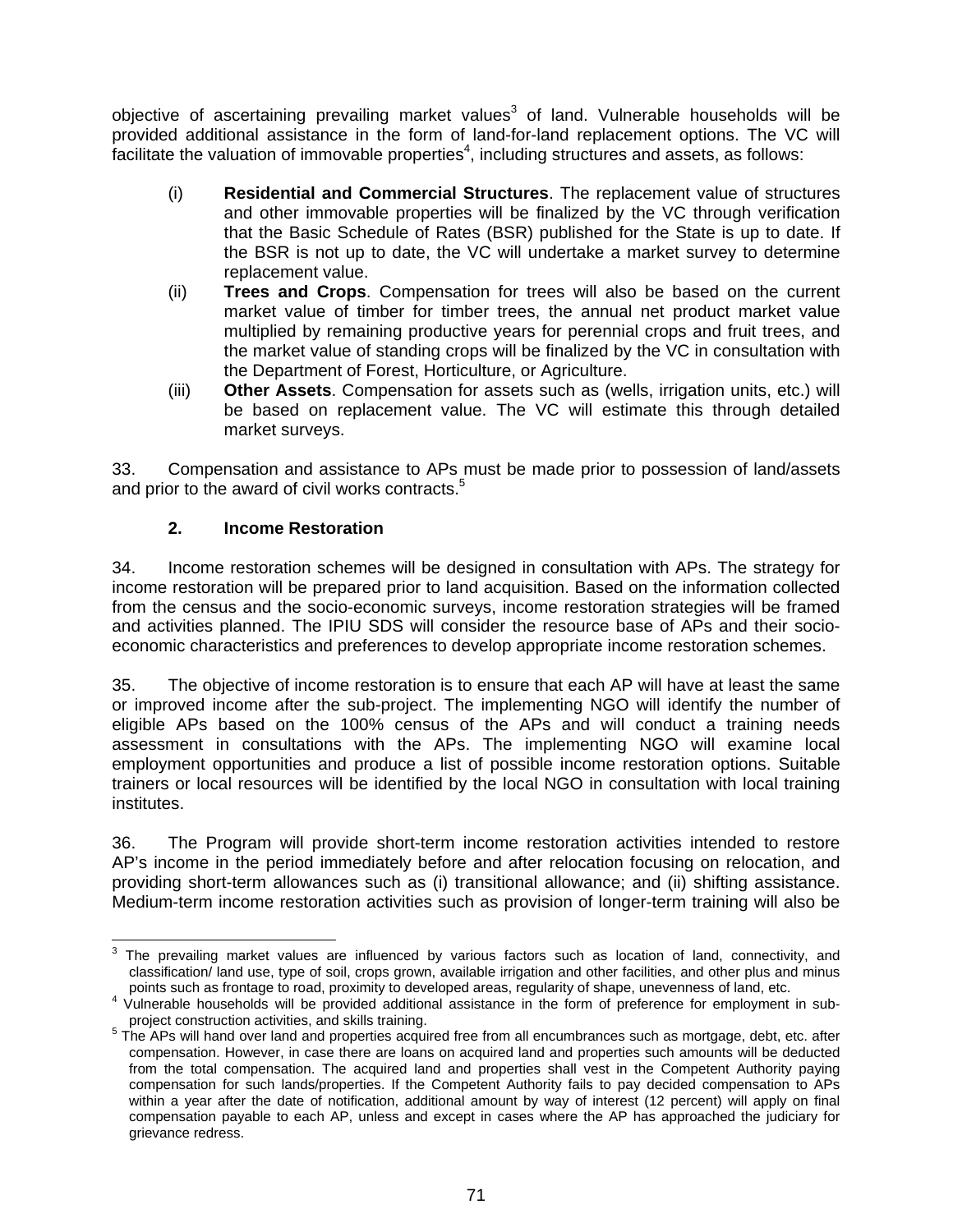objective of ascertaining prevailing market values[3] of land. Vulnerable households will be provided additional assistance in the form of land-for-land replacement options. The VC will facilitate the valuation of immovable properties[4], including structures and assets, as follows:

(i) **Residential and Commercial Structures**. The replacement value of structures and other immovable properties will be finalized by the VC through verification that the Basic Schedule of Rates (BSR) published for the State is up to date. If the BSR is not up to date, the VC will undertake a market survey to determine replacement value.

(ii) **Trees and Crops**. Compensation for trees will also be based on the current market value of timber for timber trees, the annual net product market value multiplied by remaining productive years for perennial crops and fruit trees, and the market value of standing crops will be finalized by the VC in consultation with the Department of Forest, Horticulture, or Agriculture.

(iii) **Other Assets**. Compensation for assets such as (wells, irrigation units, etc.) will be based on replacement value. The VC will estimate this through detailed market surveys.

33. Compensation and assistance to APs must be made prior to possession of land/assets and prior to the award of civil works contracts.[5]

### 2. Income Restoration

34. Income restoration schemes will be designed in consultation with APs. The strategy for income restoration will be prepared prior to land acquisition. Based on the information collected from the census and the socio-economic surveys, income restoration strategies will be framed and activities planned. The IPIU SDS will consider the resource base of APs and their socio-economic characteristics and preferences to develop appropriate income restoration schemes.

35. The objective of income restoration is to ensure that each AP will have at least the same or improved income after the sub-project. The implementing NGO will identify the number of eligible APs based on the 100% census of the APs and will conduct a training needs assessment in consultations with the APs. The implementing NGO will examine local employment opportunities and produce a list of possible income restoration options. Suitable trainers or local resources will be identified by the local NGO in consultation with local training institutes.

36. The Program will provide short-term income restoration activities intended to restore AP's income in the period immediately before and after relocation focusing on relocation, and providing short-term allowances such as (i) transitional allowance; and (ii) shifting assistance. Medium-term income restoration activities such as provision of longer-term training will also be

---

[3] The prevailing market values are influenced by various factors such as location of land, connectivity, and classification/ land use, type of soil, crops grown, available irrigation and other facilities, and other plus and minus points such as frontage to road, proximity to developed areas, regularity of shape, unevenness of land, etc.

[4] Vulnerable households will be provided additional assistance in the form of preference for employment in sub-project construction activities, and skills training.

[5] The APs will hand over land and properties acquired free from all encumbrances such as mortgage, debt, etc. after compensation. However, in case there are loans on acquired land and properties such amounts will be deducted from the total compensation. The acquired land and properties shall vest in the Competent Authority paying compensation for such lands/properties. If the Competent Authority fails to pay decided compensation to APs within a year after the date of notification, additional amount by way of interest (12 percent) will apply on final compensation payable to each AP, unless and except in cases where the AP has approached the judiciary for grievance redress.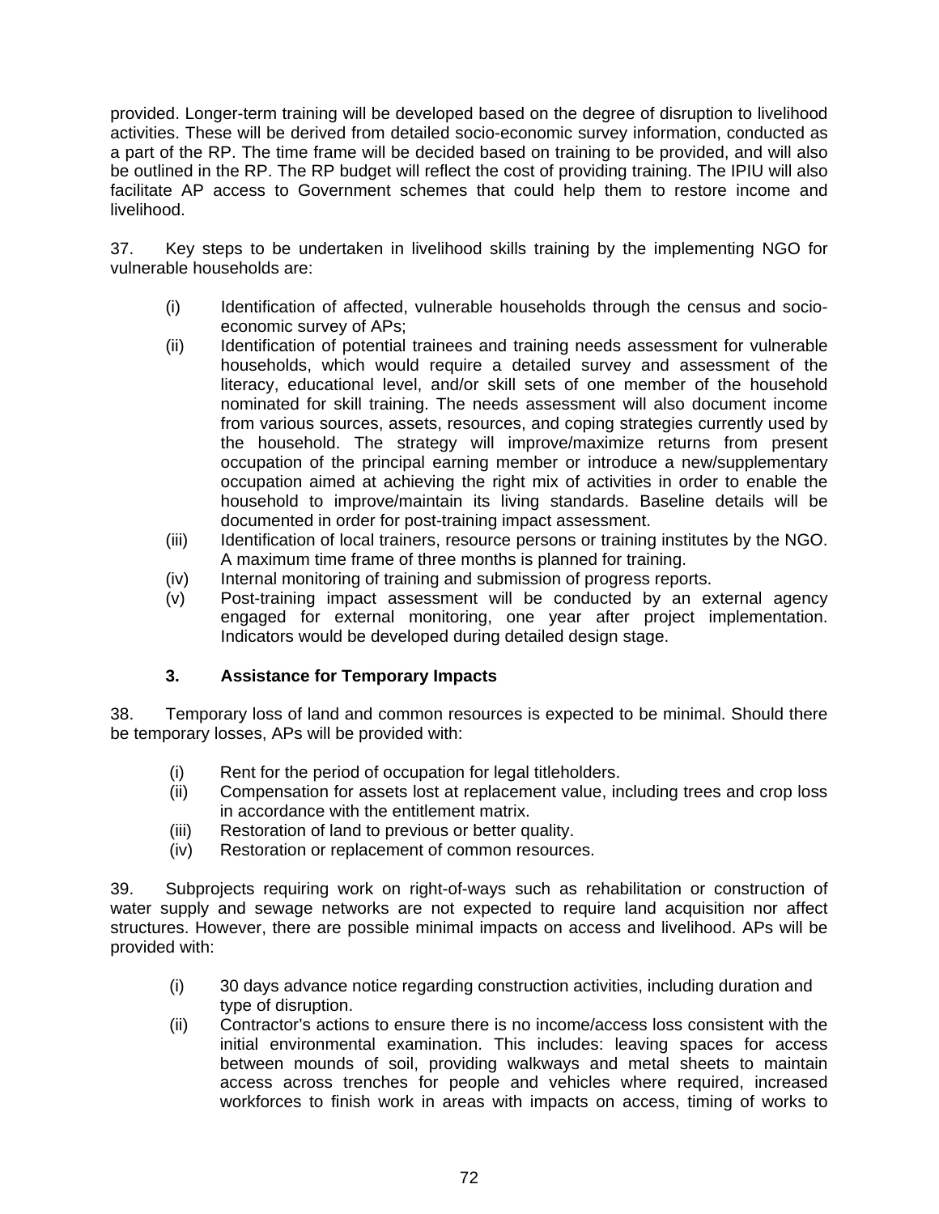provided. Longer-term training will be developed based on the degree of disruption to livelihood activities. These will be derived from detailed socio-economic survey information, conducted as a part of the RP. The time frame will be decided based on training to be provided, and will also be outlined in the RP. The RP budget will reflect the cost of providing training. The IPIU will also facilitate AP access to Government schemes that could help them to restore income and livelihood.

37. Key steps to be undertaken in livelihood skills training by the implementing NGO for vulnerable households are:

(i) Identification of affected, vulnerable households through the census and socio-economic survey of APs;
(ii) Identification of potential trainees and training needs assessment for vulnerable households, which would require a detailed survey and assessment of the literacy, educational level, and/or skill sets of one member of the household nominated for skill training. The needs assessment will also document income from various sources, assets, resources, and coping strategies currently used by the household. The strategy will improve/maximize returns from present occupation of the principal earning member or introduce a new/supplementary occupation aimed at achieving the right mix of activities in order to enable the household to improve/maintain its living standards. Baseline details will be documented in order for post-training impact assessment.
(iii) Identification of local trainers, resource persons or training institutes by the NGO. A maximum time frame of three months is planned for training.
(iv) Internal monitoring of training and submission of progress reports.
(v) Post-training impact assessment will be conducted by an external agency engaged for external monitoring, one year after project implementation. Indicators would be developed during detailed design stage.

### 3. Assistance for Temporary Impacts

38. Temporary loss of land and common resources is expected to be minimal. Should there be temporary losses, APs will be provided with:

(i) Rent for the period of occupation for legal titleholders.
(ii) Compensation for assets lost at replacement value, including trees and crop loss in accordance with the entitlement matrix.
(iii) Restoration of land to previous or better quality.
(iv) Restoration or replacement of common resources.

39. Subprojects requiring work on right-of-ways such as rehabilitation or construction of water supply and sewage networks are not expected to require land acquisition nor affect structures. However, there are possible minimal impacts on access and livelihood. APs will be provided with:

(i) 30 days advance notice regarding construction activities, including duration and type of disruption.
(ii) Contractor's actions to ensure there is no income/access loss consistent with the initial environmental examination. This includes: leaving spaces for access between mounds of soil, providing walkways and metal sheets to maintain access across trenches for people and vehicles where required, increased workforces to finish work in areas with impacts on access, timing of works to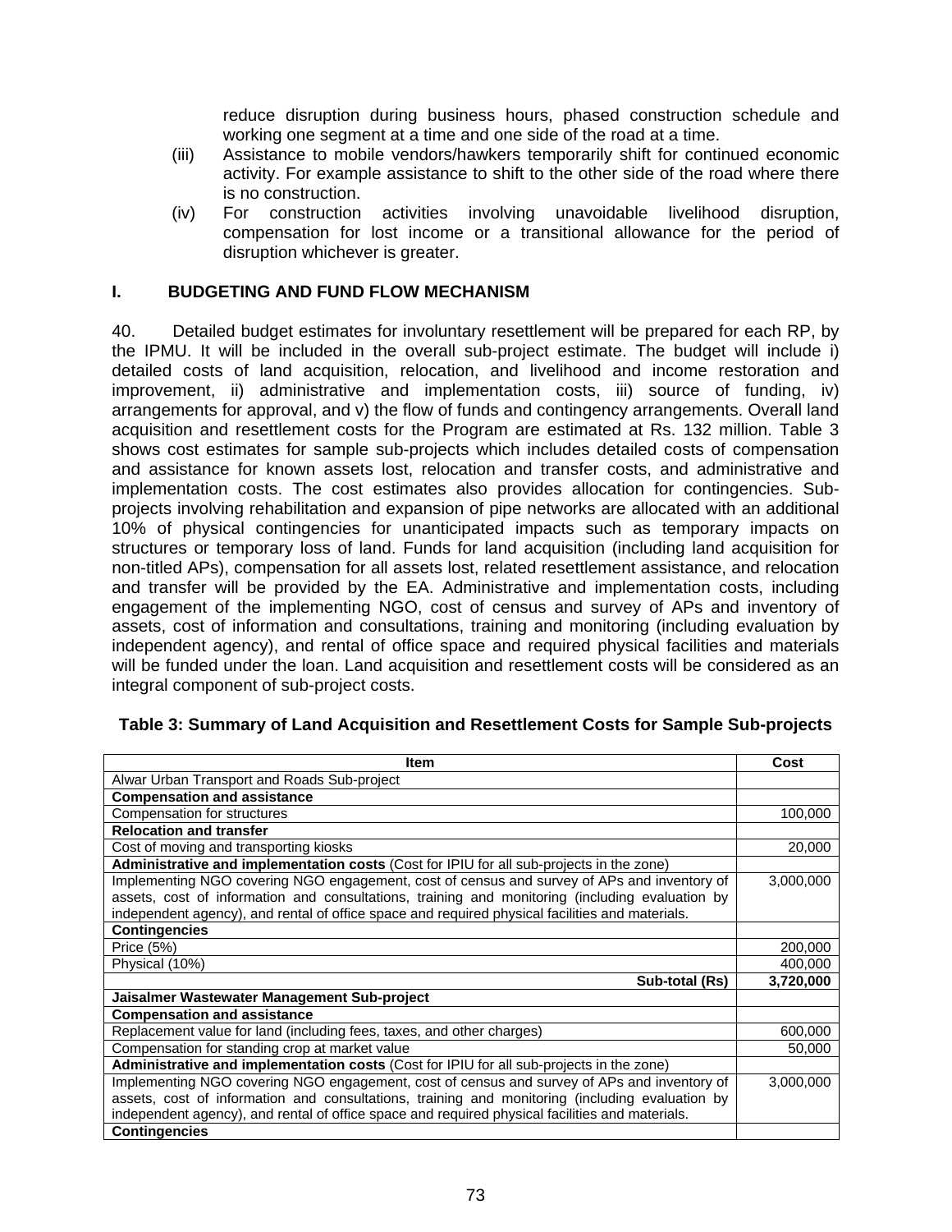reduce disruption during business hours, phased construction schedule and working one segment at a time and one side of the road at a time.

(iii) Assistance to mobile vendors/hawkers temporarily shift for continued economic activity. For example assistance to shift to the other side of the road where there is no construction.

(iv) For construction activities involving unavoidable livelihood disruption, compensation for lost income or a transitional allowance for the period of disruption whichever is greater.

## I. BUDGETING AND FUND FLOW MECHANISM

40. Detailed budget estimates for involuntary resettlement will be prepared for each RP, by the IPMU. It will be included in the overall sub-project estimate. The budget will include i) detailed costs of land acquisition, relocation, and livelihood and income restoration and improvement, ii) administrative and implementation costs, iii) source of funding, iv) arrangements for approval, and v) the flow of funds and contingency arrangements. Overall land acquisition and resettlement costs for the Program are estimated at Rs. 132 million. Table 3 shows cost estimates for sample sub-projects which includes detailed costs of compensation and assistance for known assets lost, relocation and transfer costs, and administrative and implementation costs. The cost estimates also provides allocation for contingencies. Sub-projects involving rehabilitation and expansion of pipe networks are allocated with an additional 10% of physical contingencies for unanticipated impacts such as temporary impacts on structures or temporary loss of land. Funds for land acquisition (including land acquisition for non-titled APs), compensation for all assets lost, related resettlement assistance, and relocation and transfer will be provided by the EA. Administrative and implementation costs, including engagement of the implementing NGO, cost of census and survey of APs and inventory of assets, cost of information and consultations, training and monitoring (including evaluation by independent agency), and rental of office space and required physical facilities and materials will be funded under the loan. Land acquisition and resettlement costs will be considered as an integral component of sub-project costs.

**Table 3: Summary of Land Acquisition and Resettlement Costs for Sample Sub-projects**

| Item | Cost |
|---|---|
| Alwar Urban Transport and Roads Sub-project | |
| **Compensation and assistance** | |
| Compensation for structures | 100,000 |
| **Relocation and transfer** | |
| Cost of moving and transporting kiosks | 20,000 |
| **Administrative and implementation costs** (Cost for IPIU for all sub-projects in the zone) | |
| Implementing NGO covering NGO engagement, cost of census and survey of APs and inventory of assets, cost of information and consultations, training and monitoring (including evaluation by independent agency), and rental of office space and required physical facilities and materials. | 3,000,000 |
| **Contingencies** | |
| Price (5%) | 200,000 |
| Physical (10%) | 400,000 |
| **Sub-total (Rs)** | **3,720,000** |
| **Jaisalmer Wastewater Management Sub-project** | |
| **Compensation and assistance** | |
| Replacement value for land (including fees, taxes, and other charges) | 600,000 |
| Compensation for standing crop at market value | 50,000 |
| **Administrative and implementation costs** (Cost for IPIU for all sub-projects in the zone) | |
| Implementing NGO covering NGO engagement, cost of census and survey of APs and inventory of assets, cost of information and consultations, training and monitoring (including evaluation by independent agency), and rental of office space and required physical facilities and materials. | 3,000,000 |
| **Contingencies** | |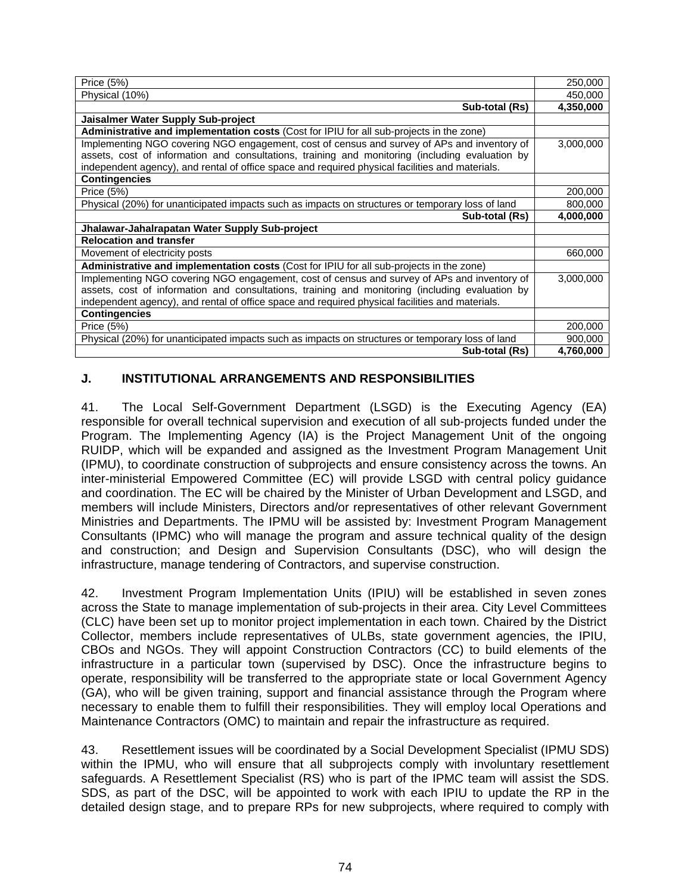| | |
|---|---|
| Price (5%) | 250,000 |
| Physical (10%) | 450,000 |
| **Sub-total (Rs)** | **4,350,000** |
| **Jaisalmer Water Supply Sub-project** | |
| **Administrative and implementation costs** (Cost for IPIU for all sub-projects in the zone) | |
| Implementing NGO covering NGO engagement, cost of census and survey of APs and inventory of assets, cost of information and consultations, training and monitoring (including evaluation by independent agency), and rental of office space and required physical facilities and materials. | 3,000,000 |
| **Contingencies** | |
| Price (5%) | 200,000 |
| Physical (20%) for unanticipated impacts such as impacts on structures or temporary loss of land | 800,000 |
| **Sub-total (Rs)** | **4,000,000** |
| **Jhalawar-Jahalrapatan Water Supply Sub-project** | |
| **Relocation and transfer** | |
| Movement of electricity posts | 660,000 |
| **Administrative and implementation costs** (Cost for IPIU for all sub-projects in the zone) | |
| Implementing NGO covering NGO engagement, cost of census and survey of APs and inventory of assets, cost of information and consultations, training and monitoring (including evaluation by independent agency), and rental of office space and required physical facilities and materials. | 3,000,000 |
| **Contingencies** | |
| Price (5%) | 200,000 |
| Physical (20%) for unanticipated impacts such as impacts on structures or temporary loss of land | 900,000 |
| **Sub-total (Rs)** | **4,760,000** |

## J. INSTITUTIONAL ARRANGEMENTS AND RESPONSIBILITIES

41. The Local Self-Government Department (LSGD) is the Executing Agency (EA) responsible for overall technical supervision and execution of all sub-projects funded under the Program. The Implementing Agency (IA) is the Project Management Unit of the ongoing RUIDP, which will be expanded and assigned as the Investment Program Management Unit (IPMU), to coordinate construction of subprojects and ensure consistency across the towns. An inter-ministerial Empowered Committee (EC) will provide LSGD with central policy guidance and coordination. The EC will be chaired by the Minister of Urban Development and LSGD, and members will include Ministers, Directors and/or representatives of other relevant Government Ministries and Departments. The IPMU will be assisted by: Investment Program Management Consultants (IPMC) who will manage the program and assure technical quality of the design and construction; and Design and Supervision Consultants (DSC), who will design the infrastructure, manage tendering of Contractors, and supervise construction.

42. Investment Program Implementation Units (IPIU) will be established in seven zones across the State to manage implementation of sub-projects in their area. City Level Committees (CLC) have been set up to monitor project implementation in each town. Chaired by the District Collector, members include representatives of ULBs, state government agencies, the IPIU, CBOs and NGOs. They will appoint Construction Contractors (CC) to build elements of the infrastructure in a particular town (supervised by DSC). Once the infrastructure begins to operate, responsibility will be transferred to the appropriate state or local Government Agency (GA), who will be given training, support and financial assistance through the Program where necessary to enable them to fulfill their responsibilities. They will employ local Operations and Maintenance Contractors (OMC) to maintain and repair the infrastructure as required.

43. Resettlement issues will be coordinated by a Social Development Specialist (IPMU SDS) within the IPMU, who will ensure that all subprojects comply with involuntary resettlement safeguards. A Resettlement Specialist (RS) who is part of the IPMC team will assist the SDS. SDS, as part of the DSC, will be appointed to work with each IPIU to update the RP in the detailed design stage, and to prepare RPs for new subprojects, where required to comply with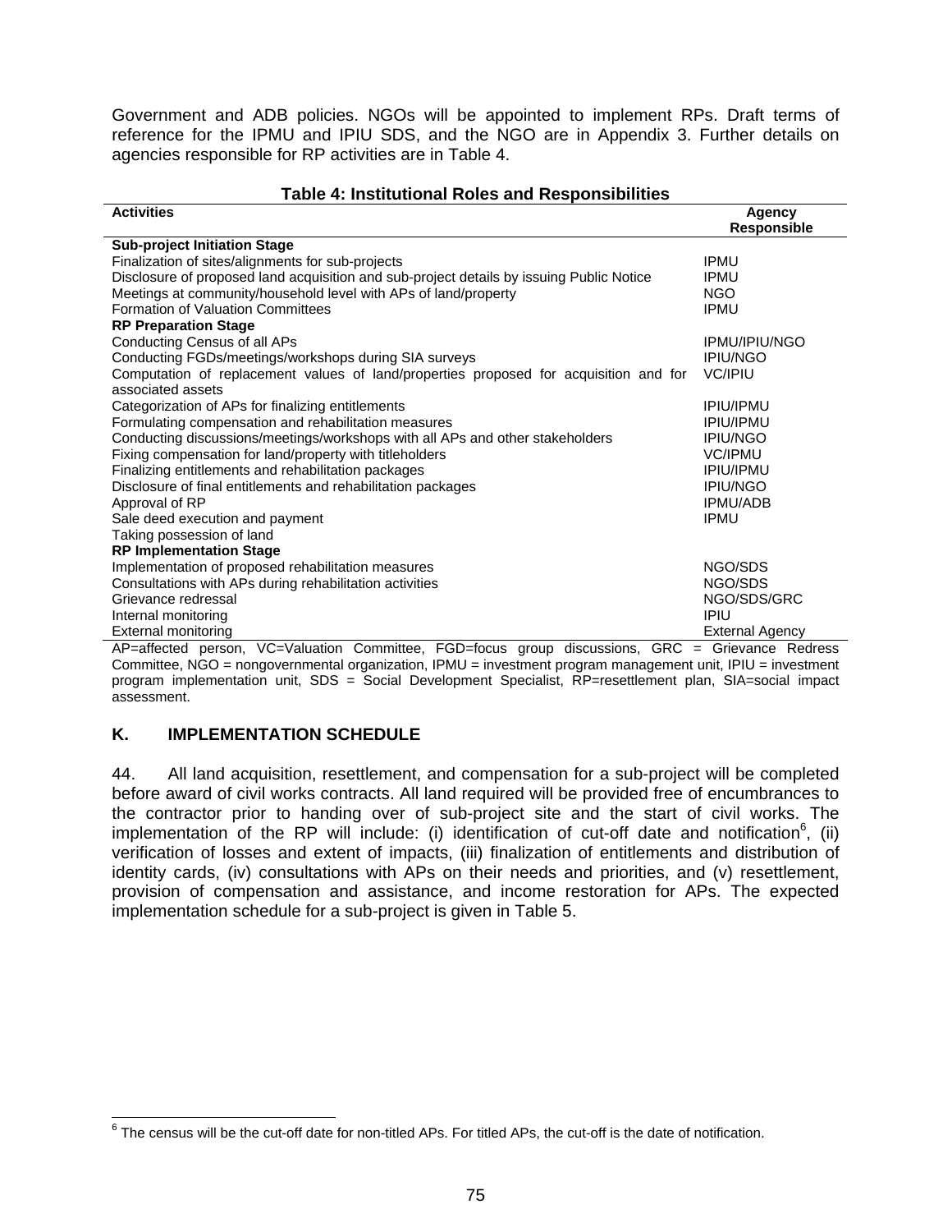Government and ADB policies. NGOs will be appointed to implement RPs. Draft terms of reference for the IPMU and IPIU SDS, and the NGO are in Appendix 3. Further details on agencies responsible for RP activities are in Table 4.

**Table 4: Institutional Roles and Responsibilities**

| Activities | Agency Responsible |
|---|---|
| **Sub-project Initiation Stage** | |
| Finalization of sites/alignments for sub-projects | IPMU |
| Disclosure of proposed land acquisition and sub-project details by issuing Public Notice | IPMU |
| Meetings at community/household level with APs of land/property | NGO |
| Formation of Valuation Committees | IPMU |
| **RP Preparation Stage** | |
| Conducting Census of all APs | IPMU/IPIU/NGO |
| Conducting FGDs/meetings/workshops during SIA surveys | IPIU/NGO |
| Computation of replacement values of land/properties proposed for acquisition and for associated assets | VC/IPIU |
| Categorization of APs for finalizing entitlements | IPIU/IPMU |
| Formulating compensation and rehabilitation measures | IPIU/IPMU |
| Conducting discussions/meetings/workshops with all APs and other stakeholders | IPIU/NGO |
| Fixing compensation for land/property with titleholders | VC/IPMU |
| Finalizing entitlements and rehabilitation packages | IPIU/IPMU |
| Disclosure of final entitlements and rehabilitation packages | IPIU/NGO |
| Approval of RP | IPMU/ADB |
| Sale deed execution and payment | IPMU |
| Taking possession of land | |
| **RP Implementation Stage** | |
| Implementation of proposed rehabilitation measures | NGO/SDS |
| Consultations with APs during rehabilitation activities | NGO/SDS |
| Grievance redressal | NGO/SDS/GRC |
| Internal monitoring | IPIU |
| External monitoring | External Agency |

AP=affected person, VC=Valuation Committee, FGD=focus group discussions, GRC = Grievance Redress Committee, NGO = nongovernmental organization, IPMU = investment program management unit, IPIU = investment program implementation unit, SDS = Social Development Specialist, RP=resettlement plan, SIA=social impact assessment.

## K. IMPLEMENTATION SCHEDULE

44. All land acquisition, resettlement, and compensation for a sub-project will be completed before award of civil works contracts. All land required will be provided free of encumbrances to the contractor prior to handing over of sub-project site and the start of civil works. The implementation of the RP will include: (i) identification of cut-off date and notification[6], (ii) verification of losses and extent of impacts, (iii) finalization of entitlements and distribution of identity cards, (iv) consultations with APs on their needs and priorities, and (v) resettlement, provision of compensation and assistance, and income restoration for APs. The expected implementation schedule for a sub-project is given in Table 5.

[6] The census will be the cut-off date for non-titled APs. For titled APs, the cut-off is the date of notification.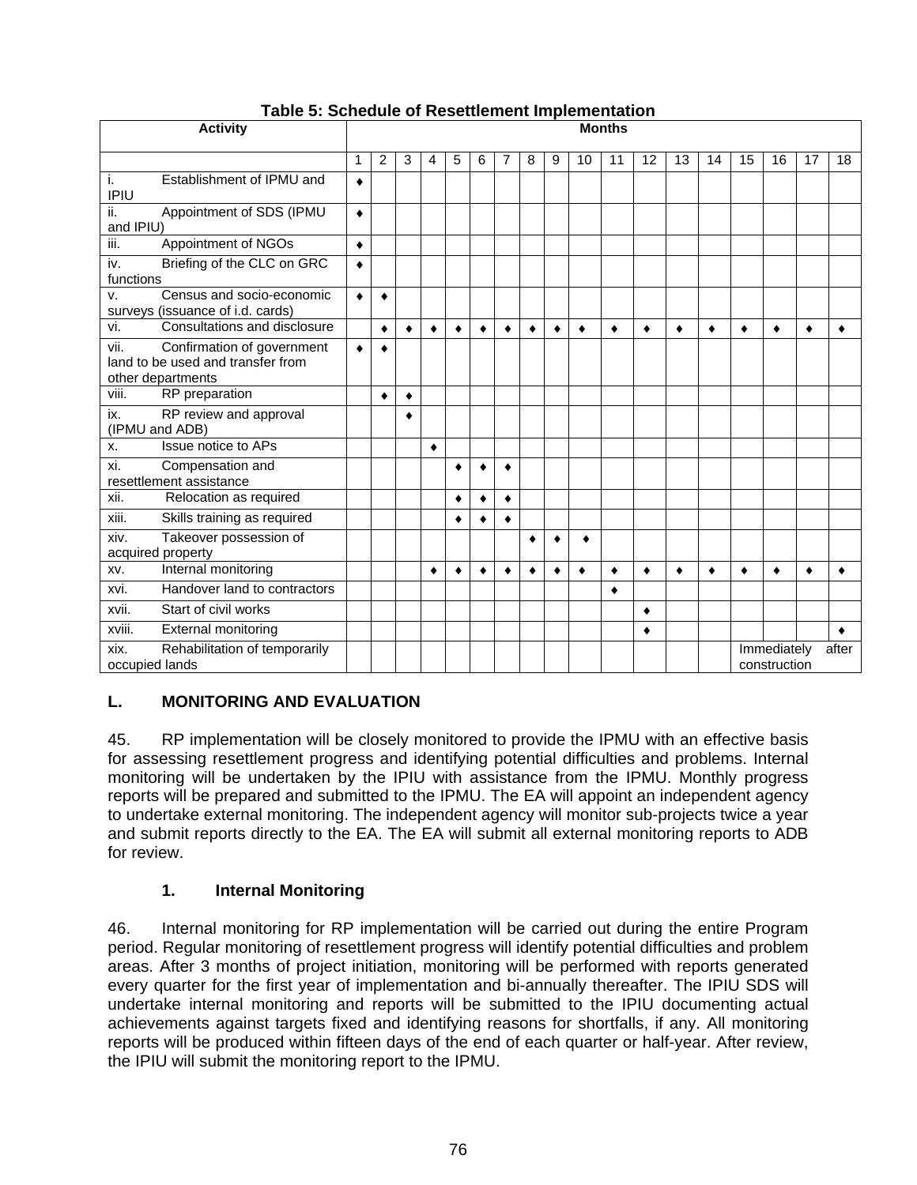**Table 5: Schedule of Resettlement Implementation**

| Activity | Months | | | | | | | | | | | | | | | | | |
|---|---|---|---|---|---|---|---|---|---|---|---|---|---|---|---|---|---|---|
| | 1 | 2 | 3 | 4 | 5 | 6 | 7 | 8 | 9 | 10 | 11 | 12 | 13 | 14 | 15 | 16 | 17 | 18 |
| i. Establishment of IPMU and IPIU | ♦ | | | | | | | | | | | | | | | | | |
| ii. Appointment of SDS (IPMU and IPIU) | ♦ | | | | | | | | | | | | | | | | | |
| iii. Appointment of NGOs | ♦ | | | | | | | | | | | | | | | | | |
| iv. Briefing of the CLC on GRC functions | ♦ | | | | | | | | | | | | | | | | | |
| v. Census and socio-economic surveys (issuance of i.d. cards) | ♦ | ♦ | | | | | | | | | | | | | | | | |
| vi. Consultations and disclosure | | ♦ | ♦ | ♦ | ♦ | ♦ | ♦ | ♦ | ♦ | ♦ | ♦ | ♦ | ♦ | ♦ | ♦ | ♦ | ♦ | ♦ |
| vii. Confirmation of government land to be used and transfer from other departments | ♦ | ♦ | | | | | | | | | | | | | | | | |
| viii. RP preparation | | ♦ | ♦ | | | | | | | | | | | | | | | |
| ix. RP review and approval (IPMU and ADB) | | | ♦ | | | | | | | | | | | | | | | |
| x. Issue notice to APs | | | | ♦ | | | | | | | | | | | | | | |
| xi. Compensation and resettlement assistance | | | | | ♦ | ♦ | ♦ | | | | | | | | | | | |
| xii. Relocation as required | | | | | ♦ | ♦ | ♦ | | | | | | | | | | | |
| xiii. Skills training as required | | | | | ♦ | ♦ | ♦ | | | | | | | | | | | |
| xiv. Takeover possession of acquired property | | | | | | | | ♦ | ♦ | ♦ | | | | | | | | |
| xv. Internal monitoring | | | | ♦ | ♦ | ♦ | ♦ | ♦ | ♦ | ♦ | ♦ | ♦ | ♦ | ♦ | ♦ | ♦ | ♦ | ♦ |
| xvi. Handover land to contractors | | | | | | | | | | | ♦ | | | | | | | |
| xvii. Start of civil works | | | | | | | | | | | | ♦ | | | | | | |
| xviii. External monitoring | | | | | | | | | | | | ♦ | | | | | | ♦ |
| xix. Rehabilitation of temporarily occupied lands | | | | | | | | | | | | | | | Immediately after construction | | | |

## L. MONITORING AND EVALUATION

45. RP implementation will be closely monitored to provide the IPMU with an effective basis for assessing resettlement progress and identifying potential difficulties and problems. Internal monitoring will be undertaken by the IPIU with assistance from the IPMU. Monthly progress reports will be prepared and submitted to the IPMU. The EA will appoint an independent agency to undertake external monitoring. The independent agency will monitor sub-projects twice a year and submit reports directly to the EA. The EA will submit all external monitoring reports to ADB for review.

### 1. Internal Monitoring

46. Internal monitoring for RP implementation will be carried out during the entire Program period. Regular monitoring of resettlement progress will identify potential difficulties and problem areas. After 3 months of project initiation, monitoring will be performed with reports generated every quarter for the first year of implementation and bi-annually thereafter. The IPIU SDS will undertake internal monitoring and reports will be submitted to the IPIU documenting actual achievements against targets fixed and identifying reasons for shortfalls, if any. All monitoring reports will be produced within fifteen days of the end of each quarter or half-year. After review, the IPIU will submit the monitoring report to the IPMU.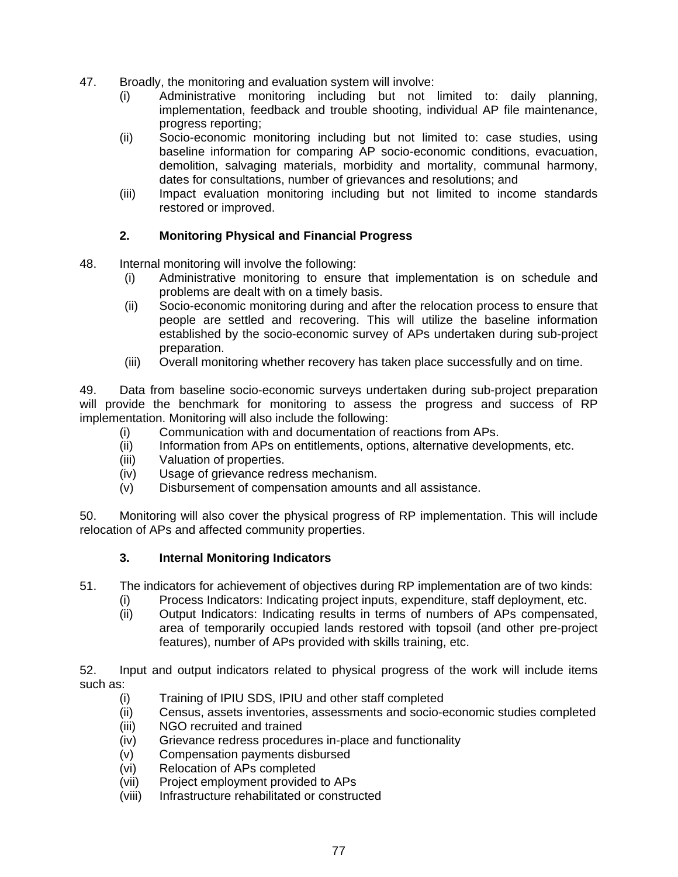47. Broadly, the monitoring and evaluation system will involve:

(i) Administrative monitoring including but not limited to: daily planning, implementation, feedback and trouble shooting, individual AP file maintenance, progress reporting;

(ii) Socio-economic monitoring including but not limited to: case studies, using baseline information for comparing AP socio-economic conditions, evacuation, demolition, salvaging materials, morbidity and mortality, communal harmony, dates for consultations, number of grievances and resolutions; and

(iii) Impact evaluation monitoring including but not limited to income standards restored or improved.

### 2. Monitoring Physical and Financial Progress

48. Internal monitoring will involve the following:

(i) Administrative monitoring to ensure that implementation is on schedule and problems are dealt with on a timely basis.

(ii) Socio-economic monitoring during and after the relocation process to ensure that people are settled and recovering. This will utilize the baseline information established by the socio-economic survey of APs undertaken during sub-project preparation.

(iii) Overall monitoring whether recovery has taken place successfully and on time.

49. Data from baseline socio-economic surveys undertaken during sub-project preparation will provide the benchmark for monitoring to assess the progress and success of RP implementation. Monitoring will also include the following:

(i) Communication with and documentation of reactions from APs.

(ii) Information from APs on entitlements, options, alternative developments, etc.

(iii) Valuation of properties.

(iv) Usage of grievance redress mechanism.

(v) Disbursement of compensation amounts and all assistance.

50. Monitoring will also cover the physical progress of RP implementation. This will include relocation of APs and affected community properties.

### 3. Internal Monitoring Indicators

51. The indicators for achievement of objectives during RP implementation are of two kinds:

(i) Process Indicators: Indicating project inputs, expenditure, staff deployment, etc.

(ii) Output Indicators: Indicating results in terms of numbers of APs compensated, area of temporarily occupied lands restored with topsoil (and other pre-project features), number of APs provided with skills training, etc.

52. Input and output indicators related to physical progress of the work will include items such as:

(i) Training of IPIU SDS, IPIU and other staff completed

(ii) Census, assets inventories, assessments and socio-economic studies completed

(iii) NGO recruited and trained

(iv) Grievance redress procedures in-place and functionality

(v) Compensation payments disbursed

(vi) Relocation of APs completed

(vii) Project employment provided to APs

(viii) Infrastructure rehabilitated or constructed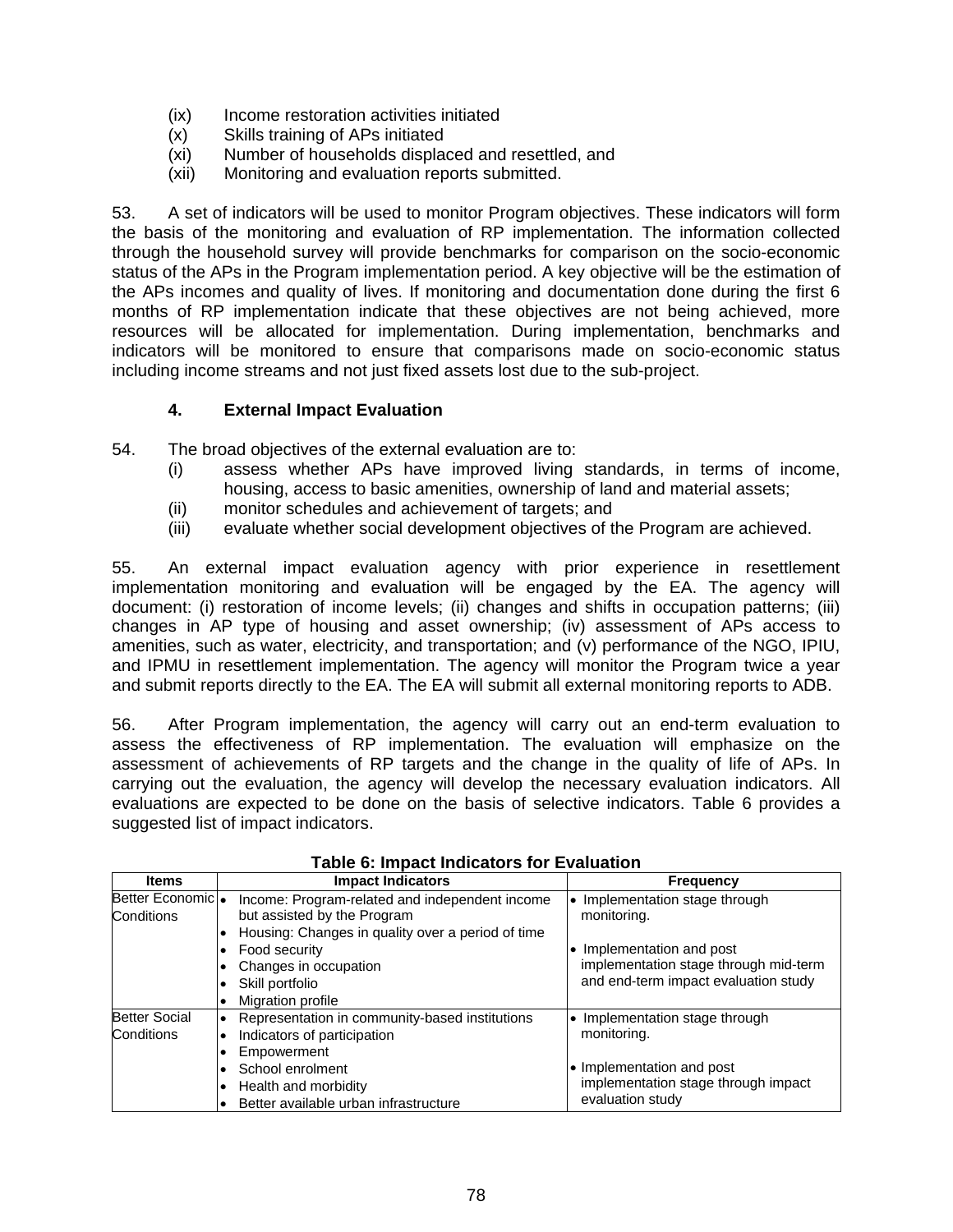(ix) Income restoration activities initiated
(x) Skills training of APs initiated
(xi) Number of households displaced and resettled, and
(xii) Monitoring and evaluation reports submitted.

53. A set of indicators will be used to monitor Program objectives. These indicators will form the basis of the monitoring and evaluation of RP implementation. The information collected through the household survey will provide benchmarks for comparison on the socio-economic status of the APs in the Program implementation period. A key objective will be the estimation of the APs incomes and quality of lives. If monitoring and documentation done during the first 6 months of RP implementation indicate that these objectives are not being achieved, more resources will be allocated for implementation. During implementation, benchmarks and indicators will be monitored to ensure that comparisons made on socio-economic status including income streams and not just fixed assets lost due to the sub-project.

### 4. External Impact Evaluation

54. The broad objectives of the external evaluation are to:
(i) assess whether APs have improved living standards, in terms of income, housing, access to basic amenities, ownership of land and material assets;
(ii) monitor schedules and achievement of targets; and
(iii) evaluate whether social development objectives of the Program are achieved.

55. An external impact evaluation agency with prior experience in resettlement implementation monitoring and evaluation will be engaged by the EA. The agency will document: (i) restoration of income levels; (ii) changes and shifts in occupation patterns; (iii) changes in AP type of housing and asset ownership; (iv) assessment of APs access to amenities, such as water, electricity, and transportation; and (v) performance of the NGO, IPIU, and IPMU in resettlement implementation. The agency will monitor the Program twice a year and submit reports directly to the EA. The EA will submit all external monitoring reports to ADB.

56. After Program implementation, the agency will carry out an end-term evaluation to assess the effectiveness of RP implementation. The evaluation will emphasize on the assessment of achievements of RP targets and the change in the quality of life of APs. In carrying out the evaluation, the agency will develop the necessary evaluation indicators. All evaluations are expected to be done on the basis of selective indicators. Table 6 provides a suggested list of impact indicators.

**Table 6: Impact Indicators for Evaluation**

| Items | Impact Indicators | Frequency |
|---|---|---|
| Better Economic Conditions | • Income: Program-related and independent income but assisted by the Program<br>• Housing: Changes in quality over a period of time<br>• Food security<br>• Changes in occupation<br>• Skill portfolio<br>• Migration profile | • Implementation stage through monitoring.<br>• Implementation and post implementation stage through mid-term and end-term impact evaluation study |
| Better Social Conditions | • Representation in community-based institutions<br>• Indicators of participation<br>• Empowerment<br>• School enrolment<br>• Health and morbidity<br>• Better available urban infrastructure | • Implementation stage through monitoring.<br>• Implementation and post implementation stage through impact evaluation study |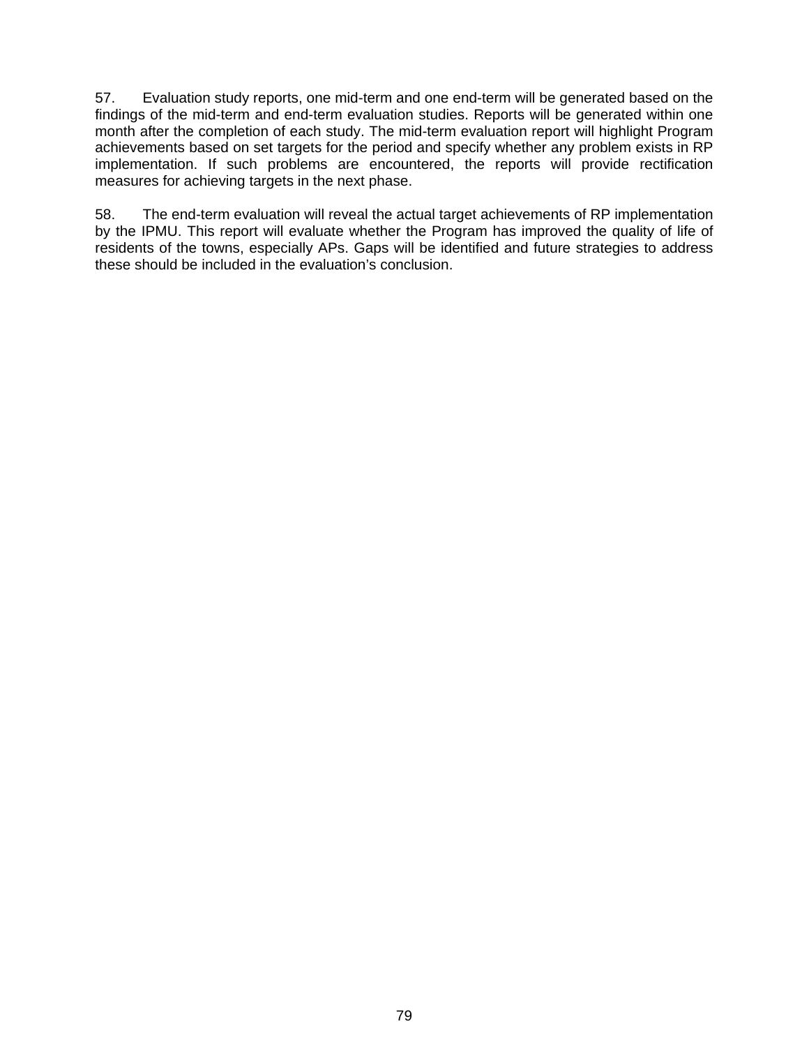57. Evaluation study reports, one mid-term and one end-term will be generated based on the findings of the mid-term and end-term evaluation studies. Reports will be generated within one month after the completion of each study. The mid-term evaluation report will highlight Program achievements based on set targets for the period and specify whether any problem exists in RP implementation. If such problems are encountered, the reports will provide rectification measures for achieving targets in the next phase.

58. The end-term evaluation will reveal the actual target achievements of RP implementation by the IPMU. This report will evaluate whether the Program has improved the quality of life of residents of the towns, especially APs. Gaps will be identified and future strategies to address these should be included in the evaluation's conclusion.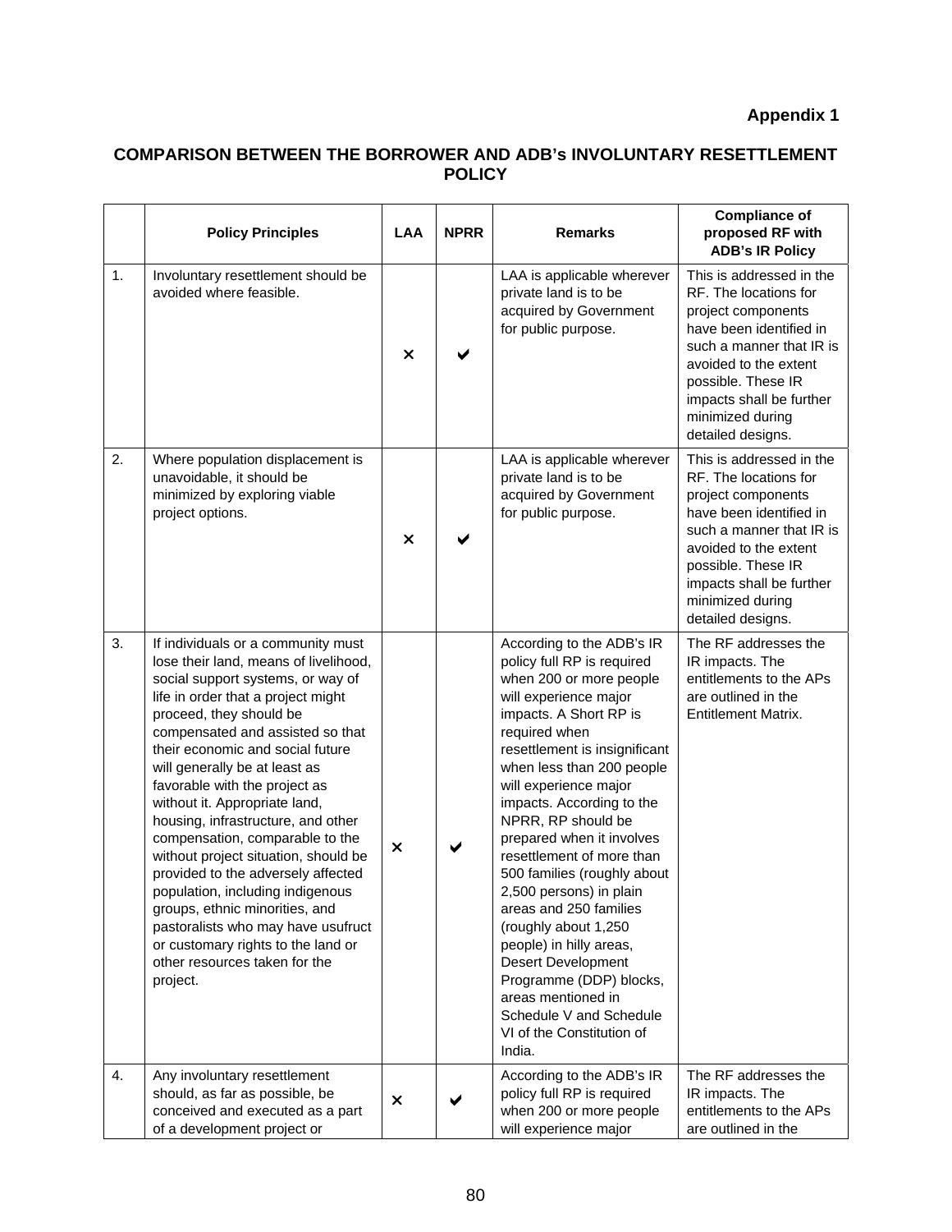**Appendix 1**

## COMPARISON BETWEEN THE BORROWER AND ADB's INVOLUNTARY RESETTLEMENT POLICY

| | Policy Principles | LAA | NPRR | Remarks | Compliance of proposed RF with ADB's IR Policy |
|---|---|---|---|---|---|
| 1. | Involuntary resettlement should be avoided where feasible. | ✗ | ✔ | LAA is applicable wherever private land is to be acquired by Government for public purpose. | This is addressed in the RF. The locations for project components have been identified in such a manner that IR is avoided to the extent possible. These IR impacts shall be further minimized during detailed designs. |
| 2. | Where population displacement is unavoidable, it should be minimized by exploring viable project options. | ✗ | ✔ | LAA is applicable wherever private land is to be acquired by Government for public purpose. | This is addressed in the RF. The locations for project components have been identified in such a manner that IR is avoided to the extent possible. These IR impacts shall be further minimized during detailed designs. |
| 3. | If individuals or a community must lose their land, means of livelihood, social support systems, or way of life in order that a project might proceed, they should be compensated and assisted so that their economic and social future will generally be at least as favorable with the project as without it. Appropriate land, housing, infrastructure, and other compensation, comparable to the without project situation, should be provided to the adversely affected population, including indigenous groups, ethnic minorities, and pastoralists who may have usufruct or customary rights to the land or other resources taken for the project. | ✗ | ✔ | According to the ADB's IR policy full RP is required when 200 or more people will experience major impacts. A Short RP is required when resettlement is insignificant when less than 200 people will experience major impacts. According to the NPRR, RP should be prepared when it involves resettlement of more than 500 families (roughly about 2,500 persons) in plain areas and 250 families (roughly about 1,250 people) in hilly areas, Desert Development Programme (DDP) blocks, areas mentioned in Schedule V and Schedule VI of the Constitution of India. | The RF addresses the IR impacts. The entitlements to the APs are outlined in the Entitlement Matrix. |
| 4. | Any involuntary resettlement should, as far as possible, be conceived and executed as a part of a development project or | ✗ | ✔ | According to the ADB's IR policy full RP is required when 200 or more people will experience major | The RF addresses the IR impacts. The entitlements to the APs are outlined in the |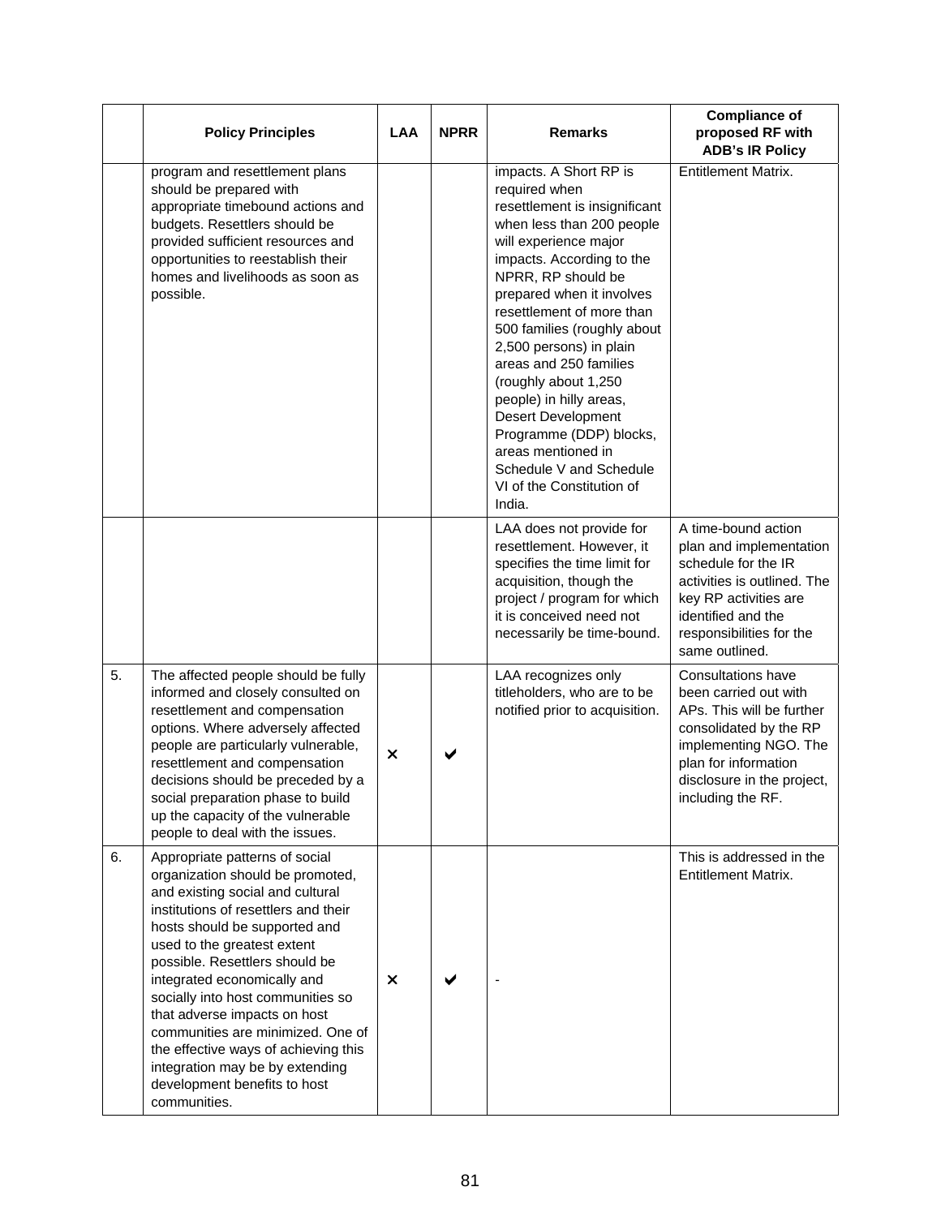| | Policy Principles | LAA | NPRR | Remarks | Compliance of proposed RF with ADB's IR Policy |
|---|---|---|---|---|---|
| | program and resettlement plans should be prepared with appropriate timebound actions and budgets. Resettlers should be provided sufficient resources and opportunities to reestablish their homes and livelihoods as soon as possible. | | | impacts. A Short RP is required when resettlement is insignificant when less than 200 people will experience major impacts. According to the NPRR, RP should be prepared when it involves resettlement of more than 500 families (roughly about 2,500 persons) in plain areas and 250 families (roughly about 1,250 people) in hilly areas, Desert Development Programme (DDP) blocks, areas mentioned in Schedule V and Schedule VI of the Constitution of India. | Entitlement Matrix. |
| | | | | LAA does not provide for resettlement. However, it specifies the time limit for acquisition, though the project / program for which it is conceived need not necessarily be time-bound. | A time-bound action plan and implementation schedule for the IR activities is outlined. The key RP activities are identified and the responsibilities for the same outlined. |
| 5. | The affected people should be fully informed and closely consulted on resettlement and compensation options. Where adversely affected people are particularly vulnerable, resettlement and compensation decisions should be preceded by a social preparation phase to build up the capacity of the vulnerable people to deal with the issues. | ✕ | ✔ | LAA recognizes only titleholders, who are to be notified prior to acquisition. | Consultations have been carried out with APs. This will be further consolidated by the RP implementing NGO. The plan for information disclosure in the project, including the RF. |
| 6. | Appropriate patterns of social organization should be promoted, and existing social and cultural institutions of resettlers and their hosts should be supported and used to the greatest extent possible. Resettlers should be integrated economically and socially into host communities so that adverse impacts on host communities are minimized. One of the effective ways of achieving this integration may be by extending development benefits to host communities. | ✕ | ✔ | - | This is addressed in the Entitlement Matrix. |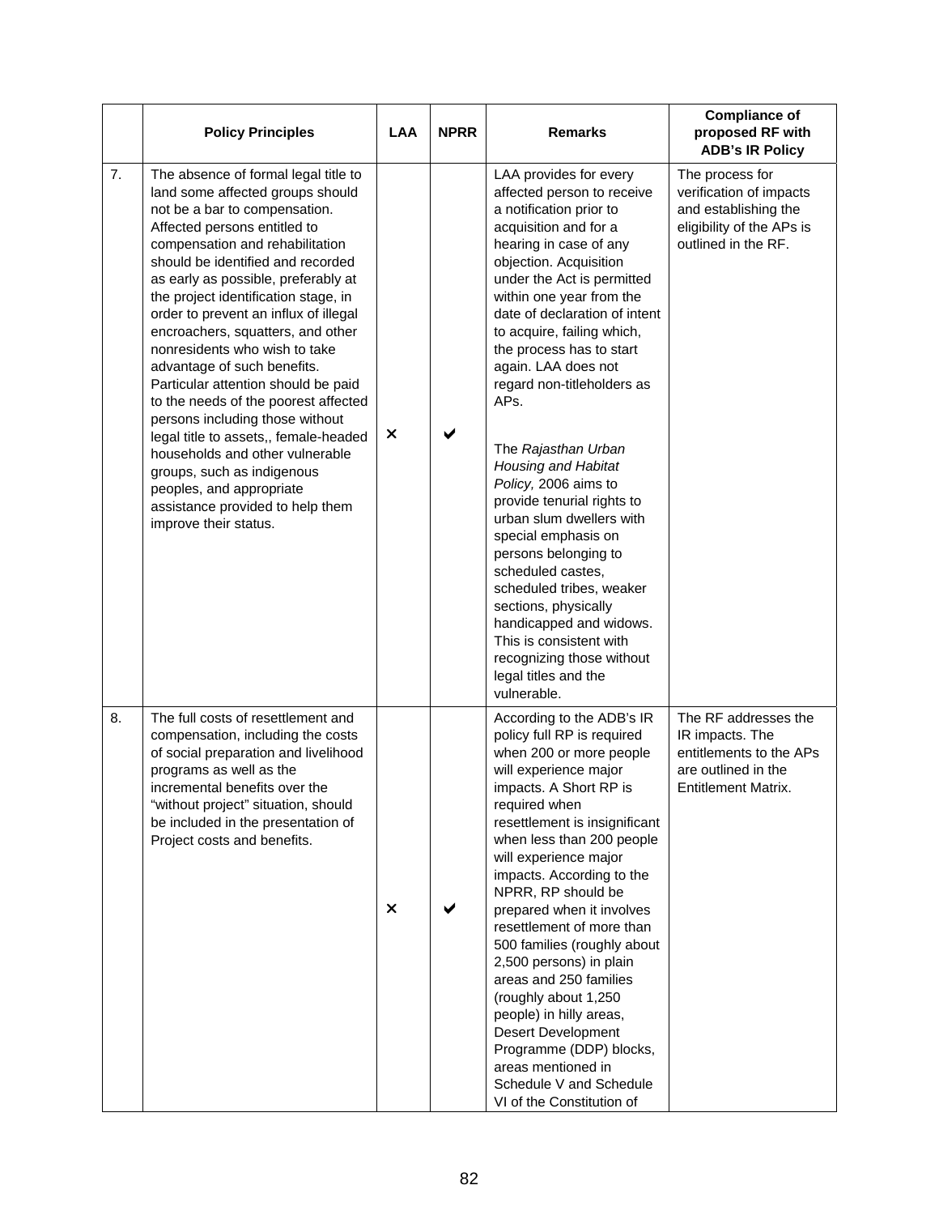|  | Policy Principles | LAA | NPRR | Remarks | Compliance of proposed RF with ADB's IR Policy |
|---|---|---|---|---|---|
| 7. | The absence of formal legal title to land some affected groups should not be a bar to compensation. Affected persons entitled to compensation and rehabilitation should be identified and recorded as early as possible, preferably at the project identification stage, in order to prevent an influx of illegal encroachers, squatters, and other nonresidents who wish to take advantage of such benefits. Particular attention should be paid to the needs of the poorest affected persons including those without legal title to assets,, female-headed households and other vulnerable groups, such as indigenous peoples, and appropriate assistance provided to help them improve their status. | ✕ | ✔ | LAA provides for every affected person to receive a notification prior to acquisition and for a hearing in case of any objection. Acquisition under the Act is permitted within one year from the date of declaration of intent to acquire, failing which, the process has to start again. LAA does not regard non-titleholders as APs.<br><br>The *Rajasthan Urban Housing and Habitat Policy,* 2006 aims to provide tenurial rights to urban slum dwellers with special emphasis on persons belonging to scheduled castes, scheduled tribes, weaker sections, physically handicapped and widows. This is consistent with recognizing those without legal titles and the vulnerable. | The process for verification of impacts and establishing the eligibility of the APs is outlined in the RF. |
| 8. | The full costs of resettlement and compensation, including the costs of social preparation and livelihood programs as well as the incremental benefits over the "without project" situation, should be included in the presentation of Project costs and benefits. | ✕ | ✔ | According to the ADB's IR policy full RP is required when 200 or more people will experience major impacts. A Short RP is required when resettlement is insignificant when less than 200 people will experience major impacts. According to the NPRR, RP should be prepared when it involves resettlement of more than 500 families (roughly about 2,500 persons) in plain areas and 250 families (roughly about 1,250 people) in hilly areas, Desert Development Programme (DDP) blocks, areas mentioned in Schedule V and Schedule VI of the Constitution of | The RF addresses the IR impacts. The entitlements to the APs are outlined in the Entitlement Matrix. |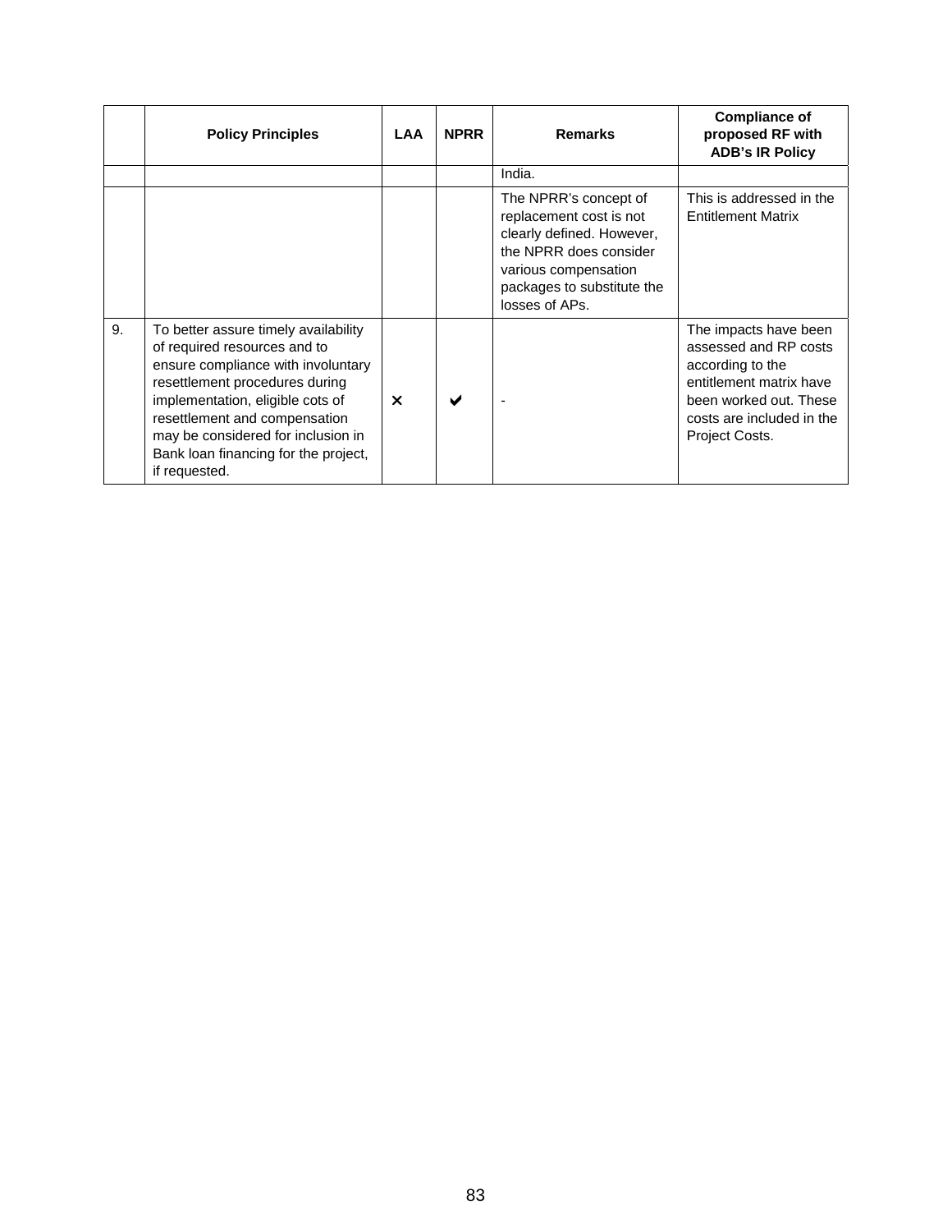|  | Policy Principles | LAA | NPRR | Remarks | Compliance of proposed RF with ADB's IR Policy |
|---|---|---|---|---|---|
|  |  |  |  | India. |  |
|  |  |  |  | The NPRR's concept of replacement cost is not clearly defined. However, the NPRR does consider various compensation packages to substitute the losses of APs. | This is addressed in the Entitlement Matrix |
| 9. | To better assure timely availability of required resources and to ensure compliance with involuntary resettlement procedures during implementation, eligible cots of resettlement and compensation may be considered for inclusion in Bank loan financing for the project, if requested. | ✕ | ✔ | - | The impacts have been assessed and RP costs according to the entitlement matrix have been worked out. These costs are included in the Project Costs. |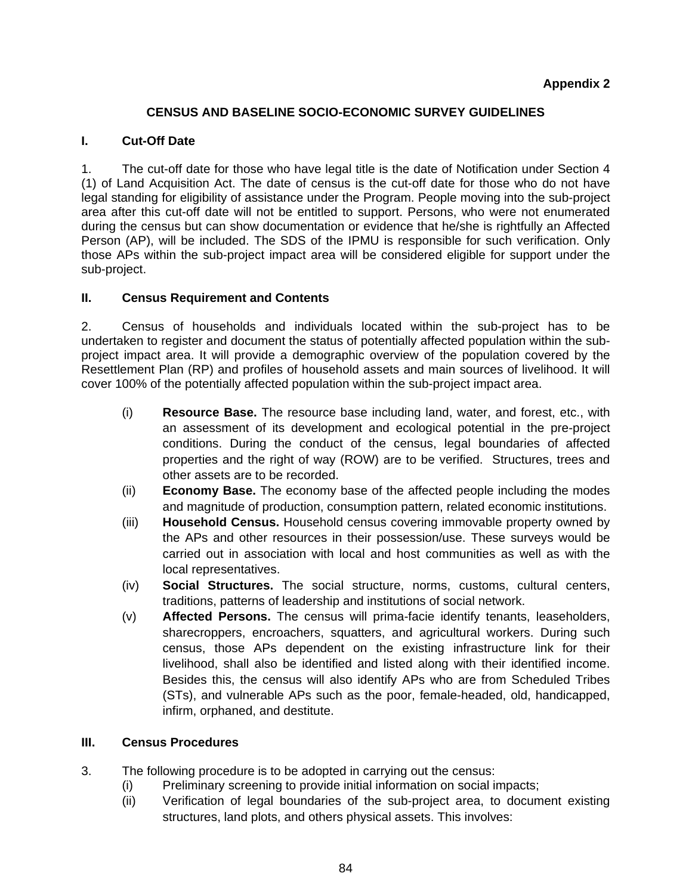**Appendix 2**

# CENSUS AND BASELINE SOCIO-ECONOMIC SURVEY GUIDELINES

## I. Cut-Off Date

1. The cut-off date for those who have legal title is the date of Notification under Section 4 (1) of Land Acquisition Act. The date of census is the cut-off date for those who do not have legal standing for eligibility of assistance under the Program. People moving into the sub-project area after this cut-off date will not be entitled to support. Persons, who were not enumerated during the census but can show documentation or evidence that he/she is rightfully an Affected Person (AP), will be included. The SDS of the IPMU is responsible for such verification. Only those APs within the sub-project impact area will be considered eligible for support under the sub-project.

## II. Census Requirement and Contents

2. Census of households and individuals located within the sub-project has to be undertaken to register and document the status of potentially affected population within the sub-project impact area. It will provide a demographic overview of the population covered by the Resettlement Plan (RP) and profiles of household assets and main sources of livelihood. It will cover 100% of the potentially affected population within the sub-project impact area.

(i) **Resource Base.** The resource base including land, water, and forest, etc., with an assessment of its development and ecological potential in the pre-project conditions. During the conduct of the census, legal boundaries of affected properties and the right of way (ROW) are to be verified. Structures, trees and other assets are to be recorded.

(ii) **Economy Base.** The economy base of the affected people including the modes and magnitude of production, consumption pattern, related economic institutions.

(iii) **Household Census.** Household census covering immovable property owned by the APs and other resources in their possession/use. These surveys would be carried out in association with local and host communities as well as with the local representatives.

(iv) **Social Structures.** The social structure, norms, customs, cultural centers, traditions, patterns of leadership and institutions of social network.

(v) **Affected Persons.** The census will prima-facie identify tenants, leaseholders, sharecroppers, encroachers, squatters, and agricultural workers. During such census, those APs dependent on the existing infrastructure link for their livelihood, shall also be identified and listed along with their identified income. Besides this, the census will also identify APs who are from Scheduled Tribes (STs), and vulnerable APs such as the poor, female-headed, old, handicapped, infirm, orphaned, and destitute.

## III. Census Procedures

3. The following procedure is to be adopted in carrying out the census:

(i) Preliminary screening to provide initial information on social impacts;

(ii) Verification of legal boundaries of the sub-project area, to document existing structures, land plots, and others physical assets. This involves: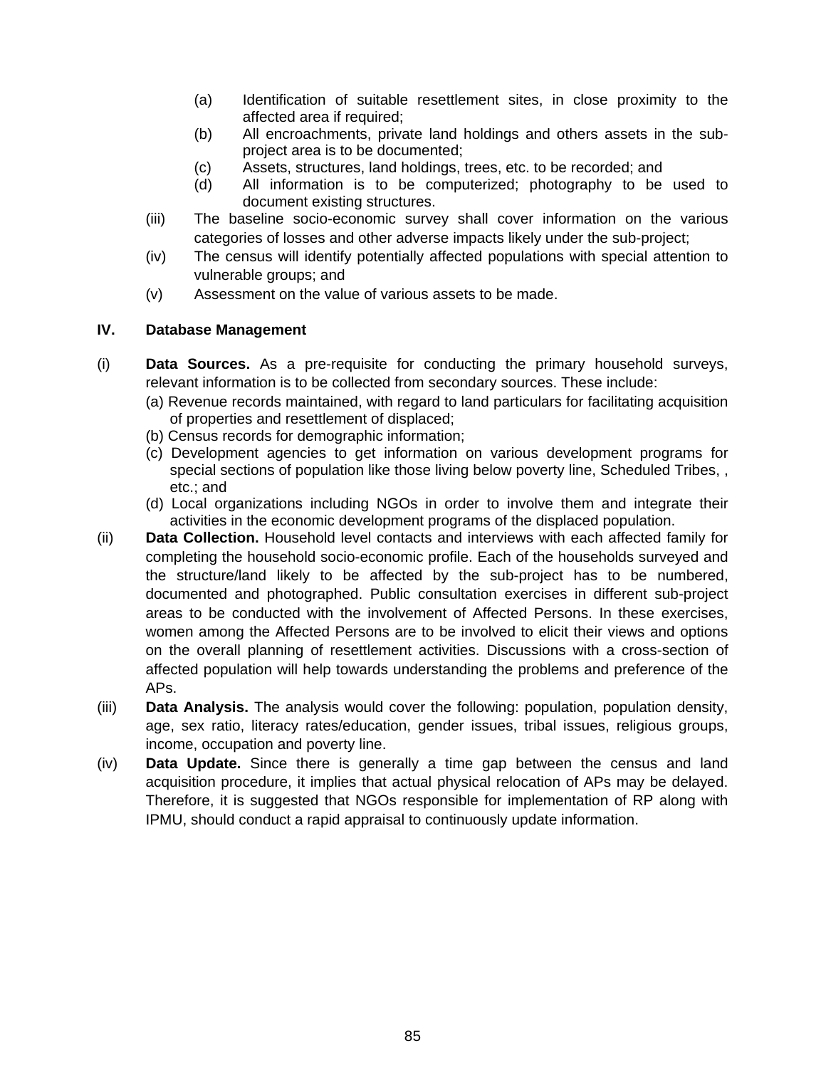(a) Identification of suitable resettlement sites, in close proximity to the affected area if required;
(b) All encroachments, private land holdings and others assets in the sub-project area is to be documented;
(c) Assets, structures, land holdings, trees, etc. to be recorded; and
(d) All information is to be computerized; photography to be used to document existing structures.

(iii) The baseline socio-economic survey shall cover information on the various categories of losses and other adverse impacts likely under the sub-project;

(iv) The census will identify potentially affected populations with special attention to vulnerable groups; and

(v) Assessment on the value of various assets to be made.

## IV. Database Management

(i) **Data Sources.** As a pre-requisite for conducting the primary household surveys, relevant information is to be collected from secondary sources. These include:

(a) Revenue records maintained, with regard to land particulars for facilitating acquisition of properties and resettlement of displaced;
(b) Census records for demographic information;
(c) Development agencies to get information on various development programs for special sections of population like those living below poverty line, Scheduled Tribes, , etc.; and
(d) Local organizations including NGOs in order to involve them and integrate their activities in the economic development programs of the displaced population.

(ii) **Data Collection.** Household level contacts and interviews with each affected family for completing the household socio-economic profile. Each of the households surveyed and the structure/land likely to be affected by the sub-project has to be numbered, documented and photographed. Public consultation exercises in different sub-project areas to be conducted with the involvement of Affected Persons. In these exercises, women among the Affected Persons are to be involved to elicit their views and options on the overall planning of resettlement activities. Discussions with a cross-section of affected population will help towards understanding the problems and preference of the APs.

(iii) **Data Analysis.** The analysis would cover the following: population, population density, age, sex ratio, literacy rates/education, gender issues, tribal issues, religious groups, income, occupation and poverty line.

(iv) **Data Update.** Since there is generally a time gap between the census and land acquisition procedure, it implies that actual physical relocation of APs may be delayed. Therefore, it is suggested that NGOs responsible for implementation of RP along with IPMU, should conduct a rapid appraisal to continuously update information.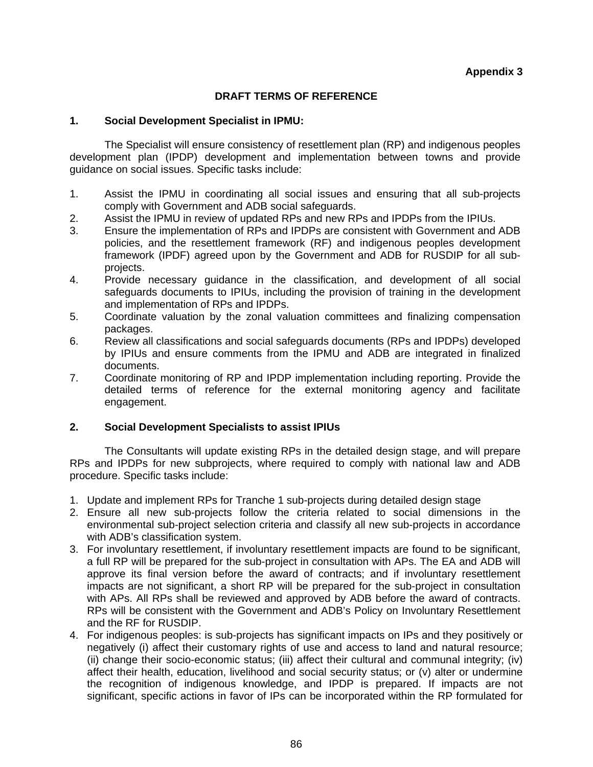**Appendix 3**

## DRAFT TERMS OF REFERENCE

### 1. Social Development Specialist in IPMU:

The Specialist will ensure consistency of resettlement plan (RP) and indigenous peoples development plan (IPDP) development and implementation between towns and provide guidance on social issues. Specific tasks include:

1. Assist the IPMU in coordinating all social issues and ensuring that all sub-projects comply with Government and ADB social safeguards.
2. Assist the IPMU in review of updated RPs and new RPs and IPDPs from the IPIUs.
3. Ensure the implementation of RPs and IPDPs are consistent with Government and ADB policies, and the resettlement framework (RF) and indigenous peoples development framework (IPDF) agreed upon by the Government and ADB for RUSDIP for all sub-projects.
4. Provide necessary guidance in the classification, and development of all social safeguards documents to IPIUs, including the provision of training in the development and implementation of RPs and IPDPs.
5. Coordinate valuation by the zonal valuation committees and finalizing compensation packages.
6. Review all classifications and social safeguards documents (RPs and IPDPs) developed by IPIUs and ensure comments from the IPMU and ADB are integrated in finalized documents.
7. Coordinate monitoring of RP and IPDP implementation including reporting. Provide the detailed terms of reference for the external monitoring agency and facilitate engagement.

### 2. Social Development Specialists to assist IPIUs

The Consultants will update existing RPs in the detailed design stage, and will prepare RPs and IPDPs for new subprojects, where required to comply with national law and ADB procedure. Specific tasks include:

1. Update and implement RPs for Tranche 1 sub-projects during detailed design stage
2. Ensure all new sub-projects follow the criteria related to social dimensions in the environmental sub-project selection criteria and classify all new sub-projects in accordance with ADB's classification system.
3. For involuntary resettlement, if involuntary resettlement impacts are found to be significant, a full RP will be prepared for the sub-project in consultation with APs. The EA and ADB will approve its final version before the award of contracts; and if involuntary resettlement impacts are not significant, a short RP will be prepared for the sub-project in consultation with APs. All RPs shall be reviewed and approved by ADB before the award of contracts. RPs will be consistent with the Government and ADB's Policy on Involuntary Resettlement and the RF for RUSDIP.
4. For indigenous peoples: is sub-projects has significant impacts on IPs and they positively or negatively (i) affect their customary rights of use and access to land and natural resource; (ii) change their socio-economic status; (iii) affect their cultural and communal integrity; (iv) affect their health, education, livelihood and social security status; or (v) alter or undermine the recognition of indigenous knowledge, and IPDP is prepared. If impacts are not significant, specific actions in favor of IPs can be incorporated within the RP formulated for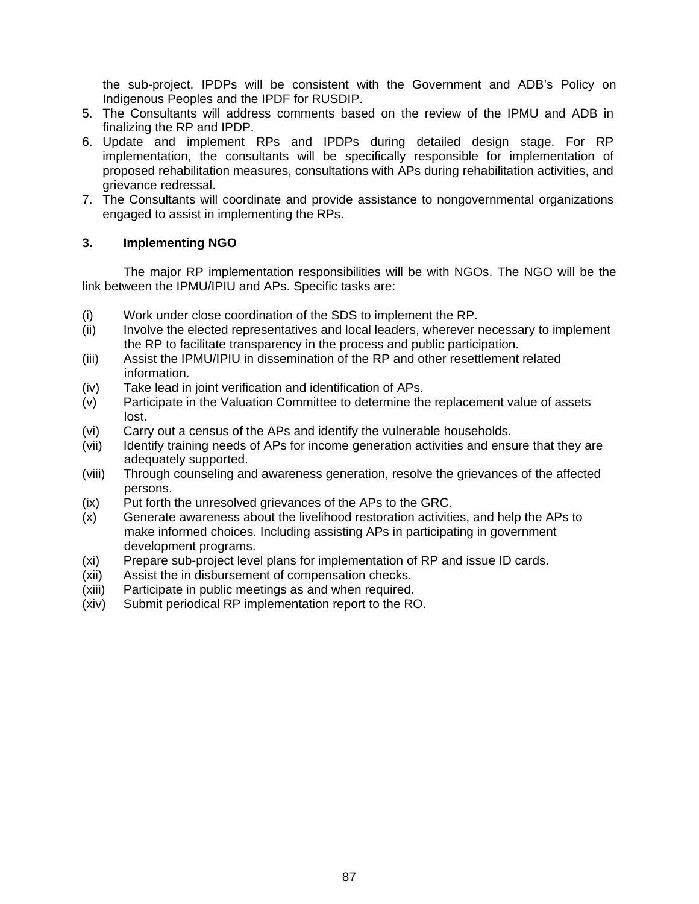the sub-project. IPDPs will be consistent with the Government and ADB's Policy on Indigenous Peoples and the IPDF for RUSDIP.

5. The Consultants will address comments based on the review of the IPMU and ADB in finalizing the RP and IPDP.
6. Update and implement RPs and IPDPs during detailed design stage. For RP implementation, the consultants will be specifically responsible for implementation of proposed rehabilitation measures, consultations with APs during rehabilitation activities, and grievance redressal.
7. The Consultants will coordinate and provide assistance to nongovernmental organizations engaged to assist in implementing the RPs.

### 3. Implementing NGO

The major RP implementation responsibilities will be with NGOs. The NGO will be the link between the IPMU/IPIU and APs. Specific tasks are:

(i) Work under close coordination of the SDS to implement the RP.
(ii) Involve the elected representatives and local leaders, wherever necessary to implement the RP to facilitate transparency in the process and public participation.
(iii) Assist the IPMU/IPIU in dissemination of the RP and other resettlement related information.
(iv) Take lead in joint verification and identification of APs.
(v) Participate in the Valuation Committee to determine the replacement value of assets lost.
(vi) Carry out a census of the APs and identify the vulnerable households.
(vii) Identify training needs of APs for income generation activities and ensure that they are adequately supported.
(viii) Through counseling and awareness generation, resolve the grievances of the affected persons.
(ix) Put forth the unresolved grievances of the APs to the GRC.
(x) Generate awareness about the livelihood restoration activities, and help the APs to make informed choices. Including assisting APs in participating in government development programs.
(xi) Prepare sub-project level plans for implementation of RP and issue ID cards.
(xii) Assist the in disbursement of compensation checks.
(xiii) Participate in public meetings as and when required.
(xiv) Submit periodical RP implementation report to the RO.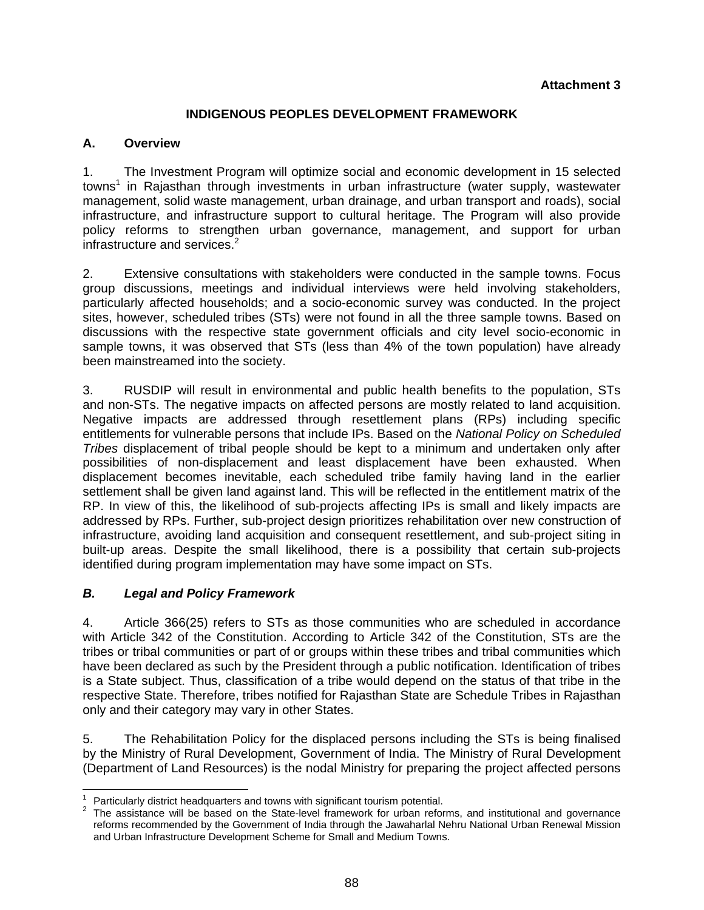**Attachment 3**

# INDIGENOUS PEOPLES DEVELOPMENT FRAMEWORK

## A. Overview

1. The Investment Program will optimize social and economic development in 15 selected towns[1] in Rajasthan through investments in urban infrastructure (water supply, wastewater management, solid waste management, urban drainage, and urban transport and roads), social infrastructure, and infrastructure support to cultural heritage. The Program will also provide policy reforms to strengthen urban governance, management, and support for urban infrastructure and services.[2]

2. Extensive consultations with stakeholders were conducted in the sample towns. Focus group discussions, meetings and individual interviews were held involving stakeholders, particularly affected households; and a socio-economic survey was conducted. In the project sites, however, scheduled tribes (STs) were not found in all the three sample towns. Based on discussions with the respective state government officials and city level socio-economic in sample towns, it was observed that STs (less than 4% of the town population) have already been mainstreamed into the society.

3. RUSDIP will result in environmental and public health benefits to the population, STs and non-STs. The negative impacts on affected persons are mostly related to land acquisition. Negative impacts are addressed through resettlement plans (RPs) including specific entitlements for vulnerable persons that include IPs. Based on the *National Policy on Scheduled Tribes* displacement of tribal people should be kept to a minimum and undertaken only after possibilities of non-displacement and least displacement have been exhausted. When displacement becomes inevitable, each scheduled tribe family having land in the earlier settlement shall be given land against land. This will be reflected in the entitlement matrix of the RP. In view of this, the likelihood of sub-projects affecting IPs is small and likely impacts are addressed by RPs. Further, sub-project design prioritizes rehabilitation over new construction of infrastructure, avoiding land acquisition and consequent resettlement, and sub-project siting in built-up areas. Despite the small likelihood, there is a possibility that certain sub-projects identified during program implementation may have some impact on STs.

## *B. Legal and Policy Framework*

4. Article 366(25) refers to STs as those communities who are scheduled in accordance with Article 342 of the Constitution. According to Article 342 of the Constitution, STs are the tribes or tribal communities or part of or groups within these tribes and tribal communities which have been declared as such by the President through a public notification. Identification of tribes is a State subject. Thus, classification of a tribe would depend on the status of that tribe in the respective State. Therefore, tribes notified for Rajasthan State are Schedule Tribes in Rajasthan only and their category may vary in other States.

5. The Rehabilitation Policy for the displaced persons including the STs is being finalised by the Ministry of Rural Development, Government of India. The Ministry of Rural Development (Department of Land Resources) is the nodal Ministry for preparing the project affected persons

---

[1] Particularly district headquarters and towns with significant tourism potential.

[2] The assistance will be based on the State-level framework for urban reforms, and institutional and governance reforms recommended by the Government of India through the Jawaharlal Nehru National Urban Renewal Mission and Urban Infrastructure Development Scheme for Small and Medium Towns.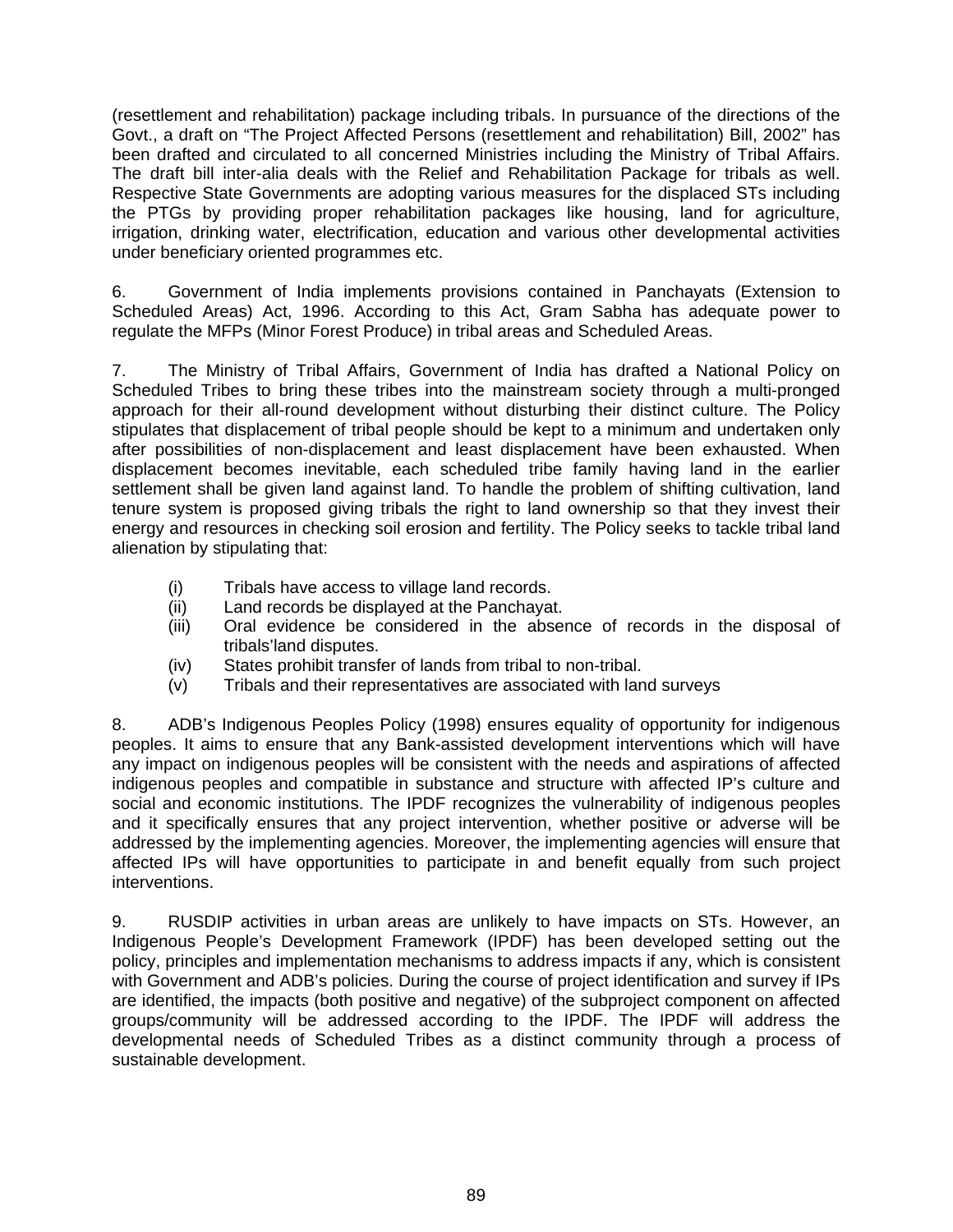(resettlement and rehabilitation) package including tribals. In pursuance of the directions of the Govt., a draft on "The Project Affected Persons (resettlement and rehabilitation) Bill, 2002" has been drafted and circulated to all concerned Ministries including the Ministry of Tribal Affairs. The draft bill inter-alia deals with the Relief and Rehabilitation Package for tribals as well. Respective State Governments are adopting various measures for the displaced STs including the PTGs by providing proper rehabilitation packages like housing, land for agriculture, irrigation, drinking water, electrification, education and various other developmental activities under beneficiary oriented programmes etc.

6. Government of India implements provisions contained in Panchayats (Extension to Scheduled Areas) Act, 1996. According to this Act, Gram Sabha has adequate power to regulate the MFPs (Minor Forest Produce) in tribal areas and Scheduled Areas.

7. The Ministry of Tribal Affairs, Government of India has drafted a National Policy on Scheduled Tribes to bring these tribes into the mainstream society through a multi-pronged approach for their all-round development without disturbing their distinct culture. The Policy stipulates that displacement of tribal people should be kept to a minimum and undertaken only after possibilities of non-displacement and least displacement have been exhausted. When displacement becomes inevitable, each scheduled tribe family having land in the earlier settlement shall be given land against land. To handle the problem of shifting cultivation, land tenure system is proposed giving tribals the right to land ownership so that they invest their energy and resources in checking soil erosion and fertility. The Policy seeks to tackle tribal land alienation by stipulating that:

- (i) Tribals have access to village land records.
- (ii) Land records be displayed at the Panchayat.
- (iii) Oral evidence be considered in the absence of records in the disposal of tribals'land disputes.
- (iv) States prohibit transfer of lands from tribal to non-tribal.
- (v) Tribals and their representatives are associated with land surveys

8. ADB's Indigenous Peoples Policy (1998) ensures equality of opportunity for indigenous peoples. It aims to ensure that any Bank-assisted development interventions which will have any impact on indigenous peoples will be consistent with the needs and aspirations of affected indigenous peoples and compatible in substance and structure with affected IP's culture and social and economic institutions. The IPDF recognizes the vulnerability of indigenous peoples and it specifically ensures that any project intervention, whether positive or adverse will be addressed by the implementing agencies. Moreover, the implementing agencies will ensure that affected IPs will have opportunities to participate in and benefit equally from such project interventions.

9. RUSDIP activities in urban areas are unlikely to have impacts on STs. However, an Indigenous People's Development Framework (IPDF) has been developed setting out the policy, principles and implementation mechanisms to address impacts if any, which is consistent with Government and ADB's policies. During the course of project identification and survey if IPs are identified, the impacts (both positive and negative) of the subproject component on affected groups/community will be addressed according to the IPDF. The IPDF will address the developmental needs of Scheduled Tribes as a distinct community through a process of sustainable development.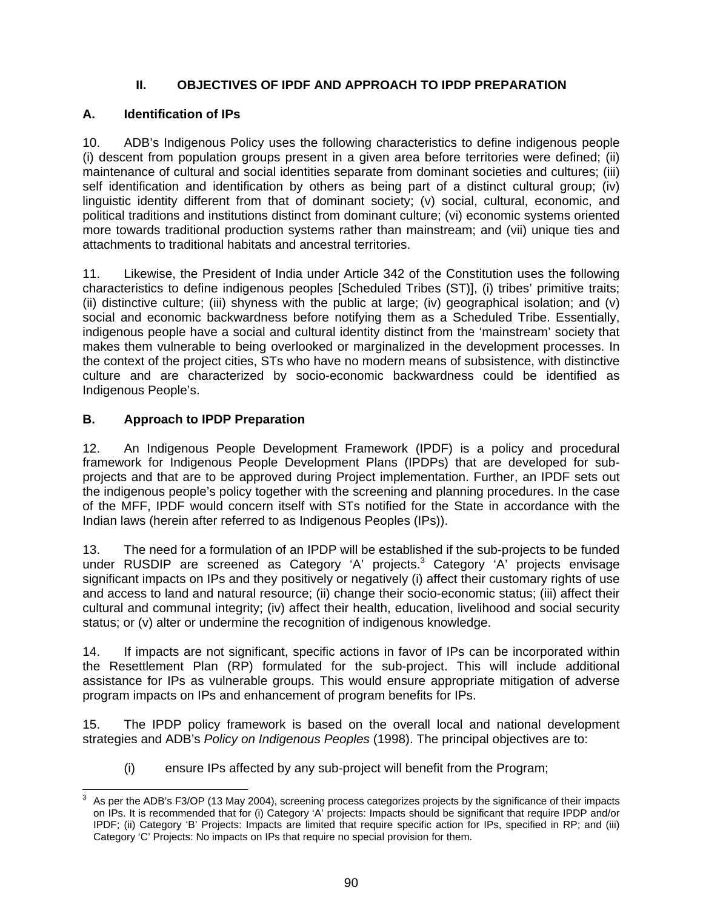## II. OBJECTIVES OF IPDF AND APPROACH TO IPDP PREPARATION

### A. Identification of IPs

10. ADB's Indigenous Policy uses the following characteristics to define indigenous people (i) descent from population groups present in a given area before territories were defined; (ii) maintenance of cultural and social identities separate from dominant societies and cultures; (iii) self identification and identification by others as being part of a distinct cultural group; (iv) linguistic identity different from that of dominant society; (v) social, cultural, economic, and political traditions and institutions distinct from dominant culture; (vi) economic systems oriented more towards traditional production systems rather than mainstream; and (vii) unique ties and attachments to traditional habitats and ancestral territories.

11. Likewise, the President of India under Article 342 of the Constitution uses the following characteristics to define indigenous peoples [Scheduled Tribes (ST)], (i) tribes' primitive traits; (ii) distinctive culture; (iii) shyness with the public at large; (iv) geographical isolation; and (v) social and economic backwardness before notifying them as a Scheduled Tribe. Essentially, indigenous people have a social and cultural identity distinct from the 'mainstream' society that makes them vulnerable to being overlooked or marginalized in the development processes. In the context of the project cities, STs who have no modern means of subsistence, with distinctive culture and are characterized by socio-economic backwardness could be identified as Indigenous People's.

### B. Approach to IPDP Preparation

12. An Indigenous People Development Framework (IPDF) is a policy and procedural framework for Indigenous People Development Plans (IPDPs) that are developed for sub-projects and that are to be approved during Project implementation. Further, an IPDF sets out the indigenous people's policy together with the screening and planning procedures. In the case of the MFF, IPDF would concern itself with STs notified for the State in accordance with the Indian laws (herein after referred to as Indigenous Peoples (IPs)).

13. The need for a formulation of an IPDP will be established if the sub-projects to be funded under RUSDIP are screened as Category 'A' projects.[3] Category 'A' projects envisage significant impacts on IPs and they positively or negatively (i) affect their customary rights of use and access to land and natural resource; (ii) change their socio-economic status; (iii) affect their cultural and communal integrity; (iv) affect their health, education, livelihood and social security status; or (v) alter or undermine the recognition of indigenous knowledge.

14. If impacts are not significant, specific actions in favor of IPs can be incorporated within the Resettlement Plan (RP) formulated for the sub-project. This will include additional assistance for IPs as vulnerable groups. This would ensure appropriate mitigation of adverse program impacts on IPs and enhancement of program benefits for IPs.

15. The IPDP policy framework is based on the overall local and national development strategies and ADB's *Policy on Indigenous Peoples* (1998). The principal objectives are to:

(i) ensure IPs affected by any sub-project will benefit from the Program;

---

[3] As per the ADB's F3/OP (13 May 2004), screening process categorizes projects by the significance of their impacts on IPs. It is recommended that for (i) Category 'A' projects: Impacts should be significant that require IPDP and/or IPDF; (ii) Category 'B' Projects: Impacts are limited that require specific action for IPs, specified in RP; and (iii) Category 'C' Projects: No impacts on IPs that require no special provision for them.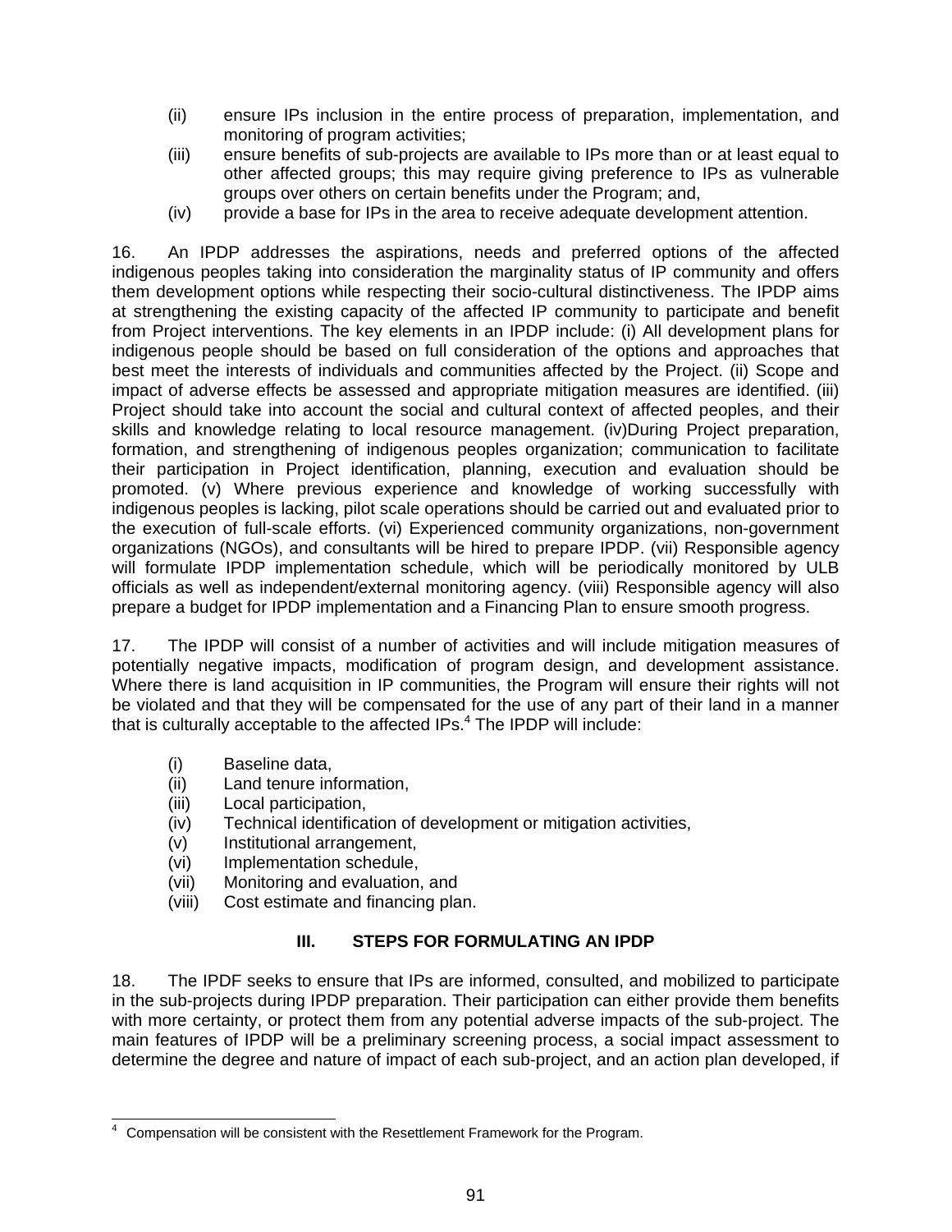(ii) ensure IPs inclusion in the entire process of preparation, implementation, and monitoring of program activities;

(iii) ensure benefits of sub-projects are available to IPs more than or at least equal to other affected groups; this may require giving preference to IPs as vulnerable groups over others on certain benefits under the Program; and,

(iv) provide a base for IPs in the area to receive adequate development attention.

16. An IPDP addresses the aspirations, needs and preferred options of the affected indigenous peoples taking into consideration the marginality status of IP community and offers them development options while respecting their socio-cultural distinctiveness. The IPDP aims at strengthening the existing capacity of the affected IP community to participate and benefit from Project interventions. The key elements in an IPDP include: (i) All development plans for indigenous people should be based on full consideration of the options and approaches that best meet the interests of individuals and communities affected by the Project. (ii) Scope and impact of adverse effects be assessed and appropriate mitigation measures are identified. (iii) Project should take into account the social and cultural context of affected peoples, and their skills and knowledge relating to local resource management. (iv)During Project preparation, formation, and strengthening of indigenous peoples organization; communication to facilitate their participation in Project identification, planning, execution and evaluation should be promoted. (v) Where previous experience and knowledge of working successfully with indigenous peoples is lacking, pilot scale operations should be carried out and evaluated prior to the execution of full-scale efforts. (vi) Experienced community organizations, non-government organizations (NGOs), and consultants will be hired to prepare IPDP. (vii) Responsible agency will formulate IPDP implementation schedule, which will be periodically monitored by ULB officials as well as independent/external monitoring agency. (viii) Responsible agency will also prepare a budget for IPDP implementation and a Financing Plan to ensure smooth progress.

17. The IPDP will consist of a number of activities and will include mitigation measures of potentially negative impacts, modification of program design, and development assistance. Where there is land acquisition in IP communities, the Program will ensure their rights will not be violated and that they will be compensated for the use of any part of their land in a manner that is culturally acceptable to the affected IPs.[4] The IPDP will include:

(i) Baseline data,
(ii) Land tenure information,
(iii) Local participation,
(iv) Technical identification of development or mitigation activities,
(v) Institutional arrangement,
(vi) Implementation schedule,
(vii) Monitoring and evaluation, and
(viii) Cost estimate and financing plan.

## III. STEPS FOR FORMULATING AN IPDP

18. The IPDF seeks to ensure that IPs are informed, consulted, and mobilized to participate in the sub-projects during IPDP preparation. Their participation can either provide them benefits with more certainty, or protect them from any potential adverse impacts of the sub-project. The main features of IPDP will be a preliminary screening process, a social impact assessment to determine the degree and nature of impact of each sub-project, and an action plan developed, if

---

[4] Compensation will be consistent with the Resettlement Framework for the Program.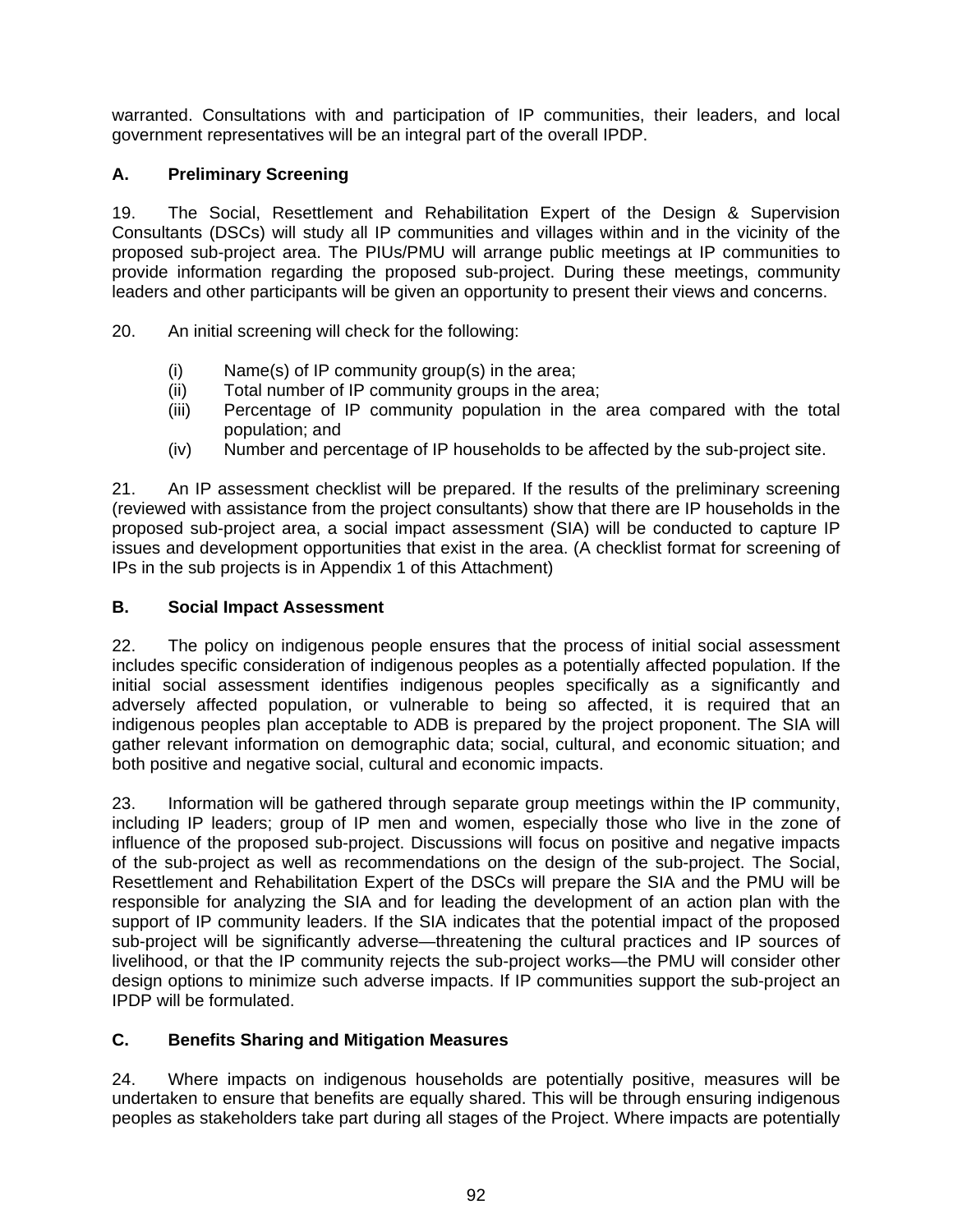warranted. Consultations with and participation of IP communities, their leaders, and local government representatives will be an integral part of the overall IPDP.

### A. Preliminary Screening

19. The Social, Resettlement and Rehabilitation Expert of the Design & Supervision Consultants (DSCs) will study all IP communities and villages within and in the vicinity of the proposed sub-project area. The PIUs/PMU will arrange public meetings at IP communities to provide information regarding the proposed sub-project. During these meetings, community leaders and other participants will be given an opportunity to present their views and concerns.

20. An initial screening will check for the following:

- (i) Name(s) of IP community group(s) in the area;
- (ii) Total number of IP community groups in the area;
- (iii) Percentage of IP community population in the area compared with the total population; and
- (iv) Number and percentage of IP households to be affected by the sub-project site.

21. An IP assessment checklist will be prepared. If the results of the preliminary screening (reviewed with assistance from the project consultants) show that there are IP households in the proposed sub-project area, a social impact assessment (SIA) will be conducted to capture IP issues and development opportunities that exist in the area. (A checklist format for screening of IPs in the sub projects is in Appendix 1 of this Attachment)

### B. Social Impact Assessment

22. The policy on indigenous people ensures that the process of initial social assessment includes specific consideration of indigenous peoples as a potentially affected population. If the initial social assessment identifies indigenous peoples specifically as a significantly and adversely affected population, or vulnerable to being so affected, it is required that an indigenous peoples plan acceptable to ADB is prepared by the project proponent. The SIA will gather relevant information on demographic data; social, cultural, and economic situation; and both positive and negative social, cultural and economic impacts.

23. Information will be gathered through separate group meetings within the IP community, including IP leaders; group of IP men and women, especially those who live in the zone of influence of the proposed sub-project. Discussions will focus on positive and negative impacts of the sub-project as well as recommendations on the design of the sub-project. The Social, Resettlement and Rehabilitation Expert of the DSCs will prepare the SIA and the PMU will be responsible for analyzing the SIA and for leading the development of an action plan with the support of IP community leaders. If the SIA indicates that the potential impact of the proposed sub-project will be significantly adverse—threatening the cultural practices and IP sources of livelihood, or that the IP community rejects the sub-project works—the PMU will consider other design options to minimize such adverse impacts. If IP communities support the sub-project an IPDP will be formulated.

### C. Benefits Sharing and Mitigation Measures

24. Where impacts on indigenous households are potentially positive, measures will be undertaken to ensure that benefits are equally shared. This will be through ensuring indigenous peoples as stakeholders take part during all stages of the Project. Where impacts are potentially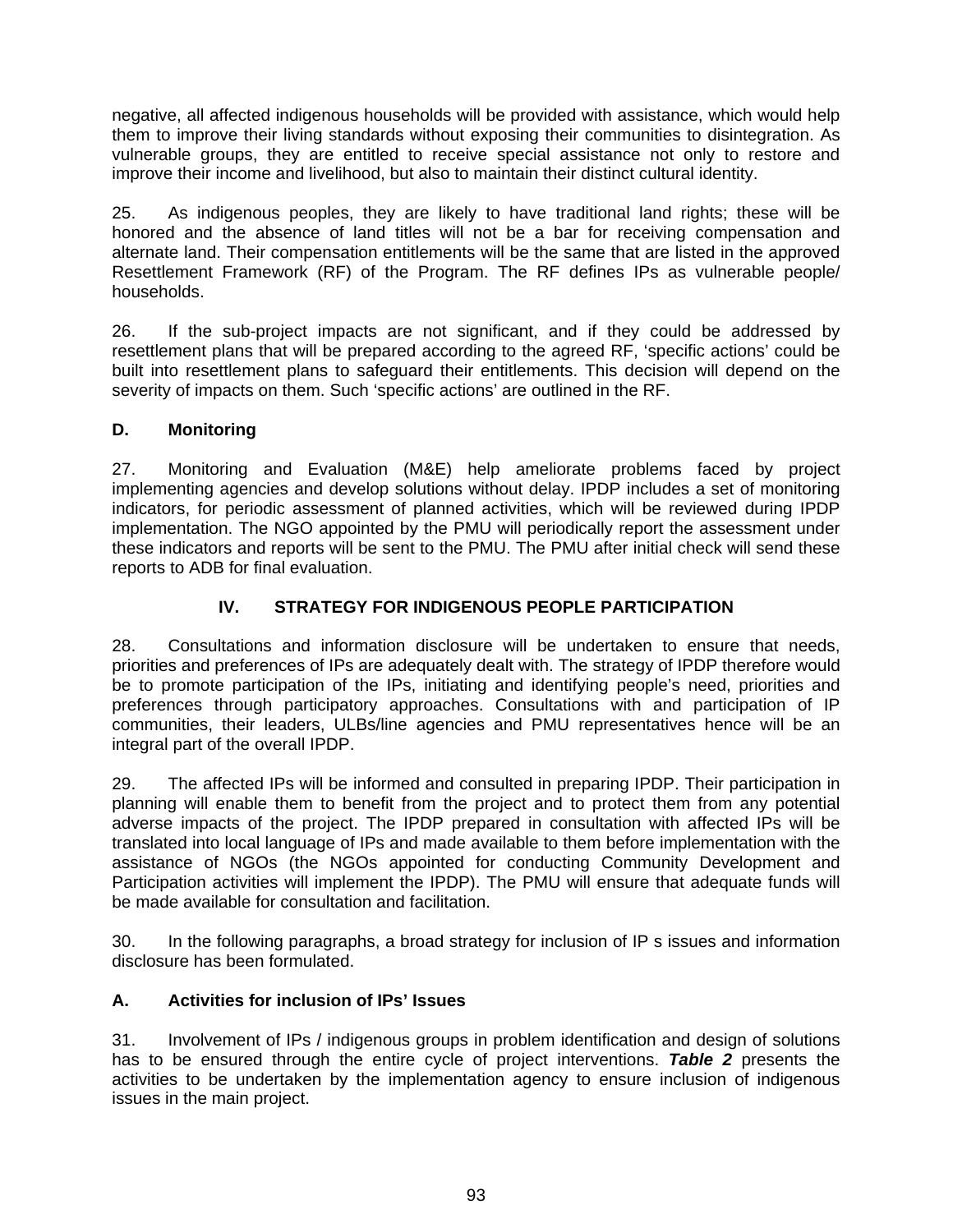negative, all affected indigenous households will be provided with assistance, which would help them to improve their living standards without exposing their communities to disintegration. As vulnerable groups, they are entitled to receive special assistance not only to restore and improve their income and livelihood, but also to maintain their distinct cultural identity.

25. As indigenous peoples, they are likely to have traditional land rights; these will be honored and the absence of land titles will not be a bar for receiving compensation and alternate land. Their compensation entitlements will be the same that are listed in the approved Resettlement Framework (RF) of the Program. The RF defines IPs as vulnerable people/ households.

26. If the sub-project impacts are not significant, and if they could be addressed by resettlement plans that will be prepared according to the agreed RF, 'specific actions' could be built into resettlement plans to safeguard their entitlements. This decision will depend on the severity of impacts on them. Such 'specific actions' are outlined in the RF.

### D. Monitoring

27. Monitoring and Evaluation (M&E) help ameliorate problems faced by project implementing agencies and develop solutions without delay. IPDP includes a set of monitoring indicators, for periodic assessment of planned activities, which will be reviewed during IPDP implementation. The NGO appointed by the PMU will periodically report the assessment under these indicators and reports will be sent to the PMU. The PMU after initial check will send these reports to ADB for final evaluation.

## IV. STRATEGY FOR INDIGENOUS PEOPLE PARTICIPATION

28. Consultations and information disclosure will be undertaken to ensure that needs, priorities and preferences of IPs are adequately dealt with. The strategy of IPDP therefore would be to promote participation of the IPs, initiating and identifying people's need, priorities and preferences through participatory approaches. Consultations with and participation of IP communities, their leaders, ULBs/line agencies and PMU representatives hence will be an integral part of the overall IPDP.

29. The affected IPs will be informed and consulted in preparing IPDP. Their participation in planning will enable them to benefit from the project and to protect them from any potential adverse impacts of the project. The IPDP prepared in consultation with affected IPs will be translated into local language of IPs and made available to them before implementation with the assistance of NGOs (the NGOs appointed for conducting Community Development and Participation activities will implement the IPDP). The PMU will ensure that adequate funds will be made available for consultation and facilitation.

30. In the following paragraphs, a broad strategy for inclusion of IP s issues and information disclosure has been formulated.

### A. Activities for inclusion of IPs' Issues

31. Involvement of IPs / indigenous groups in problem identification and design of solutions has to be ensured through the entire cycle of project interventions. ***Table 2*** presents the activities to be undertaken by the implementation agency to ensure inclusion of indigenous issues in the main project.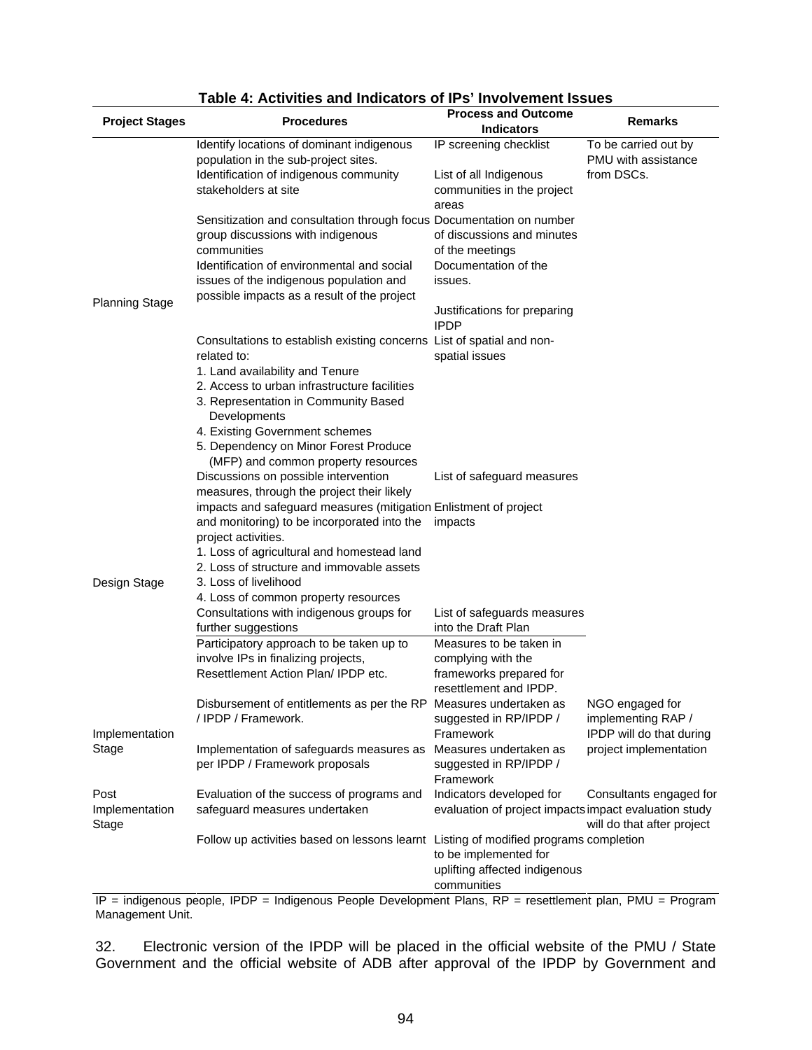**Table 4: Activities and Indicators of IPs' Involvement Issues**

| Project Stages | Procedures | Process and Outcome Indicators | Remarks |
|---|---|---|---|
| Planning Stage | Identify locations of dominant indigenous population in the sub-project sites. | IP screening checklist | To be carried out by PMU with assistance from DSCs. |
| | Identification of indigenous community stakeholders at site | List of all Indigenous communities in the project areas | |
| | Sensitization and consultation through focus group discussions with indigenous communities | Documentation on number of discussions and minutes of the meetings | |
| | Identification of environmental and social issues of the indigenous population and possible impacts as a result of the project | Documentation of the issues.<br><br>Justifications for preparing IPDP | |
| | Consultations to establish existing concerns related to:<br>1. Land availability and Tenure<br>2. Access to urban infrastructure facilities<br>3. Representation in Community Based Developments<br>4. Existing Government schemes<br>5. Dependency on Minor Forest Produce (MFP) and common property resources | List of spatial and non-spatial issues | |
| Design Stage | Discussions on possible intervention measures, through the project their likely impacts and safeguard measures (mitigation and monitoring) to be incorporated into the project activities.<br>1. Loss of agricultural and homestead land<br>2. Loss of structure and immovable assets<br>3. Loss of livelihood<br>4. Loss of common property resources | List of safeguard measures<br><br>Enlistment of project impacts | |
| | Consultations with indigenous groups for further suggestions | List of safeguards measures into the Draft Plan | |
| Implementation Stage | Participatory approach to be taken up to involve IPs in finalizing projects, Resettlement Action Plan/ IPDP etc. | Measures to be taken in complying with the frameworks prepared for resettlement and IPDP. | |
| | Disbursement of entitlements as per the RP / IPDP / Framework. | Measures undertaken as suggested in RP/IPDP / Framework | NGO engaged for implementing RAP / IPDP will do that during project implementation |
| | Implementation of safeguards measures as per IPDP / Framework proposals | Measures undertaken as suggested in RP/IPDP / Framework | |
| Post Implementation Stage | Evaluation of the success of programs and safeguard measures undertaken | Indicators developed for evaluation of project impacts | Consultants engaged for impact evaluation study will do that after project completion |
| | Follow up activities based on lessons learnt | Listing of modified programs to be implemented for uplifting affected indigenous communities | |

IP = indigenous people, IPDP = Indigenous People Development Plans, RP = resettlement plan, PMU = Program Management Unit.

32. Electronic version of the IPDP will be placed in the official website of the PMU / State Government and the official website of ADB after approval of the IPDP by Government and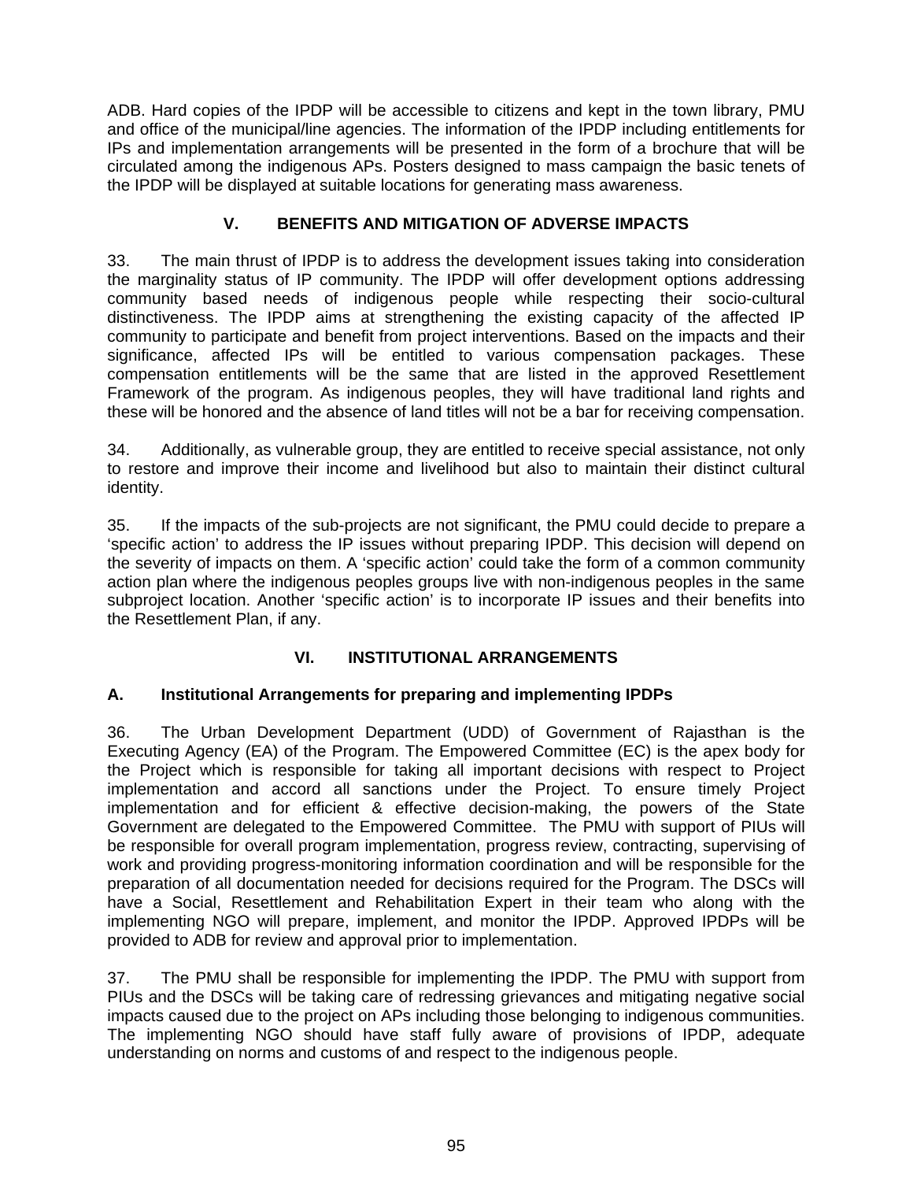ADB. Hard copies of the IPDP will be accessible to citizens and kept in the town library, PMU and office of the municipal/line agencies. The information of the IPDP including entitlements for IPs and implementation arrangements will be presented in the form of a brochure that will be circulated among the indigenous APs. Posters designed to mass campaign the basic tenets of the IPDP will be displayed at suitable locations for generating mass awareness.

## V. BENEFITS AND MITIGATION OF ADVERSE IMPACTS

33. The main thrust of IPDP is to address the development issues taking into consideration the marginality status of IP community. The IPDP will offer development options addressing community based needs of indigenous people while respecting their socio-cultural distinctiveness. The IPDP aims at strengthening the existing capacity of the affected IP community to participate and benefit from project interventions. Based on the impacts and their significance, affected IPs will be entitled to various compensation packages. These compensation entitlements will be the same that are listed in the approved Resettlement Framework of the program. As indigenous peoples, they will have traditional land rights and these will be honored and the absence of land titles will not be a bar for receiving compensation.

34. Additionally, as vulnerable group, they are entitled to receive special assistance, not only to restore and improve their income and livelihood but also to maintain their distinct cultural identity.

35. If the impacts of the sub-projects are not significant, the PMU could decide to prepare a 'specific action' to address the IP issues without preparing IPDP. This decision will depend on the severity of impacts on them. A 'specific action' could take the form of a common community action plan where the indigenous peoples groups live with non-indigenous peoples in the same subproject location. Another 'specific action' is to incorporate IP issues and their benefits into the Resettlement Plan, if any.

## VI. INSTITUTIONAL ARRANGEMENTS

### A. Institutional Arrangements for preparing and implementing IPDPs

36. The Urban Development Department (UDD) of Government of Rajasthan is the Executing Agency (EA) of the Program. The Empowered Committee (EC) is the apex body for the Project which is responsible for taking all important decisions with respect to Project implementation and accord all sanctions under the Project. To ensure timely Project implementation and for efficient & effective decision-making, the powers of the State Government are delegated to the Empowered Committee. The PMU with support of PIUs will be responsible for overall program implementation, progress review, contracting, supervising of work and providing progress-monitoring information coordination and will be responsible for the preparation of all documentation needed for decisions required for the Program. The DSCs will have a Social, Resettlement and Rehabilitation Expert in their team who along with the implementing NGO will prepare, implement, and monitor the IPDP. Approved IPDPs will be provided to ADB for review and approval prior to implementation.

37. The PMU shall be responsible for implementing the IPDP. The PMU with support from PIUs and the DSCs will be taking care of redressing grievances and mitigating negative social impacts caused due to the project on APs including those belonging to indigenous communities. The implementing NGO should have staff fully aware of provisions of IPDP, adequate understanding on norms and customs of and respect to the indigenous people.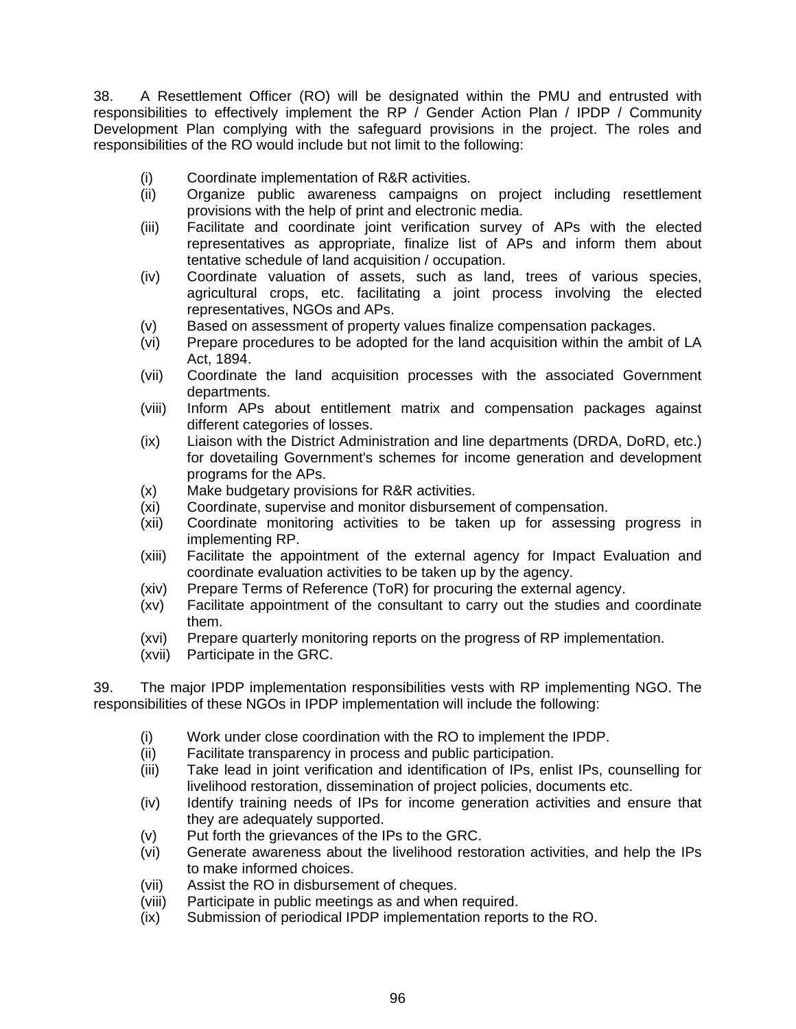38. A Resettlement Officer (RO) will be designated within the PMU and entrusted with responsibilities to effectively implement the RP / Gender Action Plan / IPDP / Community Development Plan complying with the safeguard provisions in the project. The roles and responsibilities of the RO would include but not limit to the following:

- (i) Coordinate implementation of R&R activities.
- (ii) Organize public awareness campaigns on project including resettlement provisions with the help of print and electronic media.
- (iii) Facilitate and coordinate joint verification survey of APs with the elected representatives as appropriate, finalize list of APs and inform them about tentative schedule of land acquisition / occupation.
- (iv) Coordinate valuation of assets, such as land, trees of various species, agricultural crops, etc. facilitating a joint process involving the elected representatives, NGOs and APs.
- (v) Based on assessment of property values finalize compensation packages.
- (vi) Prepare procedures to be adopted for the land acquisition within the ambit of LA Act, 1894.
- (vii) Coordinate the land acquisition processes with the associated Government departments.
- (viii) Inform APs about entitlement matrix and compensation packages against different categories of losses.
- (ix) Liaison with the District Administration and line departments (DRDA, DoRD, etc.) for dovetailing Government's schemes for income generation and development programs for the APs.
- (x) Make budgetary provisions for R&R activities.
- (xi) Coordinate, supervise and monitor disbursement of compensation.
- (xii) Coordinate monitoring activities to be taken up for assessing progress in implementing RP.
- (xiii) Facilitate the appointment of the external agency for Impact Evaluation and coordinate evaluation activities to be taken up by the agency.
- (xiv) Prepare Terms of Reference (ToR) for procuring the external agency.
- (xv) Facilitate appointment of the consultant to carry out the studies and coordinate them.
- (xvi) Prepare quarterly monitoring reports on the progress of RP implementation.
- (xvii) Participate in the GRC.

39. The major IPDP implementation responsibilities vests with RP implementing NGO. The responsibilities of these NGOs in IPDP implementation will include the following:

- (i) Work under close coordination with the RO to implement the IPDP.
- (ii) Facilitate transparency in process and public participation.
- (iii) Take lead in joint verification and identification of IPs, enlist IPs, counselling for livelihood restoration, dissemination of project policies, documents etc.
- (iv) Identify training needs of IPs for income generation activities and ensure that they are adequately supported.
- (v) Put forth the grievances of the IPs to the GRC.
- (vi) Generate awareness about the livelihood restoration activities, and help the IPs to make informed choices.
- (vii) Assist the RO in disbursement of cheques.
- (viii) Participate in public meetings as and when required.
- (ix) Submission of periodical IPDP implementation reports to the RO.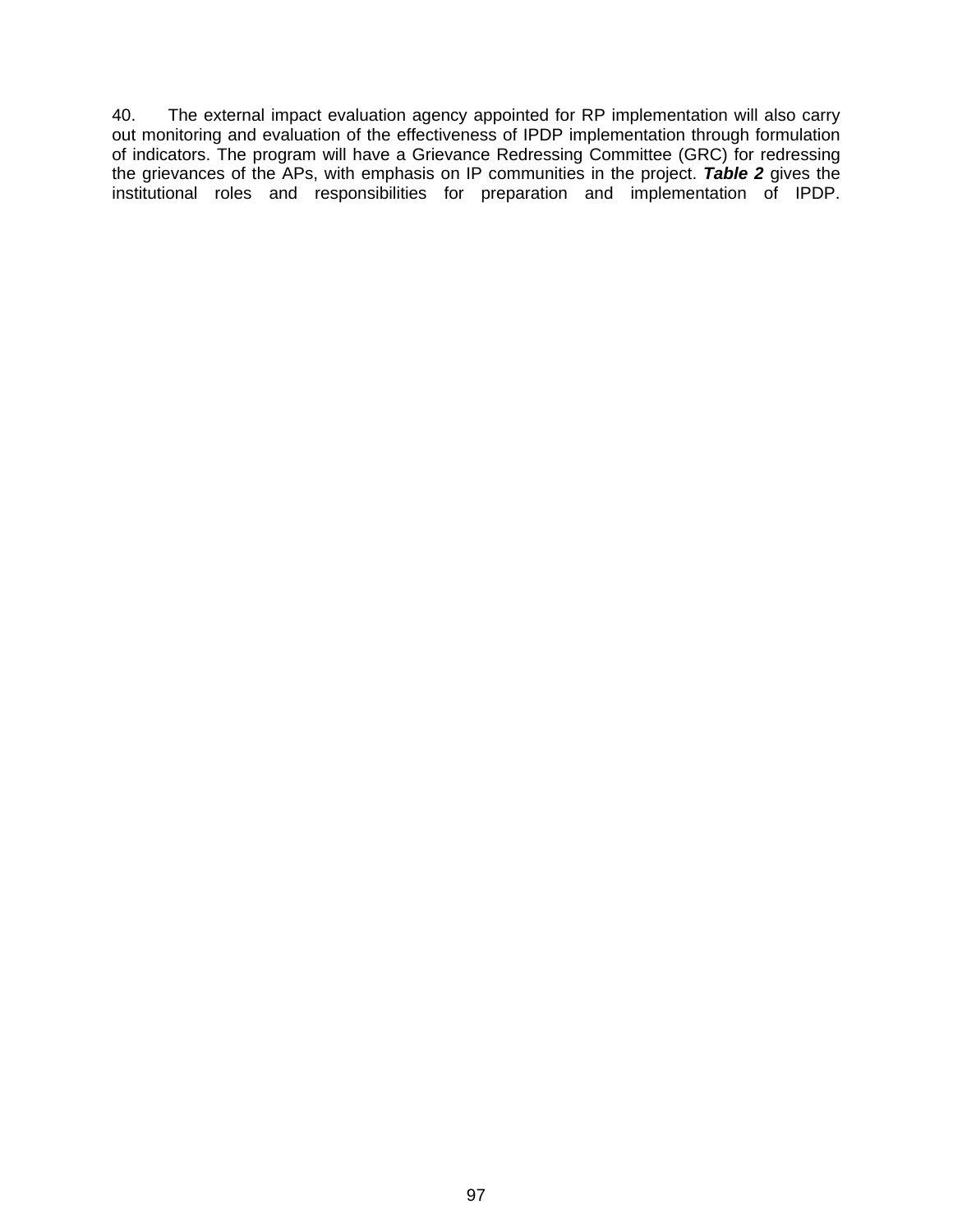40. The external impact evaluation agency appointed for RP implementation will also carry out monitoring and evaluation of the effectiveness of IPDP implementation through formulation of indicators. The program will have a Grievance Redressing Committee (GRC) for redressing the grievances of the APs, with emphasis on IP communities in the project. ***Table 2*** gives the institutional roles and responsibilities for preparation and implementation of IPDP.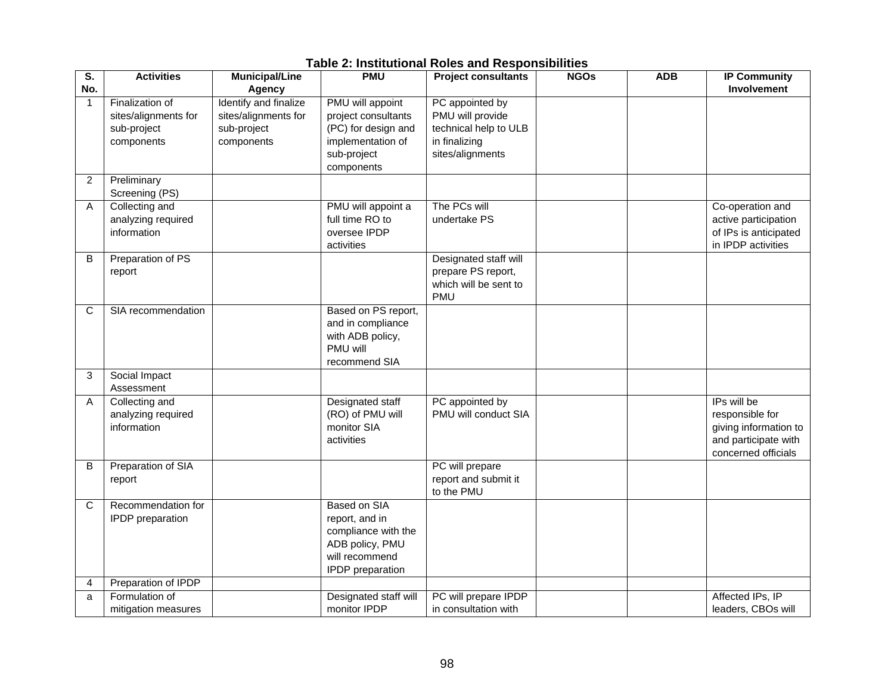**Table 2: Institutional Roles and Responsibilities**

| S. No. | Activities | Municipal/Line Agency | PMU | Project consultants | NGOs | ADB | IP Community Involvement |
|---|---|---|---|---|---|---|---|
| 1 | Finalization of sites/alignments for sub-project components | Identify and finalize sites/alignments for sub-project components | PMU will appoint project consultants (PC) for design and implementation of sub-project components | PC appointed by PMU will provide technical help to ULB in finalizing sites/alignments | | | |
| 2 | Preliminary Screening (PS) | | | | | | |
| A | Collecting and analyzing required information | | PMU will appoint a full time RO to oversee IPDP activities | The PCs will undertake PS | | | Co-operation and active participation of IPs is anticipated in IPDP activities |
| B | Preparation of PS report | | | Designated staff will prepare PS report, which will be sent to PMU | | | |
| C | SIA recommendation | | Based on PS report, and in compliance with ADB policy, PMU will recommend SIA | | | | |
| 3 | Social Impact Assessment | | | | | | |
| A | Collecting and analyzing required information | | Designated staff (RO) of PMU will monitor SIA activities | PC appointed by PMU will conduct SIA | | | IPs will be responsible for giving information to and participate with concerned officials |
| B | Preparation of SIA report | | | PC will prepare report and submit it to the PMU | | | |
| C | Recommendation for IPDP preparation | | Based on SIA report, and in compliance with the ADB policy, PMU will recommend IPDP preparation | | | | |
| 4 | Preparation of IPDP | | | | | | |
| a | Formulation of mitigation measures | | Designated staff will monitor IPDP | PC will prepare IPDP in consultation with | | | Affected IPs, IP leaders, CBOs will |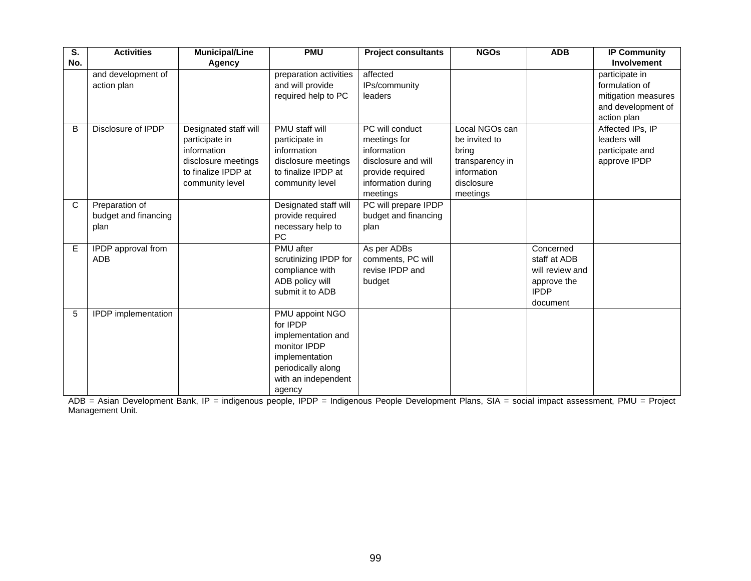| S. No. | Activities | Municipal/Line Agency | PMU | Project consultants | NGOs | ADB | IP Community Involvement |
|---|---|---|---|---|---|---|---|
| | and development of action plan | | preparation activities and will provide required help to PC | affected IPs/community leaders | | | participate in formulation of mitigation measures and development of action plan |
| B | Disclosure of IPDP | Designated staff will participate in information disclosure meetings to finalize IPDP at community level | PMU staff will participate in information disclosure meetings to finalize IPDP at community level | PC will conduct meetings for information disclosure and will provide required information during meetings | Local NGOs can be invited to bring transparency in information disclosure meetings | | Affected IPs, IP leaders will participate and approve IPDP |
| C | Preparation of budget and financing plan | | Designated staff will provide required necessary help to PC | PC will prepare IPDP budget and financing plan | | | |
| E | IPDP approval from ADB | | PMU after scrutinizing IPDP for compliance with ADB policy will submit it to ADB | As per ADBs comments, PC will revise IPDP and budget | | Concerned staff at ADB will review and approve the IPDP document | |
| 5 | IPDP implementation | | PMU appoint NGO for IPDP implementation and monitor IPDP implementation periodically along with an independent agency | | | | |

ADB = Asian Development Bank, IP = indigenous people, IPDP = Indigenous People Development Plans, SIA = social impact assessment, PMU = Project Management Unit.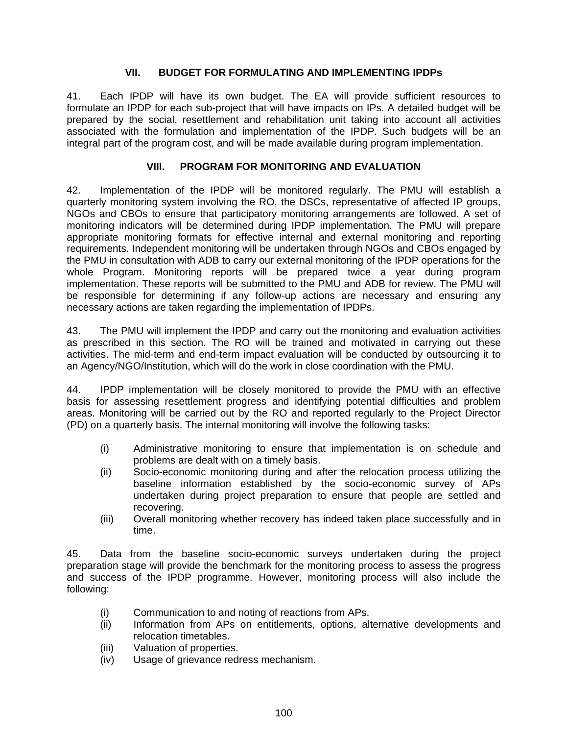## VII. BUDGET FOR FORMULATING AND IMPLEMENTING IPDPs

41. Each IPDP will have its own budget. The EA will provide sufficient resources to formulate an IPDP for each sub-project that will have impacts on IPs. A detailed budget will be prepared by the social, resettlement and rehabilitation unit taking into account all activities associated with the formulation and implementation of the IPDP. Such budgets will be an integral part of the program cost, and will be made available during program implementation.

## VIII. PROGRAM FOR MONITORING AND EVALUATION

42. Implementation of the IPDP will be monitored regularly. The PMU will establish a quarterly monitoring system involving the RO, the DSCs, representative of affected IP groups, NGOs and CBOs to ensure that participatory monitoring arrangements are followed. A set of monitoring indicators will be determined during IPDP implementation. The PMU will prepare appropriate monitoring formats for effective internal and external monitoring and reporting requirements. Independent monitoring will be undertaken through NGOs and CBOs engaged by the PMU in consultation with ADB to carry our external monitoring of the IPDP operations for the whole Program. Monitoring reports will be prepared twice a year during program implementation. These reports will be submitted to the PMU and ADB for review. The PMU will be responsible for determining if any follow-up actions are necessary and ensuring any necessary actions are taken regarding the implementation of IPDPs.

43. The PMU will implement the IPDP and carry out the monitoring and evaluation activities as prescribed in this section. The RO will be trained and motivated in carrying out these activities. The mid-term and end-term impact evaluation will be conducted by outsourcing it to an Agency/NGO/Institution, which will do the work in close coordination with the PMU.

44. IPDP implementation will be closely monitored to provide the PMU with an effective basis for assessing resettlement progress and identifying potential difficulties and problem areas. Monitoring will be carried out by the RO and reported regularly to the Project Director (PD) on a quarterly basis. The internal monitoring will involve the following tasks:

(i) Administrative monitoring to ensure that implementation is on schedule and problems are dealt with on a timely basis.
(ii) Socio-economic monitoring during and after the relocation process utilizing the baseline information established by the socio-economic survey of APs undertaken during project preparation to ensure that people are settled and recovering.
(iii) Overall monitoring whether recovery has indeed taken place successfully and in time.

45. Data from the baseline socio-economic surveys undertaken during the project preparation stage will provide the benchmark for the monitoring process to assess the progress and success of the IPDP programme. However, monitoring process will also include the following:

(i) Communication to and noting of reactions from APs.
(ii) Information from APs on entitlements, options, alternative developments and relocation timetables.
(iii) Valuation of properties.
(iv) Usage of grievance redress mechanism.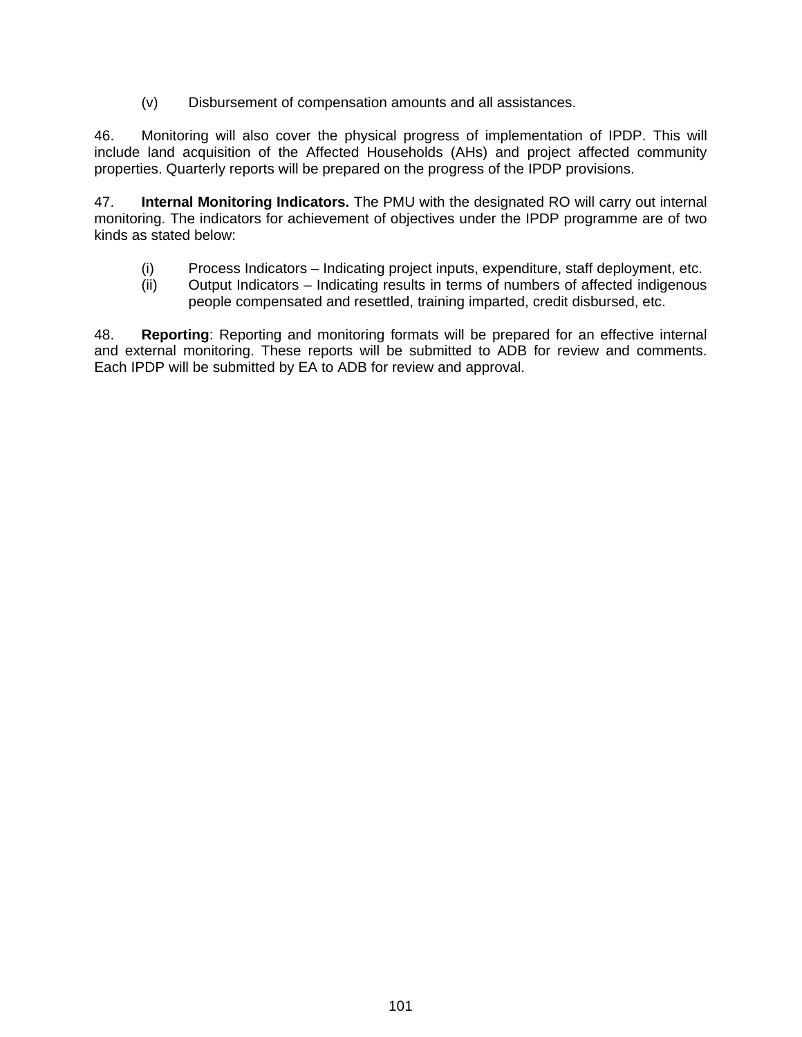(v) Disbursement of compensation amounts and all assistances.

46. Monitoring will also cover the physical progress of implementation of IPDP. This will include land acquisition of the Affected Households (AHs) and project affected community properties. Quarterly reports will be prepared on the progress of the IPDP provisions.

47. **Internal Monitoring Indicators.** The PMU with the designated RO will carry out internal monitoring. The indicators for achievement of objectives under the IPDP programme are of two kinds as stated below:

(i) Process Indicators – Indicating project inputs, expenditure, staff deployment, etc.
(ii) Output Indicators – Indicating results in terms of numbers of affected indigenous people compensated and resettled, training imparted, credit disbursed, etc.

48. **Reporting**: Reporting and monitoring formats will be prepared for an effective internal and external monitoring. These reports will be submitted to ADB for review and comments. Each IPDP will be submitted by EA to ADB for review and approval.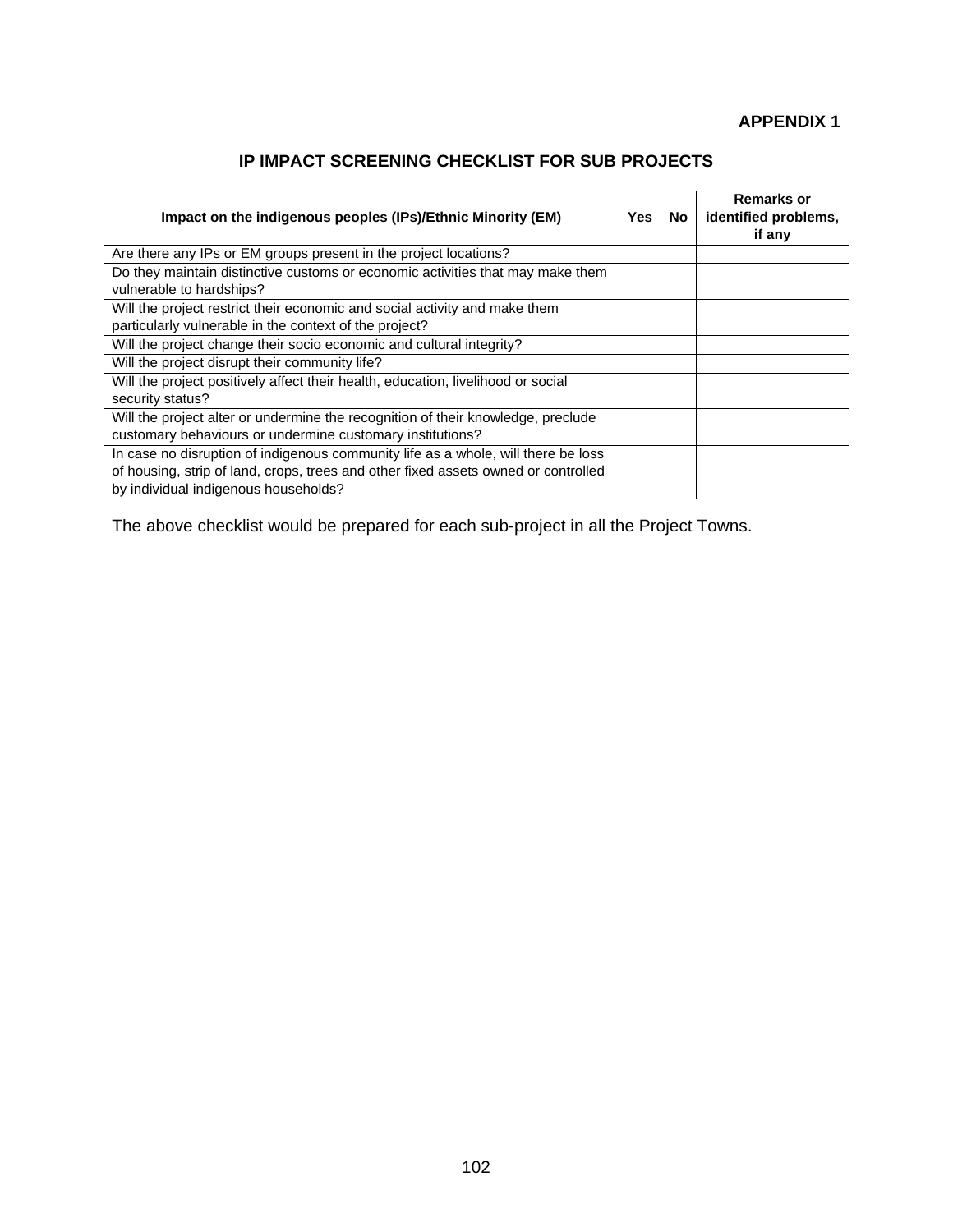**APPENDIX 1**

## IP IMPACT SCREENING CHECKLIST FOR SUB PROJECTS

| Impact on the indigenous peoples (IPs)/Ethnic Minority (EM) | Yes | No | Remarks or identified problems, if any |
|---|---|---|---|
| Are there any IPs or EM groups present in the project locations? | | | |
| Do they maintain distinctive customs or economic activities that may make them vulnerable to hardships? | | | |
| Will the project restrict their economic and social activity and make them particularly vulnerable in the context of the project? | | | |
| Will the project change their socio economic and cultural integrity? | | | |
| Will the project disrupt their community life? | | | |
| Will the project positively affect their health, education, livelihood or social security status? | | | |
| Will the project alter or undermine the recognition of their knowledge, preclude customary behaviours or undermine customary institutions? | | | |
| In case no disruption of indigenous community life as a whole, will there be loss of housing, strip of land, crops, trees and other fixed assets owned or controlled by individual indigenous households? | | | |

The above checklist would be prepared for each sub-project in all the Project Towns.